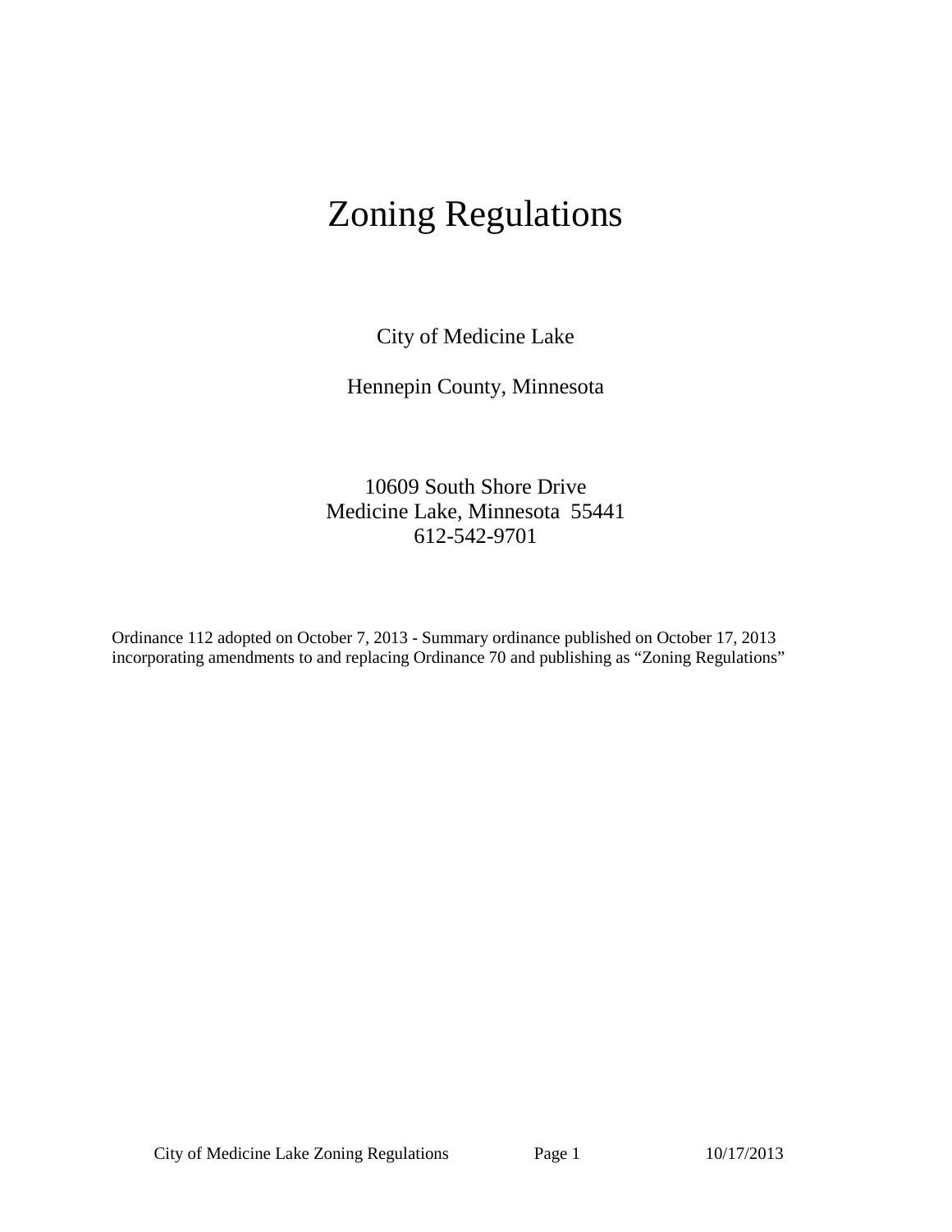# Zoning Regulations

City of Medicine Lake

Hennepin County, Minnesota

10609 South Shore Drive
Medicine Lake, Minnesota 55441
612-542-9701

Ordinance 112 adopted on October 7, 2013 - Summary ordinance published on October 17, 2013 incorporating amendments to and replacing Ordinance 70 and publishing as "Zoning Regulations"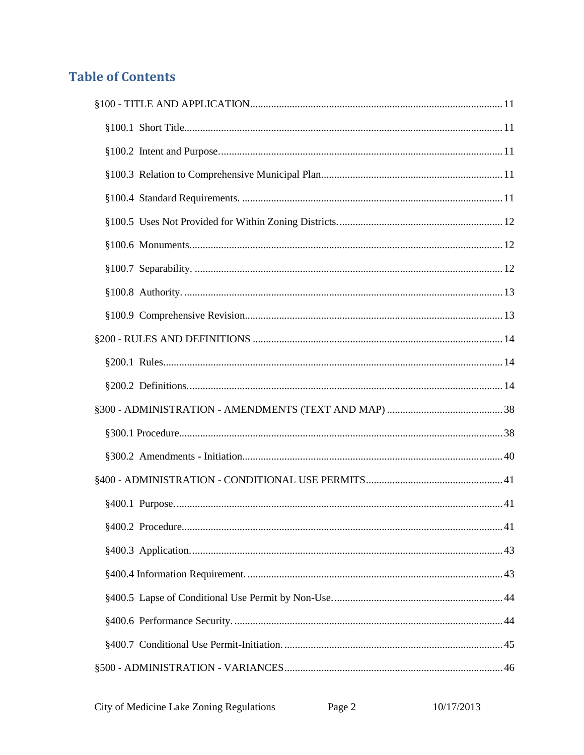## Table of Contents

§100 - TITLE AND APPLICATION ..... 11

- §100.1 Short Title ..... 11
- §100.2 Intent and Purpose. ..... 11
- §100.3 Relation to Comprehensive Municipal Plan. ..... 11
- §100.4 Standard Requirements. ..... 11
- §100.5 Uses Not Provided for Within Zoning Districts. ..... 12
- §100.6 Monuments ..... 12
- §100.7 Separability. ..... 12
- §100.8 Authority. ..... 13
- §100.9 Comprehensive Revision ..... 13

§200 - RULES AND DEFINITIONS ..... 14

- §200.1 Rules ..... 14
- §200.2 Definitions. ..... 14

§300 - ADMINISTRATION - AMENDMENTS (TEXT AND MAP) ..... 38

- §300.1 Procedure ..... 38
- §300.2 Amendments - Initiation ..... 40

§400 - ADMINISTRATION - CONDITIONAL USE PERMITS ..... 41

- §400.1 Purpose. ..... 41
- §400.2 Procedure ..... 41
- §400.3 Application. ..... 43
- §400.4 Information Requirement. ..... 43
- §400.5 Lapse of Conditional Use Permit by Non-Use. ..... 44
- §400.6 Performance Security. ..... 44
- §400.7 Conditional Use Permit-Initiation. ..... 45

§500 - ADMINISTRATION - VARIANCES ..... 46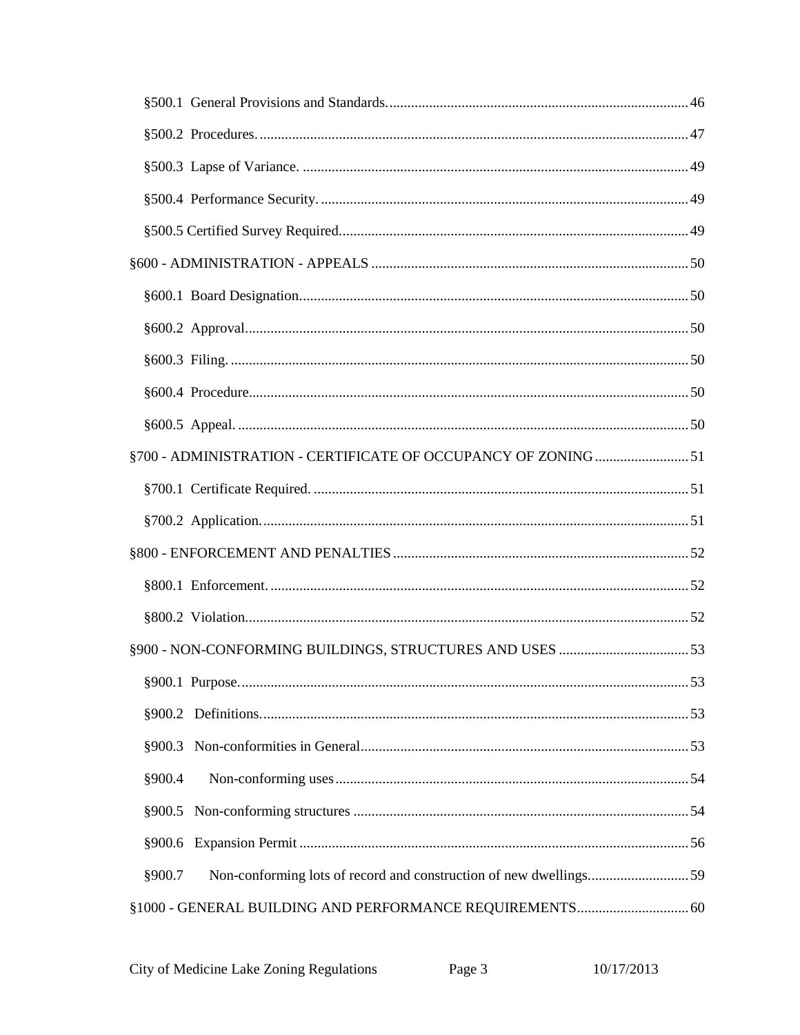§500.1 General Provisions and Standards. 46

§500.2 Procedures. 47

§500.3 Lapse of Variance. 49

§500.4 Performance Security. 49

§500.5 Certified Survey Required. 49

§600 - ADMINISTRATION - APPEALS 50

§600.1 Board Designation. 50

§600.2 Approval. 50

§600.3 Filing. 50

§600.4 Procedure. 50

§600.5 Appeal. 50

§700 - ADMINISTRATION - CERTIFICATE OF OCCUPANCY OF ZONING 51

§700.1 Certificate Required. 51

§700.2 Application. 51

§800 - ENFORCEMENT AND PENALTIES 52

§800.1 Enforcement. 52

§800.2 Violation. 52

§900 - NON-CONFORMING BUILDINGS, STRUCTURES AND USES 53

§900.1 Purpose. 53

§900.2 Definitions. 53

§900.3 Non-conformities in General 53

§900.4 Non-conforming uses 54

§900.5 Non-conforming structures 54

§900.6 Expansion Permit 56

§900.7 Non-conforming lots of record and construction of new dwellings. 59

§1000 - GENERAL BUILDING AND PERFORMANCE REQUIREMENTS 60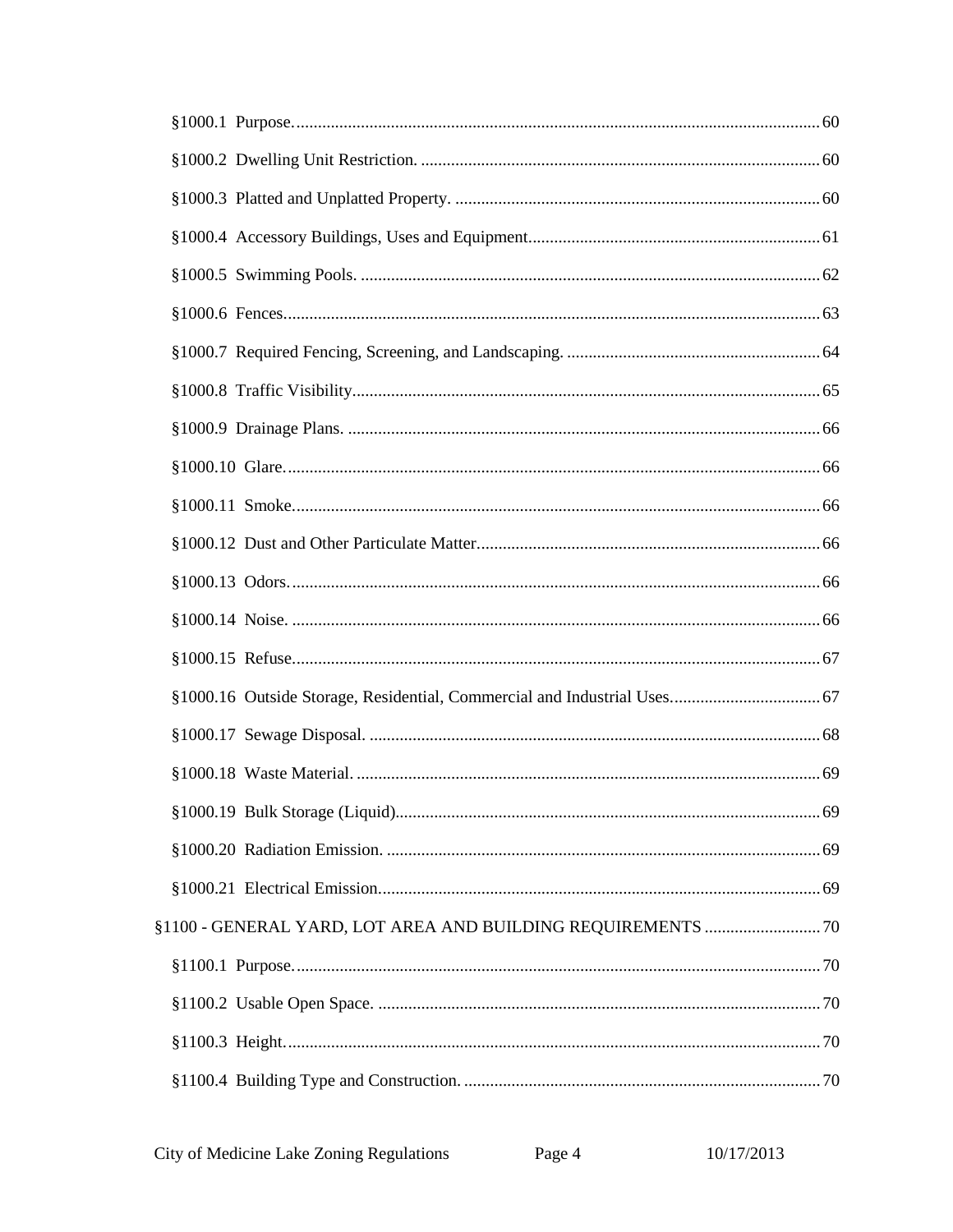§1000.1 Purpose. 60

§1000.2 Dwelling Unit Restriction. 60

§1000.3 Platted and Unplatted Property. 60

§1000.4 Accessory Buildings, Uses and Equipment. 61

§1000.5 Swimming Pools. 62

§1000.6 Fences. 63

§1000.7 Required Fencing, Screening, and Landscaping. 64

§1000.8 Traffic Visibility. 65

§1000.9 Drainage Plans. 66

§1000.10 Glare. 66

§1000.11 Smoke. 66

§1000.12 Dust and Other Particulate Matter. 66

§1000.13 Odors. 66

§1000.14 Noise. 66

§1000.15 Refuse. 67

§1000.16 Outside Storage, Residential, Commercial and Industrial Uses. 67

§1000.17 Sewage Disposal. 68

§1000.18 Waste Material. 69

§1000.19 Bulk Storage (Liquid). 69

§1000.20 Radiation Emission. 69

§1000.21 Electrical Emission. 69

§1100 - GENERAL YARD, LOT AREA AND BUILDING REQUIREMENTS 70

§1100.1 Purpose. 70

§1100.2 Usable Open Space. 70

§1100.3 Height. 70

§1100.4 Building Type and Construction. 70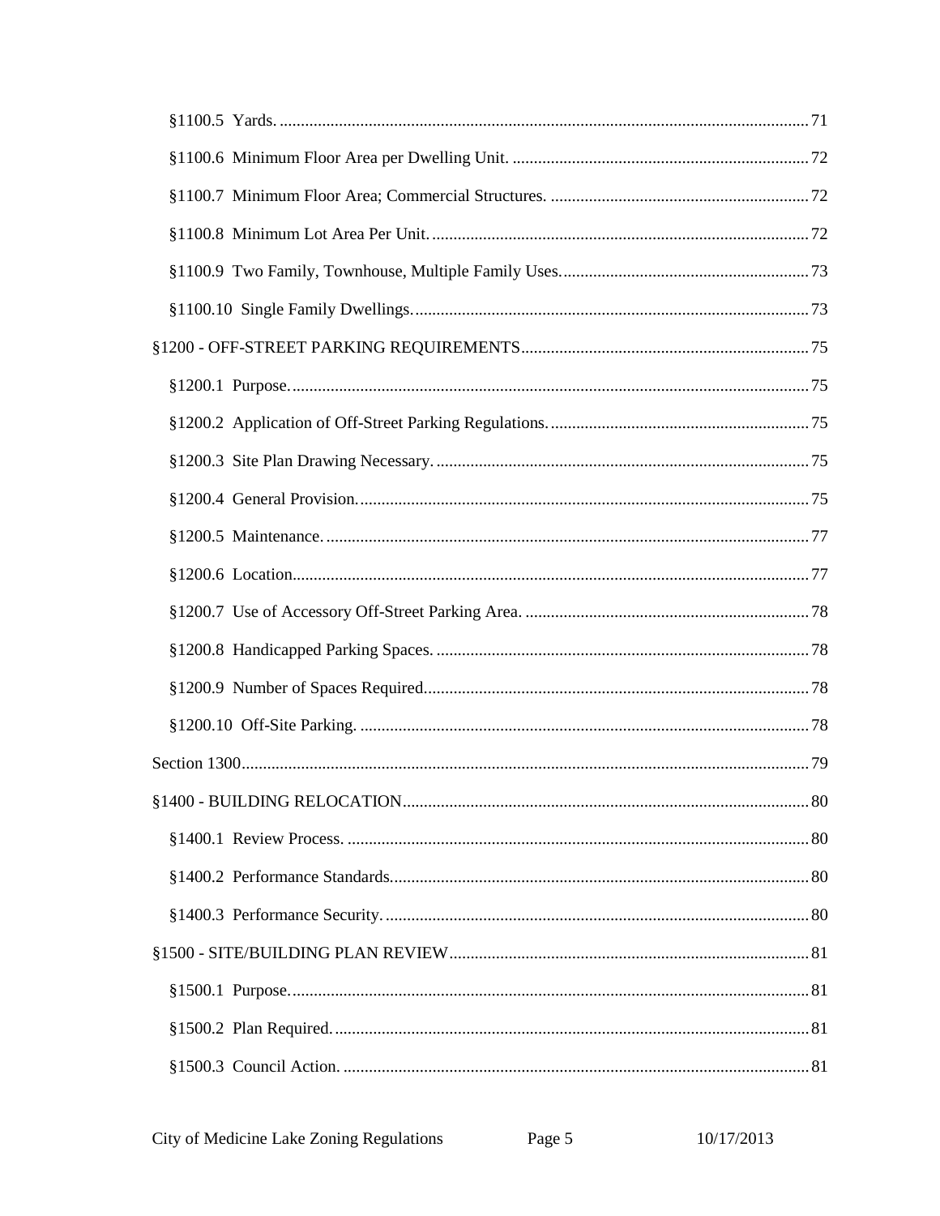§1100.5 Yards. ........................................................................................................................ 71

§1100.6 Minimum Floor Area per Dwelling Unit. ...................................................................... 72

§1100.7 Minimum Floor Area; Commercial Structures. ............................................................. 72

§1100.8 Minimum Lot Area Per Unit. ......................................................................................... 72

§1100.9 Two Family, Townhouse, Multiple Family Uses. .......................................................... 73

§1100.10 Single Family Dwellings. ............................................................................................ 73

§1200 - OFF-STREET PARKING REQUIREMENTS ................................................................... 75

§1200.1 Purpose. .......................................................................................................................... 75

§1200.2 Application of Off-Street Parking Regulations. ............................................................. 75

§1200.3 Site Plan Drawing Necessary. ........................................................................................ 75

§1200.4 General Provision. .......................................................................................................... 75

§1200.5 Maintenance. .................................................................................................................. 77

§1200.6 Location. ......................................................................................................................... 77

§1200.7 Use of Accessory Off-Street Parking Area. ................................................................... 78

§1200.8 Handicapped Parking Spaces. ........................................................................................ 78

§1200.9 Number of Spaces Required. .......................................................................................... 78

§1200.10 Off-Site Parking. .......................................................................................................... 78

Section 1300 ................................................................................................................................ 79

§1400 - BUILDING RELOCATION ............................................................................................. 80

§1400.1 Review Process. ............................................................................................................. 80

§1400.2 Performance Standards. .................................................................................................. 80

§1400.3 Performance Security. .................................................................................................... 80

§1500 - SITE/BUILDING PLAN REVIEW .................................................................................. 81

§1500.1 Purpose. .......................................................................................................................... 81

§1500.2 Plan Required. ................................................................................................................ 81

§1500.3 Council Action. .............................................................................................................. 81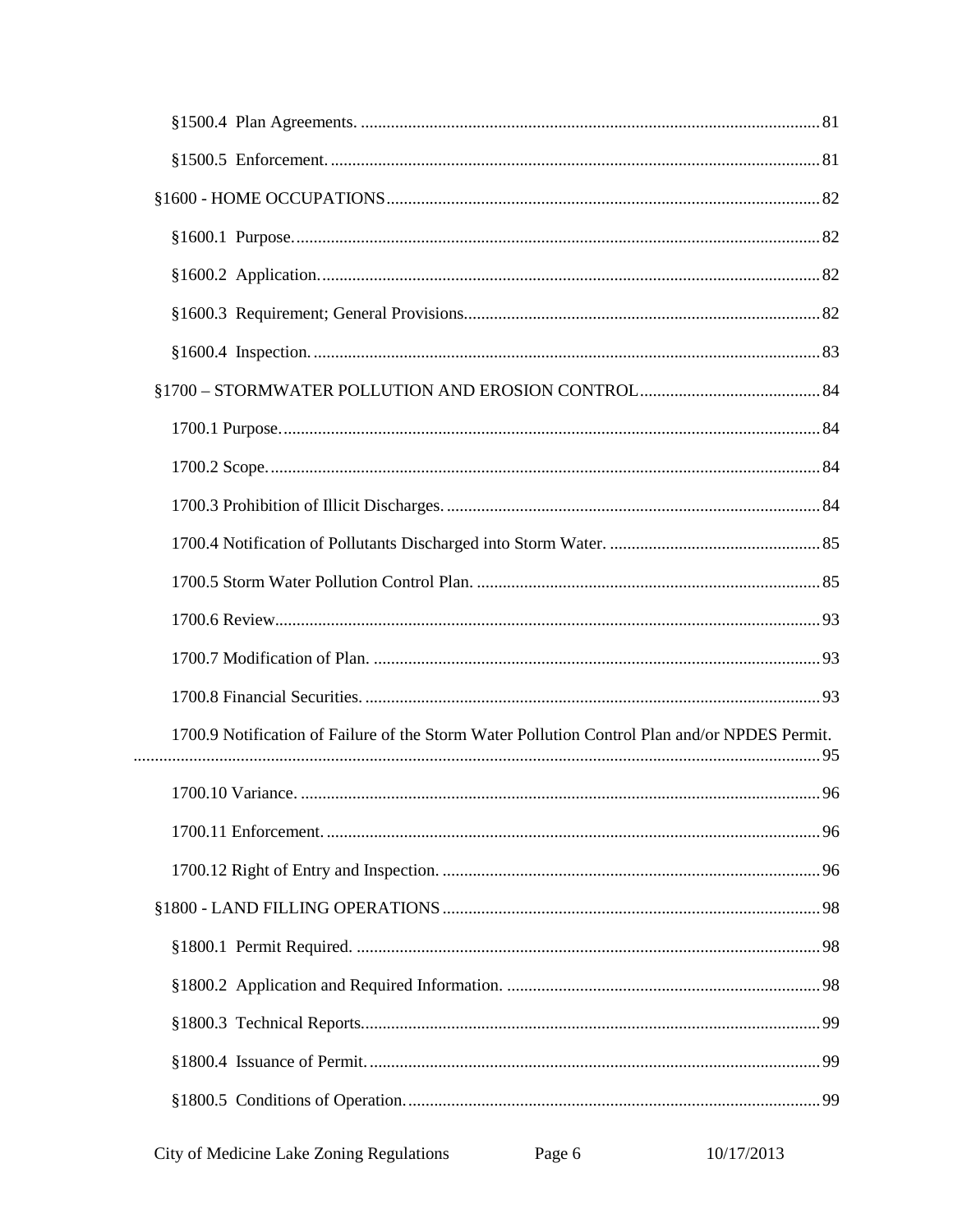§1500.4 Plan Agreements. .......... 81

§1500.5 Enforcement. .......... 81

§1600 - HOME OCCUPATIONS .......... 82

§1600.1 Purpose. .......... 82

§1600.2 Application. .......... 82

§1600.3 Requirement; General Provisions. .......... 82

§1600.4 Inspection. .......... 83

§1700 – STORMWATER POLLUTION AND EROSION CONTROL .......... 84

1700.1 Purpose. .......... 84

1700.2 Scope. .......... 84

1700.3 Prohibition of Illicit Discharges. .......... 84

1700.4 Notification of Pollutants Discharged into Storm Water. .......... 85

1700.5 Storm Water Pollution Control Plan. .......... 85

1700.6 Review .......... 93

1700.7 Modification of Plan. .......... 93

1700.8 Financial Securities. .......... 93

1700.9 Notification of Failure of the Storm Water Pollution Control Plan and/or NPDES Permit. .......... 95

1700.10 Variance. .......... 96

1700.11 Enforcement. .......... 96

1700.12 Right of Entry and Inspection. .......... 96

§1800 - LAND FILLING OPERATIONS .......... 98

§1800.1 Permit Required. .......... 98

§1800.2 Application and Required Information. .......... 98

§1800.3 Technical Reports. .......... 99

§1800.4 Issuance of Permit. .......... 99

§1800.5 Conditions of Operation. .......... 99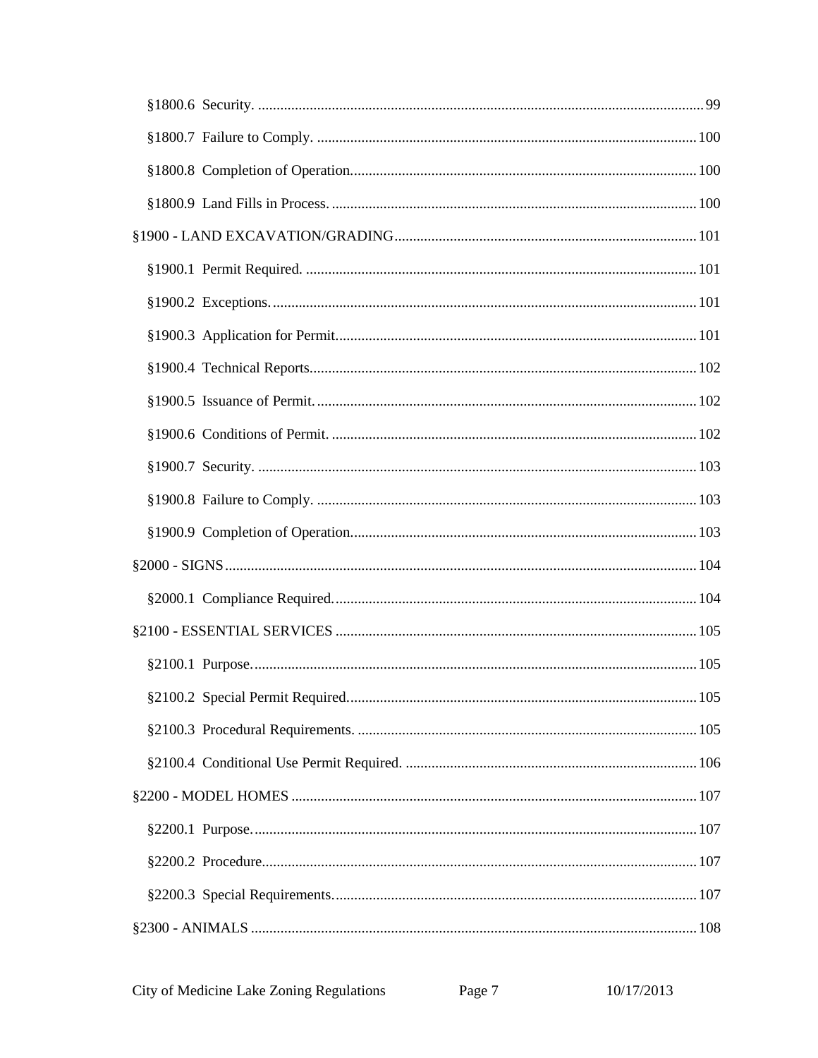§1800.6 Security. .......................................................................................................... 99

§1800.7 Failure to Comply. ....................................................................................... 100

§1800.8 Completion of Operation............................................................................. 100

§1800.9 Land Fills in Process. .................................................................................. 100

§1900 - LAND EXCAVATION/GRADING................................................................. 101

§1900.1 Permit Required. ......................................................................................... 101

§1900.2 Exceptions.................................................................................................... 101

§1900.3 Application for Permit................................................................................. 101

§1900.4 Technical Reports........................................................................................ 102

§1900.5 Issuance of Permit........................................................................................ 102

§1900.6 Conditions of Permit. .................................................................................. 102

§1900.7 Security. ....................................................................................................... 103

§1900.8 Failure to Comply. ....................................................................................... 103

§1900.9 Completion of Operation............................................................................. 103

§2000 - SIGNS................................................................................................................ 104

§2000.1 Compliance Required.................................................................................. 104

§2100 - ESSENTIAL SERVICES ................................................................................. 105

§2100.1 Purpose......................................................................................................... 105

§2100.2 Special Permit Required.............................................................................. 105

§2100.3 Procedural Requirements. ........................................................................... 105

§2100.4 Conditional Use Permit Required. .............................................................. 106

§2200 - MODEL HOMES ............................................................................................. 107

§2200.1 Purpose......................................................................................................... 107

§2200.2 Procedure..................................................................................................... 107

§2200.3 Special Requirements.................................................................................. 107

§2300 - ANIMALS ........................................................................................................ 108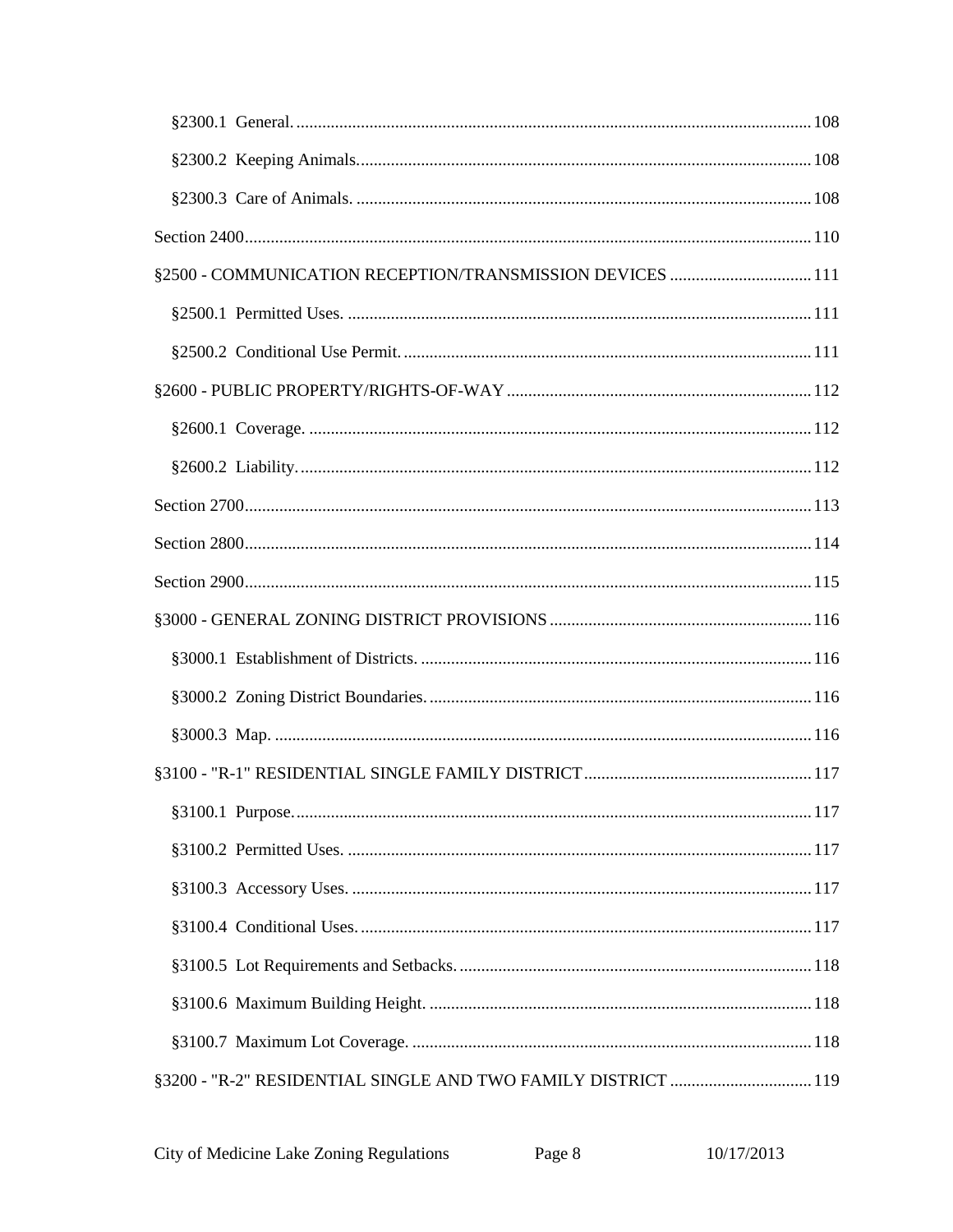§2300.1 General. ........................................................................................................................ 108

§2300.2 Keeping Animals. ......................................................................................................... 108

§2300.3 Care of Animals. .......................................................................................................... 108

Section 2400 ................................................................................................................................... 110

§2500 - COMMUNICATION RECEPTION/TRANSMISSION DEVICES ................................. 111

§2500.1 Permitted Uses. ............................................................................................................ 111

§2500.2 Conditional Use Permit. ............................................................................................... 111

§2600 - PUBLIC PROPERTY/RIGHTS-OF-WAY ...................................................................... 112

§2600.1 Coverage. ..................................................................................................................... 112

§2600.2 Liability. ....................................................................................................................... 112

Section 2700 ................................................................................................................................... 113

Section 2800 ................................................................................................................................... 114

Section 2900 ................................................................................................................................... 115

§3000 - GENERAL ZONING DISTRICT PROVISIONS ............................................................ 116

§3000.1 Establishment of Districts. ........................................................................................... 116

§3000.2 Zoning District Boundaries. ......................................................................................... 116

§3000.3 Map. ............................................................................................................................. 116

§3100 - "R-1" RESIDENTIAL SINGLE FAMILY DISTRICT ..................................................... 117

§3100.1 Purpose. ........................................................................................................................ 117

§3100.2 Permitted Uses. ............................................................................................................ 117

§3100.3 Accessory Uses. ........................................................................................................... 117

§3100.4 Conditional Uses. ......................................................................................................... 117

§3100.5 Lot Requirements and Setbacks. .................................................................................. 118

§3100.6 Maximum Building Height. ......................................................................................... 118

§3100.7 Maximum Lot Coverage. ............................................................................................. 118

§3200 - "R-2" RESIDENTIAL SINGLE AND TWO FAMILY DISTRICT ................................. 119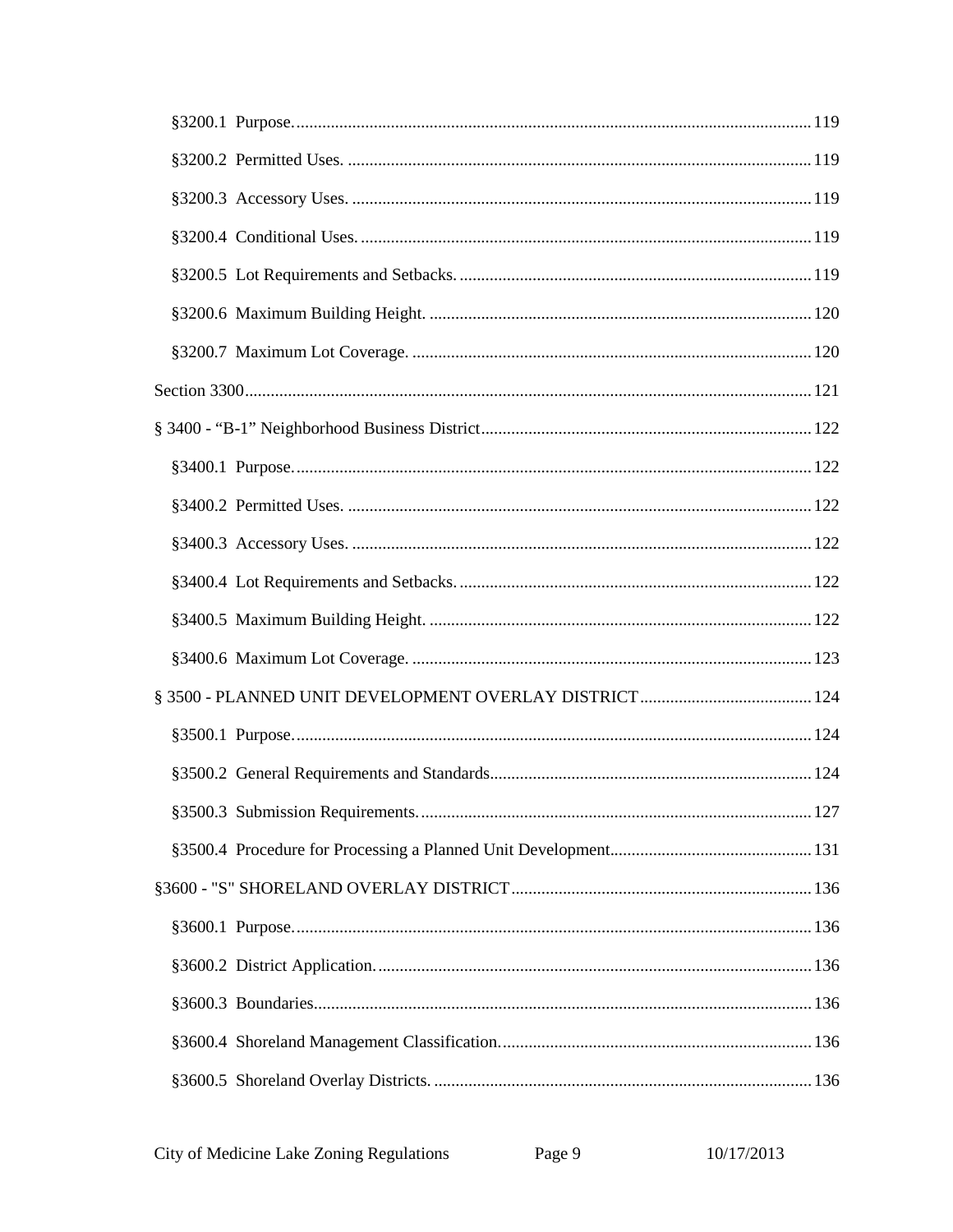§3200.1 Purpose. 119

§3200.2 Permitted Uses. 119

§3200.3 Accessory Uses. 119

§3200.4 Conditional Uses. 119

§3200.5 Lot Requirements and Setbacks. 119

§3200.6 Maximum Building Height. 120

§3200.7 Maximum Lot Coverage. 120

Section 3300 121

§ 3400 - "B-1" Neighborhood Business District 122

§3400.1 Purpose. 122

§3400.2 Permitted Uses. 122

§3400.3 Accessory Uses. 122

§3400.4 Lot Requirements and Setbacks. 122

§3400.5 Maximum Building Height. 122

§3400.6 Maximum Lot Coverage. 123

§ 3500 - PLANNED UNIT DEVELOPMENT OVERLAY DISTRICT 124

§3500.1 Purpose. 124

§3500.2 General Requirements and Standards 124

§3500.3 Submission Requirements. 127

§3500.4 Procedure for Processing a Planned Unit Development 131

§3600 - "S" SHORELAND OVERLAY DISTRICT 136

§3600.1 Purpose. 136

§3600.2 District Application. 136

§3600.3 Boundaries 136

§3600.4 Shoreland Management Classification. 136

§3600.5 Shoreland Overlay Districts. 136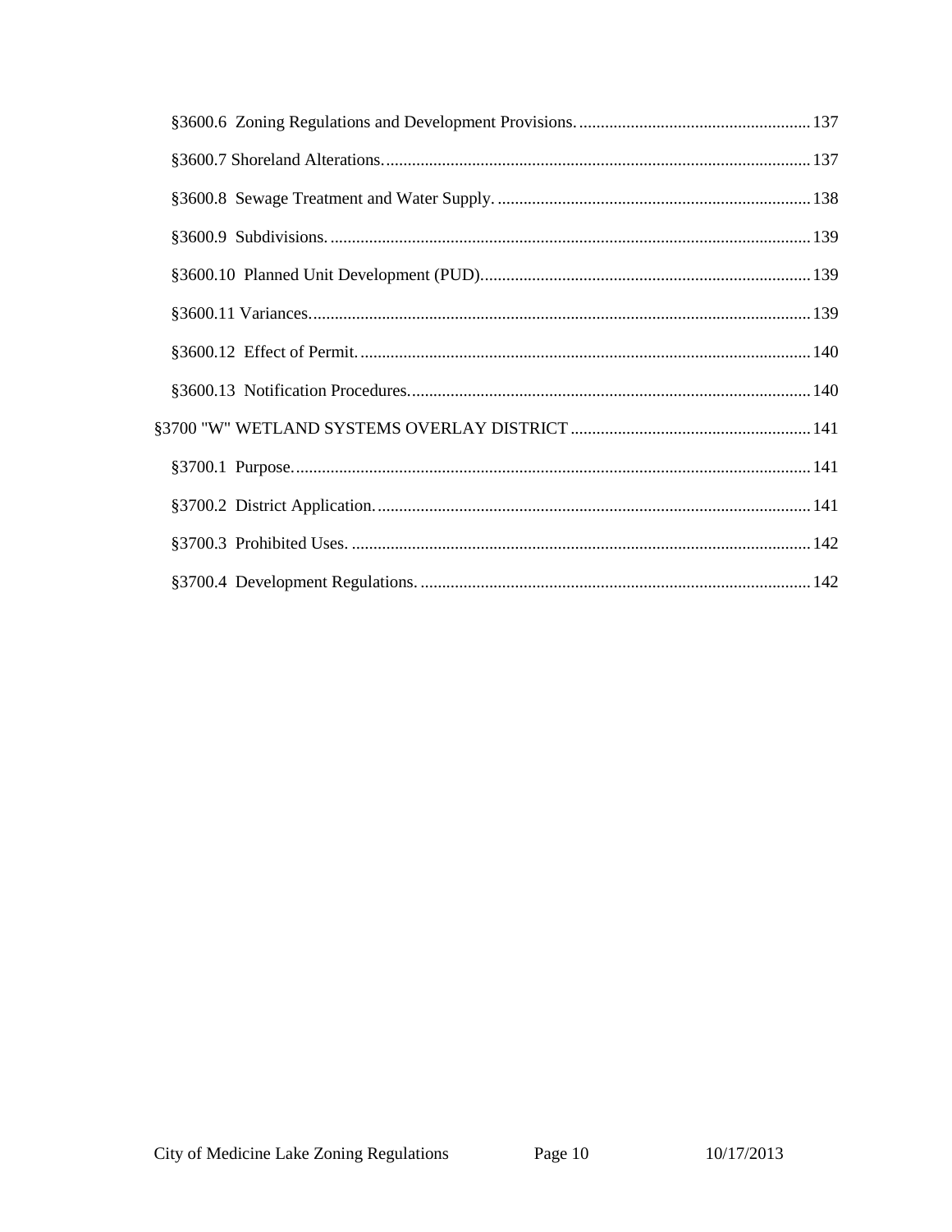§3600.6 Zoning Regulations and Development Provisions. ...................................................... 137

§3600.7 Shoreland Alterations. ................................................................................................. 137

§3600.8 Sewage Treatment and Water Supply. ......................................................................... 138

§3600.9 Subdivisions. ................................................................................................................. 139

§3600.10 Planned Unit Development (PUD)............................................................................. 139

§3600.11 Variances. .................................................................................................................... 139

§3600.12 Effect of Permit. ......................................................................................................... 140

§3600.13 Notification Procedures............................................................................................. 140

§3700 "W" WETLAND SYSTEMS OVERLAY DISTRICT ........................................................ 141

§3700.1 Purpose. ........................................................................................................................ 141

§3700.2 District Application. ..................................................................................................... 141

§3700.3 Prohibited Uses. ........................................................................................................... 142

§3700.4 Development Regulations. ........................................................................................... 142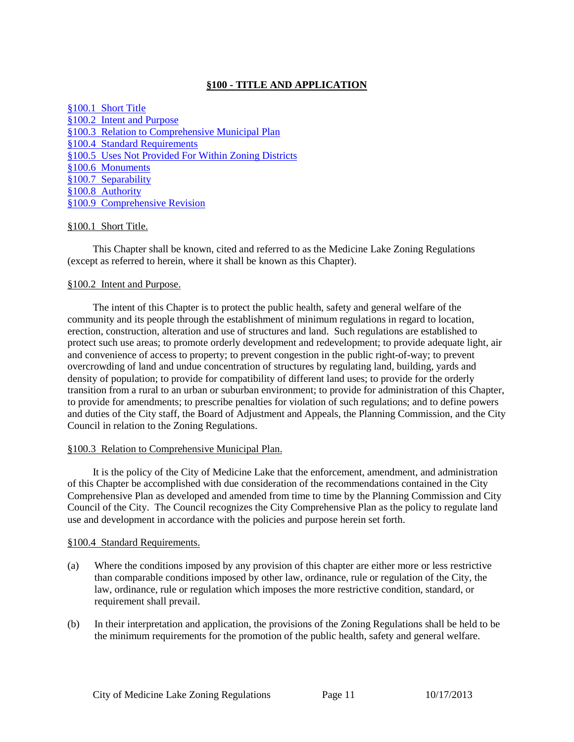## §100 - TITLE AND APPLICATION

§100.1 Short Title
§100.2 Intent and Purpose
§100.3 Relation to Comprehensive Municipal Plan
§100.4 Standard Requirements
§100.5 Uses Not Provided For Within Zoning Districts
§100.6 Monuments
§100.7 Separability
§100.8 Authority
§100.9 Comprehensive Revision

### §100.1 Short Title.

This Chapter shall be known, cited and referred to as the Medicine Lake Zoning Regulations (except as referred to herein, where it shall be known as this Chapter).

### §100.2 Intent and Purpose.

The intent of this Chapter is to protect the public health, safety and general welfare of the community and its people through the establishment of minimum regulations in regard to location, erection, construction, alteration and use of structures and land. Such regulations are established to protect such use areas; to promote orderly development and redevelopment; to provide adequate light, air and convenience of access to property; to prevent congestion in the public right-of-way; to prevent overcrowding of land and undue concentration of structures by regulating land, building, yards and density of population; to provide for compatibility of different land uses; to provide for the orderly transition from a rural to an urban or suburban environment; to provide for administration of this Chapter, to provide for amendments; to prescribe penalties for violation of such regulations; and to define powers and duties of the City staff, the Board of Adjustment and Appeals, the Planning Commission, and the City Council in relation to the Zoning Regulations.

### §100.3 Relation to Comprehensive Municipal Plan.

It is the policy of the City of Medicine Lake that the enforcement, amendment, and administration of this Chapter be accomplished with due consideration of the recommendations contained in the City Comprehensive Plan as developed and amended from time to time by the Planning Commission and City Council of the City. The Council recognizes the City Comprehensive Plan as the policy to regulate land use and development in accordance with the policies and purpose herein set forth.

### §100.4 Standard Requirements.

(a) Where the conditions imposed by any provision of this chapter are either more or less restrictive than comparable conditions imposed by other law, ordinance, rule or regulation of the City, the law, ordinance, rule or regulation which imposes the more restrictive condition, standard, or requirement shall prevail.

(b) In their interpretation and application, the provisions of the Zoning Regulations shall be held to be the minimum requirements for the promotion of the public health, safety and general welfare.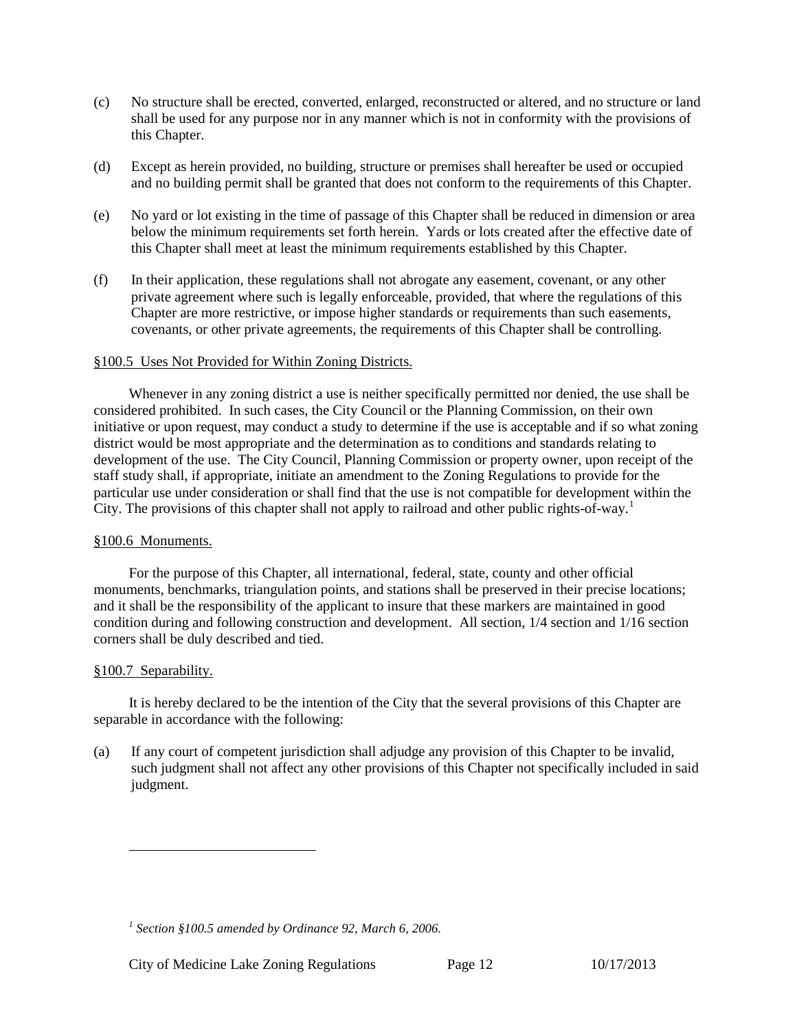(c) No structure shall be erected, converted, enlarged, reconstructed or altered, and no structure or land shall be used for any purpose nor in any manner which is not in conformity with the provisions of this Chapter.

(d) Except as herein provided, no building, structure or premises shall hereafter be used or occupied and no building permit shall be granted that does not conform to the requirements of this Chapter.

(e) No yard or lot existing in the time of passage of this Chapter shall be reduced in dimension or area below the minimum requirements set forth herein. Yards or lots created after the effective date of this Chapter shall meet at least the minimum requirements established by this Chapter.

(f) In their application, these regulations shall not abrogate any easement, covenant, or any other private agreement where such is legally enforceable, provided, that where the regulations of this Chapter are more restrictive, or impose higher standards or requirements than such easements, covenants, or other private agreements, the requirements of this Chapter shall be controlling.

§100.5 Uses Not Provided for Within Zoning Districts.

Whenever in any zoning district a use is neither specifically permitted nor denied, the use shall be considered prohibited. In such cases, the City Council or the Planning Commission, on their own initiative or upon request, may conduct a study to determine if the use is acceptable and if so what zoning district would be most appropriate and the determination as to conditions and standards relating to development of the use. The City Council, Planning Commission or property owner, upon receipt of the staff study shall, if appropriate, initiate an amendment to the Zoning Regulations to provide for the particular use under consideration or shall find that the use is not compatible for development within the City. The provisions of this chapter shall not apply to railroad and other public rights-of-way.[1]

§100.6 Monuments.

For the purpose of this Chapter, all international, federal, state, county and other official monuments, benchmarks, triangulation points, and stations shall be preserved in their precise locations; and it shall be the responsibility of the applicant to insure that these markers are maintained in good condition during and following construction and development. All section, 1/4 section and 1/16 section corners shall be duly described and tied.

§100.7 Separability.

It is hereby declared to be the intention of the City that the several provisions of this Chapter are separable in accordance with the following:

(a) If any court of competent jurisdiction shall adjudge any provision of this Chapter to be invalid, such judgment shall not affect any other provisions of this Chapter not specifically included in said judgment.

---

*[1] Section §100.5 amended by Ordinance 92, March 6, 2006.*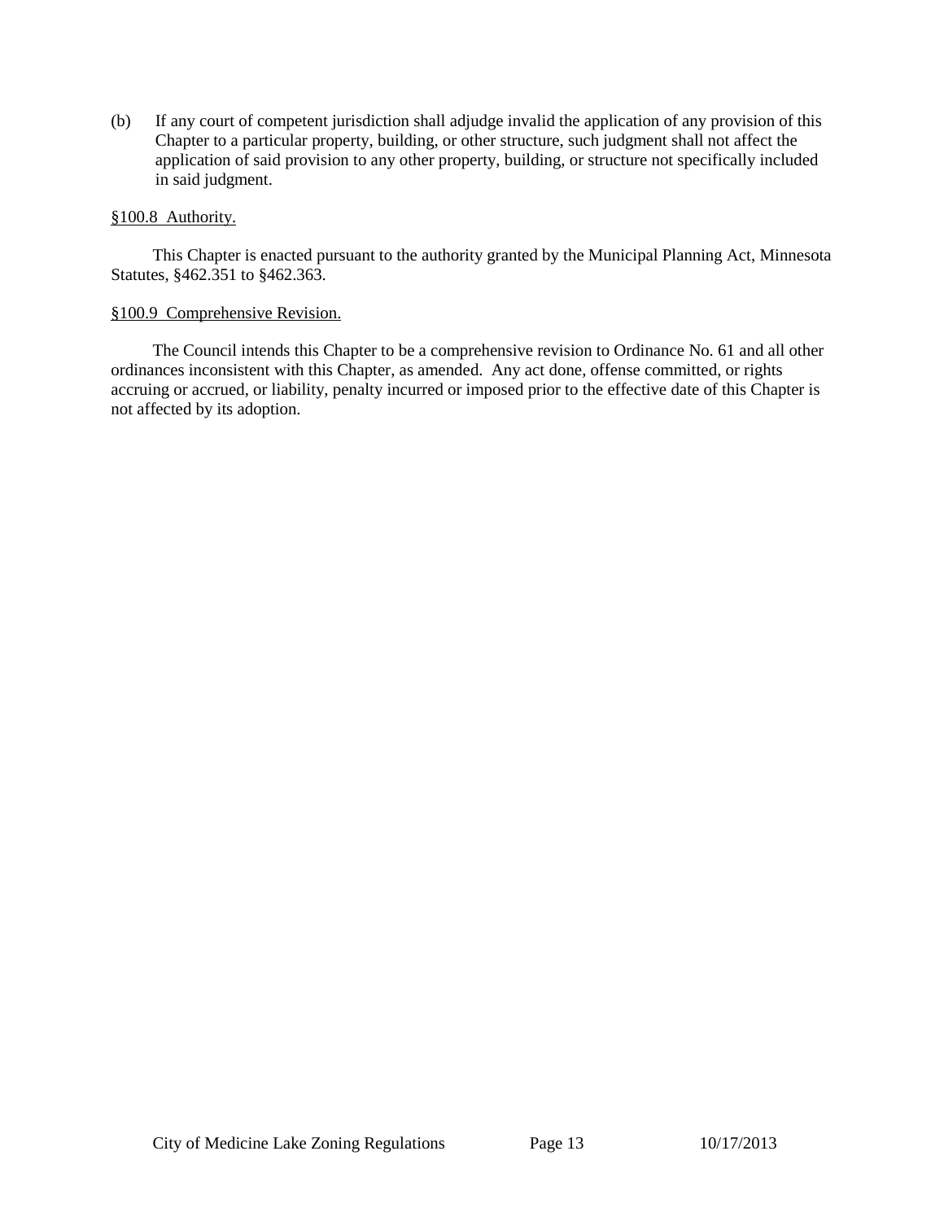(b) If any court of competent jurisdiction shall adjudge invalid the application of any provision of this Chapter to a particular property, building, or other structure, such judgment shall not affect the application of said provision to any other property, building, or structure not specifically included in said judgment.

§100.8 Authority.

This Chapter is enacted pursuant to the authority granted by the Municipal Planning Act, Minnesota Statutes, §462.351 to §462.363.

§100.9 Comprehensive Revision.

The Council intends this Chapter to be a comprehensive revision to Ordinance No. 61 and all other ordinances inconsistent with this Chapter, as amended. Any act done, offense committed, or rights accruing or accrued, or liability, penalty incurred or imposed prior to the effective date of this Chapter is not affected by its adoption.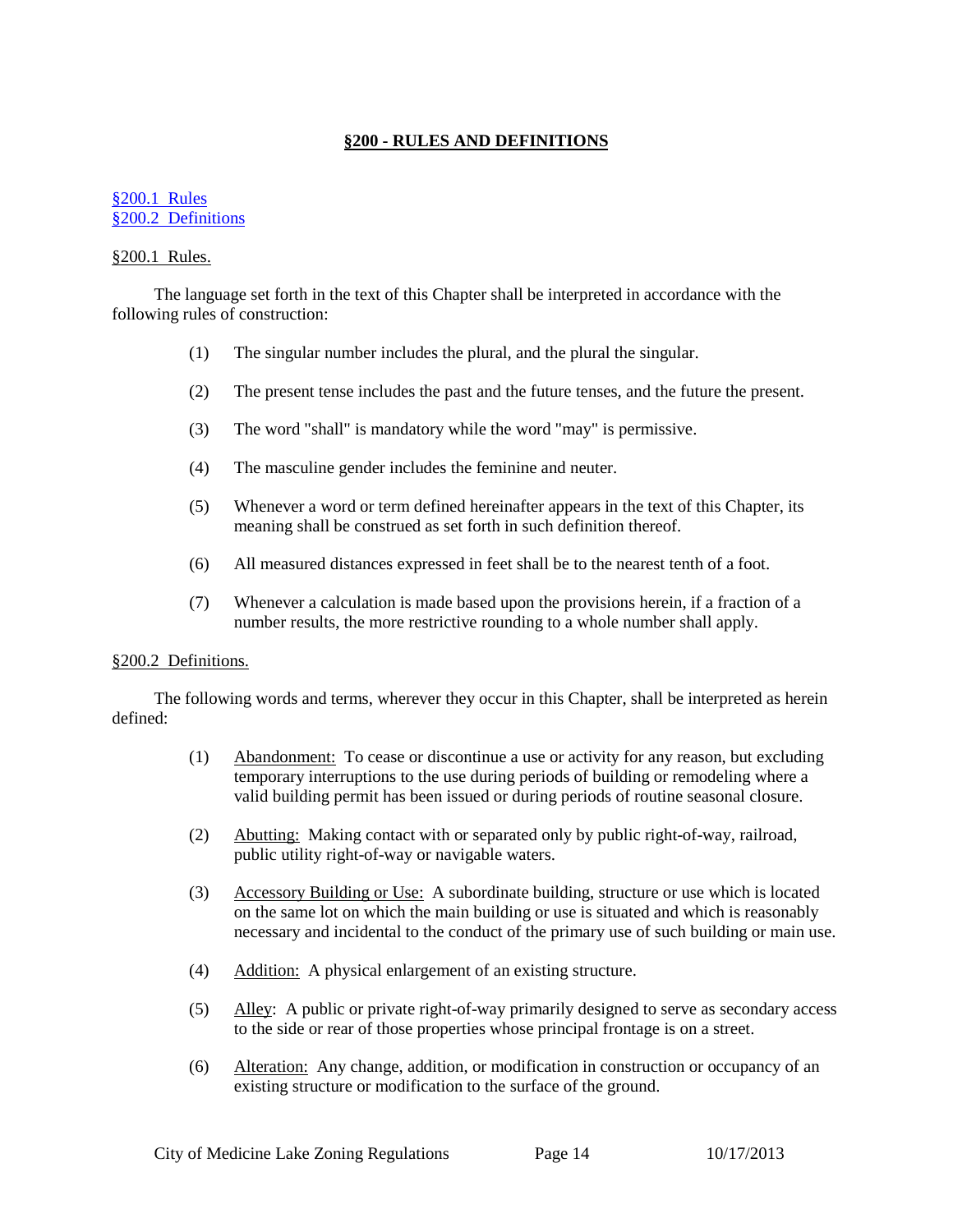## §200 - RULES AND DEFINITIONS

§200.1 Rules
§200.2 Definitions

§200.1 Rules.

The language set forth in the text of this Chapter shall be interpreted in accordance with the following rules of construction:

(1) The singular number includes the plural, and the plural the singular.

(2) The present tense includes the past and the future tenses, and the future the present.

(3) The word "shall" is mandatory while the word "may" is permissive.

(4) The masculine gender includes the feminine and neuter.

(5) Whenever a word or term defined hereinafter appears in the text of this Chapter, its meaning shall be construed as set forth in such definition thereof.

(6) All measured distances expressed in feet shall be to the nearest tenth of a foot.

(7) Whenever a calculation is made based upon the provisions herein, if a fraction of a number results, the more restrictive rounding to a whole number shall apply.

§200.2 Definitions.

The following words and terms, wherever they occur in this Chapter, shall be interpreted as herein defined:

(1) Abandonment: To cease or discontinue a use or activity for any reason, but excluding temporary interruptions to the use during periods of building or remodeling where a valid building permit has been issued or during periods of routine seasonal closure.

(2) Abutting: Making contact with or separated only by public right-of-way, railroad, public utility right-of-way or navigable waters.

(3) Accessory Building or Use: A subordinate building, structure or use which is located on the same lot on which the main building or use is situated and which is reasonably necessary and incidental to the conduct of the primary use of such building or main use.

(4) Addition: A physical enlargement of an existing structure.

(5) Alley: A public or private right-of-way primarily designed to serve as secondary access to the side or rear of those properties whose principal frontage is on a street.

(6) Alteration: Any change, addition, or modification in construction or occupancy of an existing structure or modification to the surface of the ground.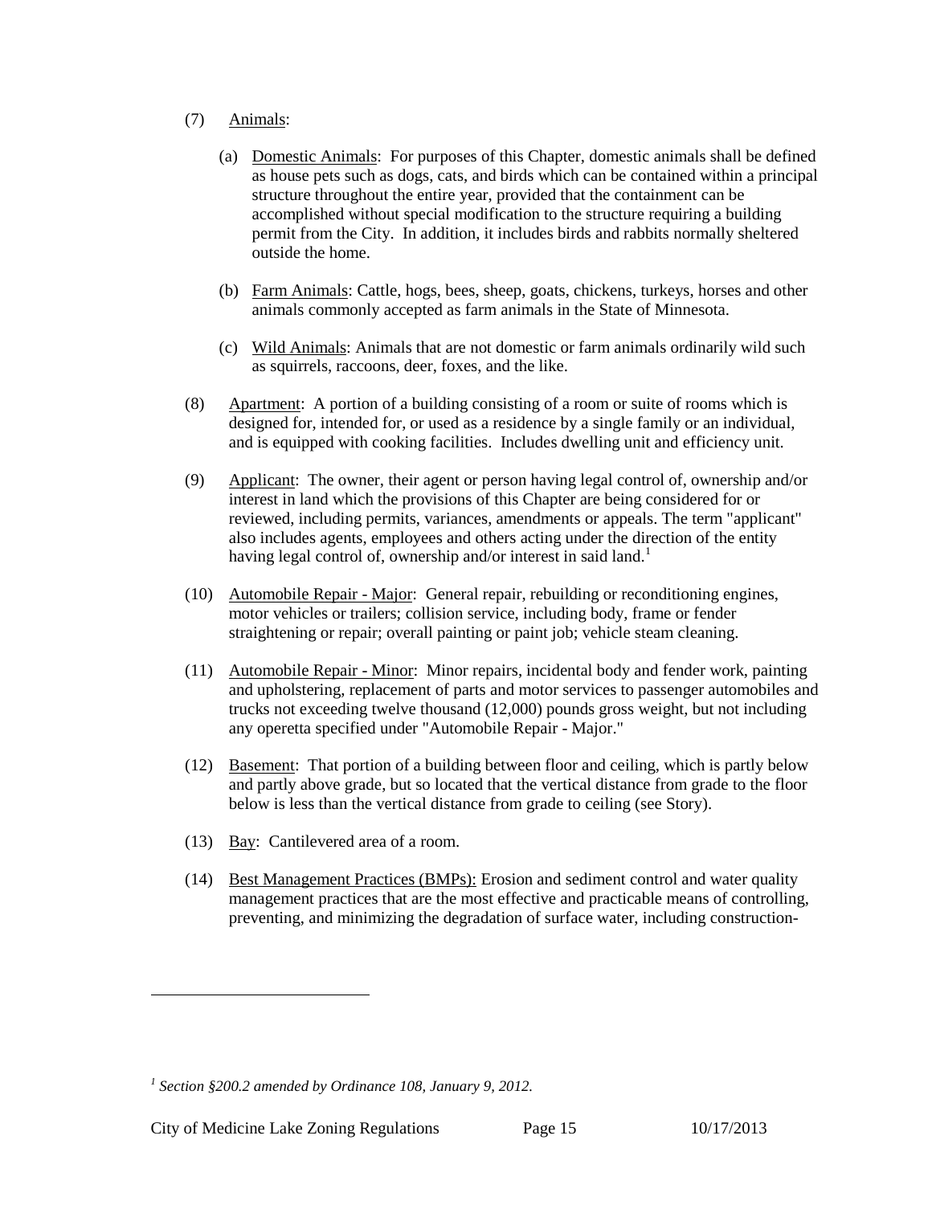(7) Animals:

(a) Domestic Animals: For purposes of this Chapter, domestic animals shall be defined as house pets such as dogs, cats, and birds which can be contained within a principal structure throughout the entire year, provided that the containment can be accomplished without special modification to the structure requiring a building permit from the City. In addition, it includes birds and rabbits normally sheltered outside the home.

(b) Farm Animals: Cattle, hogs, bees, sheep, goats, chickens, turkeys, horses and other animals commonly accepted as farm animals in the State of Minnesota.

(c) Wild Animals: Animals that are not domestic or farm animals ordinarily wild such as squirrels, raccoons, deer, foxes, and the like.

(8) Apartment: A portion of a building consisting of a room or suite of rooms which is designed for, intended for, or used as a residence by a single family or an individual, and is equipped with cooking facilities. Includes dwelling unit and efficiency unit.

(9) Applicant: The owner, their agent or person having legal control of, ownership and/or interest in land which the provisions of this Chapter are being considered for or reviewed, including permits, variances, amendments or appeals. The term "applicant" also includes agents, employees and others acting under the direction of the entity having legal control of, ownership and/or interest in said land.[1]

(10) Automobile Repair - Major: General repair, rebuilding or reconditioning engines, motor vehicles or trailers; collision service, including body, frame or fender straightening or repair; overall painting or paint job; vehicle steam cleaning.

(11) Automobile Repair - Minor: Minor repairs, incidental body and fender work, painting and upholstering, replacement of parts and motor services to passenger automobiles and trucks not exceeding twelve thousand (12,000) pounds gross weight, but not including any operetta specified under "Automobile Repair - Major."

(12) Basement: That portion of a building between floor and ceiling, which is partly below and partly above grade, but so located that the vertical distance from grade to the floor below is less than the vertical distance from grade to ceiling (see Story).

(13) Bay: Cantilevered area of a room.

(14) Best Management Practices (BMPs): Erosion and sediment control and water quality management practices that are the most effective and practicable means of controlling, preventing, and minimizing the degradation of surface water, including construction-

---

[1] *Section §200.2 amended by Ordinance 108, January 9, 2012.*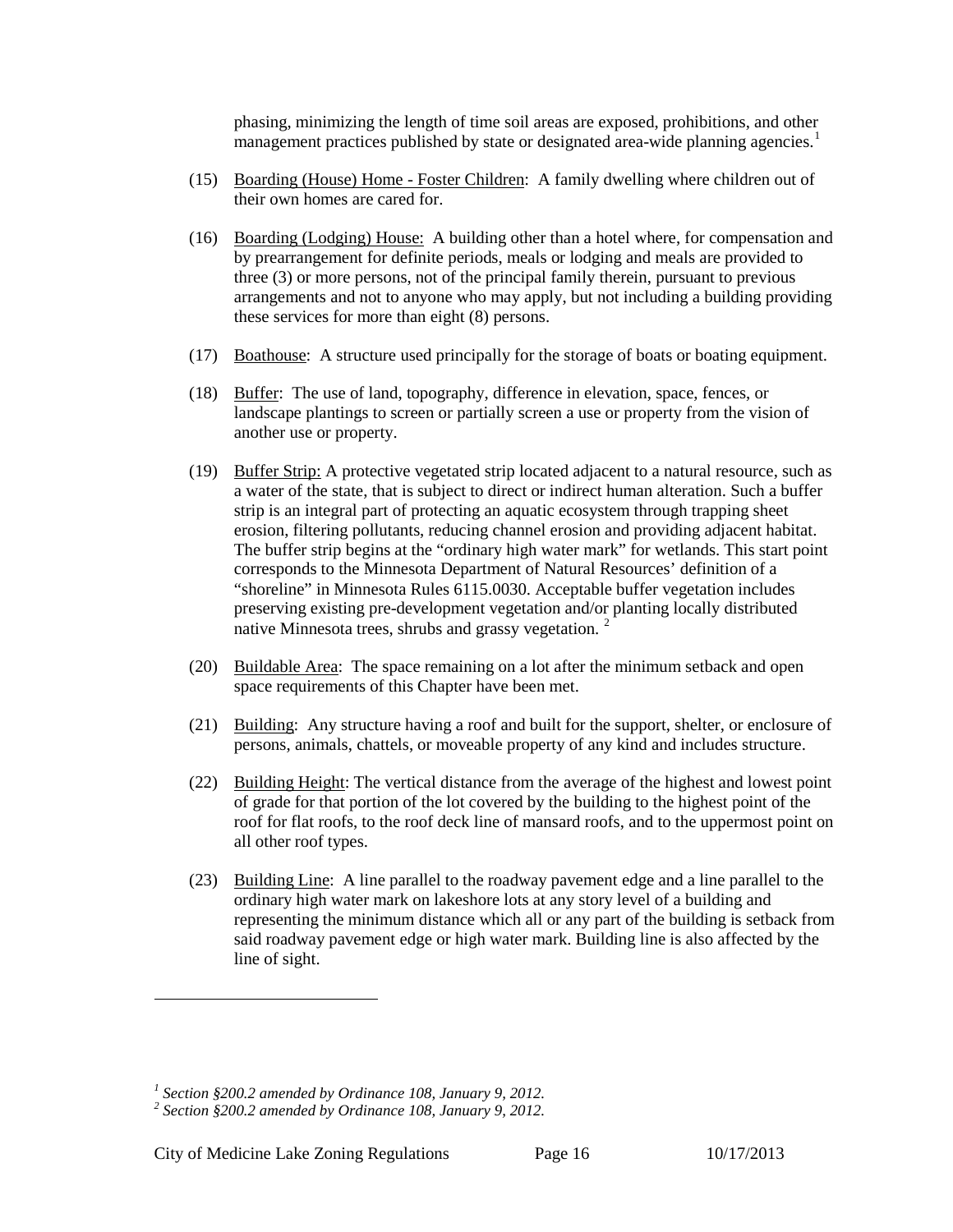phasing, minimizing the length of time soil areas are exposed, prohibitions, and other management practices published by state or designated area-wide planning agencies.[1]

(15) Boarding (House) Home - Foster Children: A family dwelling where children out of their own homes are cared for.

(16) Boarding (Lodging) House: A building other than a hotel where, for compensation and by prearrangement for definite periods, meals or lodging and meals are provided to three (3) or more persons, not of the principal family therein, pursuant to previous arrangements and not to anyone who may apply, but not including a building providing these services for more than eight (8) persons.

(17) Boathouse: A structure used principally for the storage of boats or boating equipment.

(18) Buffer: The use of land, topography, difference in elevation, space, fences, or landscape plantings to screen or partially screen a use or property from the vision of another use or property.

(19) Buffer Strip: A protective vegetated strip located adjacent to a natural resource, such as a water of the state, that is subject to direct or indirect human alteration. Such a buffer strip is an integral part of protecting an aquatic ecosystem through trapping sheet erosion, filtering pollutants, reducing channel erosion and providing adjacent habitat. The buffer strip begins at the "ordinary high water mark" for wetlands. This start point corresponds to the Minnesota Department of Natural Resources' definition of a "shoreline" in Minnesota Rules 6115.0030. Acceptable buffer vegetation includes preserving existing pre-development vegetation and/or planting locally distributed native Minnesota trees, shrubs and grassy vegetation. [2]

(20) Buildable Area: The space remaining on a lot after the minimum setback and open space requirements of this Chapter have been met.

(21) Building: Any structure having a roof and built for the support, shelter, or enclosure of persons, animals, chattels, or moveable property of any kind and includes structure.

(22) Building Height: The vertical distance from the average of the highest and lowest point of grade for that portion of the lot covered by the building to the highest point of the roof for flat roofs, to the roof deck line of mansard roofs, and to the uppermost point on all other roof types.

(23) Building Line: A line parallel to the roadway pavement edge and a line parallel to the ordinary high water mark on lakeshore lots at any story level of a building and representing the minimum distance which all or any part of the building is setback from said roadway pavement edge or high water mark. Building line is also affected by the line of sight.

---

*[1] Section §200.2 amended by Ordinance 108, January 9, 2012.*
*[2] Section §200.2 amended by Ordinance 108, January 9, 2012.*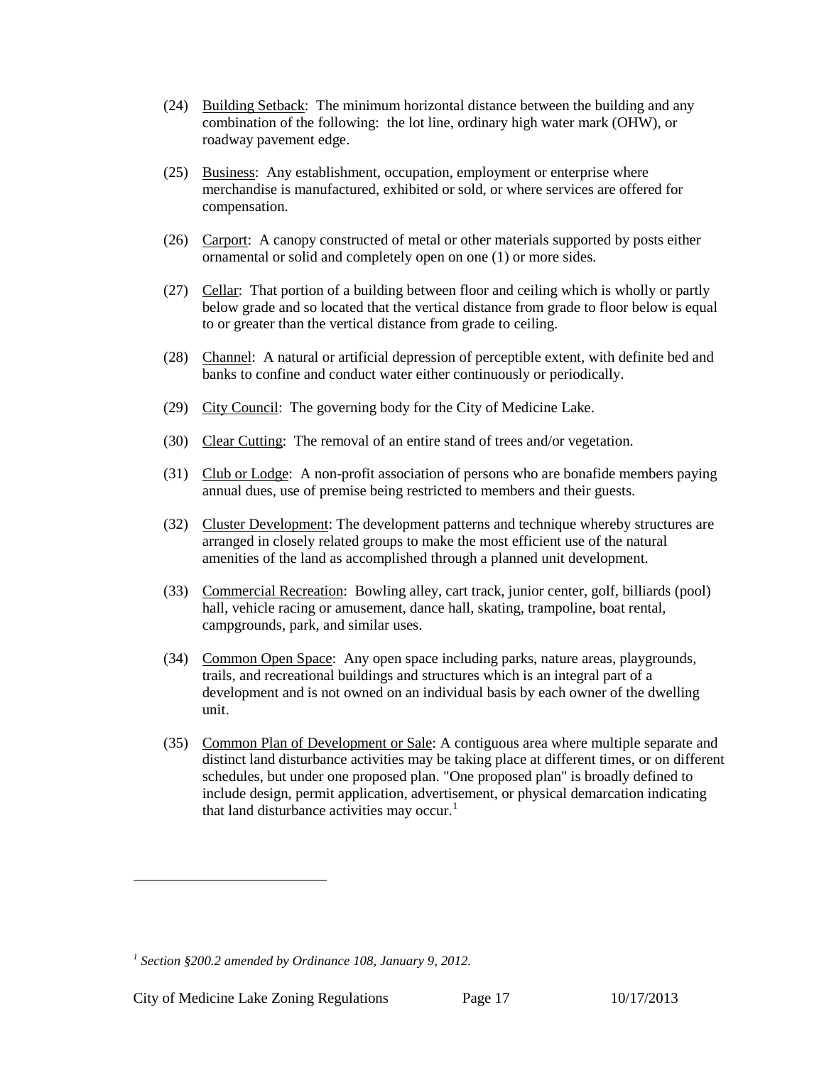(24) Building Setback: The minimum horizontal distance between the building and any combination of the following: the lot line, ordinary high water mark (OHW), or roadway pavement edge.

(25) Business: Any establishment, occupation, employment or enterprise where merchandise is manufactured, exhibited or sold, or where services are offered for compensation.

(26) Carport: A canopy constructed of metal or other materials supported by posts either ornamental or solid and completely open on one (1) or more sides.

(27) Cellar: That portion of a building between floor and ceiling which is wholly or partly below grade and so located that the vertical distance from grade to floor below is equal to or greater than the vertical distance from grade to ceiling.

(28) Channel: A natural or artificial depression of perceptible extent, with definite bed and banks to confine and conduct water either continuously or periodically.

(29) City Council: The governing body for the City of Medicine Lake.

(30) Clear Cutting: The removal of an entire stand of trees and/or vegetation.

(31) Club or Lodge: A non-profit association of persons who are bonafide members paying annual dues, use of premise being restricted to members and their guests.

(32) Cluster Development: The development patterns and technique whereby structures are arranged in closely related groups to make the most efficient use of the natural amenities of the land as accomplished through a planned unit development.

(33) Commercial Recreation: Bowling alley, cart track, junior center, golf, billiards (pool) hall, vehicle racing or amusement, dance hall, skating, trampoline, boat rental, campgrounds, park, and similar uses.

(34) Common Open Space: Any open space including parks, nature areas, playgrounds, trails, and recreational buildings and structures which is an integral part of a development and is not owned on an individual basis by each owner of the dwelling unit.

(35) Common Plan of Development or Sale: A contiguous area where multiple separate and distinct land disturbance activities may be taking place at different times, or on different schedules, but under one proposed plan. "One proposed plan" is broadly defined to include design, permit application, advertisement, or physical demarcation indicating that land disturbance activities may occur.[1]

---

[1] *Section §200.2 amended by Ordinance 108, January 9, 2012.*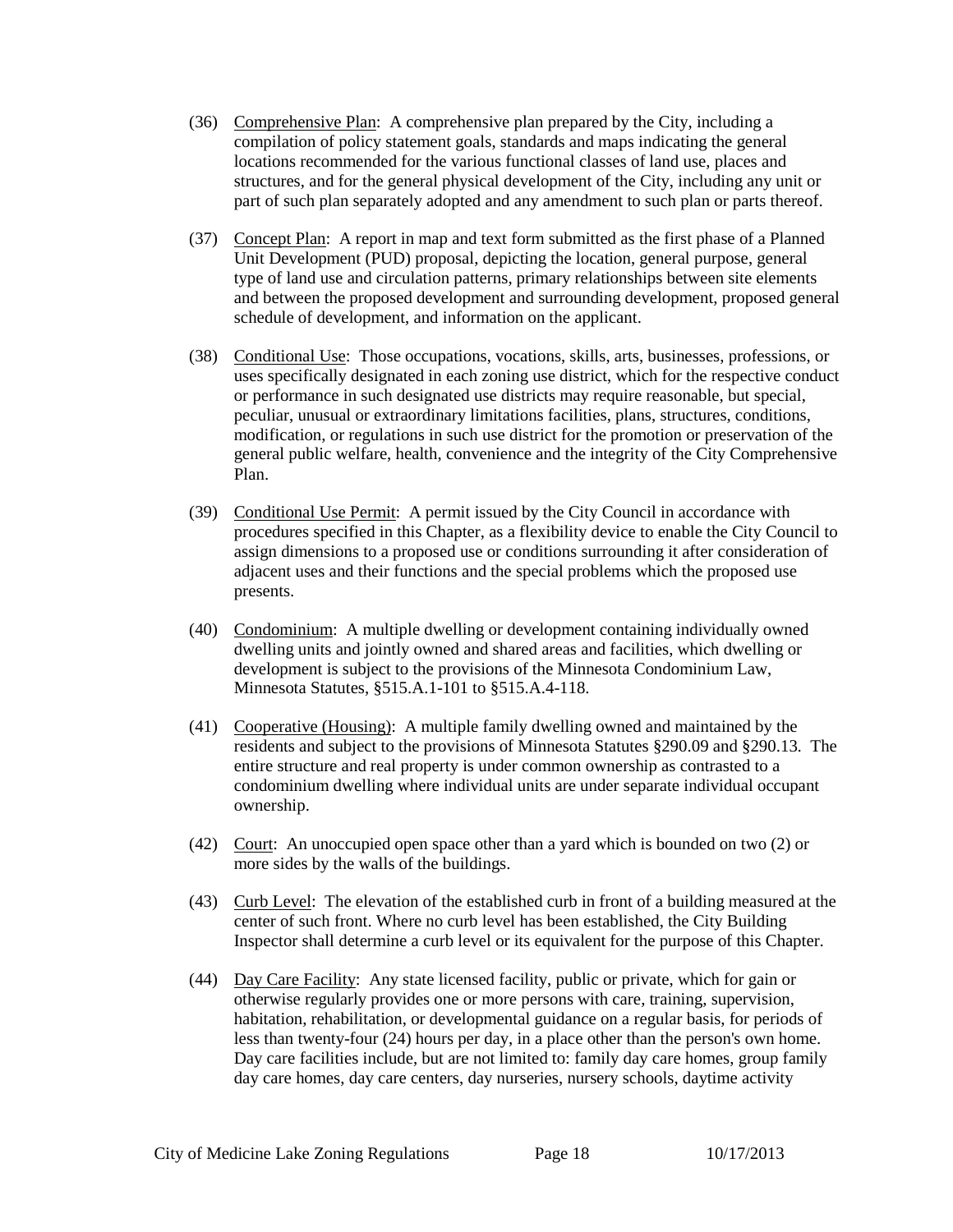(36) Comprehensive Plan: A comprehensive plan prepared by the City, including a compilation of policy statement goals, standards and maps indicating the general locations recommended for the various functional classes of land use, places and structures, and for the general physical development of the City, including any unit or part of such plan separately adopted and any amendment to such plan or parts thereof.

(37) Concept Plan: A report in map and text form submitted as the first phase of a Planned Unit Development (PUD) proposal, depicting the location, general purpose, general type of land use and circulation patterns, primary relationships between site elements and between the proposed development and surrounding development, proposed general schedule of development, and information on the applicant.

(38) Conditional Use: Those occupations, vocations, skills, arts, businesses, professions, or uses specifically designated in each zoning use district, which for the respective conduct or performance in such designated use districts may require reasonable, but special, peculiar, unusual or extraordinary limitations facilities, plans, structures, conditions, modification, or regulations in such use district for the promotion or preservation of the general public welfare, health, convenience and the integrity of the City Comprehensive Plan.

(39) Conditional Use Permit: A permit issued by the City Council in accordance with procedures specified in this Chapter, as a flexibility device to enable the City Council to assign dimensions to a proposed use or conditions surrounding it after consideration of adjacent uses and their functions and the special problems which the proposed use presents.

(40) Condominium: A multiple dwelling or development containing individually owned dwelling units and jointly owned and shared areas and facilities, which dwelling or development is subject to the provisions of the Minnesota Condominium Law, Minnesota Statutes, §515.A.1-101 to §515.A.4-118.

(41) Cooperative (Housing): A multiple family dwelling owned and maintained by the residents and subject to the provisions of Minnesota Statutes §290.09 and §290.13. The entire structure and real property is under common ownership as contrasted to a condominium dwelling where individual units are under separate individual occupant ownership.

(42) Court: An unoccupied open space other than a yard which is bounded on two (2) or more sides by the walls of the buildings.

(43) Curb Level: The elevation of the established curb in front of a building measured at the center of such front. Where no curb level has been established, the City Building Inspector shall determine a curb level or its equivalent for the purpose of this Chapter.

(44) Day Care Facility: Any state licensed facility, public or private, which for gain or otherwise regularly provides one or more persons with care, training, supervision, habitation, rehabilitation, or developmental guidance on a regular basis, for periods of less than twenty-four (24) hours per day, in a place other than the person's own home. Day care facilities include, but are not limited to: family day care homes, group family day care homes, day care centers, day nurseries, nursery schools, daytime activity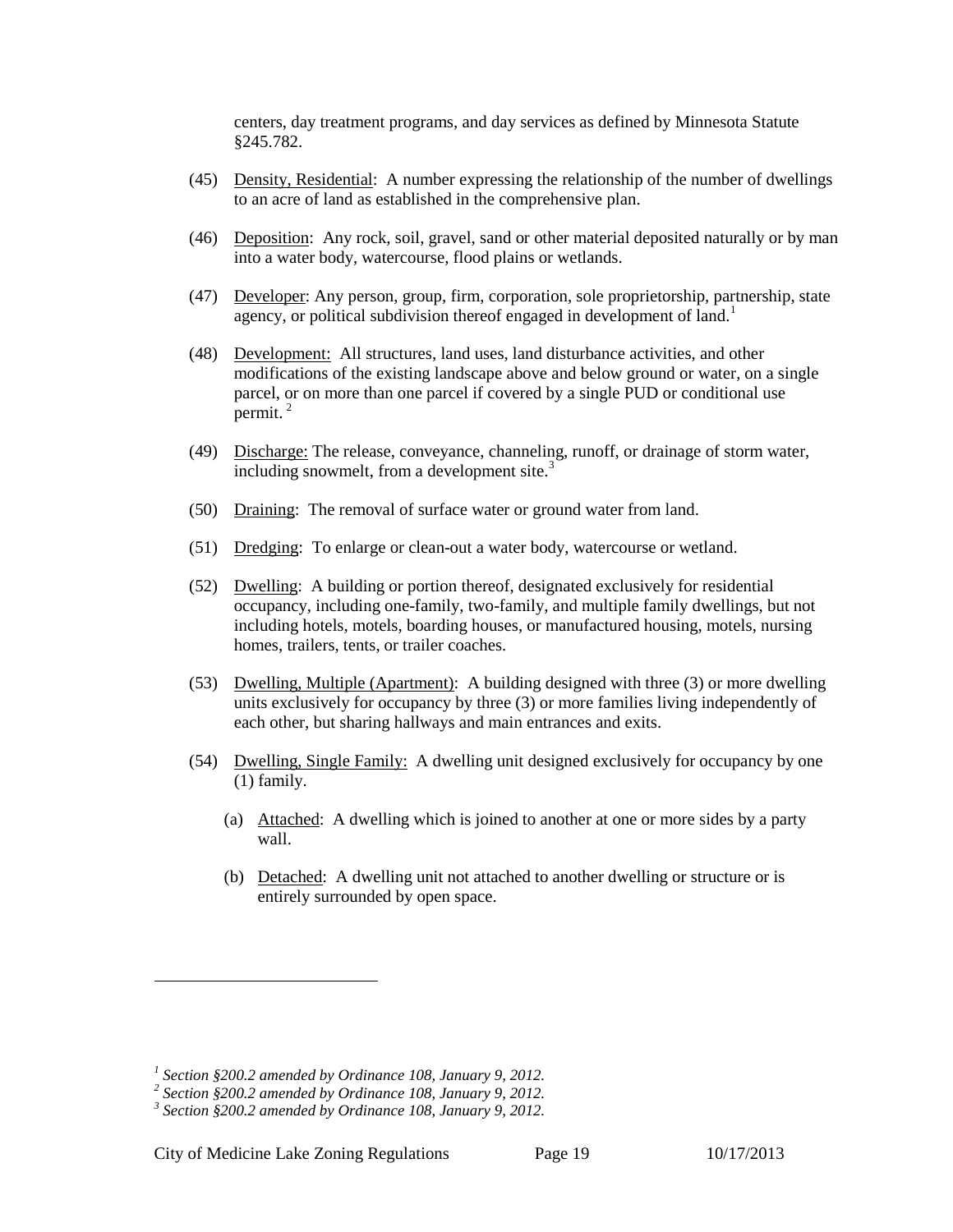centers, day treatment programs, and day services as defined by Minnesota Statute §245.782.

(45) Density, Residential: A number expressing the relationship of the number of dwellings to an acre of land as established in the comprehensive plan.

(46) Deposition: Any rock, soil, gravel, sand or other material deposited naturally or by man into a water body, watercourse, flood plains or wetlands.

(47) Developer: Any person, group, firm, corporation, sole proprietorship, partnership, state agency, or political subdivision thereof engaged in development of land.[1]

(48) Development: All structures, land uses, land disturbance activities, and other modifications of the existing landscape above and below ground or water, on a single parcel, or on more than one parcel if covered by a single PUD or conditional use permit.[2]

(49) Discharge: The release, conveyance, channeling, runoff, or drainage of storm water, including snowmelt, from a development site.[3]

(50) Draining: The removal of surface water or ground water from land.

(51) Dredging: To enlarge or clean-out a water body, watercourse or wetland.

(52) Dwelling: A building or portion thereof, designated exclusively for residential occupancy, including one-family, two-family, and multiple family dwellings, but not including hotels, motels, boarding houses, or manufactured housing, motels, nursing homes, trailers, tents, or trailer coaches.

(53) Dwelling, Multiple (Apartment): A building designed with three (3) or more dwelling units exclusively for occupancy by three (3) or more families living independently of each other, but sharing hallways and main entrances and exits.

(54) Dwelling, Single Family: A dwelling unit designed exclusively for occupancy by one (1) family.

(a) Attached: A dwelling which is joined to another at one or more sides by a party wall.

(b) Detached: A dwelling unit not attached to another dwelling or structure or is entirely surrounded by open space.

---

*[1] Section §200.2 amended by Ordinance 108, January 9, 2012.*
*[2] Section §200.2 amended by Ordinance 108, January 9, 2012.*
*[3] Section §200.2 amended by Ordinance 108, January 9, 2012.*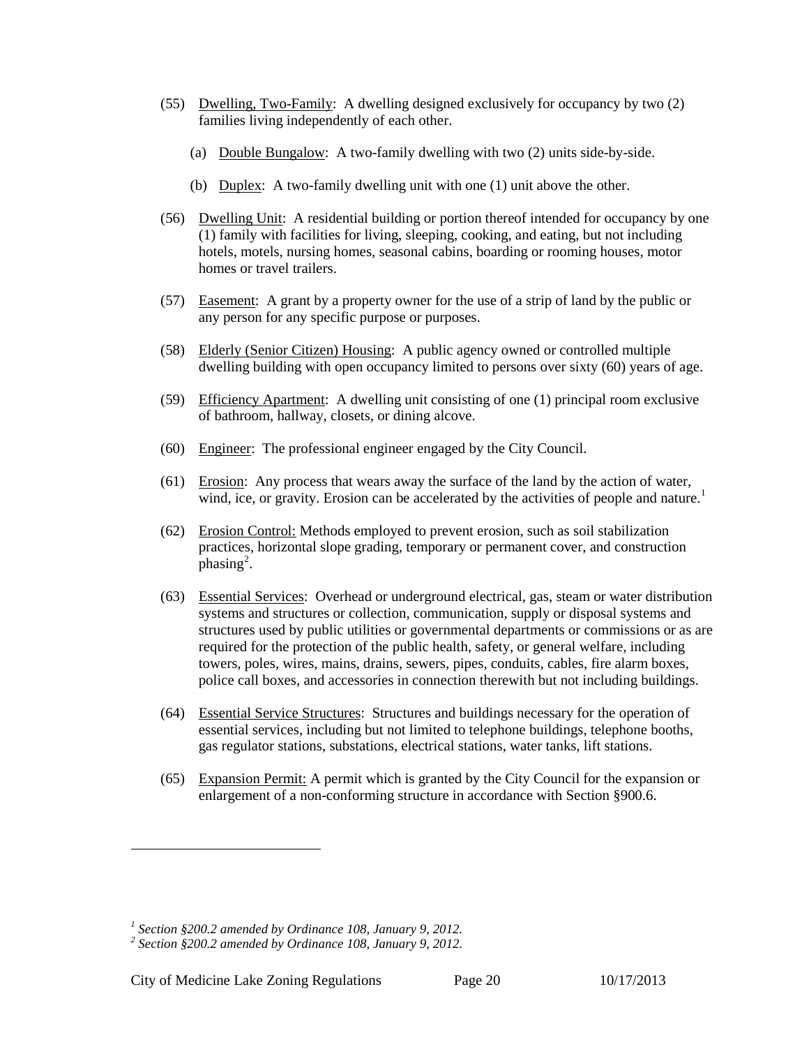(55) Dwelling, Two-Family: A dwelling designed exclusively for occupancy by two (2) families living independently of each other.

(a) Double Bungalow: A two-family dwelling with two (2) units side-by-side.

(b) Duplex: A two-family dwelling unit with one (1) unit above the other.

(56) Dwelling Unit: A residential building or portion thereof intended for occupancy by one (1) family with facilities for living, sleeping, cooking, and eating, but not including hotels, motels, nursing homes, seasonal cabins, boarding or rooming houses, motor homes or travel trailers.

(57) Easement: A grant by a property owner for the use of a strip of land by the public or any person for any specific purpose or purposes.

(58) Elderly (Senior Citizen) Housing: A public agency owned or controlled multiple dwelling building with open occupancy limited to persons over sixty (60) years of age.

(59) Efficiency Apartment: A dwelling unit consisting of one (1) principal room exclusive of bathroom, hallway, closets, or dining alcove.

(60) Engineer: The professional engineer engaged by the City Council.

(61) Erosion: Any process that wears away the surface of the land by the action of water, wind, ice, or gravity. Erosion can be accelerated by the activities of people and nature.[1]

(62) Erosion Control: Methods employed to prevent erosion, such as soil stabilization practices, horizontal slope grading, temporary or permanent cover, and construction phasing[2].

(63) Essential Services: Overhead or underground electrical, gas, steam or water distribution systems and structures or collection, communication, supply or disposal systems and structures used by public utilities or governmental departments or commissions or as are required for the protection of the public health, safety, or general welfare, including towers, poles, wires, mains, drains, sewers, pipes, conduits, cables, fire alarm boxes, police call boxes, and accessories in connection therewith but not including buildings.

(64) Essential Service Structures: Structures and buildings necessary for the operation of essential services, including but not limited to telephone buildings, telephone booths, gas regulator stations, substations, electrical stations, water tanks, lift stations.

(65) Expansion Permit: A permit which is granted by the City Council for the expansion or enlargement of a non-conforming structure in accordance with Section §900.6.

---

[1] *Section §200.2 amended by Ordinance 108, January 9, 2012.*

[2] *Section §200.2 amended by Ordinance 108, January 9, 2012.*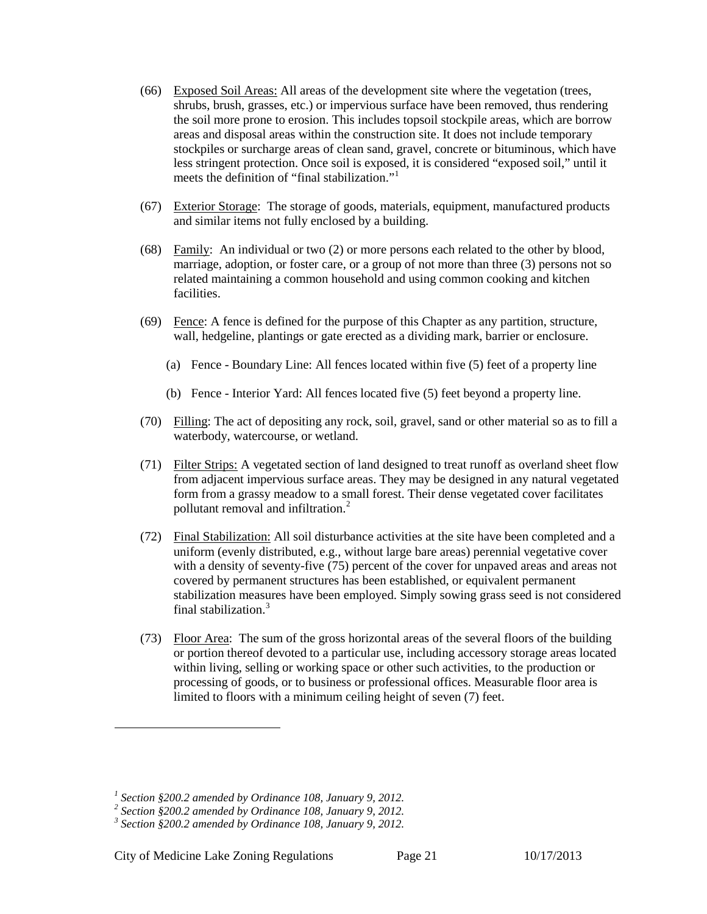(66) Exposed Soil Areas: All areas of the development site where the vegetation (trees, shrubs, brush, grasses, etc.) or impervious surface have been removed, thus rendering the soil more prone to erosion. This includes topsoil stockpile areas, which are borrow areas and disposal areas within the construction site. It does not include temporary stockpiles or surcharge areas of clean sand, gravel, concrete or bituminous, which have less stringent protection. Once soil is exposed, it is considered "exposed soil," until it meets the definition of "final stabilization."[1]

(67) Exterior Storage: The storage of goods, materials, equipment, manufactured products and similar items not fully enclosed by a building.

(68) Family: An individual or two (2) or more persons each related to the other by blood, marriage, adoption, or foster care, or a group of not more than three (3) persons not so related maintaining a common household and using common cooking and kitchen facilities.

(69) Fence: A fence is defined for the purpose of this Chapter as any partition, structure, wall, hedgeline, plantings or gate erected as a dividing mark, barrier or enclosure.

(a) Fence - Boundary Line: All fences located within five (5) feet of a property line

(b) Fence - Interior Yard: All fences located five (5) feet beyond a property line.

(70) Filling: The act of depositing any rock, soil, gravel, sand or other material so as to fill a waterbody, watercourse, or wetland.

(71) Filter Strips: A vegetated section of land designed to treat runoff as overland sheet flow from adjacent impervious surface areas. They may be designed in any natural vegetated form from a grassy meadow to a small forest. Their dense vegetated cover facilitates pollutant removal and infiltration.[2]

(72) Final Stabilization: All soil disturbance activities at the site have been completed and a uniform (evenly distributed, e.g., without large bare areas) perennial vegetative cover with a density of seventy-five (75) percent of the cover for unpaved areas and areas not covered by permanent structures has been established, or equivalent permanent stabilization measures have been employed. Simply sowing grass seed is not considered final stabilization.[3]

(73) Floor Area: The sum of the gross horizontal areas of the several floors of the building or portion thereof devoted to a particular use, including accessory storage areas located within living, selling or working space or other such activities, to the production or processing of goods, or to business or professional offices. Measurable floor area is limited to floors with a minimum ceiling height of seven (7) feet.

---

[1] *Section §200.2 amended by Ordinance 108, January 9, 2012.*

[2] *Section §200.2 amended by Ordinance 108, January 9, 2012.*

[3] *Section §200.2 amended by Ordinance 108, January 9, 2012.*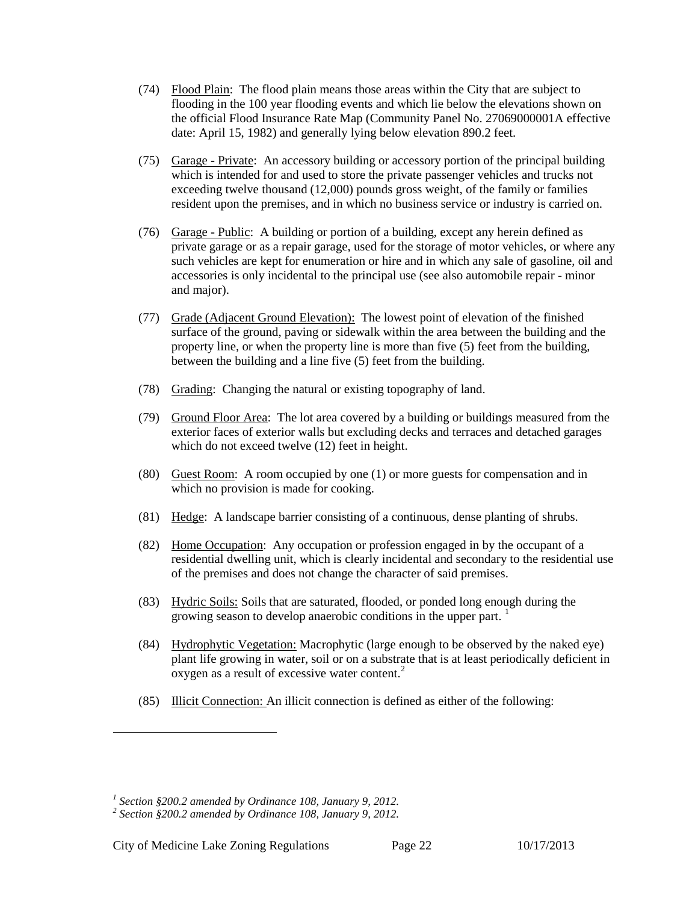(74) Flood Plain: The flood plain means those areas within the City that are subject to flooding in the 100 year flooding events and which lie below the elevations shown on the official Flood Insurance Rate Map (Community Panel No. 27069000001A effective date: April 15, 1982) and generally lying below elevation 890.2 feet.

(75) Garage - Private: An accessory building or accessory portion of the principal building which is intended for and used to store the private passenger vehicles and trucks not exceeding twelve thousand (12,000) pounds gross weight, of the family or families resident upon the premises, and in which no business service or industry is carried on.

(76) Garage - Public: A building or portion of a building, except any herein defined as private garage or as a repair garage, used for the storage of motor vehicles, or where any such vehicles are kept for enumeration or hire and in which any sale of gasoline, oil and accessories is only incidental to the principal use (see also automobile repair - minor and major).

(77) Grade (Adjacent Ground Elevation): The lowest point of elevation of the finished surface of the ground, paving or sidewalk within the area between the building and the property line, or when the property line is more than five (5) feet from the building, between the building and a line five (5) feet from the building.

(78) Grading: Changing the natural or existing topography of land.

(79) Ground Floor Area: The lot area covered by a building or buildings measured from the exterior faces of exterior walls but excluding decks and terraces and detached garages which do not exceed twelve (12) feet in height.

(80) Guest Room: A room occupied by one (1) or more guests for compensation and in which no provision is made for cooking.

(81) Hedge: A landscape barrier consisting of a continuous, dense planting of shrubs.

(82) Home Occupation: Any occupation or profession engaged in by the occupant of a residential dwelling unit, which is clearly incidental and secondary to the residential use of the premises and does not change the character of said premises.

(83) Hydric Soils: Soils that are saturated, flooded, or ponded long enough during the growing season to develop anaerobic conditions in the upper part. [1]

(84) Hydrophytic Vegetation: Macrophytic (large enough to be observed by the naked eye) plant life growing in water, soil or on a substrate that is at least periodically deficient in oxygen as a result of excessive water content.[2]

(85) Illicit Connection: An illicit connection is defined as either of the following:

---

[1] *Section §200.2 amended by Ordinance 108, January 9, 2012.*

[2] *Section §200.2 amended by Ordinance 108, January 9, 2012.*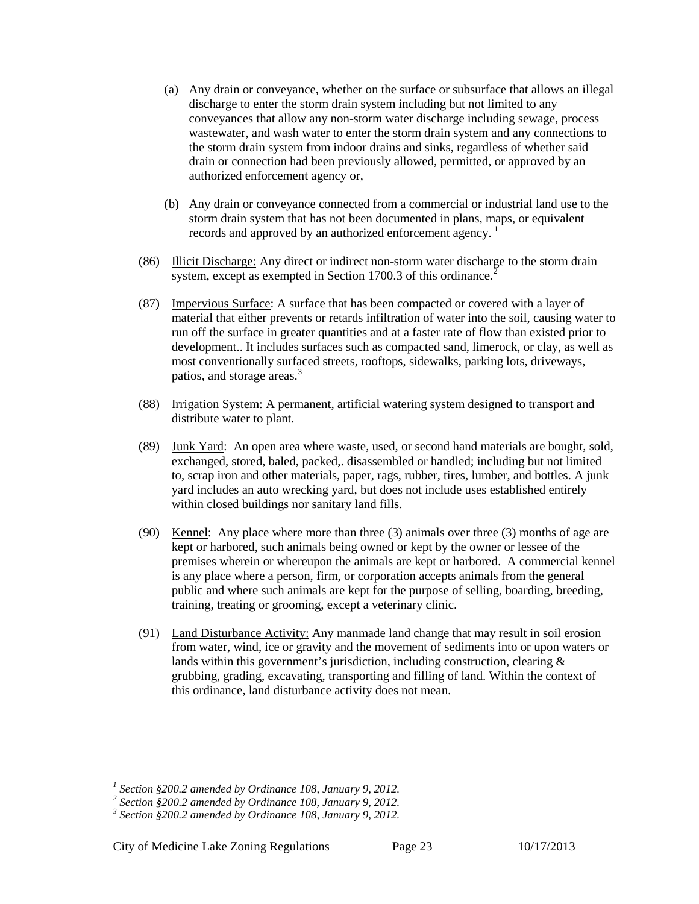(a) Any drain or conveyance, whether on the surface or subsurface that allows an illegal discharge to enter the storm drain system including but not limited to any conveyances that allow any non-storm water discharge including sewage, process wastewater, and wash water to enter the storm drain system and any connections to the storm drain system from indoor drains and sinks, regardless of whether said drain or connection had been previously allowed, permitted, or approved by an authorized enforcement agency or,

(b) Any drain or conveyance connected from a commercial or industrial land use to the storm drain system that has not been documented in plans, maps, or equivalent records and approved by an authorized enforcement agency. [1]

(86) Illicit Discharge: Any direct or indirect non-storm water discharge to the storm drain system, except as exempted in Section 1700.3 of this ordinance.[2]

(87) Impervious Surface: A surface that has been compacted or covered with a layer of material that either prevents or retards infiltration of water into the soil, causing water to run off the surface in greater quantities and at a faster rate of flow than existed prior to development.. It includes surfaces such as compacted sand, limerock, or clay, as well as most conventionally surfaced streets, rooftops, sidewalks, parking lots, driveways, patios, and storage areas.[3]

(88) Irrigation System: A permanent, artificial watering system designed to transport and distribute water to plant.

(89) Junk Yard: An open area where waste, used, or second hand materials are bought, sold, exchanged, stored, baled, packed,. disassembled or handled; including but not limited to, scrap iron and other materials, paper, rags, rubber, tires, lumber, and bottles. A junk yard includes an auto wrecking yard, but does not include uses established entirely within closed buildings nor sanitary land fills.

(90) Kennel: Any place where more than three (3) animals over three (3) months of age are kept or harbored, such animals being owned or kept by the owner or lessee of the premises wherein or whereupon the animals are kept or harbored. A commercial kennel is any place where a person, firm, or corporation accepts animals from the general public and where such animals are kept for the purpose of selling, boarding, breeding, training, treating or grooming, except a veterinary clinic.

(91) Land Disturbance Activity: Any manmade land change that may result in soil erosion from water, wind, ice or gravity and the movement of sediments into or upon waters or lands within this government's jurisdiction, including construction, clearing & grubbing, grading, excavating, transporting and filling of land. Within the context of this ordinance, land disturbance activity does not mean.

---

*[1] Section §200.2 amended by Ordinance 108, January 9, 2012.*
*[2] Section §200.2 amended by Ordinance 108, January 9, 2012.*
*[3] Section §200.2 amended by Ordinance 108, January 9, 2012.*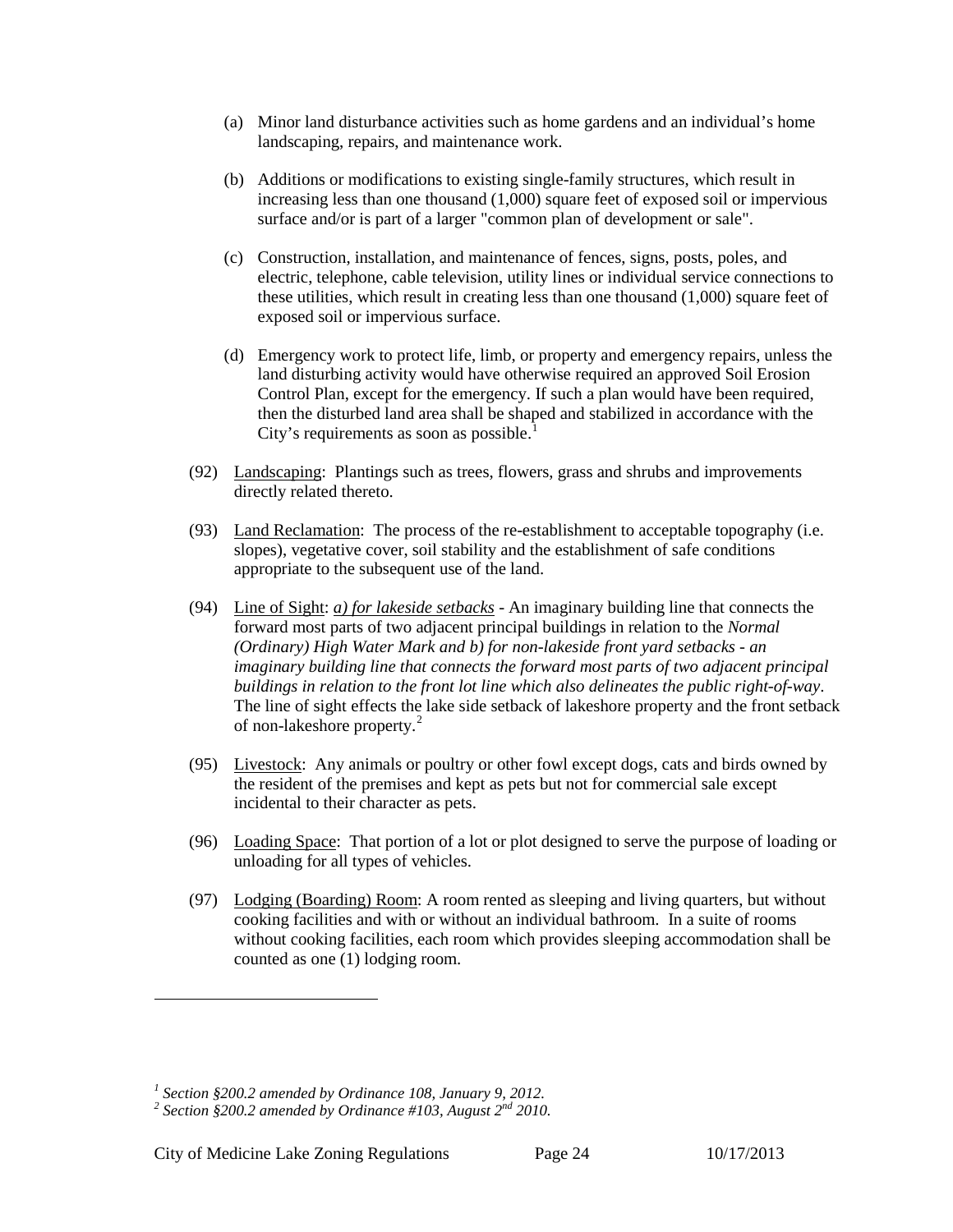(a) Minor land disturbance activities such as home gardens and an individual's home landscaping, repairs, and maintenance work.

(b) Additions or modifications to existing single-family structures, which result in increasing less than one thousand (1,000) square feet of exposed soil or impervious surface and/or is part of a larger "common plan of development or sale".

(c) Construction, installation, and maintenance of fences, signs, posts, poles, and electric, telephone, cable television, utility lines or individual service connections to these utilities, which result in creating less than one thousand (1,000) square feet of exposed soil or impervious surface.

(d) Emergency work to protect life, limb, or property and emergency repairs, unless the land disturbing activity would have otherwise required an approved Soil Erosion Control Plan, except for the emergency. If such a plan would have been required, then the disturbed land area shall be shaped and stabilized in accordance with the City's requirements as soon as possible.[1]

(92) Landscaping: Plantings such as trees, flowers, grass and shrubs and improvements directly related thereto.

(93) Land Reclamation: The process of the re-establishment to acceptable topography (i.e. slopes), vegetative cover, soil stability and the establishment of safe conditions appropriate to the subsequent use of the land.

(94) Line of Sight: *a) for lakeside setbacks* - An imaginary building line that connects the forward most parts of two adjacent principal buildings in relation to the *Normal (Ordinary) High Water Mark and b) for non-lakeside front yard setbacks - an imaginary building line that connects the forward most parts of two adjacent principal buildings in relation to the front lot line which also delineates the public right-of-way*. The line of sight effects the lake side setback of lakeshore property and the front setback of non-lakeshore property.[2]

(95) Livestock: Any animals or poultry or other fowl except dogs, cats and birds owned by the resident of the premises and kept as pets but not for commercial sale except incidental to their character as pets.

(96) Loading Space: That portion of a lot or plot designed to serve the purpose of loading or unloading for all types of vehicles.

(97) Lodging (Boarding) Room: A room rented as sleeping and living quarters, but without cooking facilities and with or without an individual bathroom. In a suite of rooms without cooking facilities, each room which provides sleeping accommodation shall be counted as one (1) lodging room.

---

[1] *Section §200.2 amended by Ordinance 108, January 9, 2012.*

[2] *Section §200.2 amended by Ordinance #103, August 2nd 2010.*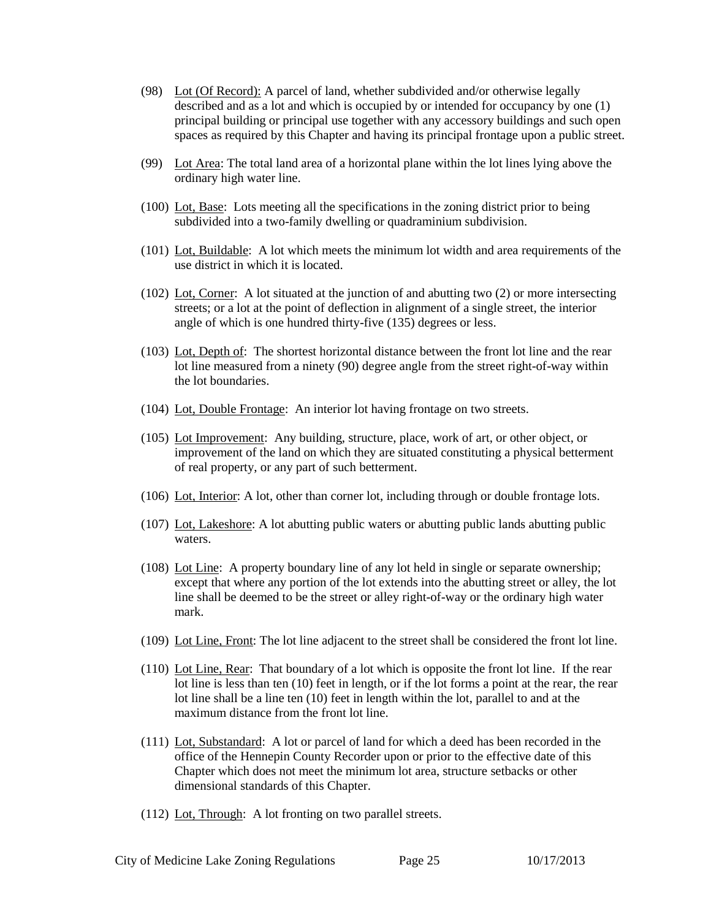(98) Lot (Of Record): A parcel of land, whether subdivided and/or otherwise legally described and as a lot and which is occupied by or intended for occupancy by one (1) principal building or principal use together with any accessory buildings and such open spaces as required by this Chapter and having its principal frontage upon a public street.

(99) Lot Area: The total land area of a horizontal plane within the lot lines lying above the ordinary high water line.

(100) Lot, Base: Lots meeting all the specifications in the zoning district prior to being subdivided into a two-family dwelling or quadraminium subdivision.

(101) Lot, Buildable: A lot which meets the minimum lot width and area requirements of the use district in which it is located.

(102) Lot, Corner: A lot situated at the junction of and abutting two (2) or more intersecting streets; or a lot at the point of deflection in alignment of a single street, the interior angle of which is one hundred thirty-five (135) degrees or less.

(103) Lot, Depth of: The shortest horizontal distance between the front lot line and the rear lot line measured from a ninety (90) degree angle from the street right-of-way within the lot boundaries.

(104) Lot, Double Frontage: An interior lot having frontage on two streets.

(105) Lot Improvement: Any building, structure, place, work of art, or other object, or improvement of the land on which they are situated constituting a physical betterment of real property, or any part of such betterment.

(106) Lot, Interior: A lot, other than corner lot, including through or double frontage lots.

(107) Lot, Lakeshore: A lot abutting public waters or abutting public lands abutting public waters.

(108) Lot Line: A property boundary line of any lot held in single or separate ownership; except that where any portion of the lot extends into the abutting street or alley, the lot line shall be deemed to be the street or alley right-of-way or the ordinary high water mark.

(109) Lot Line, Front: The lot line adjacent to the street shall be considered the front lot line.

(110) Lot Line, Rear: That boundary of a lot which is opposite the front lot line. If the rear lot line is less than ten (10) feet in length, or if the lot forms a point at the rear, the rear lot line shall be a line ten (10) feet in length within the lot, parallel to and at the maximum distance from the front lot line.

(111) Lot, Substandard: A lot or parcel of land for which a deed has been recorded in the office of the Hennepin County Recorder upon or prior to the effective date of this Chapter which does not meet the minimum lot area, structure setbacks or other dimensional standards of this Chapter.

(112) Lot, Through: A lot fronting on two parallel streets.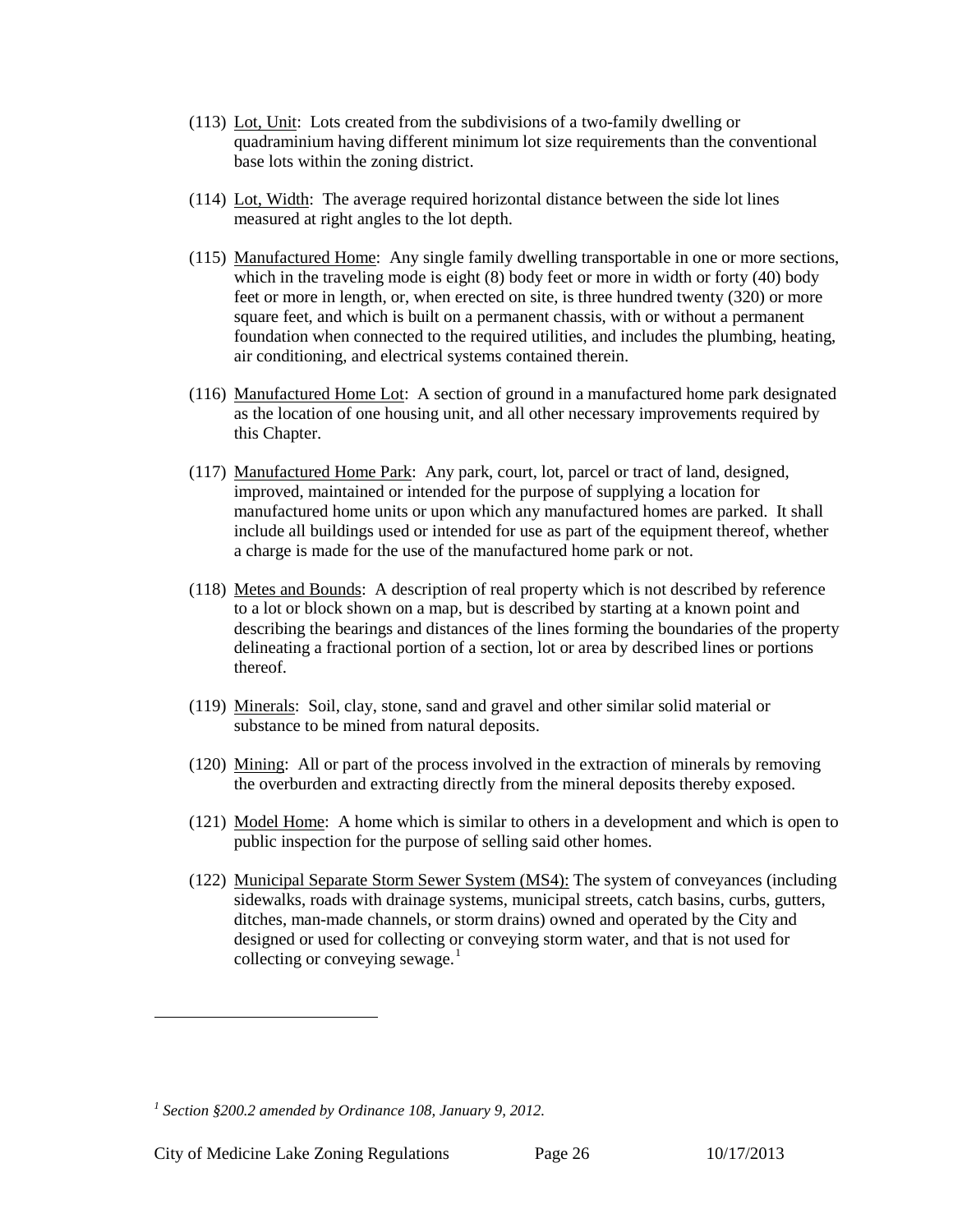(113) Lot, Unit: Lots created from the subdivisions of a two-family dwelling or quadraminium having different minimum lot size requirements than the conventional base lots within the zoning district.

(114) Lot, Width: The average required horizontal distance between the side lot lines measured at right angles to the lot depth.

(115) Manufactured Home: Any single family dwelling transportable in one or more sections, which in the traveling mode is eight (8) body feet or more in width or forty (40) body feet or more in length, or, when erected on site, is three hundred twenty (320) or more square feet, and which is built on a permanent chassis, with or without a permanent foundation when connected to the required utilities, and includes the plumbing, heating, air conditioning, and electrical systems contained therein.

(116) Manufactured Home Lot: A section of ground in a manufactured home park designated as the location of one housing unit, and all other necessary improvements required by this Chapter.

(117) Manufactured Home Park: Any park, court, lot, parcel or tract of land, designed, improved, maintained or intended for the purpose of supplying a location for manufactured home units or upon which any manufactured homes are parked. It shall include all buildings used or intended for use as part of the equipment thereof, whether a charge is made for the use of the manufactured home park or not.

(118) Metes and Bounds: A description of real property which is not described by reference to a lot or block shown on a map, but is described by starting at a known point and describing the bearings and distances of the lines forming the boundaries of the property delineating a fractional portion of a section, lot or area by described lines or portions thereof.

(119) Minerals: Soil, clay, stone, sand and gravel and other similar solid material or substance to be mined from natural deposits.

(120) Mining: All or part of the process involved in the extraction of minerals by removing the overburden and extracting directly from the mineral deposits thereby exposed.

(121) Model Home: A home which is similar to others in a development and which is open to public inspection for the purpose of selling said other homes.

(122) Municipal Separate Storm Sewer System (MS4): The system of conveyances (including sidewalks, roads with drainage systems, municipal streets, catch basins, curbs, gutters, ditches, man-made channels, or storm drains) owned and operated by the City and designed or used for collecting or conveying storm water, and that is not used for collecting or conveying sewage.[1]

---

[1] *Section §200.2 amended by Ordinance 108, January 9, 2012.*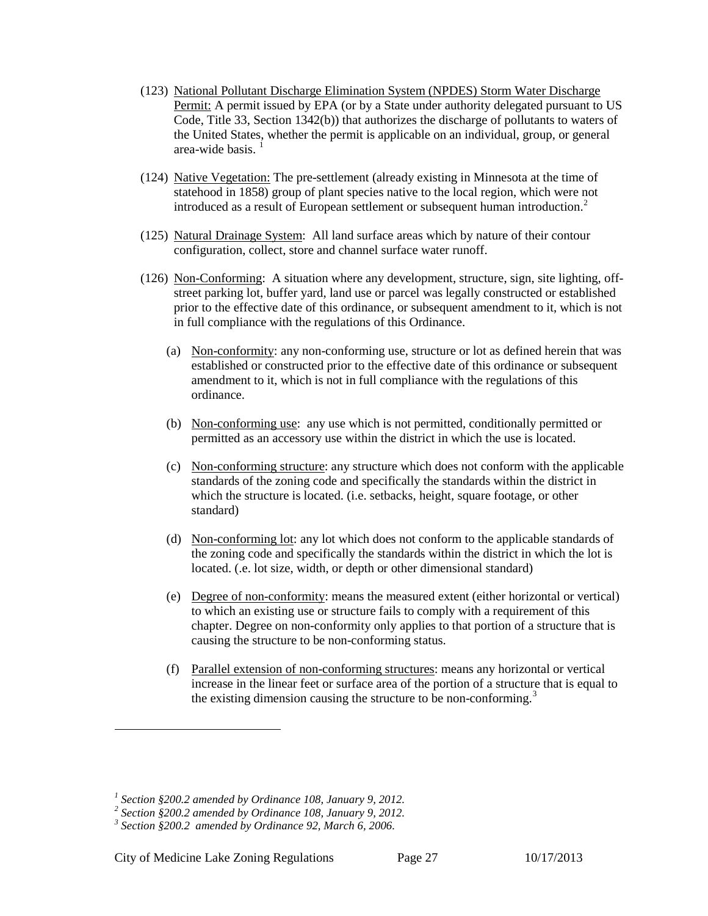(123) National Pollutant Discharge Elimination System (NPDES) Storm Water Discharge Permit: A permit issued by EPA (or by a State under authority delegated pursuant to US Code, Title 33, Section 1342(b)) that authorizes the discharge of pollutants to waters of the United States, whether the permit is applicable on an individual, group, or general area-wide basis. [1]

(124) Native Vegetation: The pre-settlement (already existing in Minnesota at the time of statehood in 1858) group of plant species native to the local region, which were not introduced as a result of European settlement or subsequent human introduction.[2]

(125) Natural Drainage System: All land surface areas which by nature of their contour configuration, collect, store and channel surface water runoff.

(126) Non-Conforming: A situation where any development, structure, sign, site lighting, off-street parking lot, buffer yard, land use or parcel was legally constructed or established prior to the effective date of this ordinance, or subsequent amendment to it, which is not in full compliance with the regulations of this Ordinance.

(a) Non-conformity: any non-conforming use, structure or lot as defined herein that was established or constructed prior to the effective date of this ordinance or subsequent amendment to it, which is not in full compliance with the regulations of this ordinance.

(b) Non-conforming use: any use which is not permitted, conditionally permitted or permitted as an accessory use within the district in which the use is located.

(c) Non-conforming structure: any structure which does not conform with the applicable standards of the zoning code and specifically the standards within the district in which the structure is located. (i.e. setbacks, height, square footage, or other standard)

(d) Non-conforming lot: any lot which does not conform to the applicable standards of the zoning code and specifically the standards within the district in which the lot is located. (.e. lot size, width, or depth or other dimensional standard)

(e) Degree of non-conformity: means the measured extent (either horizontal or vertical) to which an existing use or structure fails to comply with a requirement of this chapter. Degree on non-conformity only applies to that portion of a structure that is causing the structure to be non-conforming status.

(f) Parallel extension of non-conforming structures: means any horizontal or vertical increase in the linear feet or surface area of the portion of a structure that is equal to the existing dimension causing the structure to be non-conforming.[3]

---

*[1] Section §200.2 amended by Ordinance 108, January 9, 2012.*
*[2] Section §200.2 amended by Ordinance 108, January 9, 2012.*
*[3] Section §200.2 amended by Ordinance 92, March 6, 2006.*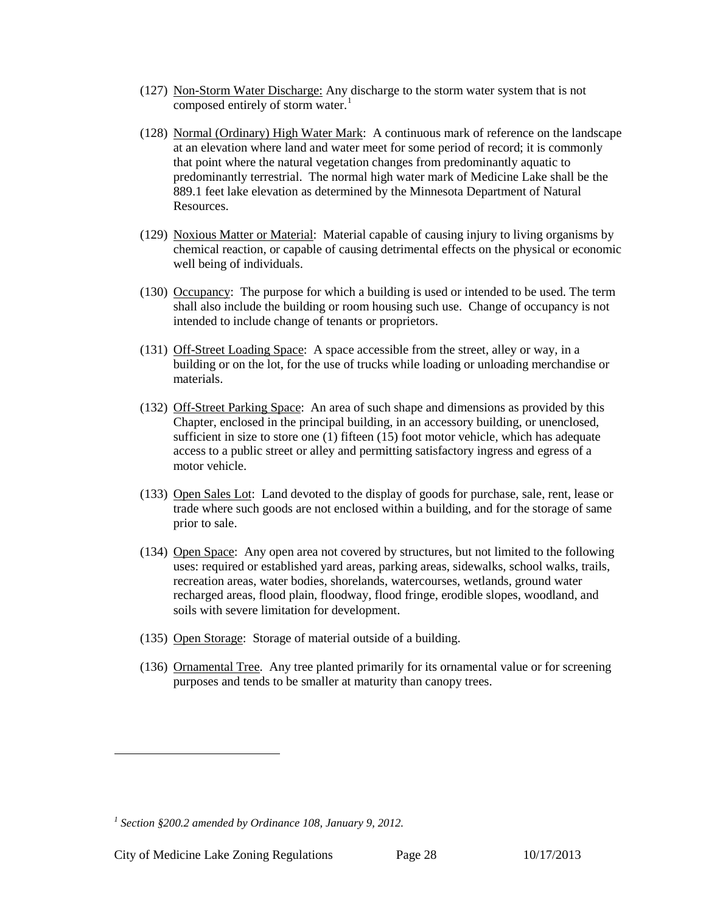(127) Non-Storm Water Discharge: Any discharge to the storm water system that is not composed entirely of storm water.[1]

(128) Normal (Ordinary) High Water Mark: A continuous mark of reference on the landscape at an elevation where land and water meet for some period of record; it is commonly that point where the natural vegetation changes from predominantly aquatic to predominantly terrestrial. The normal high water mark of Medicine Lake shall be the 889.1 feet lake elevation as determined by the Minnesota Department of Natural Resources.

(129) Noxious Matter or Material: Material capable of causing injury to living organisms by chemical reaction, or capable of causing detrimental effects on the physical or economic well being of individuals.

(130) Occupancy: The purpose for which a building is used or intended to be used. The term shall also include the building or room housing such use. Change of occupancy is not intended to include change of tenants or proprietors.

(131) Off-Street Loading Space: A space accessible from the street, alley or way, in a building or on the lot, for the use of trucks while loading or unloading merchandise or materials.

(132) Off-Street Parking Space: An area of such shape and dimensions as provided by this Chapter, enclosed in the principal building, in an accessory building, or unenclosed, sufficient in size to store one (1) fifteen (15) foot motor vehicle, which has adequate access to a public street or alley and permitting satisfactory ingress and egress of a motor vehicle.

(133) Open Sales Lot: Land devoted to the display of goods for purchase, sale, rent, lease or trade where such goods are not enclosed within a building, and for the storage of same prior to sale.

(134) Open Space: Any open area not covered by structures, but not limited to the following uses: required or established yard areas, parking areas, sidewalks, school walks, trails, recreation areas, water bodies, shorelands, watercourses, wetlands, ground water recharged areas, flood plain, floodway, flood fringe, erodible slopes, woodland, and soils with severe limitation for development.

(135) Open Storage: Storage of material outside of a building.

(136) Ornamental Tree. Any tree planted primarily for its ornamental value or for screening purposes and tends to be smaller at maturity than canopy trees.

---

[1] *Section §200.2 amended by Ordinance 108, January 9, 2012.*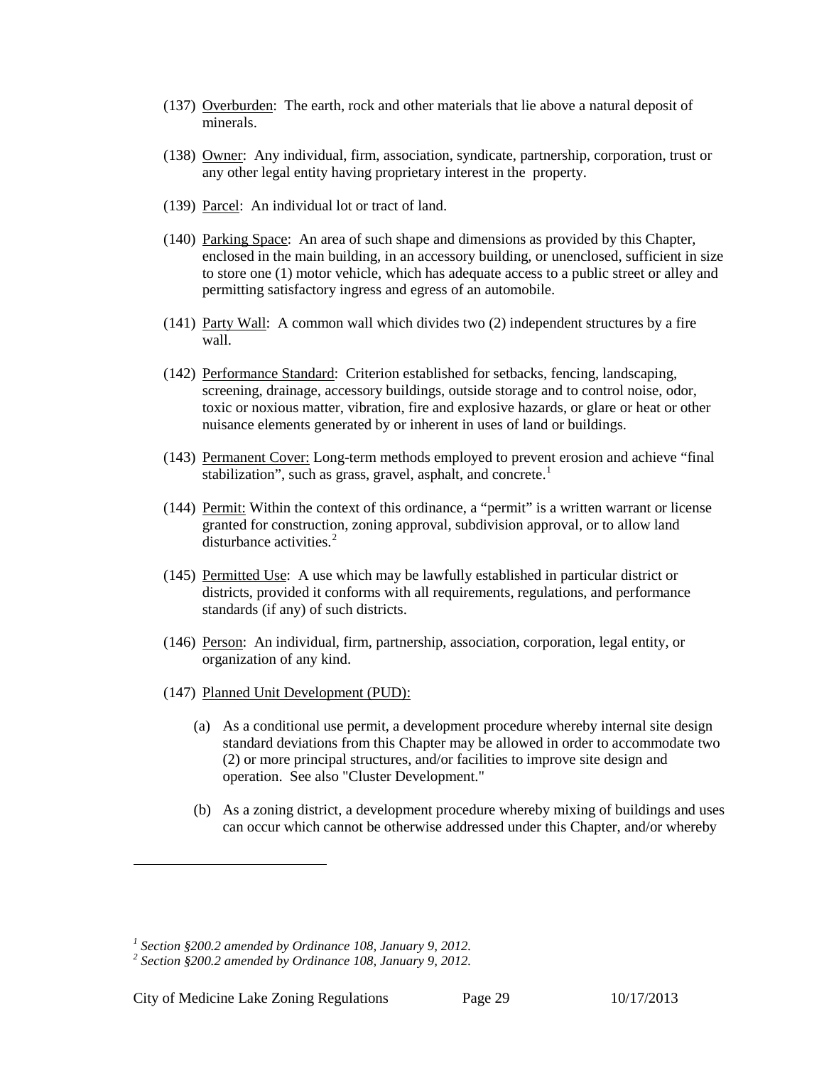(137) Overburden: The earth, rock and other materials that lie above a natural deposit of minerals.

(138) Owner: Any individual, firm, association, syndicate, partnership, corporation, trust or any other legal entity having proprietary interest in the property.

(139) Parcel: An individual lot or tract of land.

(140) Parking Space: An area of such shape and dimensions as provided by this Chapter, enclosed in the main building, in an accessory building, or unenclosed, sufficient in size to store one (1) motor vehicle, which has adequate access to a public street or alley and permitting satisfactory ingress and egress of an automobile.

(141) Party Wall: A common wall which divides two (2) independent structures by a fire wall.

(142) Performance Standard: Criterion established for setbacks, fencing, landscaping, screening, drainage, accessory buildings, outside storage and to control noise, odor, toxic or noxious matter, vibration, fire and explosive hazards, or glare or heat or other nuisance elements generated by or inherent in uses of land or buildings.

(143) Permanent Cover: Long-term methods employed to prevent erosion and achieve "final stabilization", such as grass, gravel, asphalt, and concrete.[1]

(144) Permit: Within the context of this ordinance, a "permit" is a written warrant or license granted for construction, zoning approval, subdivision approval, or to allow land disturbance activities.[2]

(145) Permitted Use: A use which may be lawfully established in particular district or districts, provided it conforms with all requirements, regulations, and performance standards (if any) of such districts.

(146) Person: An individual, firm, partnership, association, corporation, legal entity, or organization of any kind.

(147) Planned Unit Development (PUD):

(a) As a conditional use permit, a development procedure whereby internal site design standard deviations from this Chapter may be allowed in order to accommodate two (2) or more principal structures, and/or facilities to improve site design and operation. See also "Cluster Development."

(b) As a zoning district, a development procedure whereby mixing of buildings and uses can occur which cannot be otherwise addressed under this Chapter, and/or whereby

---

[1] *Section §200.2 amended by Ordinance 108, January 9, 2012.*

[2] *Section §200.2 amended by Ordinance 108, January 9, 2012.*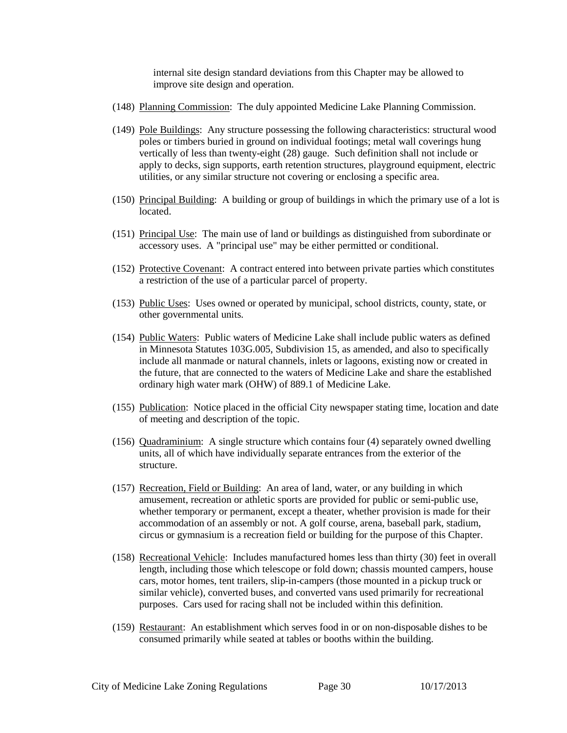internal site design standard deviations from this Chapter may be allowed to improve site design and operation.

(148) Planning Commission: The duly appointed Medicine Lake Planning Commission.

(149) Pole Buildings: Any structure possessing the following characteristics: structural wood poles or timbers buried in ground on individual footings; metal wall coverings hung vertically of less than twenty-eight (28) gauge. Such definition shall not include or apply to decks, sign supports, earth retention structures, playground equipment, electric utilities, or any similar structure not covering or enclosing a specific area.

(150) Principal Building: A building or group of buildings in which the primary use of a lot is located.

(151) Principal Use: The main use of land or buildings as distinguished from subordinate or accessory uses. A "principal use" may be either permitted or conditional.

(152) Protective Covenant: A contract entered into between private parties which constitutes a restriction of the use of a particular parcel of property.

(153) Public Uses: Uses owned or operated by municipal, school districts, county, state, or other governmental units.

(154) Public Waters: Public waters of Medicine Lake shall include public waters as defined in Minnesota Statutes 103G.005, Subdivision 15, as amended, and also to specifically include all manmade or natural channels, inlets or lagoons, existing now or created in the future, that are connected to the waters of Medicine Lake and share the established ordinary high water mark (OHW) of 889.1 of Medicine Lake.

(155) Publication: Notice placed in the official City newspaper stating time, location and date of meeting and description of the topic.

(156) Quadraminium: A single structure which contains four (4) separately owned dwelling units, all of which have individually separate entrances from the exterior of the structure.

(157) Recreation, Field or Building: An area of land, water, or any building in which amusement, recreation or athletic sports are provided for public or semi-public use, whether temporary or permanent, except a theater, whether provision is made for their accommodation of an assembly or not. A golf course, arena, baseball park, stadium, circus or gymnasium is a recreation field or building for the purpose of this Chapter.

(158) Recreational Vehicle: Includes manufactured homes less than thirty (30) feet in overall length, including those which telescope or fold down; chassis mounted campers, house cars, motor homes, tent trailers, slip-in-campers (those mounted in a pickup truck or similar vehicle), converted buses, and converted vans used primarily for recreational purposes. Cars used for racing shall not be included within this definition.

(159) Restaurant: An establishment which serves food in or on non-disposable dishes to be consumed primarily while seated at tables or booths within the building.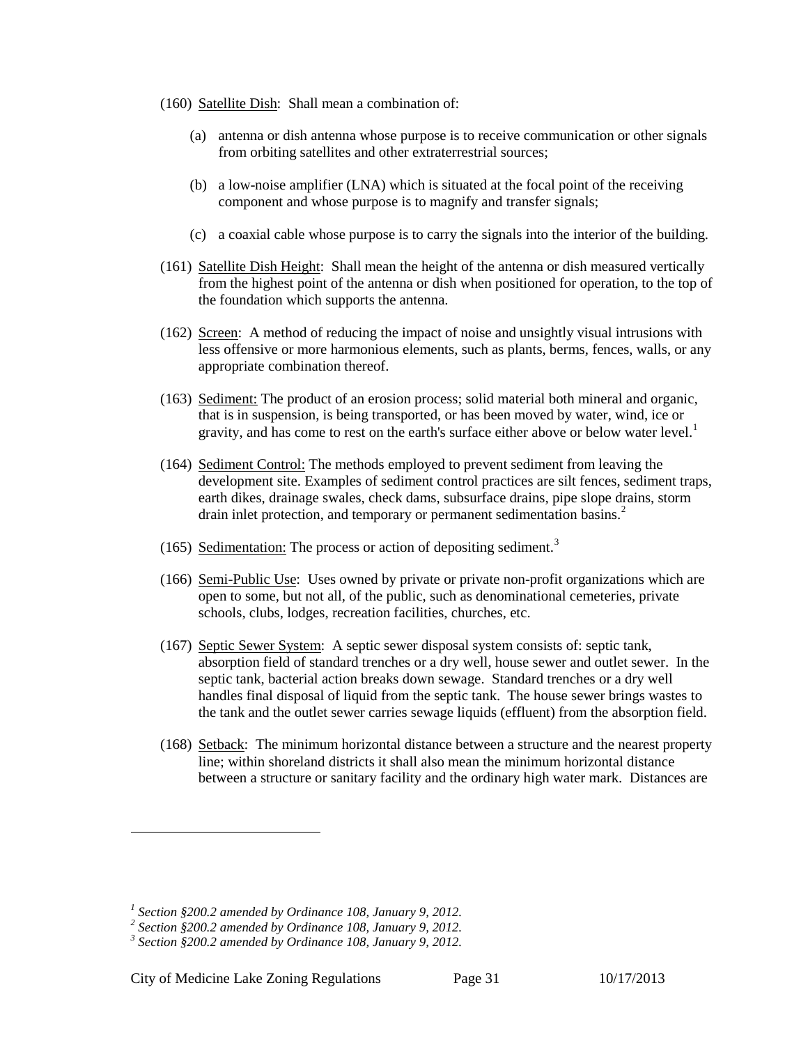(160) Satellite Dish: Shall mean a combination of:

(a) antenna or dish antenna whose purpose is to receive communication or other signals from orbiting satellites and other extraterrestrial sources;

(b) a low-noise amplifier (LNA) which is situated at the focal point of the receiving component and whose purpose is to magnify and transfer signals;

(c) a coaxial cable whose purpose is to carry the signals into the interior of the building.

(161) Satellite Dish Height: Shall mean the height of the antenna or dish measured vertically from the highest point of the antenna or dish when positioned for operation, to the top of the foundation which supports the antenna.

(162) Screen: A method of reducing the impact of noise and unsightly visual intrusions with less offensive or more harmonious elements, such as plants, berms, fences, walls, or any appropriate combination thereof.

(163) Sediment: The product of an erosion process; solid material both mineral and organic, that is in suspension, is being transported, or has been moved by water, wind, ice or gravity, and has come to rest on the earth's surface either above or below water level.[1]

(164) Sediment Control: The methods employed to prevent sediment from leaving the development site. Examples of sediment control practices are silt fences, sediment traps, earth dikes, drainage swales, check dams, subsurface drains, pipe slope drains, storm drain inlet protection, and temporary or permanent sedimentation basins.[2]

(165) Sedimentation: The process or action of depositing sediment.[3]

(166) Semi-Public Use: Uses owned by private or private non-profit organizations which are open to some, but not all, of the public, such as denominational cemeteries, private schools, clubs, lodges, recreation facilities, churches, etc.

(167) Septic Sewer System: A septic sewer disposal system consists of: septic tank, absorption field of standard trenches or a dry well, house sewer and outlet sewer. In the septic tank, bacterial action breaks down sewage. Standard trenches or a dry well handles final disposal of liquid from the septic tank. The house sewer brings wastes to the tank and the outlet sewer carries sewage liquids (effluent) from the absorption field.

(168) Setback: The minimum horizontal distance between a structure and the nearest property line; within shoreland districts it shall also mean the minimum horizontal distance between a structure or sanitary facility and the ordinary high water mark. Distances are

---

*[1] Section §200.2 amended by Ordinance 108, January 9, 2012.*
*[2] Section §200.2 amended by Ordinance 108, January 9, 2012.*
*[3] Section §200.2 amended by Ordinance 108, January 9, 2012.*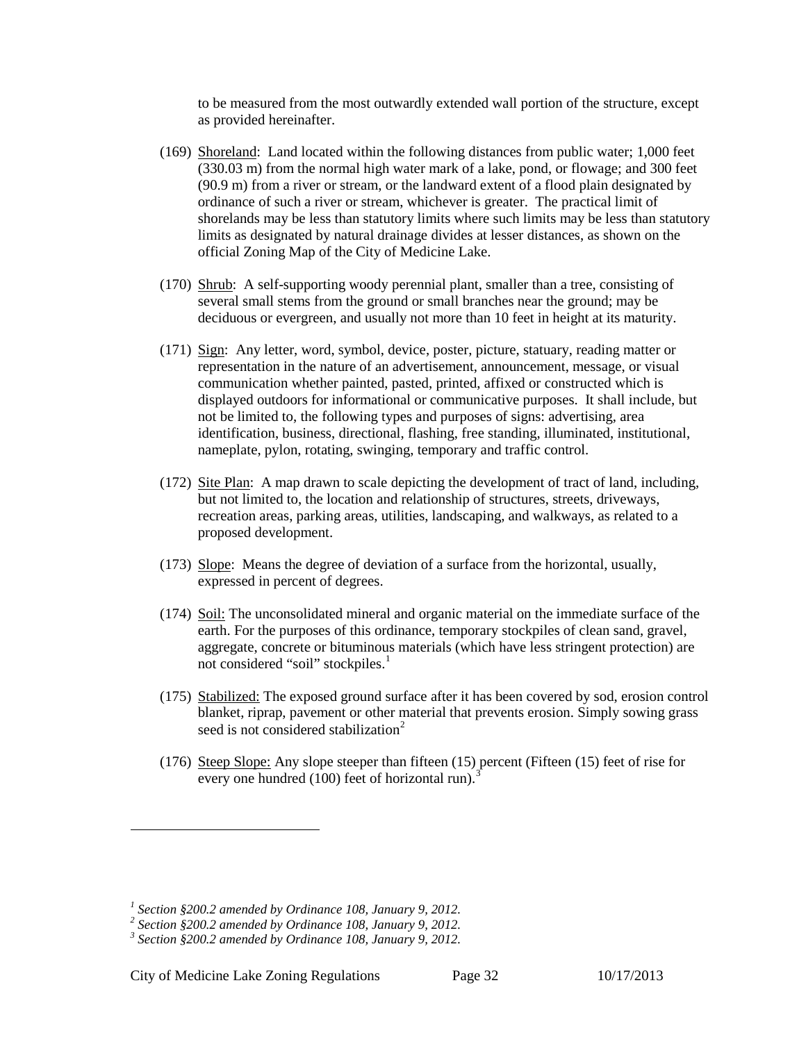to be measured from the most outwardly extended wall portion of the structure, except as provided hereinafter.

(169) Shoreland: Land located within the following distances from public water; 1,000 feet (330.03 m) from the normal high water mark of a lake, pond, or flowage; and 300 feet (90.9 m) from a river or stream, or the landward extent of a flood plain designated by ordinance of such a river or stream, whichever is greater. The practical limit of shorelands may be less than statutory limits where such limits may be less than statutory limits as designated by natural drainage divides at lesser distances, as shown on the official Zoning Map of the City of Medicine Lake.

(170) Shrub: A self-supporting woody perennial plant, smaller than a tree, consisting of several small stems from the ground or small branches near the ground; may be deciduous or evergreen, and usually not more than 10 feet in height at its maturity.

(171) Sign: Any letter, word, symbol, device, poster, picture, statuary, reading matter or representation in the nature of an advertisement, announcement, message, or visual communication whether painted, pasted, printed, affixed or constructed which is displayed outdoors for informational or communicative purposes. It shall include, but not be limited to, the following types and purposes of signs: advertising, area identification, business, directional, flashing, free standing, illuminated, institutional, nameplate, pylon, rotating, swinging, temporary and traffic control.

(172) Site Plan: A map drawn to scale depicting the development of tract of land, including, but not limited to, the location and relationship of structures, streets, driveways, recreation areas, parking areas, utilities, landscaping, and walkways, as related to a proposed development.

(173) Slope: Means the degree of deviation of a surface from the horizontal, usually, expressed in percent of degrees.

(174) Soil: The unconsolidated mineral and organic material on the immediate surface of the earth. For the purposes of this ordinance, temporary stockpiles of clean sand, gravel, aggregate, concrete or bituminous materials (which have less stringent protection) are not considered "soil" stockpiles.[1]

(175) Stabilized: The exposed ground surface after it has been covered by sod, erosion control blanket, riprap, pavement or other material that prevents erosion. Simply sowing grass seed is not considered stabilization[2]

(176) Steep Slope: Any slope steeper than fifteen (15) percent (Fifteen (15) feet of rise for every one hundred (100) feet of horizontal run).[3]

---

[1] *Section §200.2 amended by Ordinance 108, January 9, 2012.*

[2] *Section §200.2 amended by Ordinance 108, January 9, 2012.*

[3] *Section §200.2 amended by Ordinance 108, January 9, 2012.*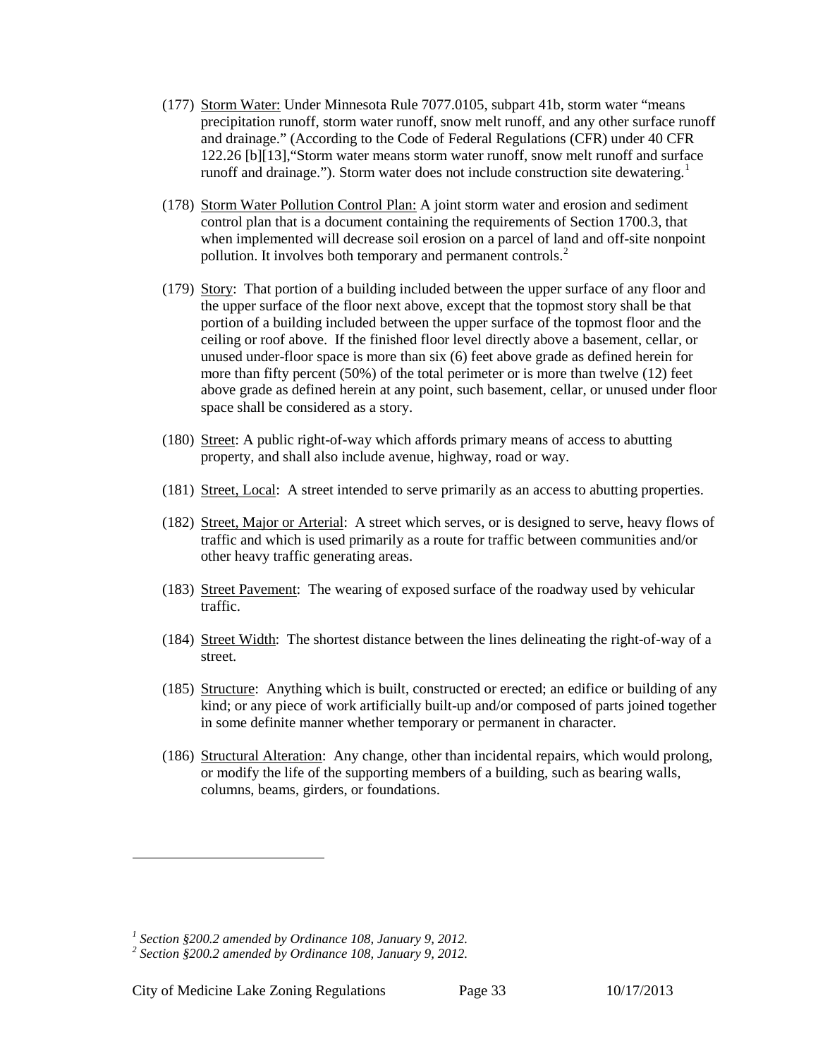(177) Storm Water: Under Minnesota Rule 7077.0105, subpart 41b, storm water "means precipitation runoff, storm water runoff, snow melt runoff, and any other surface runoff and drainage." (According to the Code of Federal Regulations (CFR) under 40 CFR 122.26 [b][13],"Storm water means storm water runoff, snow melt runoff and surface runoff and drainage."). Storm water does not include construction site dewatering.[1]

(178) Storm Water Pollution Control Plan: A joint storm water and erosion and sediment control plan that is a document containing the requirements of Section 1700.3, that when implemented will decrease soil erosion on a parcel of land and off-site nonpoint pollution. It involves both temporary and permanent controls.[2]

(179) Story: That portion of a building included between the upper surface of any floor and the upper surface of the floor next above, except that the topmost story shall be that portion of a building included between the upper surface of the topmost floor and the ceiling or roof above. If the finished floor level directly above a basement, cellar, or unused under-floor space is more than six (6) feet above grade as defined herein for more than fifty percent (50%) of the total perimeter or is more than twelve (12) feet above grade as defined herein at any point, such basement, cellar, or unused under floor space shall be considered as a story.

(180) Street: A public right-of-way which affords primary means of access to abutting property, and shall also include avenue, highway, road or way.

(181) Street, Local: A street intended to serve primarily as an access to abutting properties.

(182) Street, Major or Arterial: A street which serves, or is designed to serve, heavy flows of traffic and which is used primarily as a route for traffic between communities and/or other heavy traffic generating areas.

(183) Street Pavement: The wearing of exposed surface of the roadway used by vehicular traffic.

(184) Street Width: The shortest distance between the lines delineating the right-of-way of a street.

(185) Structure: Anything which is built, constructed or erected; an edifice or building of any kind; or any piece of work artificially built-up and/or composed of parts joined together in some definite manner whether temporary or permanent in character.

(186) Structural Alteration: Any change, other than incidental repairs, which would prolong, or modify the life of the supporting members of a building, such as bearing walls, columns, beams, girders, or foundations.

---

*[1] Section §200.2 amended by Ordinance 108, January 9, 2012.*
*[2] Section §200.2 amended by Ordinance 108, January 9, 2012.*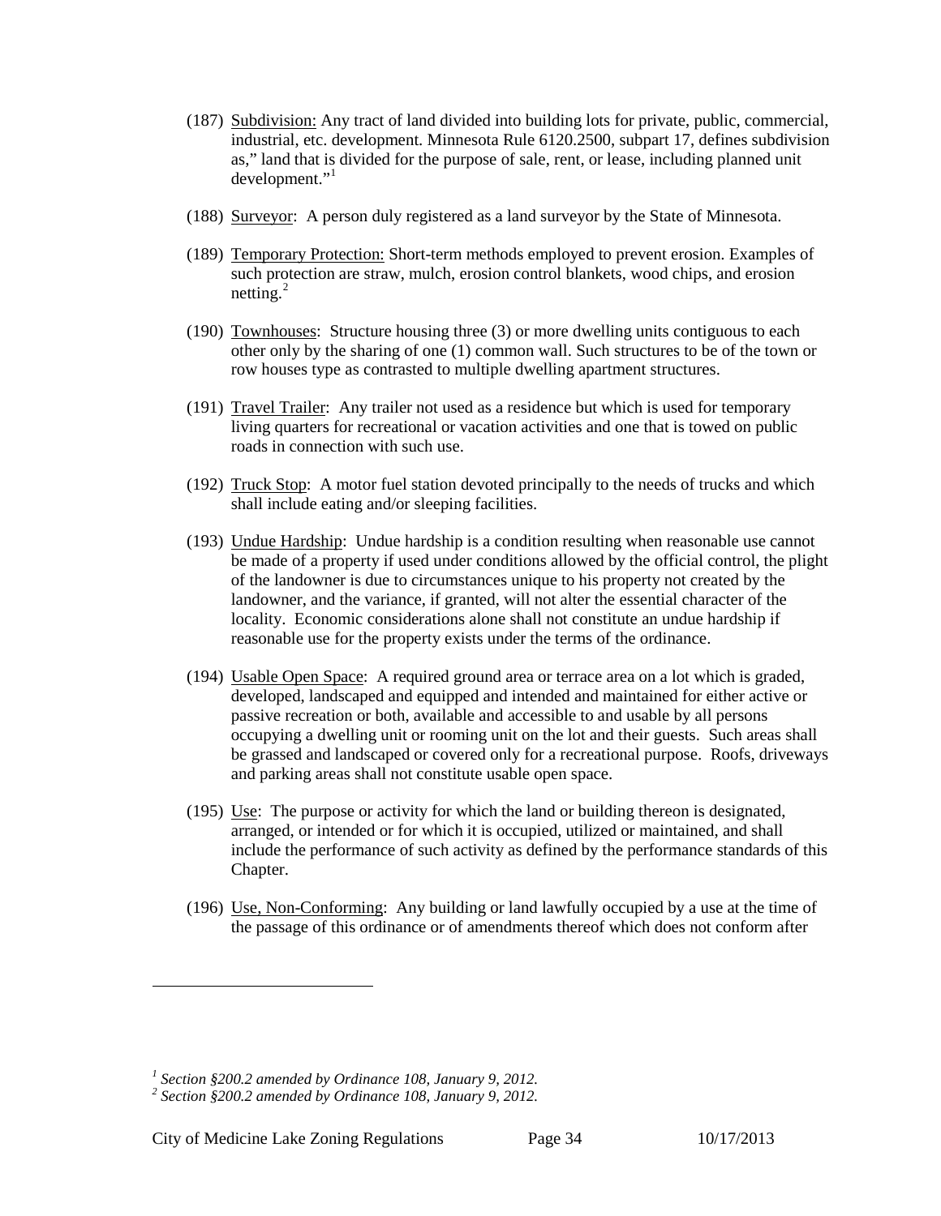(187) Subdivision: Any tract of land divided into building lots for private, public, commercial, industrial, etc. development. Minnesota Rule 6120.2500, subpart 17, defines subdivision as," land that is divided for the purpose of sale, rent, or lease, including planned unit development."[1]

(188) Surveyor: A person duly registered as a land surveyor by the State of Minnesota.

(189) Temporary Protection: Short-term methods employed to prevent erosion. Examples of such protection are straw, mulch, erosion control blankets, wood chips, and erosion netting.[2]

(190) Townhouses: Structure housing three (3) or more dwelling units contiguous to each other only by the sharing of one (1) common wall. Such structures to be of the town or row houses type as contrasted to multiple dwelling apartment structures.

(191) Travel Trailer: Any trailer not used as a residence but which is used for temporary living quarters for recreational or vacation activities and one that is towed on public roads in connection with such use.

(192) Truck Stop: A motor fuel station devoted principally to the needs of trucks and which shall include eating and/or sleeping facilities.

(193) Undue Hardship: Undue hardship is a condition resulting when reasonable use cannot be made of a property if used under conditions allowed by the official control, the plight of the landowner is due to circumstances unique to his property not created by the landowner, and the variance, if granted, will not alter the essential character of the locality. Economic considerations alone shall not constitute an undue hardship if reasonable use for the property exists under the terms of the ordinance.

(194) Usable Open Space: A required ground area or terrace area on a lot which is graded, developed, landscaped and equipped and intended and maintained for either active or passive recreation or both, available and accessible to and usable by all persons occupying a dwelling unit or rooming unit on the lot and their guests. Such areas shall be grassed and landscaped or covered only for a recreational purpose. Roofs, driveways and parking areas shall not constitute usable open space.

(195) Use: The purpose or activity for which the land or building thereon is designated, arranged, or intended or for which it is occupied, utilized or maintained, and shall include the performance of such activity as defined by the performance standards of this Chapter.

(196) Use, Non-Conforming: Any building or land lawfully occupied by a use at the time of the passage of this ordinance or of amendments thereof which does not conform after

---

[1] *Section §200.2 amended by Ordinance 108, January 9, 2012.*

[2] *Section §200.2 amended by Ordinance 108, January 9, 2012.*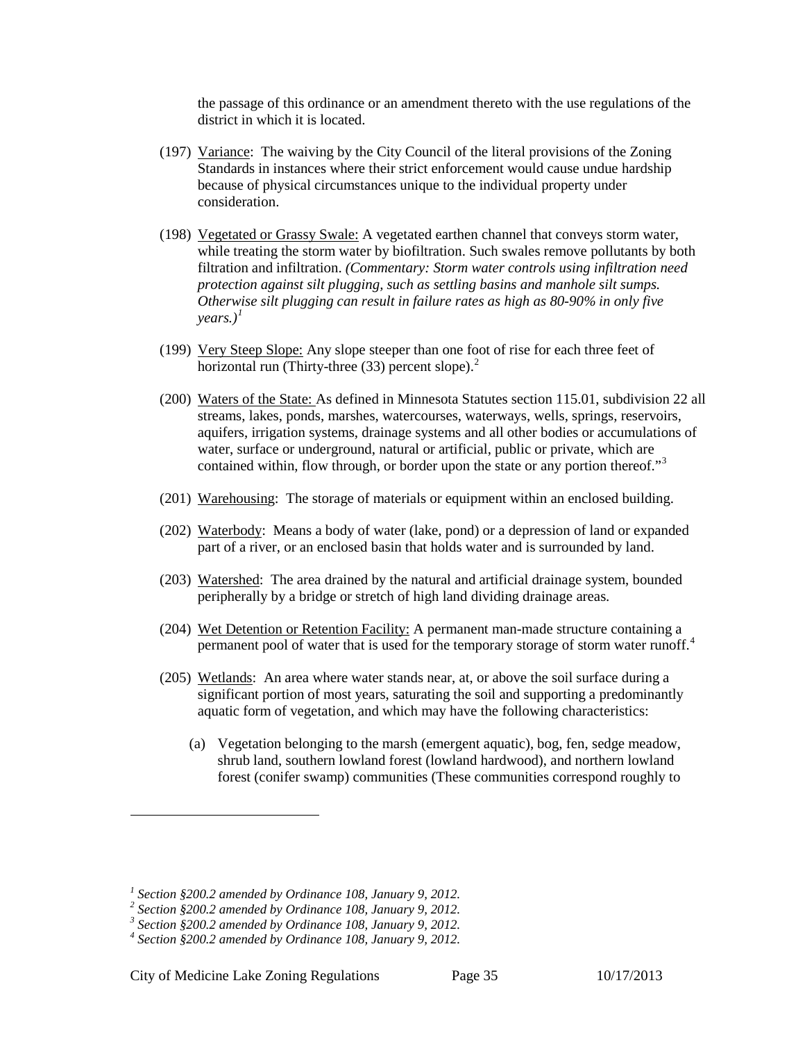the passage of this ordinance or an amendment thereto with the use regulations of the district in which it is located.

(197) Variance: The waiving by the City Council of the literal provisions of the Zoning Standards in instances where their strict enforcement would cause undue hardship because of physical circumstances unique to the individual property under consideration.

(198) Vegetated or Grassy Swale: A vegetated earthen channel that conveys storm water, while treating the storm water by biofiltration. Such swales remove pollutants by both filtration and infiltration. *(Commentary: Storm water controls using infiltration need protection against silt plugging, such as settling basins and manhole silt sumps. Otherwise silt plugging can result in failure rates as high as 80-90% in only five years.)*[1]

(199) Very Steep Slope: Any slope steeper than one foot of rise for each three feet of horizontal run (Thirty-three (33) percent slope).[2]

(200) Waters of the State: As defined in Minnesota Statutes section 115.01, subdivision 22 all streams, lakes, ponds, marshes, watercourses, waterways, wells, springs, reservoirs, aquifers, irrigation systems, drainage systems and all other bodies or accumulations of water, surface or underground, natural or artificial, public or private, which are contained within, flow through, or border upon the state or any portion thereof."[3]

(201) Warehousing: The storage of materials or equipment within an enclosed building.

(202) Waterbody: Means a body of water (lake, pond) or a depression of land or expanded part of a river, or an enclosed basin that holds water and is surrounded by land.

(203) Watershed: The area drained by the natural and artificial drainage system, bounded peripherally by a bridge or stretch of high land dividing drainage areas.

(204) Wet Detention or Retention Facility: A permanent man-made structure containing a permanent pool of water that is used for the temporary storage of storm water runoff.[4]

(205) Wetlands: An area where water stands near, at, or above the soil surface during a significant portion of most years, saturating the soil and supporting a predominantly aquatic form of vegetation, and which may have the following characteristics:

(a) Vegetation belonging to the marsh (emergent aquatic), bog, fen, sedge meadow, shrub land, southern lowland forest (lowland hardwood), and northern lowland forest (conifer swamp) communities (These communities correspond roughly to

---

[1] *Section §200.2 amended by Ordinance 108, January 9, 2012.*
[2] *Section §200.2 amended by Ordinance 108, January 9, 2012.*
[3] *Section §200.2 amended by Ordinance 108, January 9, 2012.*
[4] *Section §200.2 amended by Ordinance 108, January 9, 2012.*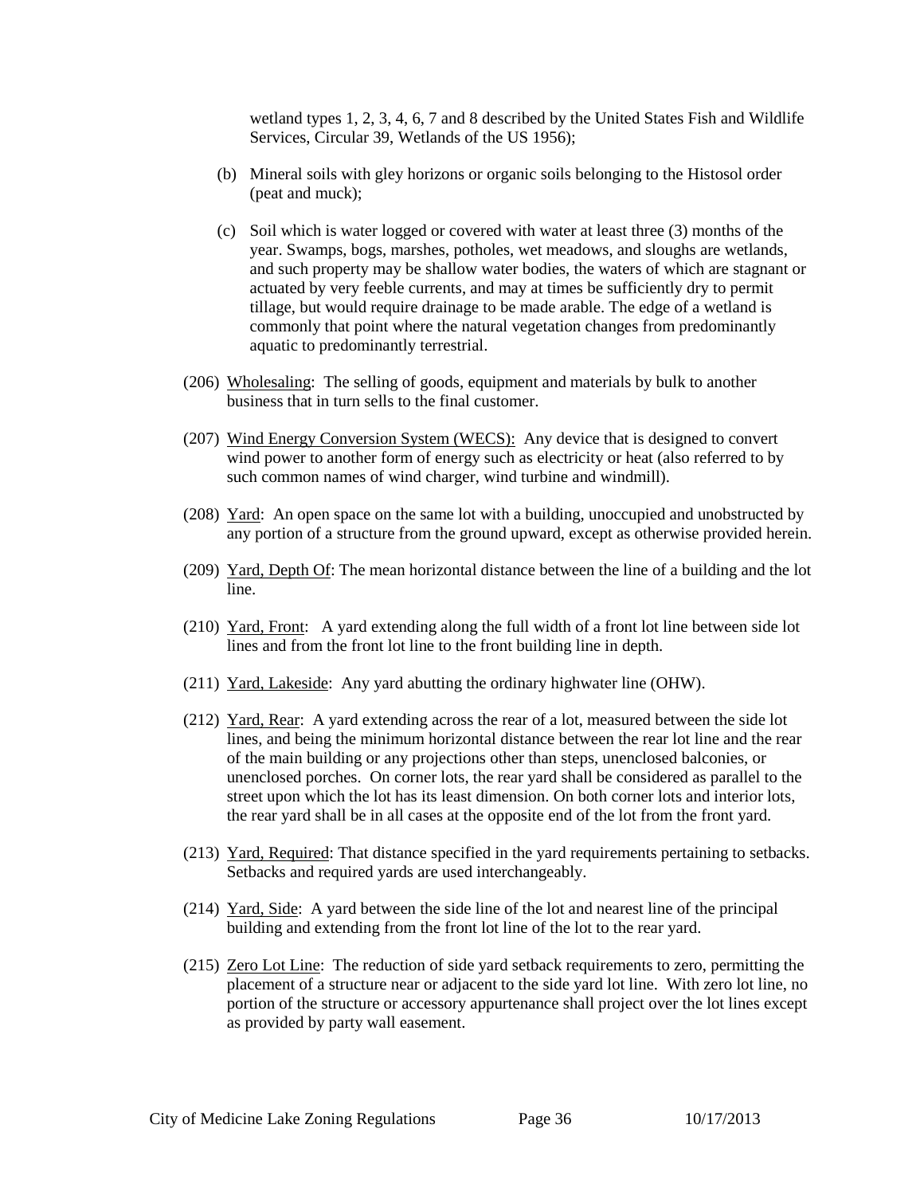wetland types 1, 2, 3, 4, 6, 7 and 8 described by the United States Fish and Wildlife Services, Circular 39, Wetlands of the US 1956);

(b) Mineral soils with gley horizons or organic soils belonging to the Histosol order (peat and muck);

(c) Soil which is water logged or covered with water at least three (3) months of the year. Swamps, bogs, marshes, potholes, wet meadows, and sloughs are wetlands, and such property may be shallow water bodies, the waters of which are stagnant or actuated by very feeble currents, and may at times be sufficiently dry to permit tillage, but would require drainage to be made arable. The edge of a wetland is commonly that point where the natural vegetation changes from predominantly aquatic to predominantly terrestrial.

(206) Wholesaling: The selling of goods, equipment and materials by bulk to another business that in turn sells to the final customer.

(207) Wind Energy Conversion System (WECS): Any device that is designed to convert wind power to another form of energy such as electricity or heat (also referred to by such common names of wind charger, wind turbine and windmill).

(208) Yard: An open space on the same lot with a building, unoccupied and unobstructed by any portion of a structure from the ground upward, except as otherwise provided herein.

(209) Yard, Depth Of: The mean horizontal distance between the line of a building and the lot line.

(210) Yard, Front: A yard extending along the full width of a front lot line between side lot lines and from the front lot line to the front building line in depth.

(211) Yard, Lakeside: Any yard abutting the ordinary highwater line (OHW).

(212) Yard, Rear: A yard extending across the rear of a lot, measured between the side lot lines, and being the minimum horizontal distance between the rear lot line and the rear of the main building or any projections other than steps, unenclosed balconies, or unenclosed porches. On corner lots, the rear yard shall be considered as parallel to the street upon which the lot has its least dimension. On both corner lots and interior lots, the rear yard shall be in all cases at the opposite end of the lot from the front yard.

(213) Yard, Required: That distance specified in the yard requirements pertaining to setbacks. Setbacks and required yards are used interchangeably.

(214) Yard, Side: A yard between the side line of the lot and nearest line of the principal building and extending from the front lot line of the lot to the rear yard.

(215) Zero Lot Line: The reduction of side yard setback requirements to zero, permitting the placement of a structure near or adjacent to the side yard lot line. With zero lot line, no portion of the structure or accessory appurtenance shall project over the lot lines except as provided by party wall easement.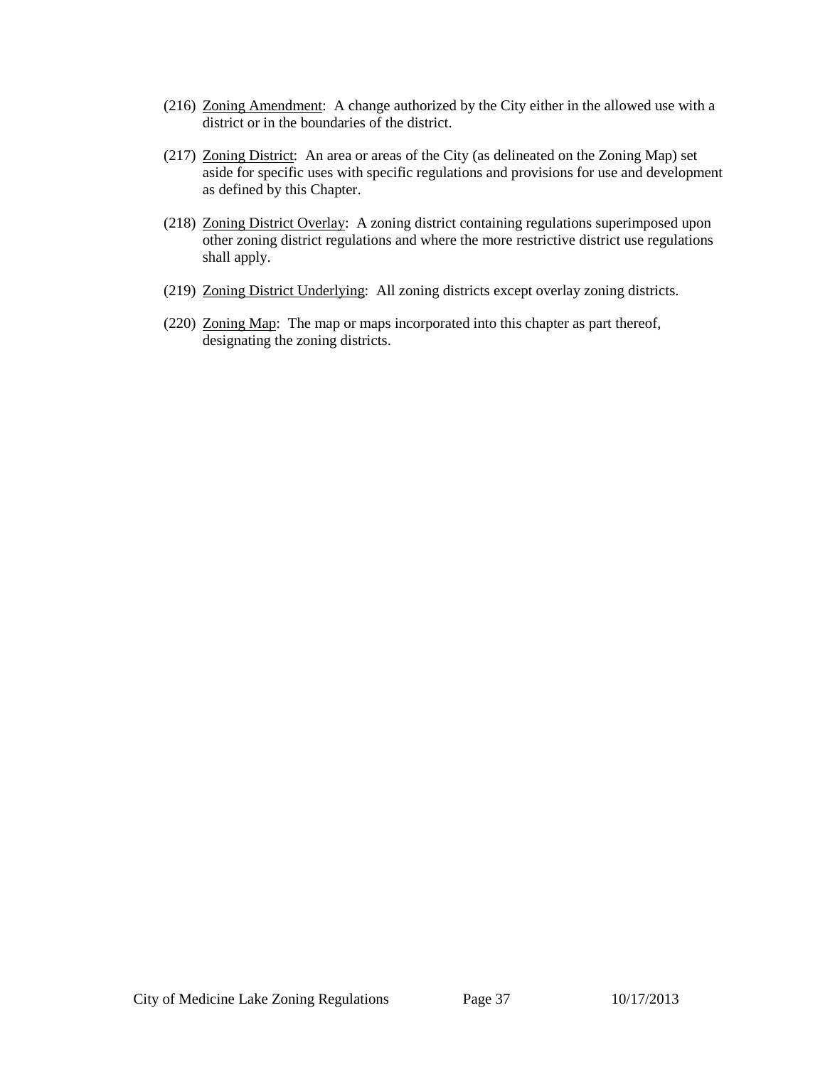(216) Zoning Amendment: A change authorized by the City either in the allowed use with a district or in the boundaries of the district.

(217) Zoning District: An area or areas of the City (as delineated on the Zoning Map) set aside for specific uses with specific regulations and provisions for use and development as defined by this Chapter.

(218) Zoning District Overlay: A zoning district containing regulations superimposed upon other zoning district regulations and where the more restrictive district use regulations shall apply.

(219) Zoning District Underlying: All zoning districts except overlay zoning districts.

(220) Zoning Map: The map or maps incorporated into this chapter as part thereof, designating the zoning districts.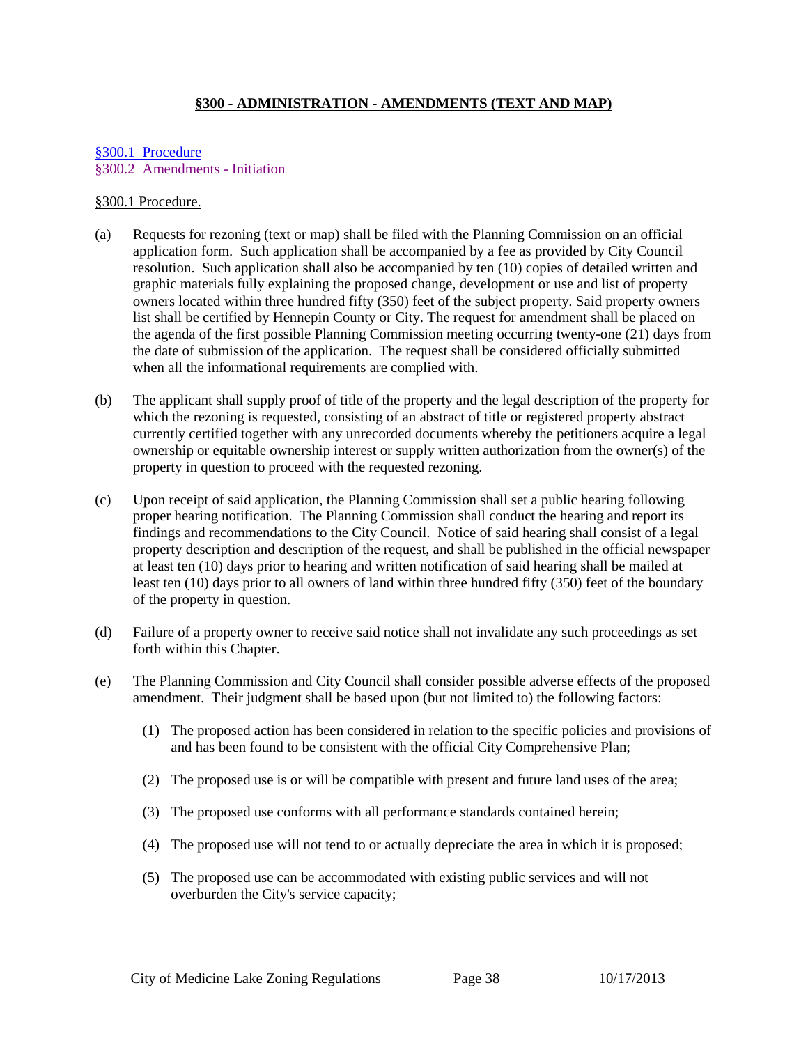## §300 - ADMINISTRATION - AMENDMENTS (TEXT AND MAP)

§300.1 Procedure
§300.2 Amendments - Initiation

§300.1 Procedure.

(a) Requests for rezoning (text or map) shall be filed with the Planning Commission on an official application form. Such application shall be accompanied by a fee as provided by City Council resolution. Such application shall also be accompanied by ten (10) copies of detailed written and graphic materials fully explaining the proposed change, development or use and list of property owners located within three hundred fifty (350) feet of the subject property. Said property owners list shall be certified by Hennepin County or City. The request for amendment shall be placed on the agenda of the first possible Planning Commission meeting occurring twenty-one (21) days from the date of submission of the application. The request shall be considered officially submitted when all the informational requirements are complied with.

(b) The applicant shall supply proof of title of the property and the legal description of the property for which the rezoning is requested, consisting of an abstract of title or registered property abstract currently certified together with any unrecorded documents whereby the petitioners acquire a legal ownership or equitable ownership interest or supply written authorization from the owner(s) of the property in question to proceed with the requested rezoning.

(c) Upon receipt of said application, the Planning Commission shall set a public hearing following proper hearing notification. The Planning Commission shall conduct the hearing and report its findings and recommendations to the City Council. Notice of said hearing shall consist of a legal property description and description of the request, and shall be published in the official newspaper at least ten (10) days prior to hearing and written notification of said hearing shall be mailed at least ten (10) days prior to all owners of land within three hundred fifty (350) feet of the boundary of the property in question.

(d) Failure of a property owner to receive said notice shall not invalidate any such proceedings as set forth within this Chapter.

(e) The Planning Commission and City Council shall consider possible adverse effects of the proposed amendment. Their judgment shall be based upon (but not limited to) the following factors:

   (1) The proposed action has been considered in relation to the specific policies and provisions of and has been found to be consistent with the official City Comprehensive Plan;

   (2) The proposed use is or will be compatible with present and future land uses of the area;

   (3) The proposed use conforms with all performance standards contained herein;

   (4) The proposed use will not tend to or actually depreciate the area in which it is proposed;

   (5) The proposed use can be accommodated with existing public services and will not overburden the City's service capacity;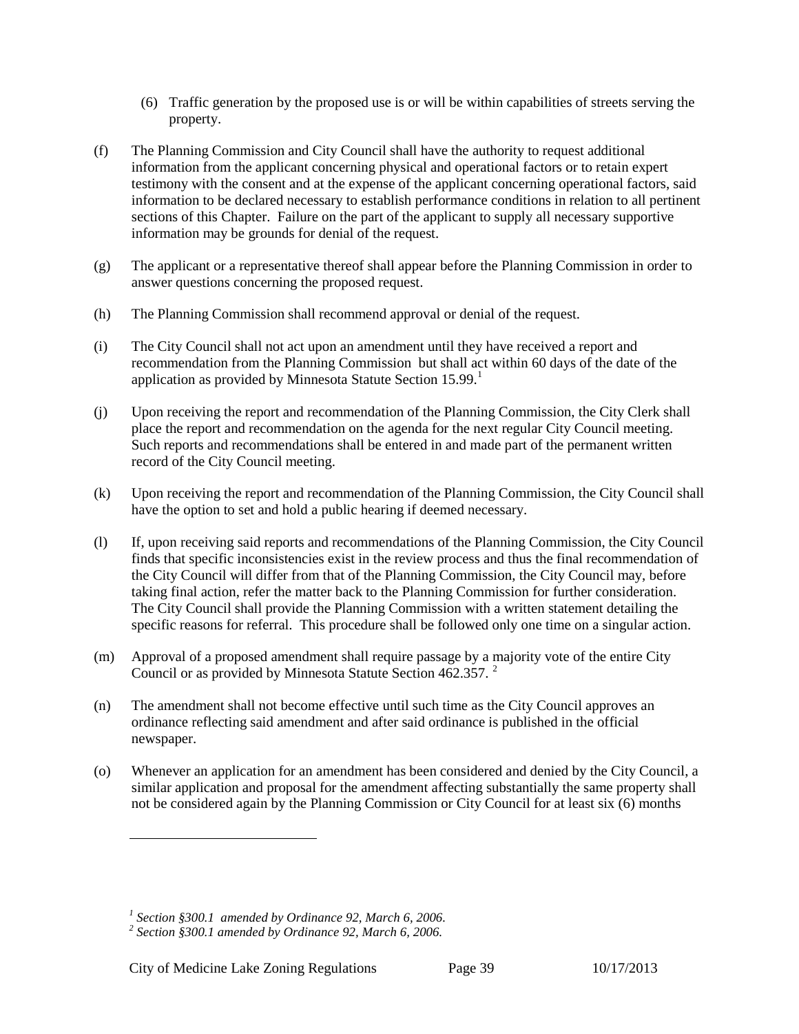(6) Traffic generation by the proposed use is or will be within capabilities of streets serving the property.

(f) The Planning Commission and City Council shall have the authority to request additional information from the applicant concerning physical and operational factors or to retain expert testimony with the consent and at the expense of the applicant concerning operational factors, said information to be declared necessary to establish performance conditions in relation to all pertinent sections of this Chapter. Failure on the part of the applicant to supply all necessary supportive information may be grounds for denial of the request.

(g) The applicant or a representative thereof shall appear before the Planning Commission in order to answer questions concerning the proposed request.

(h) The Planning Commission shall recommend approval or denial of the request.

(i) The City Council shall not act upon an amendment until they have received a report and recommendation from the Planning Commission but shall act within 60 days of the date of the application as provided by Minnesota Statute Section 15.99.[1]

(j) Upon receiving the report and recommendation of the Planning Commission, the City Clerk shall place the report and recommendation on the agenda for the next regular City Council meeting. Such reports and recommendations shall be entered in and made part of the permanent written record of the City Council meeting.

(k) Upon receiving the report and recommendation of the Planning Commission, the City Council shall have the option to set and hold a public hearing if deemed necessary.

(l) If, upon receiving said reports and recommendations of the Planning Commission, the City Council finds that specific inconsistencies exist in the review process and thus the final recommendation of the City Council will differ from that of the Planning Commission, the City Council may, before taking final action, refer the matter back to the Planning Commission for further consideration. The City Council shall provide the Planning Commission with a written statement detailing the specific reasons for referral. This procedure shall be followed only one time on a singular action.

(m) Approval of a proposed amendment shall require passage by a majority vote of the entire City Council or as provided by Minnesota Statute Section 462.357.[2]

(n) The amendment shall not become effective until such time as the City Council approves an ordinance reflecting said amendment and after said ordinance is published in the official newspaper.

(o) Whenever an application for an amendment has been considered and denied by the City Council, a similar application and proposal for the amendment affecting substantially the same property shall not be considered again by the Planning Commission or City Council for at least six (6) months

---

*[1] Section §300.1 amended by Ordinance 92, March 6, 2006.*
*[2] Section §300.1 amended by Ordinance 92, March 6, 2006.*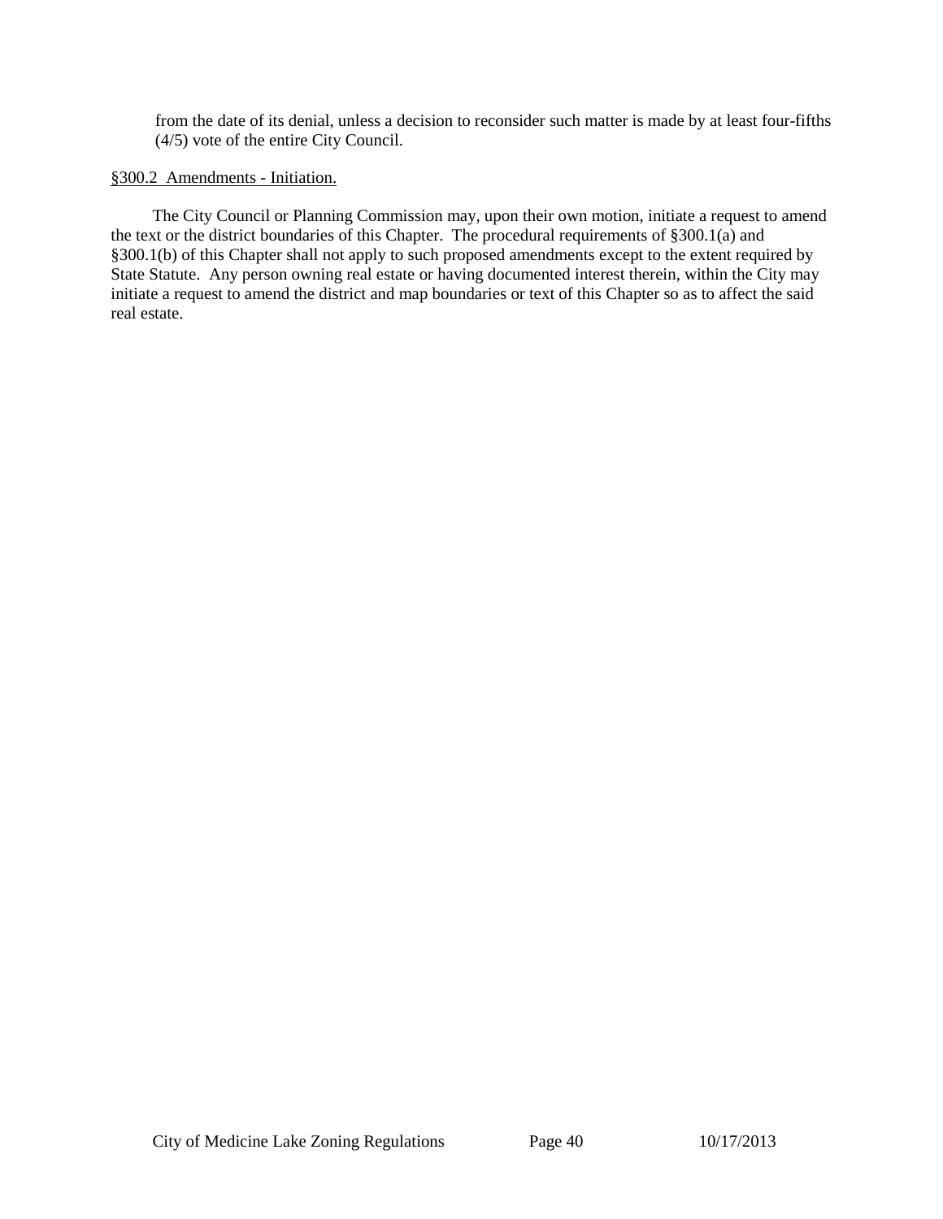from the date of its denial, unless a decision to reconsider such matter is made by at least four-fifths (4/5) vote of the entire City Council.

§300.2 Amendments - Initiation.

The City Council or Planning Commission may, upon their own motion, initiate a request to amend the text or the district boundaries of this Chapter. The procedural requirements of §300.1(a) and §300.1(b) of this Chapter shall not apply to such proposed amendments except to the extent required by State Statute. Any person owning real estate or having documented interest therein, within the City may initiate a request to amend the district and map boundaries or text of this Chapter so as to affect the said real estate.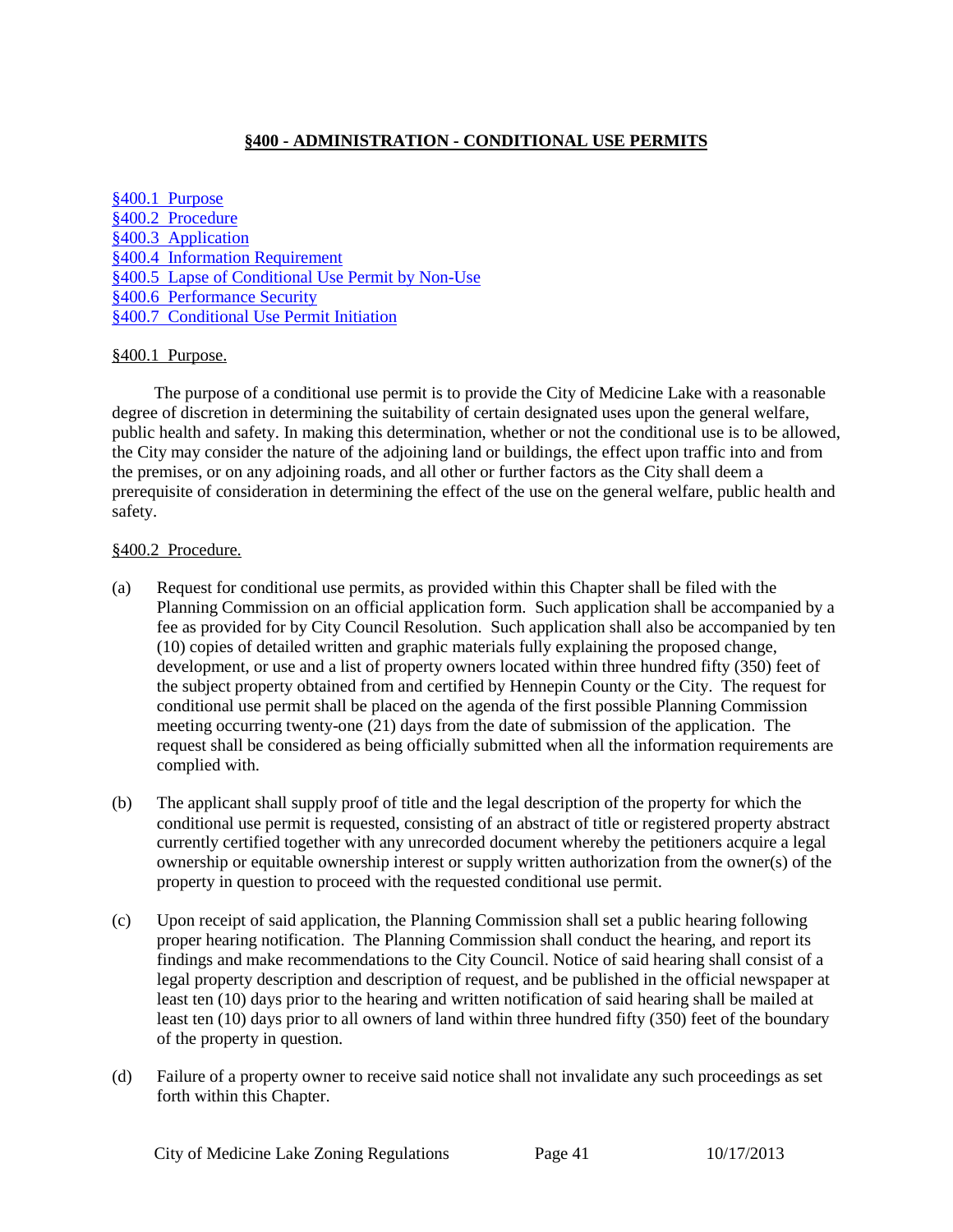## §400 - ADMINISTRATION - CONDITIONAL USE PERMITS

§400.1 Purpose
§400.2 Procedure
§400.3 Application
§400.4 Information Requirement
§400.5 Lapse of Conditional Use Permit by Non-Use
§400.6 Performance Security
§400.7 Conditional Use Permit Initiation

### §400.1 Purpose.

The purpose of a conditional use permit is to provide the City of Medicine Lake with a reasonable degree of discretion in determining the suitability of certain designated uses upon the general welfare, public health and safety. In making this determination, whether or not the conditional use is to be allowed, the City may consider the nature of the adjoining land or buildings, the effect upon traffic into and from the premises, or on any adjoining roads, and all other or further factors as the City shall deem a prerequisite of consideration in determining the effect of the use on the general welfare, public health and safety.

### §400.2 Procedure.

(a) Request for conditional use permits, as provided within this Chapter shall be filed with the Planning Commission on an official application form. Such application shall be accompanied by a fee as provided for by City Council Resolution. Such application shall also be accompanied by ten (10) copies of detailed written and graphic materials fully explaining the proposed change, development, or use and a list of property owners located within three hundred fifty (350) feet of the subject property obtained from and certified by Hennepin County or the City. The request for conditional use permit shall be placed on the agenda of the first possible Planning Commission meeting occurring twenty-one (21) days from the date of submission of the application. The request shall be considered as being officially submitted when all the information requirements are complied with.

(b) The applicant shall supply proof of title and the legal description of the property for which the conditional use permit is requested, consisting of an abstract of title or registered property abstract currently certified together with any unrecorded document whereby the petitioners acquire a legal ownership or equitable ownership interest or supply written authorization from the owner(s) of the property in question to proceed with the requested conditional use permit.

(c) Upon receipt of said application, the Planning Commission shall set a public hearing following proper hearing notification. The Planning Commission shall conduct the hearing, and report its findings and make recommendations to the City Council. Notice of said hearing shall consist of a legal property description and description of request, and be published in the official newspaper at least ten (10) days prior to the hearing and written notification of said hearing shall be mailed at least ten (10) days prior to all owners of land within three hundred fifty (350) feet of the boundary of the property in question.

(d) Failure of a property owner to receive said notice shall not invalidate any such proceedings as set forth within this Chapter.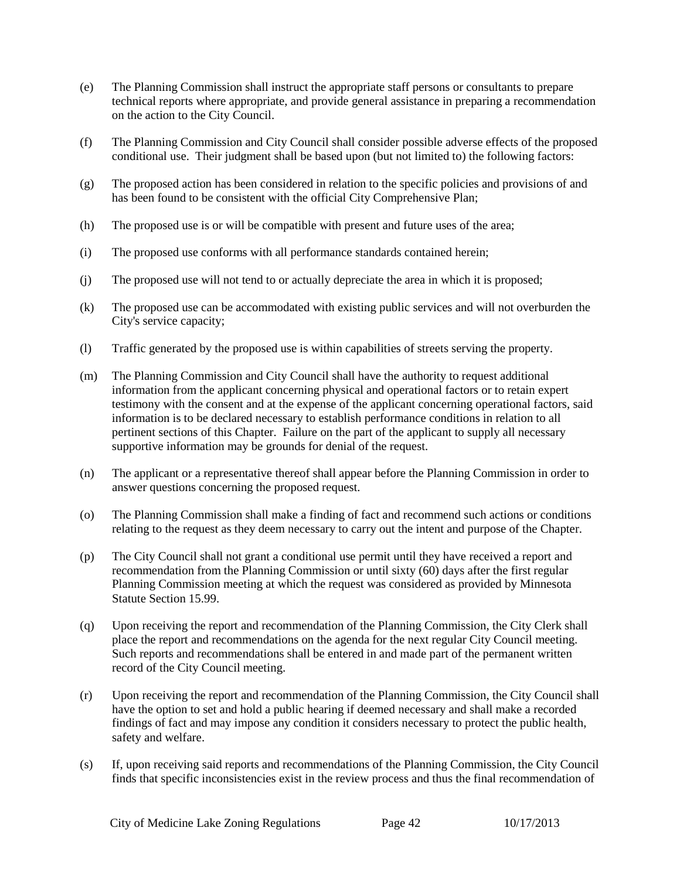(e) The Planning Commission shall instruct the appropriate staff persons or consultants to prepare technical reports where appropriate, and provide general assistance in preparing a recommendation on the action to the City Council.

(f) The Planning Commission and City Council shall consider possible adverse effects of the proposed conditional use. Their judgment shall be based upon (but not limited to) the following factors:

(g) The proposed action has been considered in relation to the specific policies and provisions of and has been found to be consistent with the official City Comprehensive Plan;

(h) The proposed use is or will be compatible with present and future uses of the area;

(i) The proposed use conforms with all performance standards contained herein;

(j) The proposed use will not tend to or actually depreciate the area in which it is proposed;

(k) The proposed use can be accommodated with existing public services and will not overburden the City's service capacity;

(l) Traffic generated by the proposed use is within capabilities of streets serving the property.

(m) The Planning Commission and City Council shall have the authority to request additional information from the applicant concerning physical and operational factors or to retain expert testimony with the consent and at the expense of the applicant concerning operational factors, said information is to be declared necessary to establish performance conditions in relation to all pertinent sections of this Chapter. Failure on the part of the applicant to supply all necessary supportive information may be grounds for denial of the request.

(n) The applicant or a representative thereof shall appear before the Planning Commission in order to answer questions concerning the proposed request.

(o) The Planning Commission shall make a finding of fact and recommend such actions or conditions relating to the request as they deem necessary to carry out the intent and purpose of the Chapter.

(p) The City Council shall not grant a conditional use permit until they have received a report and recommendation from the Planning Commission or until sixty (60) days after the first regular Planning Commission meeting at which the request was considered as provided by Minnesota Statute Section 15.99.

(q) Upon receiving the report and recommendation of the Planning Commission, the City Clerk shall place the report and recommendations on the agenda for the next regular City Council meeting. Such reports and recommendations shall be entered in and made part of the permanent written record of the City Council meeting.

(r) Upon receiving the report and recommendation of the Planning Commission, the City Council shall have the option to set and hold a public hearing if deemed necessary and shall make a recorded findings of fact and may impose any condition it considers necessary to protect the public health, safety and welfare.

(s) If, upon receiving said reports and recommendations of the Planning Commission, the City Council finds that specific inconsistencies exist in the review process and thus the final recommendation of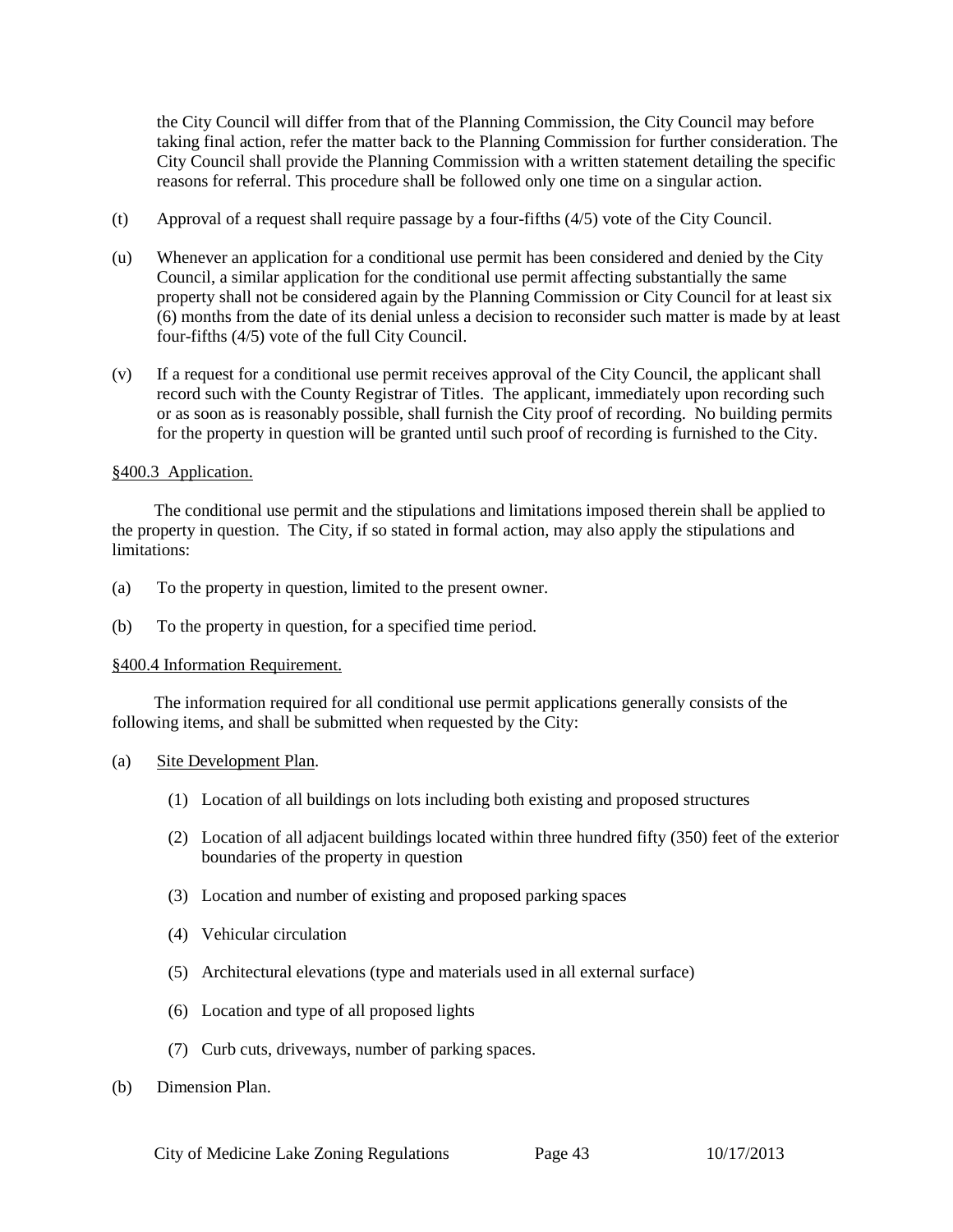the City Council will differ from that of the Planning Commission, the City Council may before taking final action, refer the matter back to the Planning Commission for further consideration. The City Council shall provide the Planning Commission with a written statement detailing the specific reasons for referral. This procedure shall be followed only one time on a singular action.

(t) Approval of a request shall require passage by a four-fifths (4/5) vote of the City Council.

(u) Whenever an application for a conditional use permit has been considered and denied by the City Council, a similar application for the conditional use permit affecting substantially the same property shall not be considered again by the Planning Commission or City Council for at least six (6) months from the date of its denial unless a decision to reconsider such matter is made by at least four-fifths (4/5) vote of the full City Council.

(v) If a request for a conditional use permit receives approval of the City Council, the applicant shall record such with the County Registrar of Titles. The applicant, immediately upon recording such or as soon as is reasonably possible, shall furnish the City proof of recording. No building permits for the property in question will be granted until such proof of recording is furnished to the City.

§400.3 Application.

The conditional use permit and the stipulations and limitations imposed therein shall be applied to the property in question. The City, if so stated in formal action, may also apply the stipulations and limitations:

(a) To the property in question, limited to the present owner.

(b) To the property in question, for a specified time period.

§400.4 Information Requirement.

The information required for all conditional use permit applications generally consists of the following items, and shall be submitted when requested by the City:

(a) Site Development Plan.

(1) Location of all buildings on lots including both existing and proposed structures

(2) Location of all adjacent buildings located within three hundred fifty (350) feet of the exterior boundaries of the property in question

(3) Location and number of existing and proposed parking spaces

(4) Vehicular circulation

(5) Architectural elevations (type and materials used in all external surface)

(6) Location and type of all proposed lights

(7) Curb cuts, driveways, number of parking spaces.

(b) Dimension Plan.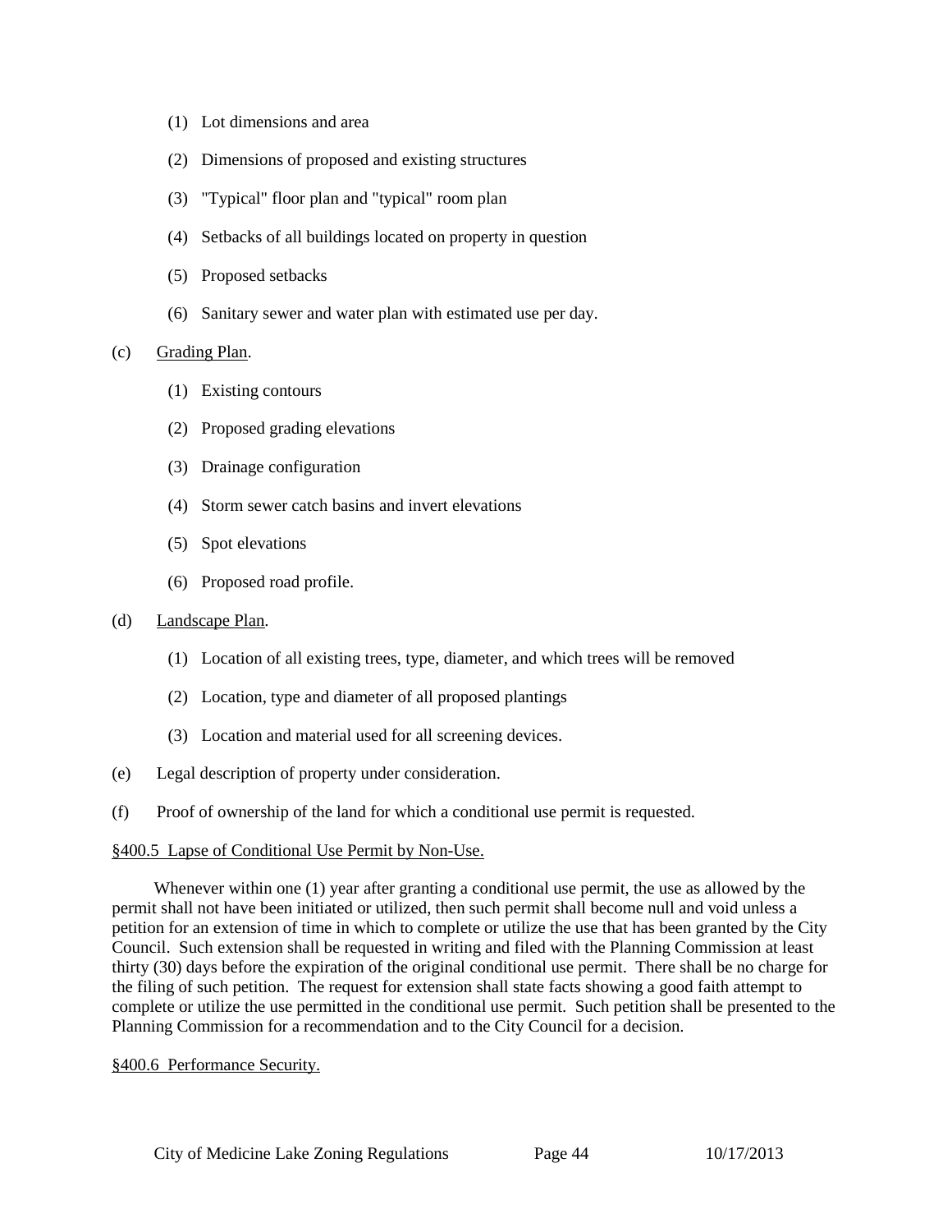(1) Lot dimensions and area

(2) Dimensions of proposed and existing structures

(3) "Typical" floor plan and "typical" room plan

(4) Setbacks of all buildings located on property in question

(5) Proposed setbacks

(6) Sanitary sewer and water plan with estimated use per day.

(c) Grading Plan.

(1) Existing contours

(2) Proposed grading elevations

(3) Drainage configuration

(4) Storm sewer catch basins and invert elevations

(5) Spot elevations

(6) Proposed road profile.

(d) Landscape Plan.

(1) Location of all existing trees, type, diameter, and which trees will be removed

(2) Location, type and diameter of all proposed plantings

(3) Location and material used for all screening devices.

(e) Legal description of property under consideration.

(f) Proof of ownership of the land for which a conditional use permit is requested.

§400.5 Lapse of Conditional Use Permit by Non-Use.

Whenever within one (1) year after granting a conditional use permit, the use as allowed by the permit shall not have been initiated or utilized, then such permit shall become null and void unless a petition for an extension of time in which to complete or utilize the use that has been granted by the City Council. Such extension shall be requested in writing and filed with the Planning Commission at least thirty (30) days before the expiration of the original conditional use permit. There shall be no charge for the filing of such petition. The request for extension shall state facts showing a good faith attempt to complete or utilize the use permitted in the conditional use permit. Such petition shall be presented to the Planning Commission for a recommendation and to the City Council for a decision.

§400.6 Performance Security.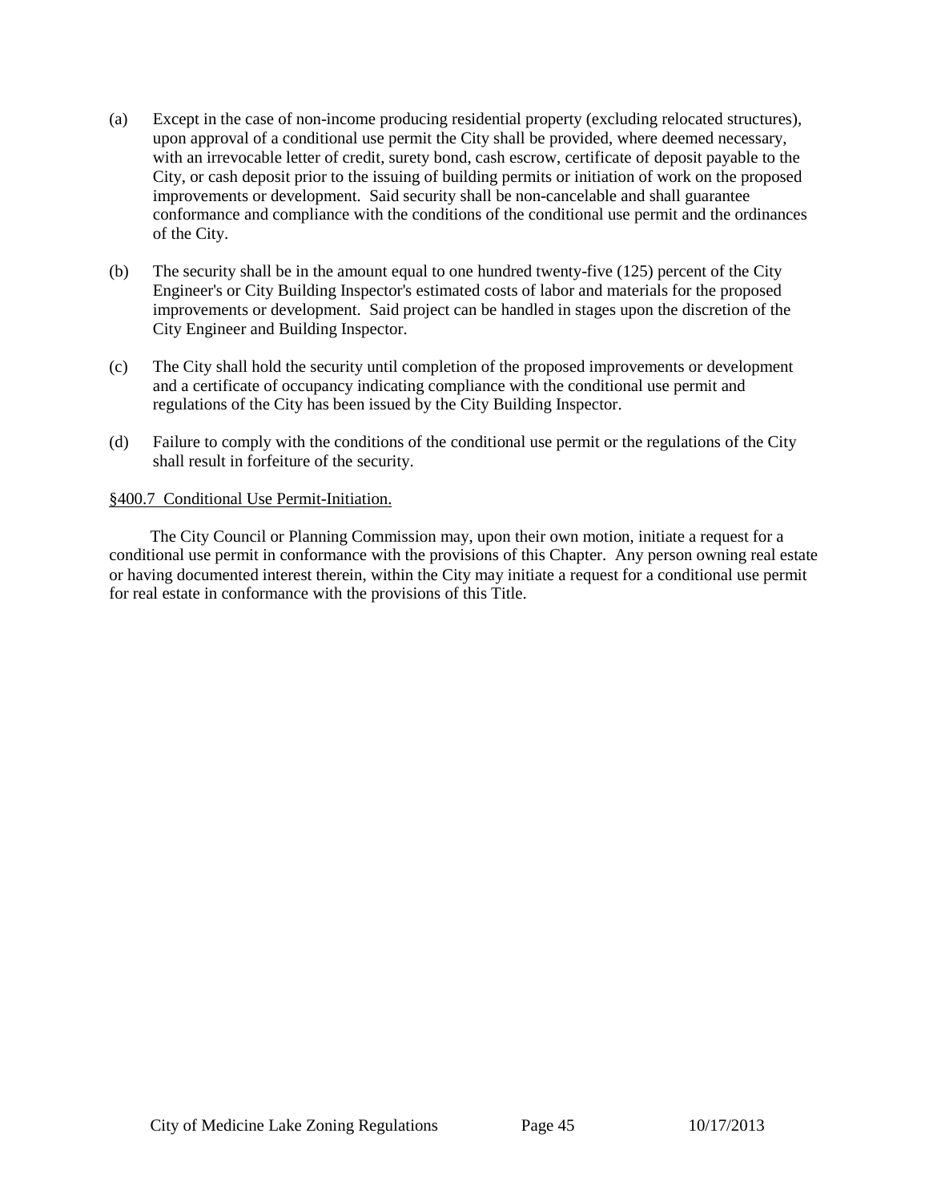(a) Except in the case of non-income producing residential property (excluding relocated structures), upon approval of a conditional use permit the City shall be provided, where deemed necessary, with an irrevocable letter of credit, surety bond, cash escrow, certificate of deposit payable to the City, or cash deposit prior to the issuing of building permits or initiation of work on the proposed improvements or development. Said security shall be non-cancelable and shall guarantee conformance and compliance with the conditions of the conditional use permit and the ordinances of the City.

(b) The security shall be in the amount equal to one hundred twenty-five (125) percent of the City Engineer's or City Building Inspector's estimated costs of labor and materials for the proposed improvements or development. Said project can be handled in stages upon the discretion of the City Engineer and Building Inspector.

(c) The City shall hold the security until completion of the proposed improvements or development and a certificate of occupancy indicating compliance with the conditional use permit and regulations of the City has been issued by the City Building Inspector.

(d) Failure to comply with the conditions of the conditional use permit or the regulations of the City shall result in forfeiture of the security.

§400.7 Conditional Use Permit-Initiation.

The City Council or Planning Commission may, upon their own motion, initiate a request for a conditional use permit in conformance with the provisions of this Chapter. Any person owning real estate or having documented interest therein, within the City may initiate a request for a conditional use permit for real estate in conformance with the provisions of this Title.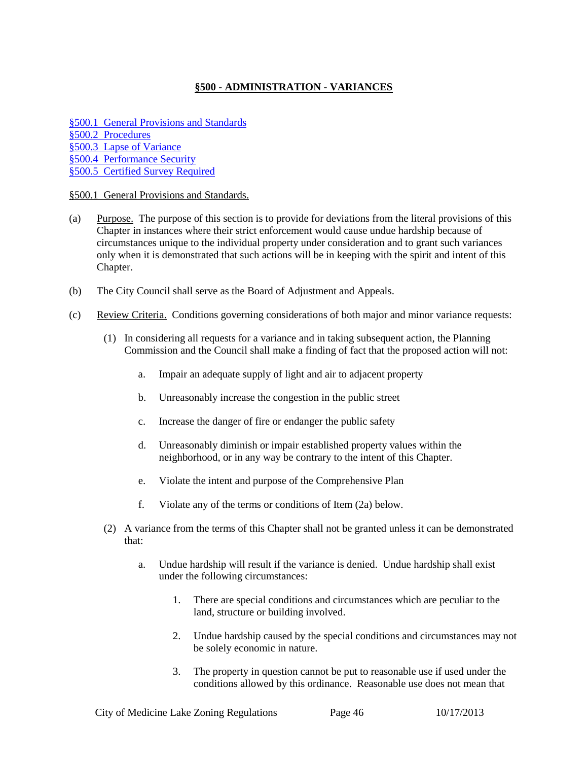## §500 - ADMINISTRATION - VARIANCES

§500.1 General Provisions and Standards
§500.2 Procedures
§500.3 Lapse of Variance
§500.4 Performance Security
§500.5 Certified Survey Required

§500.1 General Provisions and Standards.

(a) Purpose. The purpose of this section is to provide for deviations from the literal provisions of this Chapter in instances where their strict enforcement would cause undue hardship because of circumstances unique to the individual property under consideration and to grant such variances only when it is demonstrated that such actions will be in keeping with the spirit and intent of this Chapter.

(b) The City Council shall serve as the Board of Adjustment and Appeals.

(c) Review Criteria. Conditions governing considerations of both major and minor variance requests:

(1) In considering all requests for a variance and in taking subsequent action, the Planning Commission and the Council shall make a finding of fact that the proposed action will not:

a. Impair an adequate supply of light and air to adjacent property

b. Unreasonably increase the congestion in the public street

c. Increase the danger of fire or endanger the public safety

d. Unreasonably diminish or impair established property values within the neighborhood, or in any way be contrary to the intent of this Chapter.

e. Violate the intent and purpose of the Comprehensive Plan

f. Violate any of the terms or conditions of Item (2a) below.

(2) A variance from the terms of this Chapter shall not be granted unless it can be demonstrated that:

a. Undue hardship will result if the variance is denied. Undue hardship shall exist under the following circumstances:

1. There are special conditions and circumstances which are peculiar to the land, structure or building involved.

2. Undue hardship caused by the special conditions and circumstances may not be solely economic in nature.

3. The property in question cannot be put to reasonable use if used under the conditions allowed by this ordinance. Reasonable use does not mean that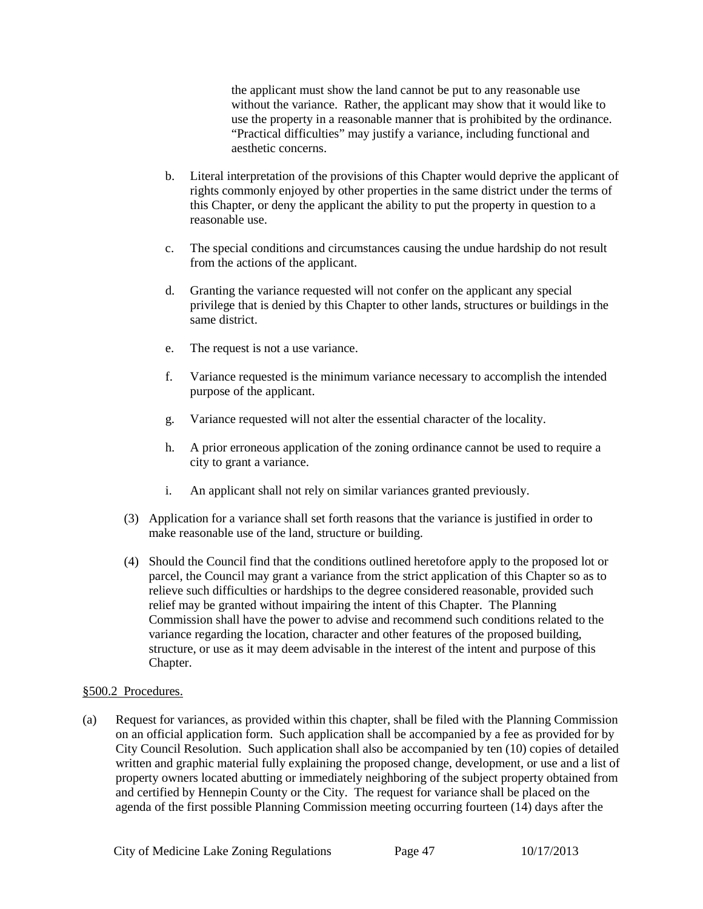the applicant must show the land cannot be put to any reasonable use without the variance. Rather, the applicant may show that it would like to use the property in a reasonable manner that is prohibited by the ordinance. "Practical difficulties" may justify a variance, including functional and aesthetic concerns.

b. Literal interpretation of the provisions of this Chapter would deprive the applicant of rights commonly enjoyed by other properties in the same district under the terms of this Chapter, or deny the applicant the ability to put the property in question to a reasonable use.

c. The special conditions and circumstances causing the undue hardship do not result from the actions of the applicant.

d. Granting the variance requested will not confer on the applicant any special privilege that is denied by this Chapter to other lands, structures or buildings in the same district.

e. The request is not a use variance.

f. Variance requested is the minimum variance necessary to accomplish the intended purpose of the applicant.

g. Variance requested will not alter the essential character of the locality.

h. A prior erroneous application of the zoning ordinance cannot be used to require a city to grant a variance.

i. An applicant shall not rely on similar variances granted previously.

(3) Application for a variance shall set forth reasons that the variance is justified in order to make reasonable use of the land, structure or building.

(4) Should the Council find that the conditions outlined heretofore apply to the proposed lot or parcel, the Council may grant a variance from the strict application of this Chapter so as to relieve such difficulties or hardships to the degree considered reasonable, provided such relief may be granted without impairing the intent of this Chapter. The Planning Commission shall have the power to advise and recommend such conditions related to the variance regarding the location, character and other features of the proposed building, structure, or use as it may deem advisable in the interest of the intent and purpose of this Chapter.

§500.2 Procedures.

(a) Request for variances, as provided within this chapter, shall be filed with the Planning Commission on an official application form. Such application shall be accompanied by a fee as provided for by City Council Resolution. Such application shall also be accompanied by ten (10) copies of detailed written and graphic material fully explaining the proposed change, development, or use and a list of property owners located abutting or immediately neighboring of the subject property obtained from and certified by Hennepin County or the City. The request for variance shall be placed on the agenda of the first possible Planning Commission meeting occurring fourteen (14) days after the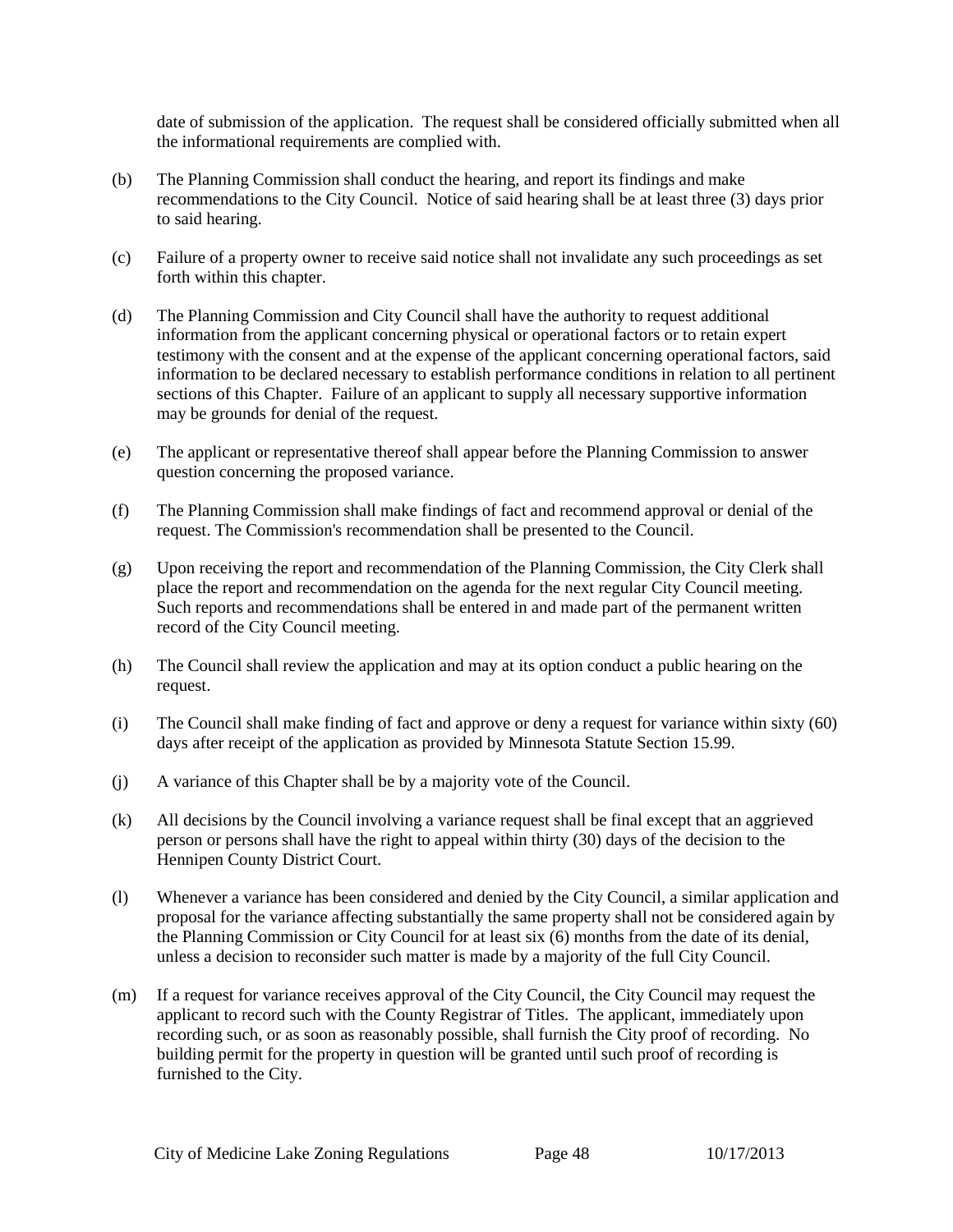date of submission of the application. The request shall be considered officially submitted when all the informational requirements are complied with.

(b) The Planning Commission shall conduct the hearing, and report its findings and make recommendations to the City Council. Notice of said hearing shall be at least three (3) days prior to said hearing.

(c) Failure of a property owner to receive said notice shall not invalidate any such proceedings as set forth within this chapter.

(d) The Planning Commission and City Council shall have the authority to request additional information from the applicant concerning physical or operational factors or to retain expert testimony with the consent and at the expense of the applicant concerning operational factors, said information to be declared necessary to establish performance conditions in relation to all pertinent sections of this Chapter. Failure of an applicant to supply all necessary supportive information may be grounds for denial of the request.

(e) The applicant or representative thereof shall appear before the Planning Commission to answer question concerning the proposed variance.

(f) The Planning Commission shall make findings of fact and recommend approval or denial of the request. The Commission's recommendation shall be presented to the Council.

(g) Upon receiving the report and recommendation of the Planning Commission, the City Clerk shall place the report and recommendation on the agenda for the next regular City Council meeting. Such reports and recommendations shall be entered in and made part of the permanent written record of the City Council meeting.

(h) The Council shall review the application and may at its option conduct a public hearing on the request.

(i) The Council shall make finding of fact and approve or deny a request for variance within sixty (60) days after receipt of the application as provided by Minnesota Statute Section 15.99.

(j) A variance of this Chapter shall be by a majority vote of the Council.

(k) All decisions by the Council involving a variance request shall be final except that an aggrieved person or persons shall have the right to appeal within thirty (30) days of the decision to the Hennipen County District Court.

(l) Whenever a variance has been considered and denied by the City Council, a similar application and proposal for the variance affecting substantially the same property shall not be considered again by the Planning Commission or City Council for at least six (6) months from the date of its denial, unless a decision to reconsider such matter is made by a majority of the full City Council.

(m) If a request for variance receives approval of the City Council, the City Council may request the applicant to record such with the County Registrar of Titles. The applicant, immediately upon recording such, or as soon as reasonably possible, shall furnish the City proof of recording. No building permit for the property in question will be granted until such proof of recording is furnished to the City.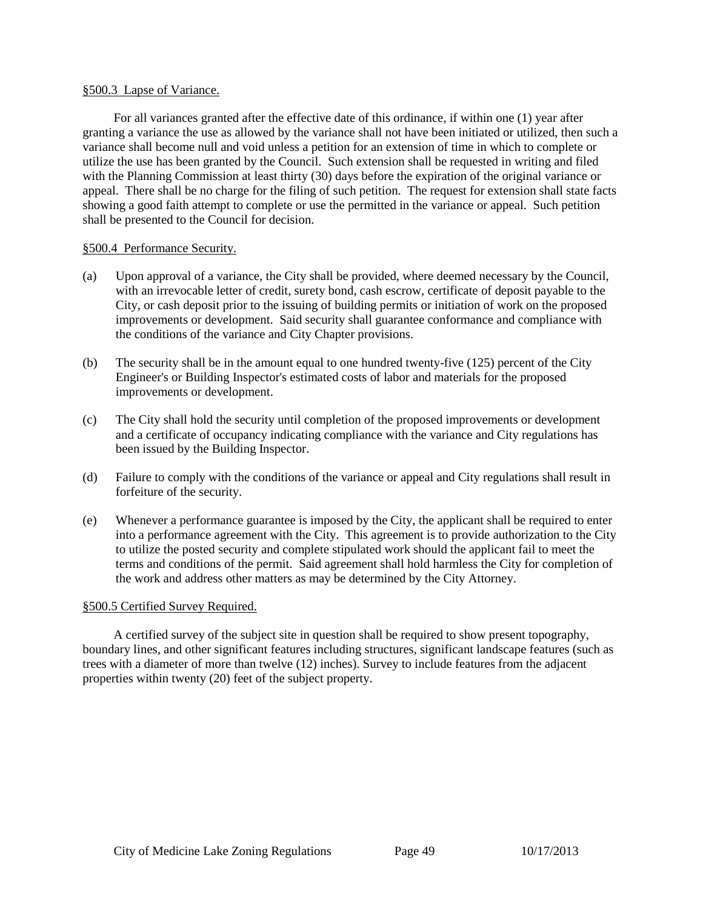§500.3 Lapse of Variance.

For all variances granted after the effective date of this ordinance, if within one (1) year after granting a variance the use as allowed by the variance shall not have been initiated or utilized, then such a variance shall become null and void unless a petition for an extension of time in which to complete or utilize the use has been granted by the Council. Such extension shall be requested in writing and filed with the Planning Commission at least thirty (30) days before the expiration of the original variance or appeal. There shall be no charge for the filing of such petition. The request for extension shall state facts showing a good faith attempt to complete or use the permitted in the variance or appeal. Such petition shall be presented to the Council for decision.

§500.4 Performance Security.

(a) Upon approval of a variance, the City shall be provided, where deemed necessary by the Council, with an irrevocable letter of credit, surety bond, cash escrow, certificate of deposit payable to the City, or cash deposit prior to the issuing of building permits or initiation of work on the proposed improvements or development. Said security shall guarantee conformance and compliance with the conditions of the variance and City Chapter provisions.

(b) The security shall be in the amount equal to one hundred twenty-five (125) percent of the City Engineer's or Building Inspector's estimated costs of labor and materials for the proposed improvements or development.

(c) The City shall hold the security until completion of the proposed improvements or development and a certificate of occupancy indicating compliance with the variance and City regulations has been issued by the Building Inspector.

(d) Failure to comply with the conditions of the variance or appeal and City regulations shall result in forfeiture of the security.

(e) Whenever a performance guarantee is imposed by the City, the applicant shall be required to enter into a performance agreement with the City. This agreement is to provide authorization to the City to utilize the posted security and complete stipulated work should the applicant fail to meet the terms and conditions of the permit. Said agreement shall hold harmless the City for completion of the work and address other matters as may be determined by the City Attorney.

§500.5 Certified Survey Required.

A certified survey of the subject site in question shall be required to show present topography, boundary lines, and other significant features including structures, significant landscape features (such as trees with a diameter of more than twelve (12) inches). Survey to include features from the adjacent properties within twenty (20) feet of the subject property.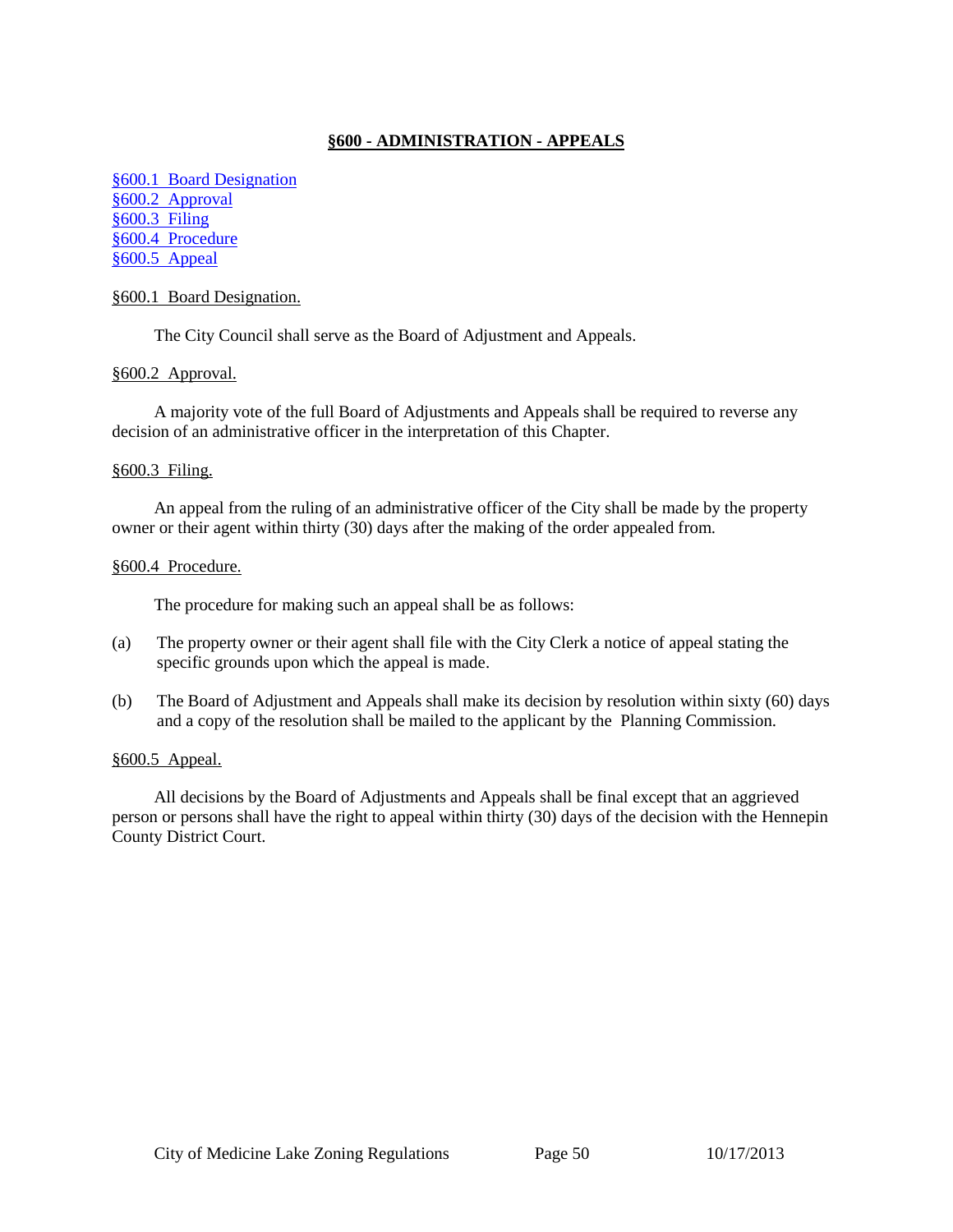## §600 - ADMINISTRATION - APPEALS

§600.1 Board Designation
§600.2 Approval
§600.3 Filing
§600.4 Procedure
§600.5 Appeal

§600.1 Board Designation.

The City Council shall serve as the Board of Adjustment and Appeals.

§600.2 Approval.

A majority vote of the full Board of Adjustments and Appeals shall be required to reverse any decision of an administrative officer in the interpretation of this Chapter.

§600.3 Filing.

An appeal from the ruling of an administrative officer of the City shall be made by the property owner or their agent within thirty (30) days after the making of the order appealed from.

§600.4 Procedure.

The procedure for making such an appeal shall be as follows:

(a) The property owner or their agent shall file with the City Clerk a notice of appeal stating the specific grounds upon which the appeal is made.

(b) The Board of Adjustment and Appeals shall make its decision by resolution within sixty (60) days and a copy of the resolution shall be mailed to the applicant by the Planning Commission.

§600.5 Appeal.

All decisions by the Board of Adjustments and Appeals shall be final except that an aggrieved person or persons shall have the right to appeal within thirty (30) days of the decision with the Hennepin County District Court.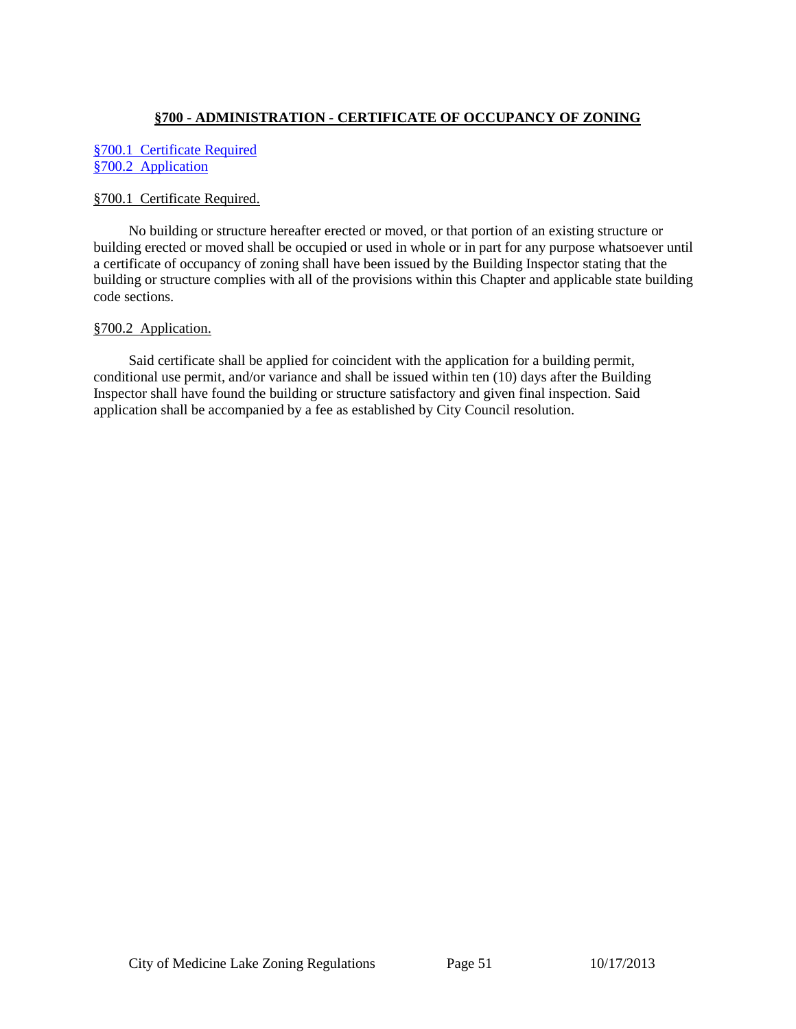## §700 - ADMINISTRATION - CERTIFICATE OF OCCUPANCY OF ZONING

§700.1 Certificate Required
§700.2 Application

§700.1 Certificate Required.

No building or structure hereafter erected or moved, or that portion of an existing structure or building erected or moved shall be occupied or used in whole or in part for any purpose whatsoever until a certificate of occupancy of zoning shall have been issued by the Building Inspector stating that the building or structure complies with all of the provisions within this Chapter and applicable state building code sections.

§700.2 Application.

Said certificate shall be applied for coincident with the application for a building permit, conditional use permit, and/or variance and shall be issued within ten (10) days after the Building Inspector shall have found the building or structure satisfactory and given final inspection. Said application shall be accompanied by a fee as established by City Council resolution.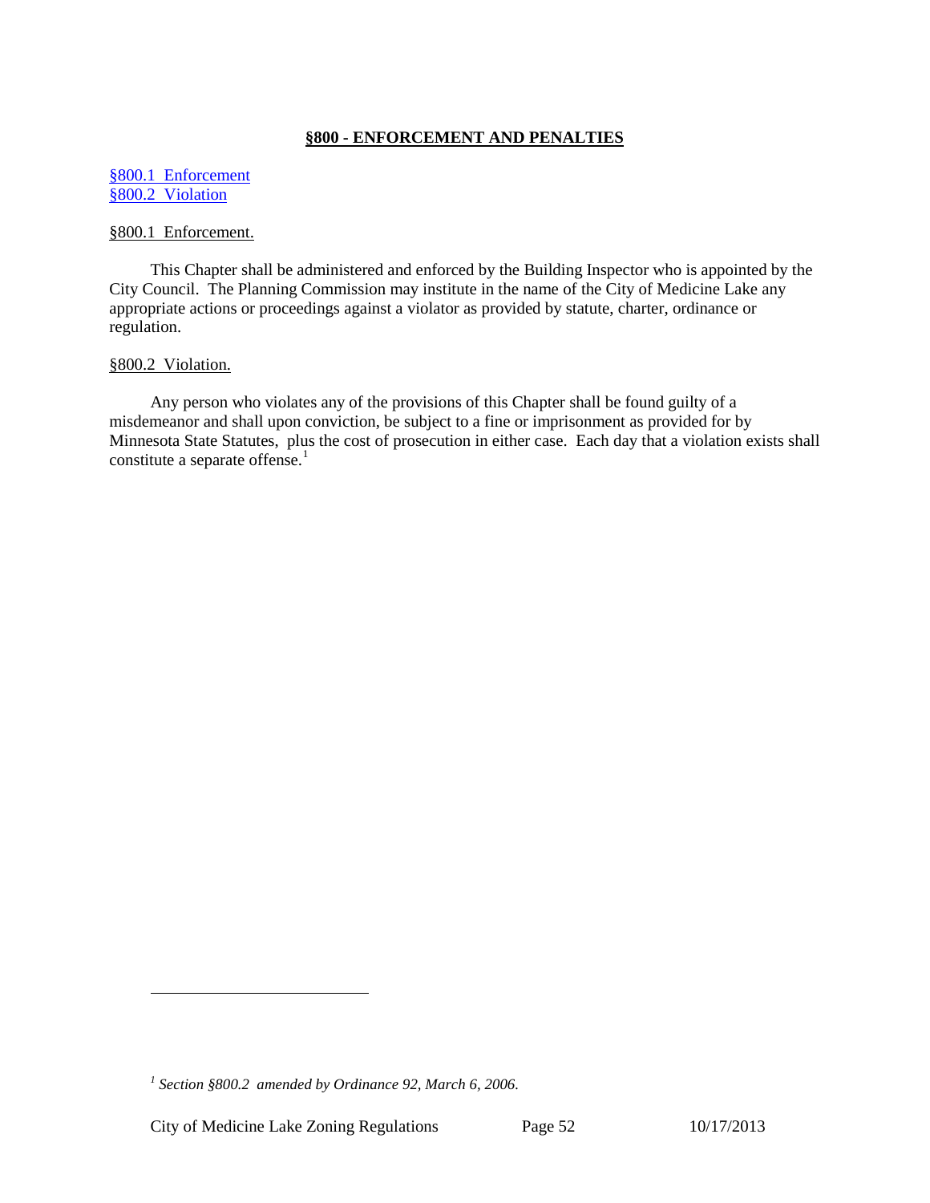## §800 - ENFORCEMENT AND PENALTIES

§800.1 Enforcement
§800.2 Violation

§800.1 Enforcement.

This Chapter shall be administered and enforced by the Building Inspector who is appointed by the City Council. The Planning Commission may institute in the name of the City of Medicine Lake any appropriate actions or proceedings against a violator as provided by statute, charter, ordinance or regulation.

§800.2 Violation.

Any person who violates any of the provisions of this Chapter shall be found guilty of a misdemeanor and shall upon conviction, be subject to a fine or imprisonment as provided for by Minnesota State Statutes, plus the cost of prosecution in either case. Each day that a violation exists shall constitute a separate offense.[1]

---

[1] *Section §800.2 amended by Ordinance 92, March 6, 2006.*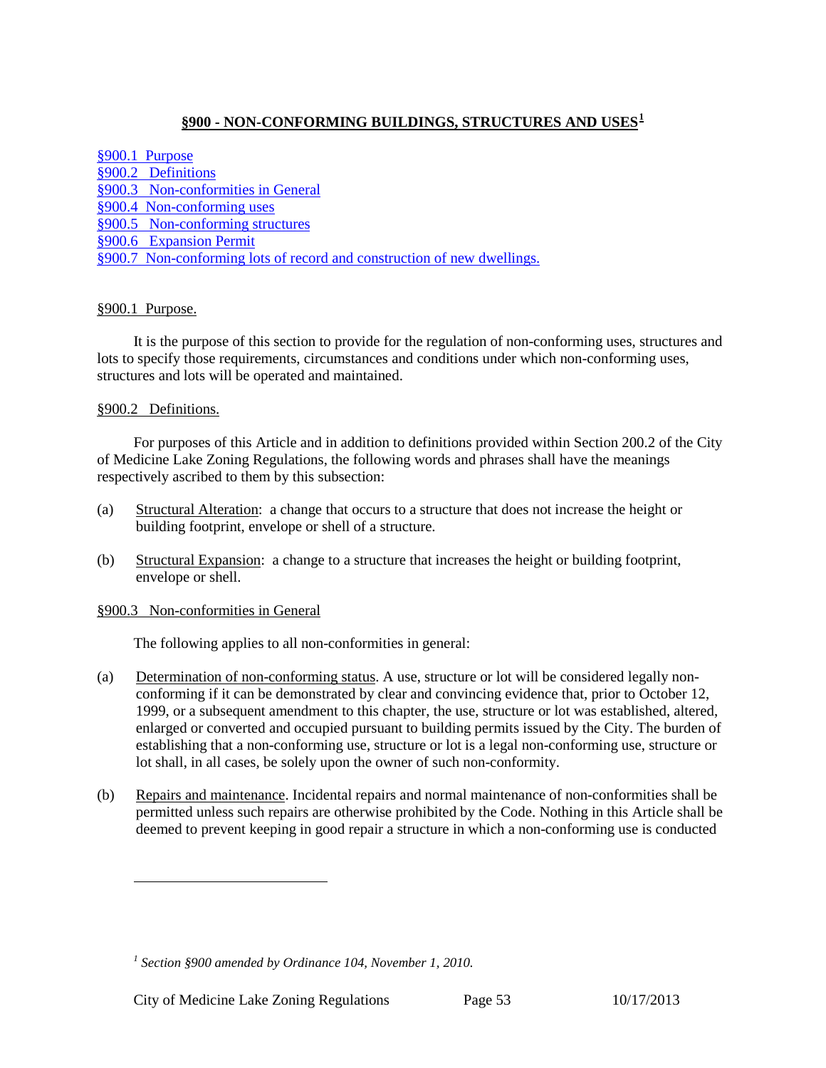## §900 - NON-CONFORMING BUILDINGS, STRUCTURES AND USES[1]

§900.1 Purpose
§900.2 Definitions
§900.3 Non-conformities in General
§900.4 Non-conforming uses
§900.5 Non-conforming structures
§900.6 Expansion Permit
§900.7 Non-conforming lots of record and construction of new dwellings.

### §900.1 Purpose.

It is the purpose of this section to provide for the regulation of non-conforming uses, structures and lots to specify those requirements, circumstances and conditions under which non-conforming uses, structures and lots will be operated and maintained.

### §900.2 Definitions.

For purposes of this Article and in addition to definitions provided within Section 200.2 of the City of Medicine Lake Zoning Regulations, the following words and phrases shall have the meanings respectively ascribed to them by this subsection:

(a) Structural Alteration: a change that occurs to a structure that does not increase the height or building footprint, envelope or shell of a structure.

(b) Structural Expansion: a change to a structure that increases the height or building footprint, envelope or shell.

### §900.3 Non-conformities in General

The following applies to all non-conformities in general:

(a) Determination of non-conforming status. A use, structure or lot will be considered legally non-conforming if it can be demonstrated by clear and convincing evidence that, prior to October 12, 1999, or a subsequent amendment to this chapter, the use, structure or lot was established, altered, enlarged or converted and occupied pursuant to building permits issued by the City. The burden of establishing that a non-conforming use, structure or lot is a legal non-conforming use, structure or lot shall, in all cases, be solely upon the owner of such non-conformity.

(b) Repairs and maintenance. Incidental repairs and normal maintenance of non-conformities shall be permitted unless such repairs are otherwise prohibited by the Code. Nothing in this Article shall be deemed to prevent keeping in good repair a structure in which a non-conforming use is conducted

---

[1] *Section §900 amended by Ordinance 104, November 1, 2010.*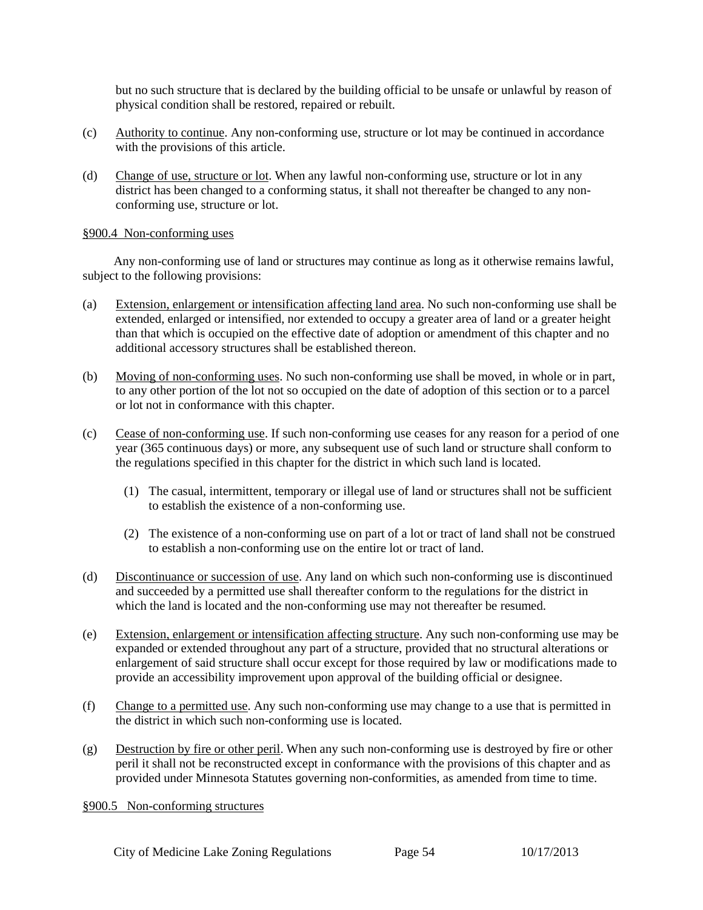but no such structure that is declared by the building official to be unsafe or unlawful by reason of physical condition shall be restored, repaired or rebuilt.

(c) Authority to continue. Any non-conforming use, structure or lot may be continued in accordance with the provisions of this article.

(d) Change of use, structure or lot. When any lawful non-conforming use, structure or lot in any district has been changed to a conforming status, it shall not thereafter be changed to any non-conforming use, structure or lot.

§900.4 Non-conforming uses

Any non-conforming use of land or structures may continue as long as it otherwise remains lawful, subject to the following provisions:

(a) Extension, enlargement or intensification affecting land area. No such non-conforming use shall be extended, enlarged or intensified, nor extended to occupy a greater area of land or a greater height than that which is occupied on the effective date of adoption or amendment of this chapter and no additional accessory structures shall be established thereon.

(b) Moving of non-conforming uses. No such non-conforming use shall be moved, in whole or in part, to any other portion of the lot not so occupied on the date of adoption of this section or to a parcel or lot not in conformance with this chapter.

(c) Cease of non-conforming use. If such non-conforming use ceases for any reason for a period of one year (365 continuous days) or more, any subsequent use of such land or structure shall conform to the regulations specified in this chapter for the district in which such land is located.

   (1) The casual, intermittent, temporary or illegal use of land or structures shall not be sufficient to establish the existence of a non-conforming use.

   (2) The existence of a non-conforming use on part of a lot or tract of land shall not be construed to establish a non-conforming use on the entire lot or tract of land.

(d) Discontinuance or succession of use. Any land on which such non-conforming use is discontinued and succeeded by a permitted use shall thereafter conform to the regulations for the district in which the land is located and the non-conforming use may not thereafter be resumed.

(e) Extension, enlargement or intensification affecting structure. Any such non-conforming use may be expanded or extended throughout any part of a structure, provided that no structural alterations or enlargement of said structure shall occur except for those required by law or modifications made to provide an accessibility improvement upon approval of the building official or designee.

(f) Change to a permitted use. Any such non-conforming use may change to a use that is permitted in the district in which such non-conforming use is located.

(g) Destruction by fire or other peril. When any such non-conforming use is destroyed by fire or other peril it shall not be reconstructed except in conformance with the provisions of this chapter and as provided under Minnesota Statutes governing non-conformities, as amended from time to time.

§900.5 Non-conforming structures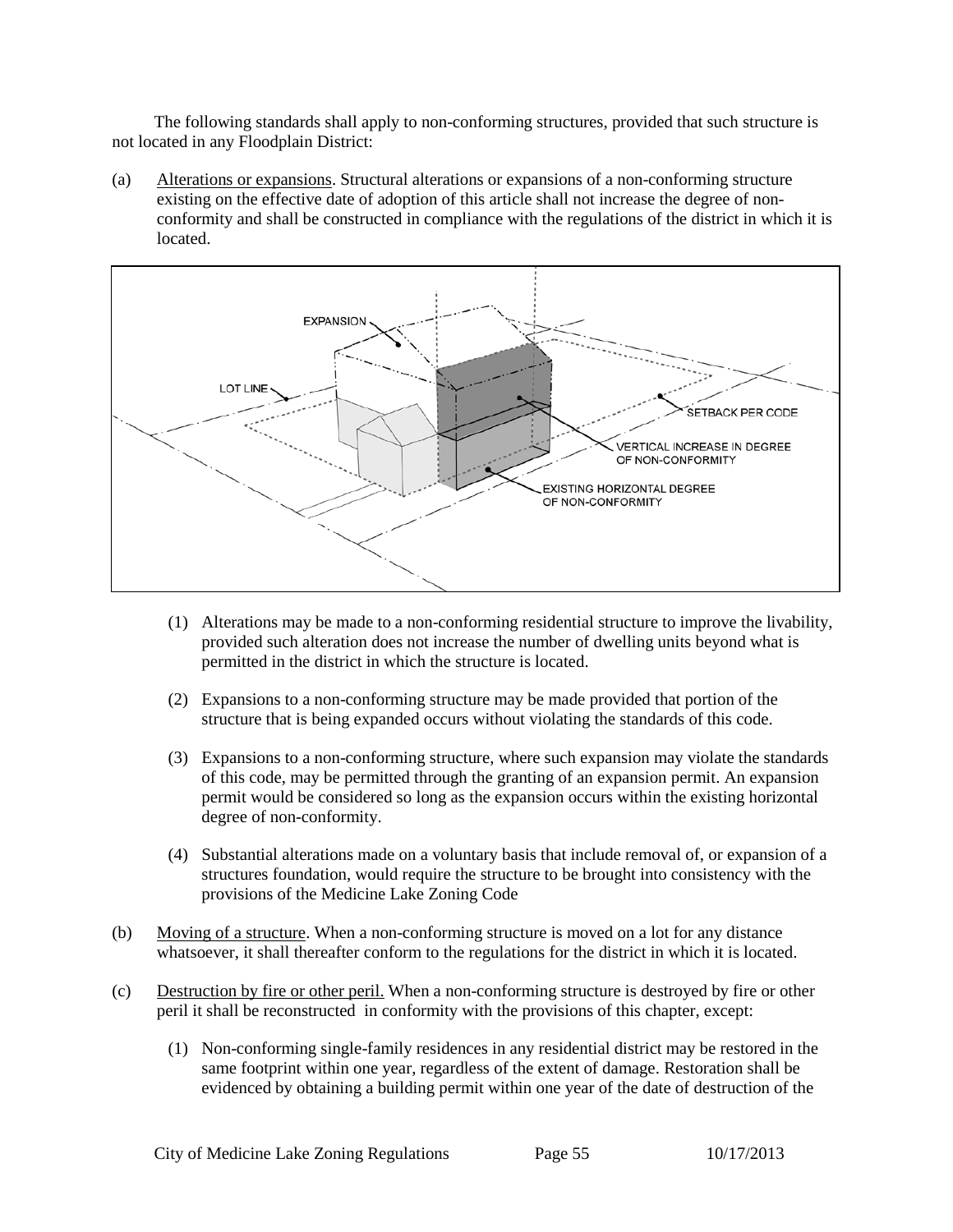The following standards shall apply to non-conforming structures, provided that such structure is not located in any Floodplain District:

(a) Alterations or expansions. Structural alterations or expansions of a non-conforming structure existing on the effective date of adoption of this article shall not increase the degree of non-conformity and shall be constructed in compliance with the regulations of the district in which it is located.

EXPANSION

LOT LINE

SETBACK PER CODE

VERTICAL INCREASE IN DEGREE OF NON-CONFORMITY

EXISTING HORIZONTAL DEGREE OF NON-CONFORMITY

(1) Alterations may be made to a non-conforming residential structure to improve the livability, provided such alteration does not increase the number of dwelling units beyond what is permitted in the district in which the structure is located.

(2) Expansions to a non-conforming structure may be made provided that portion of the structure that is being expanded occurs without violating the standards of this code.

(3) Expansions to a non-conforming structure, where such expansion may violate the standards of this code, may be permitted through the granting of an expansion permit. An expansion permit would be considered so long as the expansion occurs within the existing horizontal degree of non-conformity.

(4) Substantial alterations made on a voluntary basis that include removal of, or expansion of a structures foundation, would require the structure to be brought into consistency with the provisions of the Medicine Lake Zoning Code

(b) Moving of a structure. When a non-conforming structure is moved on a lot for any distance whatsoever, it shall thereafter conform to the regulations for the district in which it is located.

(c) Destruction by fire or other peril. When a non-conforming structure is destroyed by fire or other peril it shall be reconstructed in conformity with the provisions of this chapter, except:

(1) Non-conforming single-family residences in any residential district may be restored in the same footprint within one year, regardless of the extent of damage. Restoration shall be evidenced by obtaining a building permit within one year of the date of destruction of the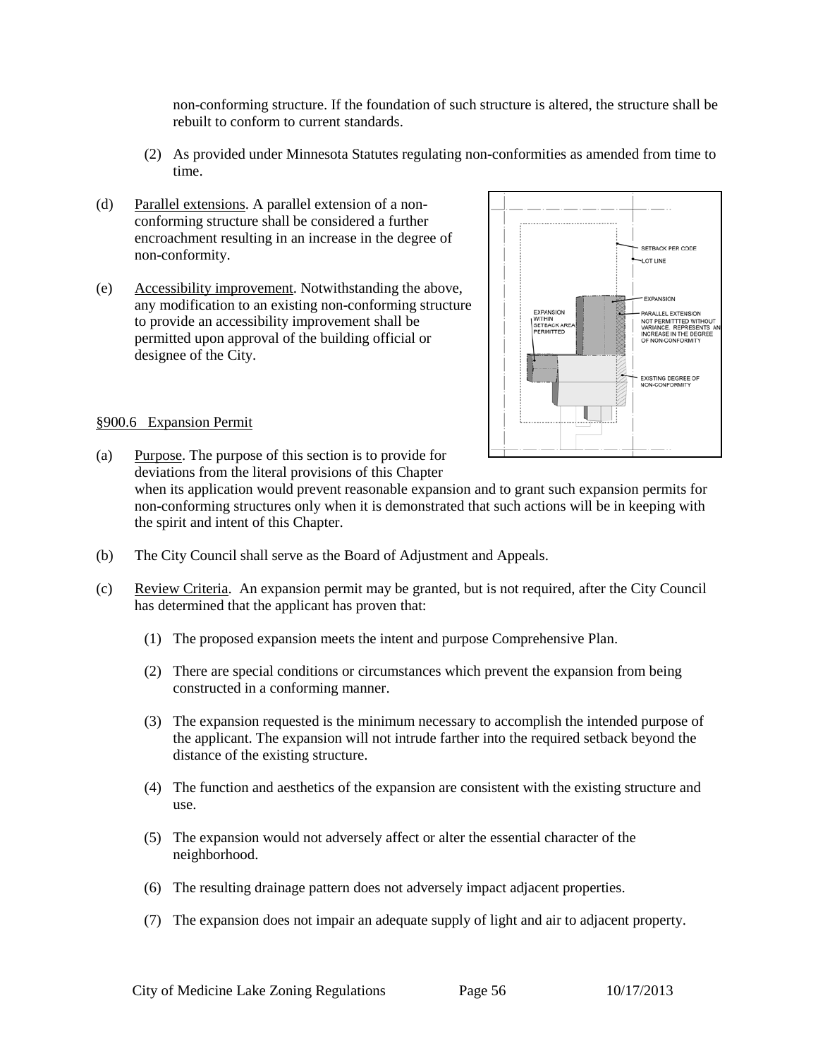non-conforming structure. If the foundation of such structure is altered, the structure shall be rebuilt to conform to current standards.

(2) As provided under Minnesota Statutes regulating non-conformities as amended from time to time.

(d) Parallel extensions. A parallel extension of a non-conforming structure shall be considered a further encroachment resulting in an increase in the degree of non-conformity.

(e) Accessibility improvement. Notwithstanding the above, any modification to an existing non-conforming structure to provide an accessibility improvement shall be permitted upon approval of the building official or designee of the City.

SETBACK PER CODE
LOT LINE
EXPANSION
EXPANSION WITHIN SETBACK AREA PERMITTED
PARALLEL EXTENSION NOT PERMITTED WITHOUT VARIANCE. REPRESENTS AN INCREASE IN THE DEGREE OF NON-CONFORMITY
EXISTING DEGREE OF NON-CONFORMITY

## §900.6 Expansion Permit

(a) Purpose. The purpose of this section is to provide for deviations from the literal provisions of this Chapter when its application would prevent reasonable expansion and to grant such expansion permits for non-conforming structures only when it is demonstrated that such actions will be in keeping with the spirit and intent of this Chapter.

(b) The City Council shall serve as the Board of Adjustment and Appeals.

(c) Review Criteria. An expansion permit may be granted, but is not required, after the City Council has determined that the applicant has proven that:

(1) The proposed expansion meets the intent and purpose Comprehensive Plan.

(2) There are special conditions or circumstances which prevent the expansion from being constructed in a conforming manner.

(3) The expansion requested is the minimum necessary to accomplish the intended purpose of the applicant. The expansion will not intrude farther into the required setback beyond the distance of the existing structure.

(4) The function and aesthetics of the expansion are consistent with the existing structure and use.

(5) The expansion would not adversely affect or alter the essential character of the neighborhood.

(6) The resulting drainage pattern does not adversely impact adjacent properties.

(7) The expansion does not impair an adequate supply of light and air to adjacent property.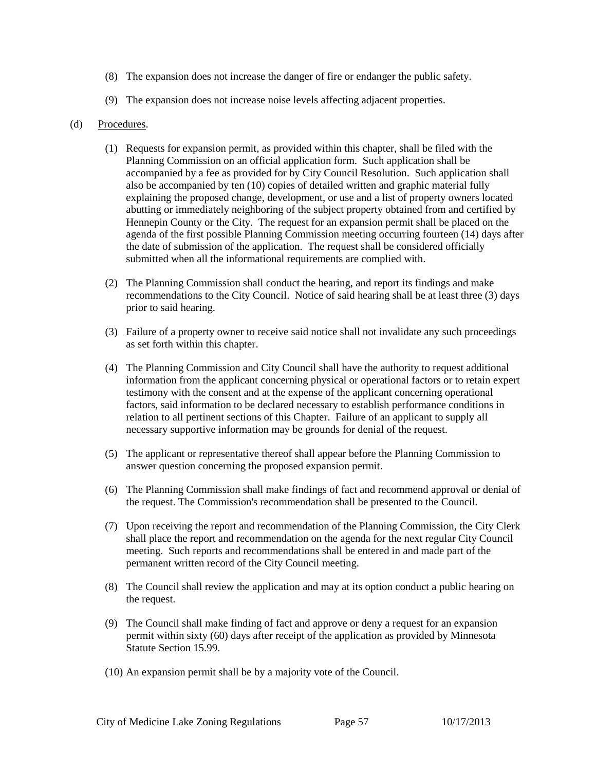(8) The expansion does not increase the danger of fire or endanger the public safety.

(9) The expansion does not increase noise levels affecting adjacent properties.

(d) Procedures.

(1) Requests for expansion permit, as provided within this chapter, shall be filed with the Planning Commission on an official application form. Such application shall be accompanied by a fee as provided for by City Council Resolution. Such application shall also be accompanied by ten (10) copies of detailed written and graphic material fully explaining the proposed change, development, or use and a list of property owners located abutting or immediately neighboring of the subject property obtained from and certified by Hennepin County or the City. The request for an expansion permit shall be placed on the agenda of the first possible Planning Commission meeting occurring fourteen (14) days after the date of submission of the application. The request shall be considered officially submitted when all the informational requirements are complied with.

(2) The Planning Commission shall conduct the hearing, and report its findings and make recommendations to the City Council. Notice of said hearing shall be at least three (3) days prior to said hearing.

(3) Failure of a property owner to receive said notice shall not invalidate any such proceedings as set forth within this chapter.

(4) The Planning Commission and City Council shall have the authority to request additional information from the applicant concerning physical or operational factors or to retain expert testimony with the consent and at the expense of the applicant concerning operational factors, said information to be declared necessary to establish performance conditions in relation to all pertinent sections of this Chapter. Failure of an applicant to supply all necessary supportive information may be grounds for denial of the request.

(5) The applicant or representative thereof shall appear before the Planning Commission to answer question concerning the proposed expansion permit.

(6) The Planning Commission shall make findings of fact and recommend approval or denial of the request. The Commission's recommendation shall be presented to the Council.

(7) Upon receiving the report and recommendation of the Planning Commission, the City Clerk shall place the report and recommendation on the agenda for the next regular City Council meeting. Such reports and recommendations shall be entered in and made part of the permanent written record of the City Council meeting.

(8) The Council shall review the application and may at its option conduct a public hearing on the request.

(9) The Council shall make finding of fact and approve or deny a request for an expansion permit within sixty (60) days after receipt of the application as provided by Minnesota Statute Section 15.99.

(10) An expansion permit shall be by a majority vote of the Council.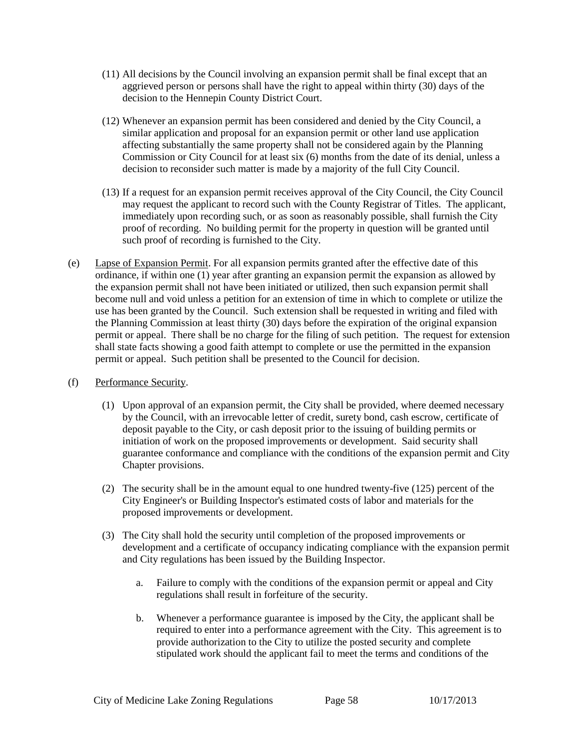(11) All decisions by the Council involving an expansion permit shall be final except that an aggrieved person or persons shall have the right to appeal within thirty (30) days of the decision to the Hennepin County District Court.

(12) Whenever an expansion permit has been considered and denied by the City Council, a similar application and proposal for an expansion permit or other land use application affecting substantially the same property shall not be considered again by the Planning Commission or City Council for at least six (6) months from the date of its denial, unless a decision to reconsider such matter is made by a majority of the full City Council.

(13) If a request for an expansion permit receives approval of the City Council, the City Council may request the applicant to record such with the County Registrar of Titles. The applicant, immediately upon recording such, or as soon as reasonably possible, shall furnish the City proof of recording. No building permit for the property in question will be granted until such proof of recording is furnished to the City.

(e) Lapse of Expansion Permit. For all expansion permits granted after the effective date of this ordinance, if within one (1) year after granting an expansion permit the expansion as allowed by the expansion permit shall not have been initiated or utilized, then such expansion permit shall become null and void unless a petition for an extension of time in which to complete or utilize the use has been granted by the Council. Such extension shall be requested in writing and filed with the Planning Commission at least thirty (30) days before the expiration of the original expansion permit or appeal. There shall be no charge for the filing of such petition. The request for extension shall state facts showing a good faith attempt to complete or use the permitted in the expansion permit or appeal. Such petition shall be presented to the Council for decision.

(f) Performance Security.

(1) Upon approval of an expansion permit, the City shall be provided, where deemed necessary by the Council, with an irrevocable letter of credit, surety bond, cash escrow, certificate of deposit payable to the City, or cash deposit prior to the issuing of building permits or initiation of work on the proposed improvements or development. Said security shall guarantee conformance and compliance with the conditions of the expansion permit and City Chapter provisions.

(2) The security shall be in the amount equal to one hundred twenty-five (125) percent of the City Engineer's or Building Inspector's estimated costs of labor and materials for the proposed improvements or development.

(3) The City shall hold the security until completion of the proposed improvements or development and a certificate of occupancy indicating compliance with the expansion permit and City regulations has been issued by the Building Inspector.

a. Failure to comply with the conditions of the expansion permit or appeal and City regulations shall result in forfeiture of the security.

b. Whenever a performance guarantee is imposed by the City, the applicant shall be required to enter into a performance agreement with the City. This agreement is to provide authorization to the City to utilize the posted security and complete stipulated work should the applicant fail to meet the terms and conditions of the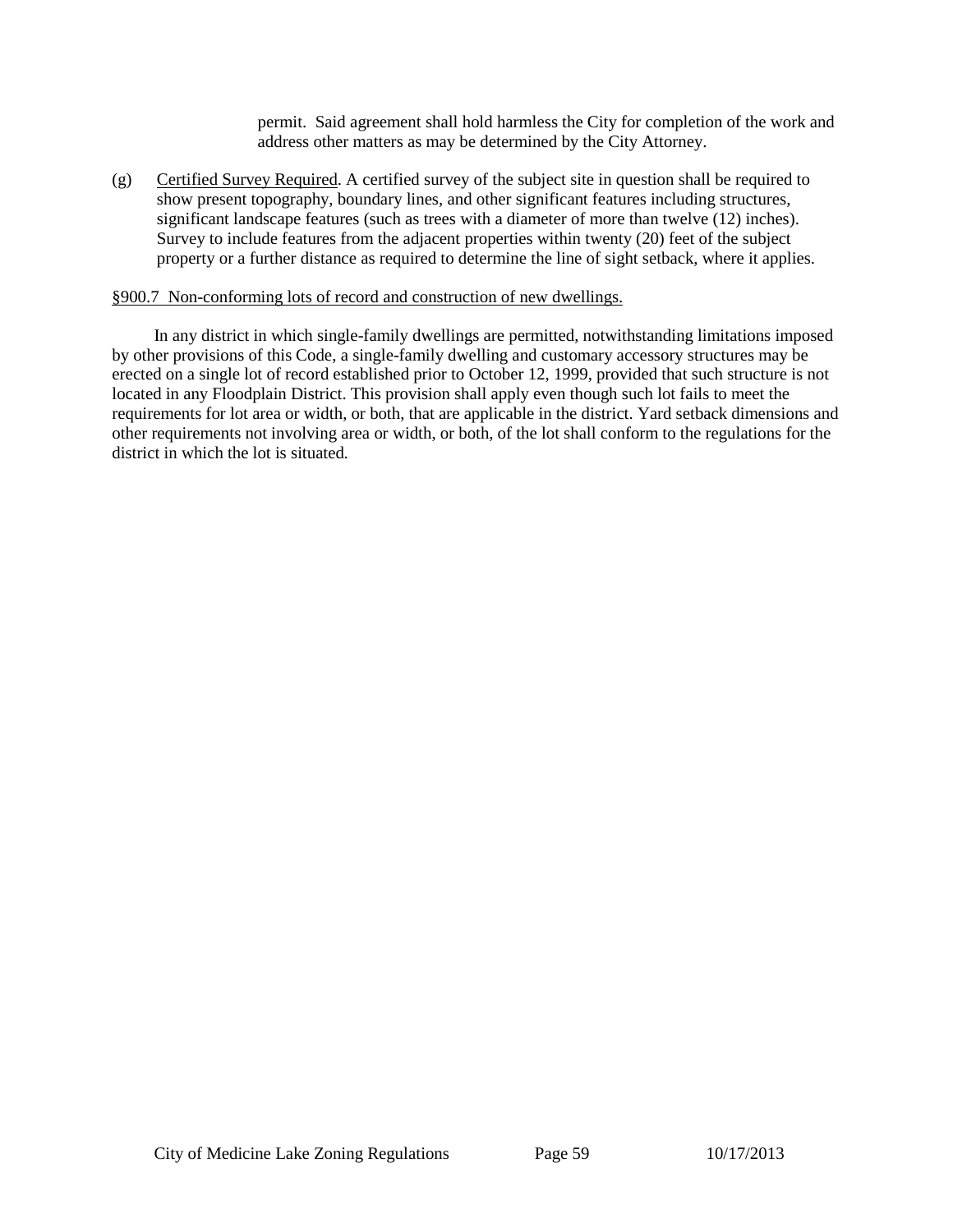permit. Said agreement shall hold harmless the City for completion of the work and address other matters as may be determined by the City Attorney.

(g) Certified Survey Required. A certified survey of the subject site in question shall be required to show present topography, boundary lines, and other significant features including structures, significant landscape features (such as trees with a diameter of more than twelve (12) inches). Survey to include features from the adjacent properties within twenty (20) feet of the subject property or a further distance as required to determine the line of sight setback, where it applies.

§900.7 Non-conforming lots of record and construction of new dwellings.

In any district in which single-family dwellings are permitted, notwithstanding limitations imposed by other provisions of this Code, a single-family dwelling and customary accessory structures may be erected on a single lot of record established prior to October 12, 1999, provided that such structure is not located in any Floodplain District. This provision shall apply even though such lot fails to meet the requirements for lot area or width, or both, that are applicable in the district. Yard setback dimensions and other requirements not involving area or width, or both, of the lot shall conform to the regulations for the district in which the lot is situated.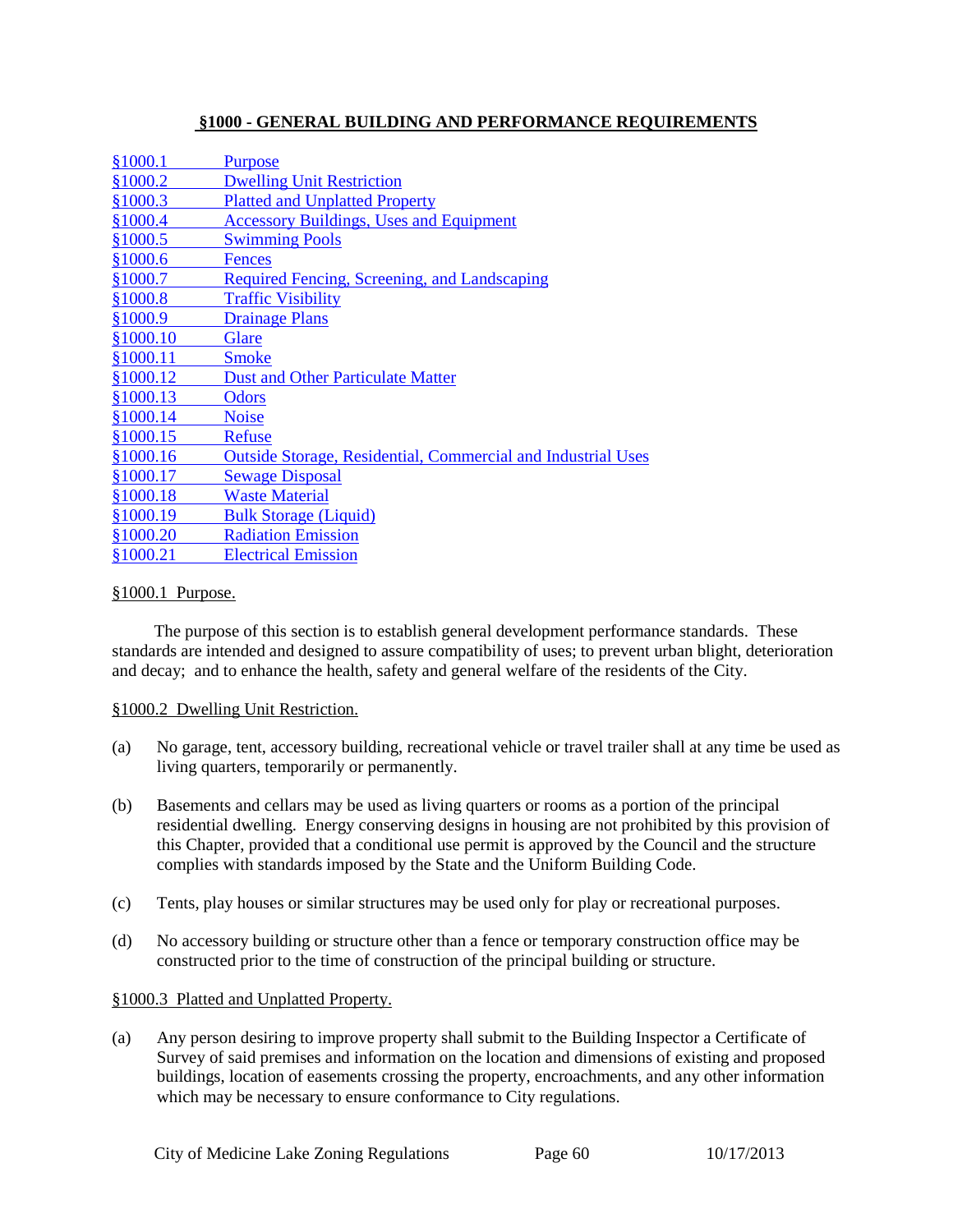## §1000 - GENERAL BUILDING AND PERFORMANCE REQUIREMENTS

| | |
|---|---|
| §1000.1 | Purpose |
| §1000.2 | Dwelling Unit Restriction |
| §1000.3 | Platted and Unplatted Property |
| §1000.4 | Accessory Buildings, Uses and Equipment |
| §1000.5 | Swimming Pools |
| §1000.6 | Fences |
| §1000.7 | Required Fencing, Screening, and Landscaping |
| §1000.8 | Traffic Visibility |
| §1000.9 | Drainage Plans |
| §1000.10 | Glare |
| §1000.11 | Smoke |
| §1000.12 | Dust and Other Particulate Matter |
| §1000.13 | Odors |
| §1000.14 | Noise |
| §1000.15 | Refuse |
| §1000.16 | Outside Storage, Residential, Commercial and Industrial Uses |
| §1000.17 | Sewage Disposal |
| §1000.18 | Waste Material |
| §1000.19 | Bulk Storage (Liquid) |
| §1000.20 | Radiation Emission |
| §1000.21 | Electrical Emission |

### §1000.1 Purpose.

The purpose of this section is to establish general development performance standards. These standards are intended and designed to assure compatibility of uses; to prevent urban blight, deterioration and decay; and to enhance the health, safety and general welfare of the residents of the City.

### §1000.2 Dwelling Unit Restriction.

(a) No garage, tent, accessory building, recreational vehicle or travel trailer shall at any time be used as living quarters, temporarily or permanently.

(b) Basements and cellars may be used as living quarters or rooms as a portion of the principal residential dwelling. Energy conserving designs in housing are not prohibited by this provision of this Chapter, provided that a conditional use permit is approved by the Council and the structure complies with standards imposed by the State and the Uniform Building Code.

(c) Tents, play houses or similar structures may be used only for play or recreational purposes.

(d) No accessory building or structure other than a fence or temporary construction office may be constructed prior to the time of construction of the principal building or structure.

### §1000.3 Platted and Unplatted Property.

(a) Any person desiring to improve property shall submit to the Building Inspector a Certificate of Survey of said premises and information on the location and dimensions of existing and proposed buildings, location of easements crossing the property, encroachments, and any other information which may be necessary to ensure conformance to City regulations.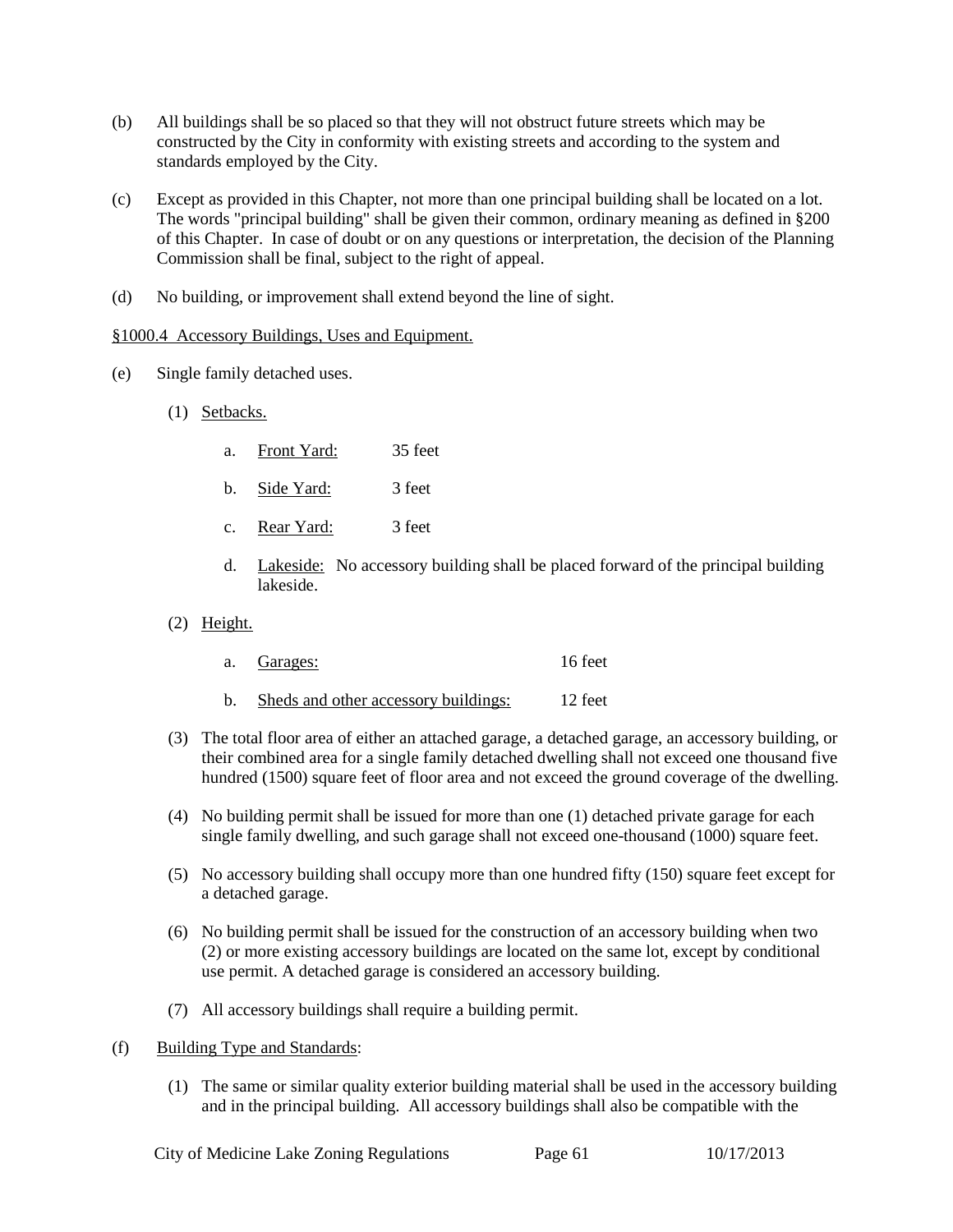(b) All buildings shall be so placed so that they will not obstruct future streets which may be constructed by the City in conformity with existing streets and according to the system and standards employed by the City.

(c) Except as provided in this Chapter, not more than one principal building shall be located on a lot. The words "principal building" shall be given their common, ordinary meaning as defined in §200 of this Chapter. In case of doubt or on any questions or interpretation, the decision of the Planning Commission shall be final, subject to the right of appeal.

(d) No building, or improvement shall extend beyond the line of sight.

§1000.4 Accessory Buildings, Uses and Equipment.

(e) Single family detached uses.

(1) Setbacks.

a. Front Yard: 35 feet

b. Side Yard: 3 feet

c. Rear Yard: 3 feet

d. Lakeside: No accessory building shall be placed forward of the principal building lakeside.

(2) Height.

a. Garages: 16 feet

b. Sheds and other accessory buildings: 12 feet

(3) The total floor area of either an attached garage, a detached garage, an accessory building, or their combined area for a single family detached dwelling shall not exceed one thousand five hundred (1500) square feet of floor area and not exceed the ground coverage of the dwelling.

(4) No building permit shall be issued for more than one (1) detached private garage for each single family dwelling, and such garage shall not exceed one-thousand (1000) square feet.

(5) No accessory building shall occupy more than one hundred fifty (150) square feet except for a detached garage.

(6) No building permit shall be issued for the construction of an accessory building when two (2) or more existing accessory buildings are located on the same lot, except by conditional use permit. A detached garage is considered an accessory building.

(7) All accessory buildings shall require a building permit.

(f) Building Type and Standards:

(1) The same or similar quality exterior building material shall be used in the accessory building and in the principal building. All accessory buildings shall also be compatible with the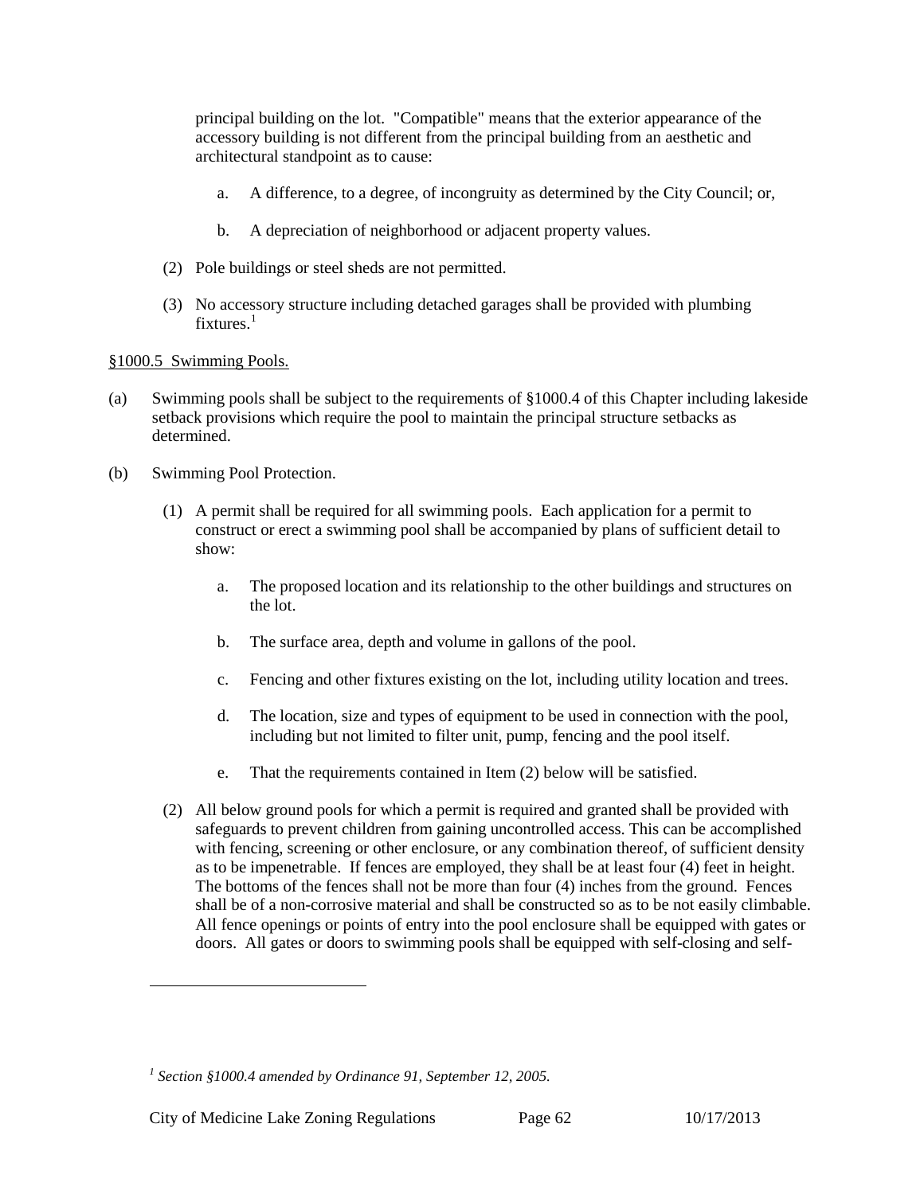principal building on the lot. "Compatible" means that the exterior appearance of the accessory building is not different from the principal building from an aesthetic and architectural standpoint as to cause:

a. A difference, to a degree, of incongruity as determined by the City Council; or,

b. A depreciation of neighborhood or adjacent property values.

(2) Pole buildings or steel sheds are not permitted.

(3) No accessory structure including detached garages shall be provided with plumbing fixtures.[1]

§1000.5 Swimming Pools.

(a) Swimming pools shall be subject to the requirements of §1000.4 of this Chapter including lakeside setback provisions which require the pool to maintain the principal structure setbacks as determined.

(b) Swimming Pool Protection.

(1) A permit shall be required for all swimming pools. Each application for a permit to construct or erect a swimming pool shall be accompanied by plans of sufficient detail to show:

a. The proposed location and its relationship to the other buildings and structures on the lot.

b. The surface area, depth and volume in gallons of the pool.

c. Fencing and other fixtures existing on the lot, including utility location and trees.

d. The location, size and types of equipment to be used in connection with the pool, including but not limited to filter unit, pump, fencing and the pool itself.

e. That the requirements contained in Item (2) below will be satisfied.

(2) All below ground pools for which a permit is required and granted shall be provided with safeguards to prevent children from gaining uncontrolled access. This can be accomplished with fencing, screening or other enclosure, or any combination thereof, of sufficient density as to be impenetrable. If fences are employed, they shall be at least four (4) feet in height. The bottoms of the fences shall not be more than four (4) inches from the ground. Fences shall be of a non-corrosive material and shall be constructed so as to be not easily climbable. All fence openings or points of entry into the pool enclosure shall be equipped with gates or doors. All gates or doors to swimming pools shall be equipped with self-closing and self-

---

[1] *Section §1000.4 amended by Ordinance 91, September 12, 2005.*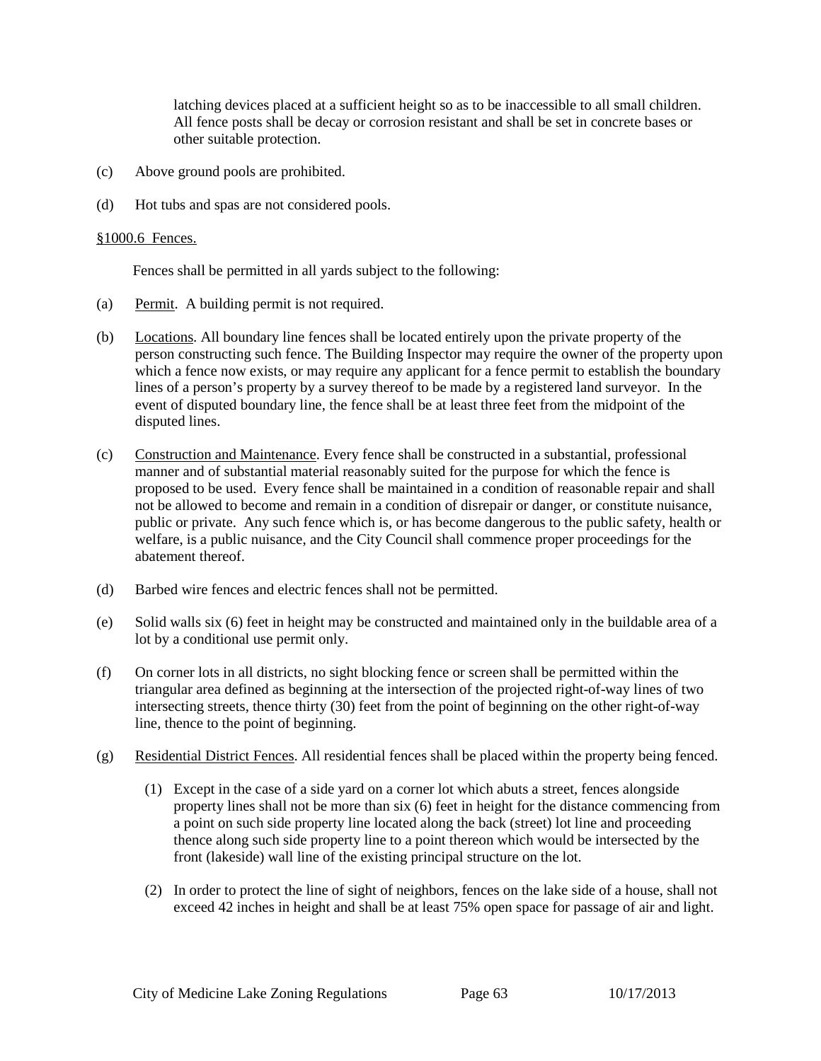latching devices placed at a sufficient height so as to be inaccessible to all small children. All fence posts shall be decay or corrosion resistant and shall be set in concrete bases or other suitable protection.

(c) Above ground pools are prohibited.

(d) Hot tubs and spas are not considered pools.

§1000.6 Fences.

Fences shall be permitted in all yards subject to the following:

(a) Permit. A building permit is not required.

(b) Locations. All boundary line fences shall be located entirely upon the private property of the person constructing such fence. The Building Inspector may require the owner of the property upon which a fence now exists, or may require any applicant for a fence permit to establish the boundary lines of a person's property by a survey thereof to be made by a registered land surveyor. In the event of disputed boundary line, the fence shall be at least three feet from the midpoint of the disputed lines.

(c) Construction and Maintenance. Every fence shall be constructed in a substantial, professional manner and of substantial material reasonably suited for the purpose for which the fence is proposed to be used. Every fence shall be maintained in a condition of reasonable repair and shall not be allowed to become and remain in a condition of disrepair or danger, or constitute nuisance, public or private. Any such fence which is, or has become dangerous to the public safety, health or welfare, is a public nuisance, and the City Council shall commence proper proceedings for the abatement thereof.

(d) Barbed wire fences and electric fences shall not be permitted.

(e) Solid walls six (6) feet in height may be constructed and maintained only in the buildable area of a lot by a conditional use permit only.

(f) On corner lots in all districts, no sight blocking fence or screen shall be permitted within the triangular area defined as beginning at the intersection of the projected right-of-way lines of two intersecting streets, thence thirty (30) feet from the point of beginning on the other right-of-way line, thence to the point of beginning.

(g) Residential District Fences. All residential fences shall be placed within the property being fenced.

  (1) Except in the case of a side yard on a corner lot which abuts a street, fences alongside property lines shall not be more than six (6) feet in height for the distance commencing from a point on such side property line located along the back (street) lot line and proceeding thence along such side property line to a point thereon which would be intersected by the front (lakeside) wall line of the existing principal structure on the lot.

  (2) In order to protect the line of sight of neighbors, fences on the lake side of a house, shall not exceed 42 inches in height and shall be at least 75% open space for passage of air and light.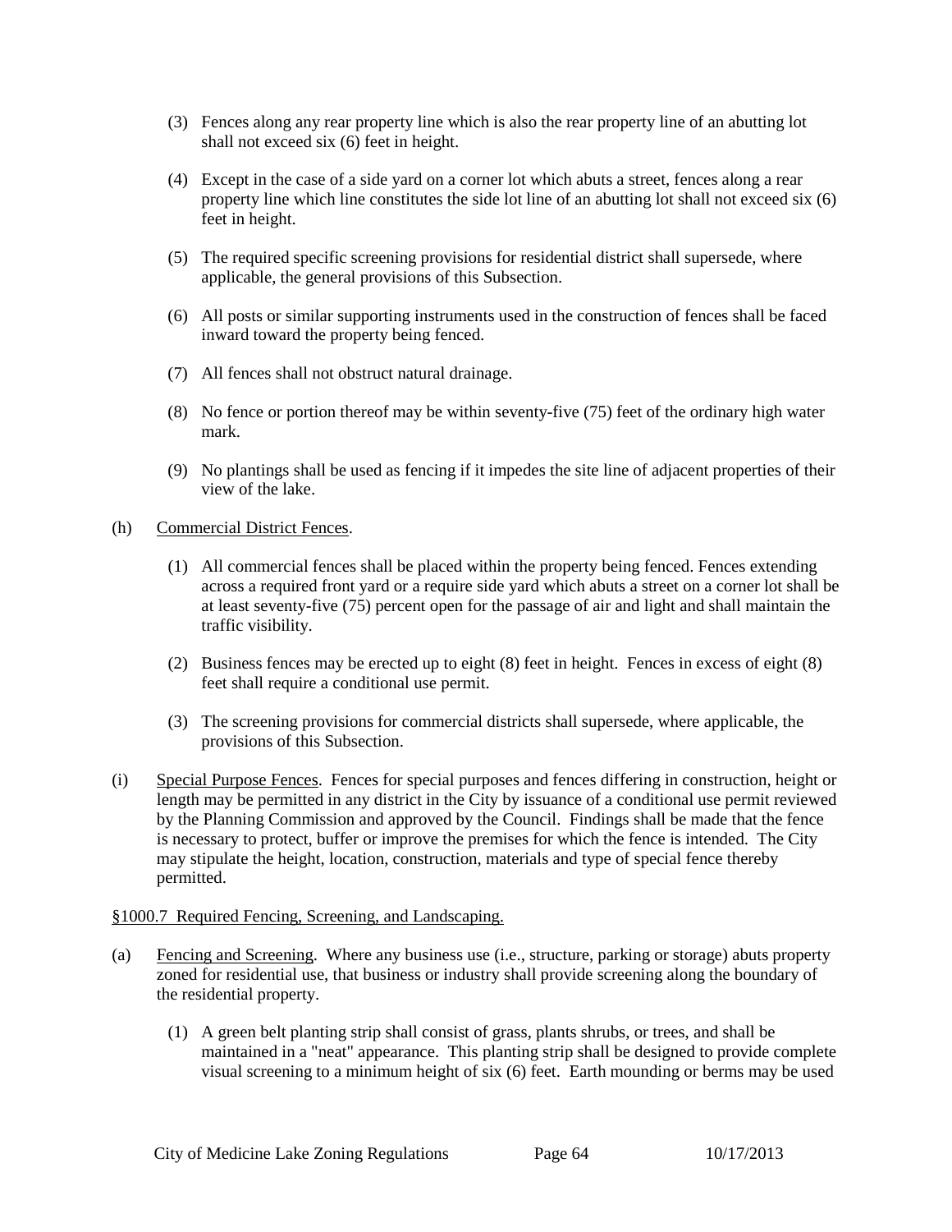(3) Fences along any rear property line which is also the rear property line of an abutting lot shall not exceed six (6) feet in height.

(4) Except in the case of a side yard on a corner lot which abuts a street, fences along a rear property line which line constitutes the side lot line of an abutting lot shall not exceed six (6) feet in height.

(5) The required specific screening provisions for residential district shall supersede, where applicable, the general provisions of this Subsection.

(6) All posts or similar supporting instruments used in the construction of fences shall be faced inward toward the property being fenced.

(7) All fences shall not obstruct natural drainage.

(8) No fence or portion thereof may be within seventy-five (75) feet of the ordinary high water mark.

(9) No plantings shall be used as fencing if it impedes the site line of adjacent properties of their view of the lake.

(h) Commercial District Fences.

(1) All commercial fences shall be placed within the property being fenced. Fences extending across a required front yard or a require side yard which abuts a street on a corner lot shall be at least seventy-five (75) percent open for the passage of air and light and shall maintain the traffic visibility.

(2) Business fences may be erected up to eight (8) feet in height. Fences in excess of eight (8) feet shall require a conditional use permit.

(3) The screening provisions for commercial districts shall supersede, where applicable, the provisions of this Subsection.

(i) Special Purpose Fences. Fences for special purposes and fences differing in construction, height or length may be permitted in any district in the City by issuance of a conditional use permit reviewed by the Planning Commission and approved by the Council. Findings shall be made that the fence is necessary to protect, buffer or improve the premises for which the fence is intended. The City may stipulate the height, location, construction, materials and type of special fence thereby permitted.

## §1000.7 Required Fencing, Screening, and Landscaping.

(a) Fencing and Screening. Where any business use (i.e., structure, parking or storage) abuts property zoned for residential use, that business or industry shall provide screening along the boundary of the residential property.

(1) A green belt planting strip shall consist of grass, plants shrubs, or trees, and shall be maintained in a "neat" appearance. This planting strip shall be designed to provide complete visual screening to a minimum height of six (6) feet. Earth mounding or berms may be used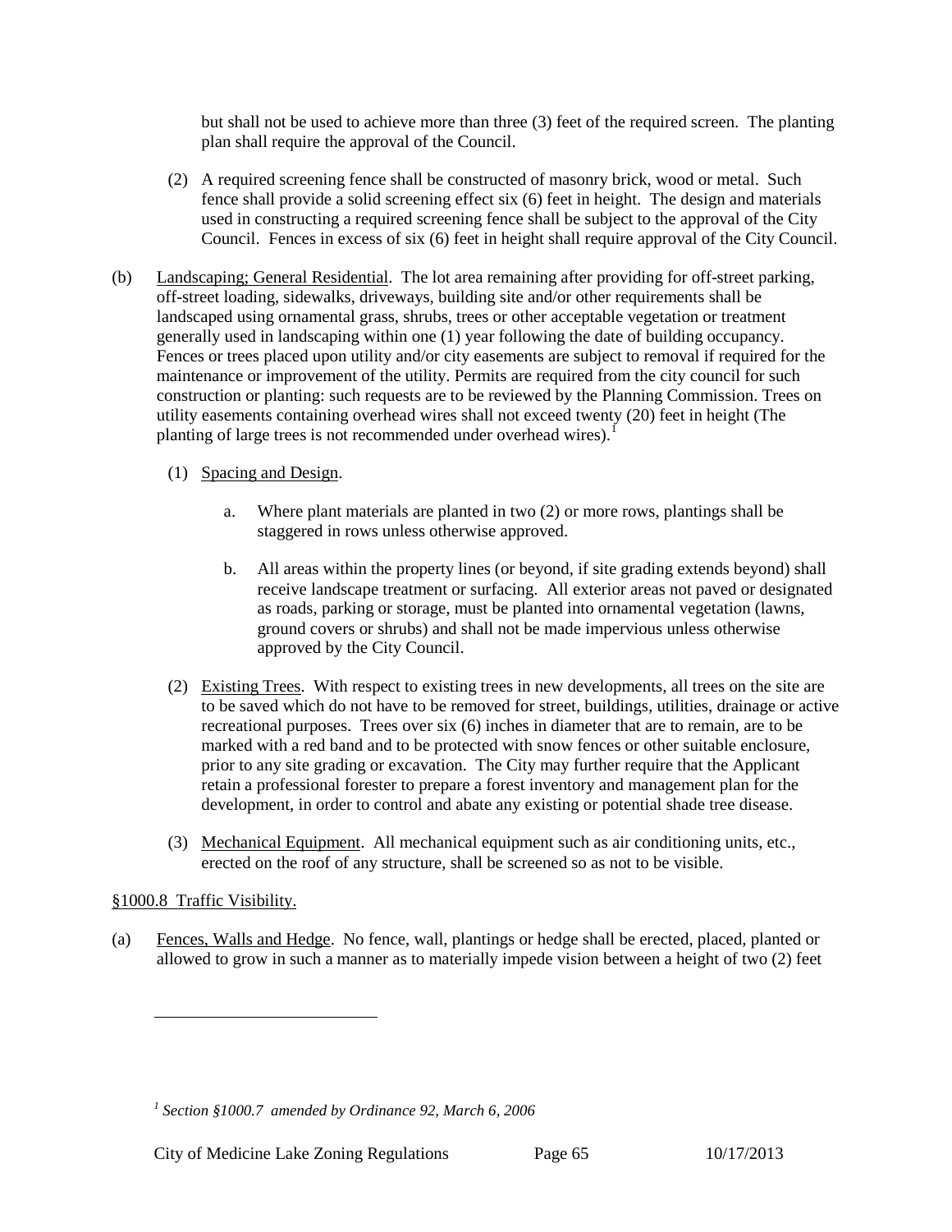but shall not be used to achieve more than three (3) feet of the required screen. The planting plan shall require the approval of the Council.

(2) A required screening fence shall be constructed of masonry brick, wood or metal. Such fence shall provide a solid screening effect six (6) feet in height. The design and materials used in constructing a required screening fence shall be subject to the approval of the City Council. Fences in excess of six (6) feet in height shall require approval of the City Council.

(b) Landscaping; General Residential. The lot area remaining after providing for off-street parking, off-street loading, sidewalks, driveways, building site and/or other requirements shall be landscaped using ornamental grass, shrubs, trees or other acceptable vegetation or treatment generally used in landscaping within one (1) year following the date of building occupancy. Fences or trees placed upon utility and/or city easements are subject to removal if required for the maintenance or improvement of the utility. Permits are required from the city council for such construction or planting: such requests are to be reviewed by the Planning Commission. Trees on utility easements containing overhead wires shall not exceed twenty (20) feet in height (The planting of large trees is not recommended under overhead wires).[1]

(1) Spacing and Design.

a. Where plant materials are planted in two (2) or more rows, plantings shall be staggered in rows unless otherwise approved.

b. All areas within the property lines (or beyond, if site grading extends beyond) shall receive landscape treatment or surfacing. All exterior areas not paved or designated as roads, parking or storage, must be planted into ornamental vegetation (lawns, ground covers or shrubs) and shall not be made impervious unless otherwise approved by the City Council.

(2) Existing Trees. With respect to existing trees in new developments, all trees on the site are to be saved which do not have to be removed for street, buildings, utilities, drainage or active recreational purposes. Trees over six (6) inches in diameter that are to remain, are to be marked with a red band and to be protected with snow fences or other suitable enclosure, prior to any site grading or excavation. The City may further require that the Applicant retain a professional forester to prepare a forest inventory and management plan for the development, in order to control and abate any existing or potential shade tree disease.

(3) Mechanical Equipment. All mechanical equipment such as air conditioning units, etc., erected on the roof of any structure, shall be screened so as not to be visible.

§1000.8 Traffic Visibility.

(a) Fences, Walls and Hedge. No fence, wall, plantings or hedge shall be erected, placed, planted or allowed to grow in such a manner as to materially impede vision between a height of two (2) feet

---

[1] *Section §1000.7 amended by Ordinance 92, March 6, 2006*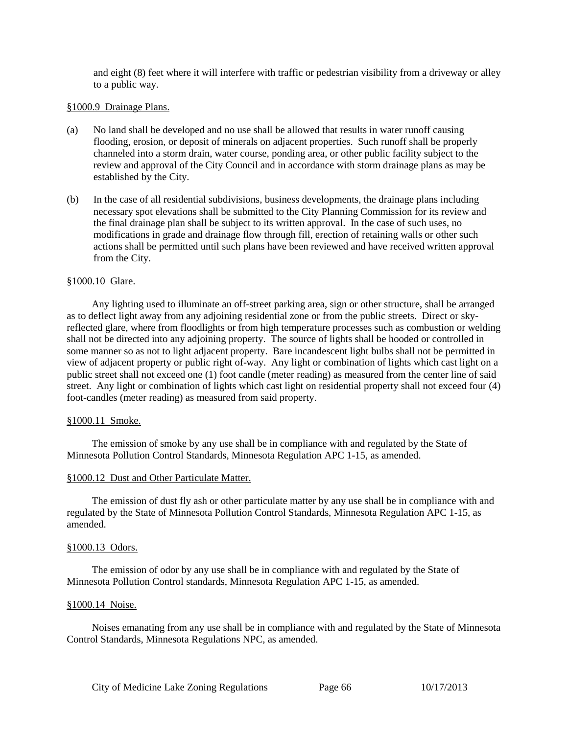and eight (8) feet where it will interfere with traffic or pedestrian visibility from a driveway or alley to a public way.

§1000.9 Drainage Plans.

(a) No land shall be developed and no use shall be allowed that results in water runoff causing flooding, erosion, or deposit of minerals on adjacent properties. Such runoff shall be properly channeled into a storm drain, water course, ponding area, or other public facility subject to the review and approval of the City Council and in accordance with storm drainage plans as may be established by the City.

(b) In the case of all residential subdivisions, business developments, the drainage plans including necessary spot elevations shall be submitted to the City Planning Commission for its review and the final drainage plan shall be subject to its written approval. In the case of such uses, no modifications in grade and drainage flow through fill, erection of retaining walls or other such actions shall be permitted until such plans have been reviewed and have received written approval from the City.

§1000.10 Glare.

Any lighting used to illuminate an off-street parking area, sign or other structure, shall be arranged as to deflect light away from any adjoining residential zone or from the public streets. Direct or sky-reflected glare, where from floodlights or from high temperature processes such as combustion or welding shall not be directed into any adjoining property. The source of lights shall be hooded or controlled in some manner so as not to light adjacent property. Bare incandescent light bulbs shall not be permitted in view of adjacent property or public right of-way. Any light or combination of lights which cast light on a public street shall not exceed one (1) foot candle (meter reading) as measured from the center line of said street. Any light or combination of lights which cast light on residential property shall not exceed four (4) foot-candles (meter reading) as measured from said property.

§1000.11 Smoke.

The emission of smoke by any use shall be in compliance with and regulated by the State of Minnesota Pollution Control Standards, Minnesota Regulation APC 1-15, as amended.

§1000.12 Dust and Other Particulate Matter.

The emission of dust fly ash or other particulate matter by any use shall be in compliance with and regulated by the State of Minnesota Pollution Control Standards, Minnesota Regulation APC 1-15, as amended.

§1000.13 Odors.

The emission of odor by any use shall be in compliance with and regulated by the State of Minnesota Pollution Control standards, Minnesota Regulation APC 1-15, as amended.

§1000.14 Noise.

Noises emanating from any use shall be in compliance with and regulated by the State of Minnesota Control Standards, Minnesota Regulations NPC, as amended.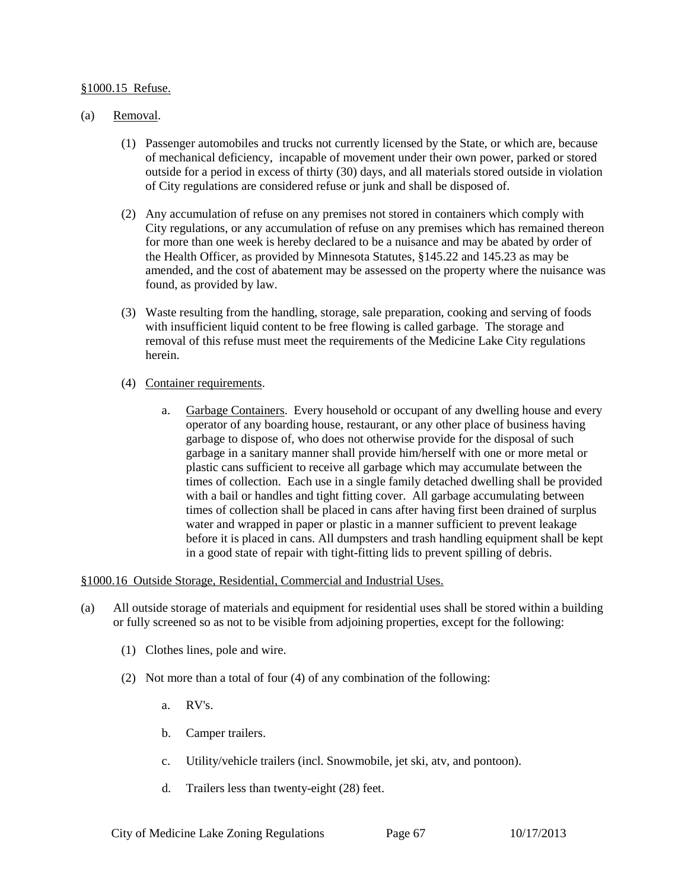§1000.15 Refuse.

(a) Removal.

(1) Passenger automobiles and trucks not currently licensed by the State, or which are, because of mechanical deficiency, incapable of movement under their own power, parked or stored outside for a period in excess of thirty (30) days, and all materials stored outside in violation of City regulations are considered refuse or junk and shall be disposed of.

(2) Any accumulation of refuse on any premises not stored in containers which comply with City regulations, or any accumulation of refuse on any premises which has remained thereon for more than one week is hereby declared to be a nuisance and may be abated by order of the Health Officer, as provided by Minnesota Statutes, §145.22 and 145.23 as may be amended, and the cost of abatement may be assessed on the property where the nuisance was found, as provided by law.

(3) Waste resulting from the handling, storage, sale preparation, cooking and serving of foods with insufficient liquid content to be free flowing is called garbage. The storage and removal of this refuse must meet the requirements of the Medicine Lake City regulations herein.

(4) Container requirements.

a. Garbage Containers. Every household or occupant of any dwelling house and every operator of any boarding house, restaurant, or any other place of business having garbage to dispose of, who does not otherwise provide for the disposal of such garbage in a sanitary manner shall provide him/herself with one or more metal or plastic cans sufficient to receive all garbage which may accumulate between the times of collection. Each use in a single family detached dwelling shall be provided with a bail or handles and tight fitting cover. All garbage accumulating between times of collection shall be placed in cans after having first been drained of surplus water and wrapped in paper or plastic in a manner sufficient to prevent leakage before it is placed in cans. All dumpsters and trash handling equipment shall be kept in a good state of repair with tight-fitting lids to prevent spilling of debris.

§1000.16 Outside Storage, Residential, Commercial and Industrial Uses.

(a) All outside storage of materials and equipment for residential uses shall be stored within a building or fully screened so as not to be visible from adjoining properties, except for the following:

(1) Clothes lines, pole and wire.

(2) Not more than a total of four (4) of any combination of the following:

a. RV's.

b. Camper trailers.

c. Utility/vehicle trailers (incl. Snowmobile, jet ski, atv, and pontoon).

d. Trailers less than twenty-eight (28) feet.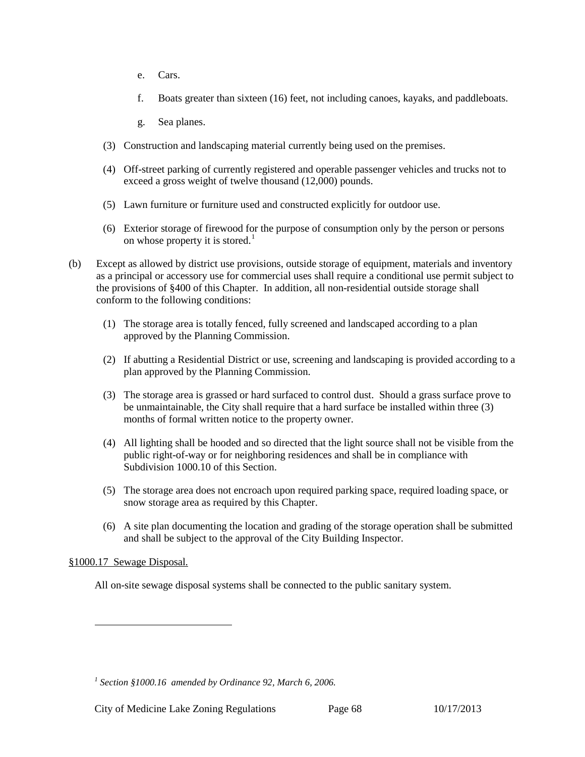e. Cars.

f. Boats greater than sixteen (16) feet, not including canoes, kayaks, and paddleboats.

g. Sea planes.

(3) Construction and landscaping material currently being used on the premises.

(4) Off-street parking of currently registered and operable passenger vehicles and trucks not to exceed a gross weight of twelve thousand (12,000) pounds.

(5) Lawn furniture or furniture used and constructed explicitly for outdoor use.

(6) Exterior storage of firewood for the purpose of consumption only by the person or persons on whose property it is stored.[1]

(b) Except as allowed by district use provisions, outside storage of equipment, materials and inventory as a principal or accessory use for commercial uses shall require a conditional use permit subject to the provisions of §400 of this Chapter. In addition, all non-residential outside storage shall conform to the following conditions:

(1) The storage area is totally fenced, fully screened and landscaped according to a plan approved by the Planning Commission.

(2) If abutting a Residential District or use, screening and landscaping is provided according to a plan approved by the Planning Commission.

(3) The storage area is grassed or hard surfaced to control dust. Should a grass surface prove to be unmaintainable, the City shall require that a hard surface be installed within three (3) months of formal written notice to the property owner.

(4) All lighting shall be hooded and so directed that the light source shall not be visible from the public right-of-way or for neighboring residences and shall be in compliance with Subdivision 1000.10 of this Section.

(5) The storage area does not encroach upon required parking space, required loading space, or snow storage area as required by this Chapter.

(6) A site plan documenting the location and grading of the storage operation shall be submitted and shall be subject to the approval of the City Building Inspector.

§1000.17 Sewage Disposal.

All on-site sewage disposal systems shall be connected to the public sanitary system.

---

[1] *Section §1000.16 amended by Ordinance 92, March 6, 2006.*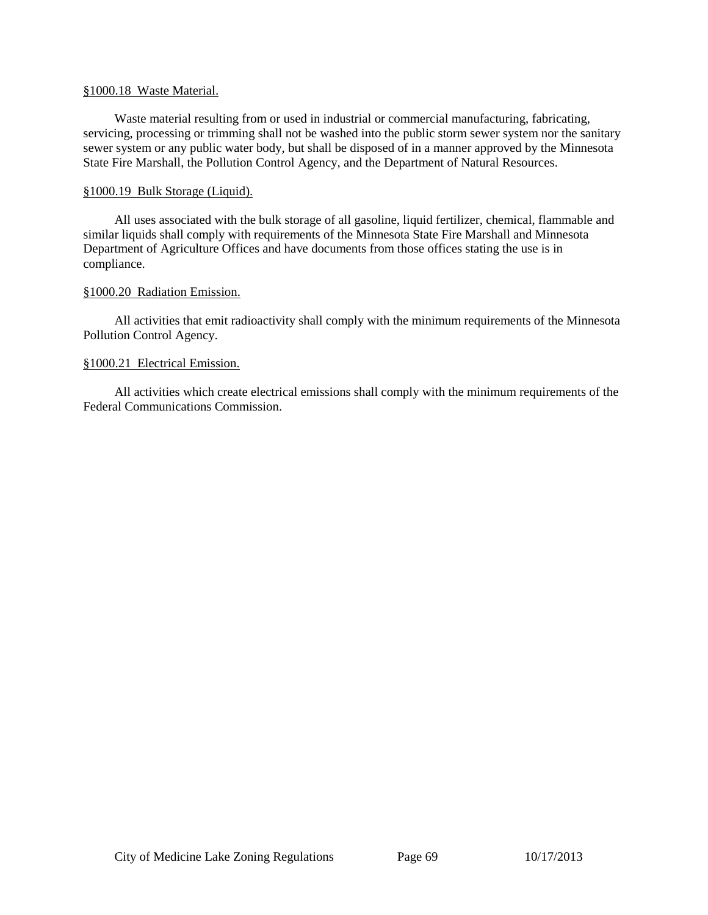§1000.18 Waste Material.

Waste material resulting from or used in industrial or commercial manufacturing, fabricating, servicing, processing or trimming shall not be washed into the public storm sewer system nor the sanitary sewer system or any public water body, but shall be disposed of in a manner approved by the Minnesota State Fire Marshall, the Pollution Control Agency, and the Department of Natural Resources.

§1000.19 Bulk Storage (Liquid).

All uses associated with the bulk storage of all gasoline, liquid fertilizer, chemical, flammable and similar liquids shall comply with requirements of the Minnesota State Fire Marshall and Minnesota Department of Agriculture Offices and have documents from those offices stating the use is in compliance.

§1000.20 Radiation Emission.

All activities that emit radioactivity shall comply with the minimum requirements of the Minnesota Pollution Control Agency.

§1000.21 Electrical Emission.

All activities which create electrical emissions shall comply with the minimum requirements of the Federal Communications Commission.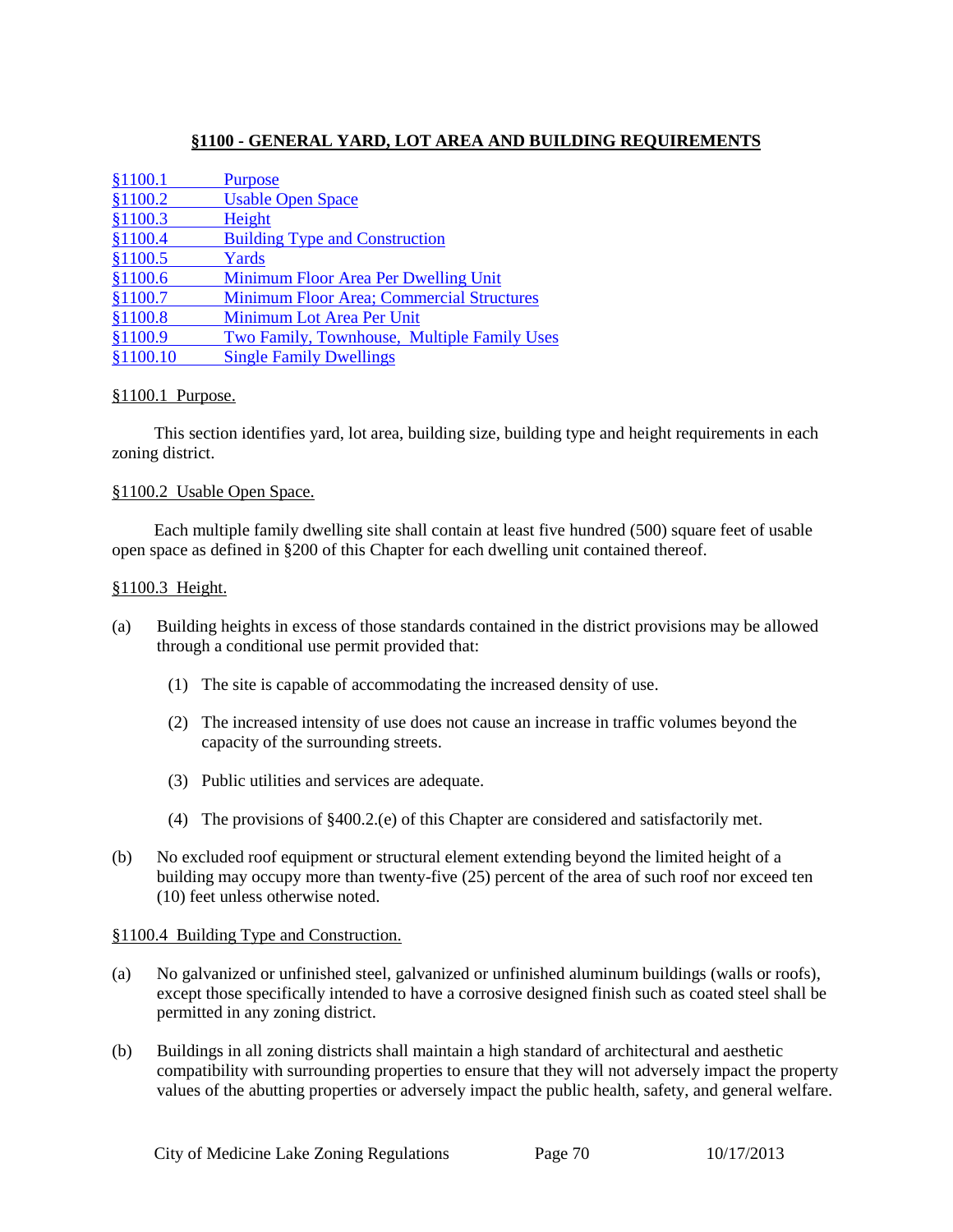## §1100 - GENERAL YARD, LOT AREA AND BUILDING REQUIREMENTS

| | |
|---|---|
| §1100.1 | Purpose |
| §1100.2 | Usable Open Space |
| §1100.3 | Height |
| §1100.4 | Building Type and Construction |
| §1100.5 | Yards |
| §1100.6 | Minimum Floor Area Per Dwelling Unit |
| §1100.7 | Minimum Floor Area; Commercial Structures |
| §1100.8 | Minimum Lot Area Per Unit |
| §1100.9 | Two Family, Townhouse, Multiple Family Uses |
| §1100.10 | Single Family Dwellings |

§1100.1 Purpose.

This section identifies yard, lot area, building size, building type and height requirements in each zoning district.

§1100.2 Usable Open Space.

Each multiple family dwelling site shall contain at least five hundred (500) square feet of usable open space as defined in §200 of this Chapter for each dwelling unit contained thereof.

§1100.3 Height.

(a) Building heights in excess of those standards contained in the district provisions may be allowed through a conditional use permit provided that:

(1) The site is capable of accommodating the increased density of use.

(2) The increased intensity of use does not cause an increase in traffic volumes beyond the capacity of the surrounding streets.

(3) Public utilities and services are adequate.

(4) The provisions of §400.2.(e) of this Chapter are considered and satisfactorily met.

(b) No excluded roof equipment or structural element extending beyond the limited height of a building may occupy more than twenty-five (25) percent of the area of such roof nor exceed ten (10) feet unless otherwise noted.

§1100.4 Building Type and Construction.

(a) No galvanized or unfinished steel, galvanized or unfinished aluminum buildings (walls or roofs), except those specifically intended to have a corrosive designed finish such as coated steel shall be permitted in any zoning district.

(b) Buildings in all zoning districts shall maintain a high standard of architectural and aesthetic compatibility with surrounding properties to ensure that they will not adversely impact the property values of the abutting properties or adversely impact the public health, safety, and general welfare.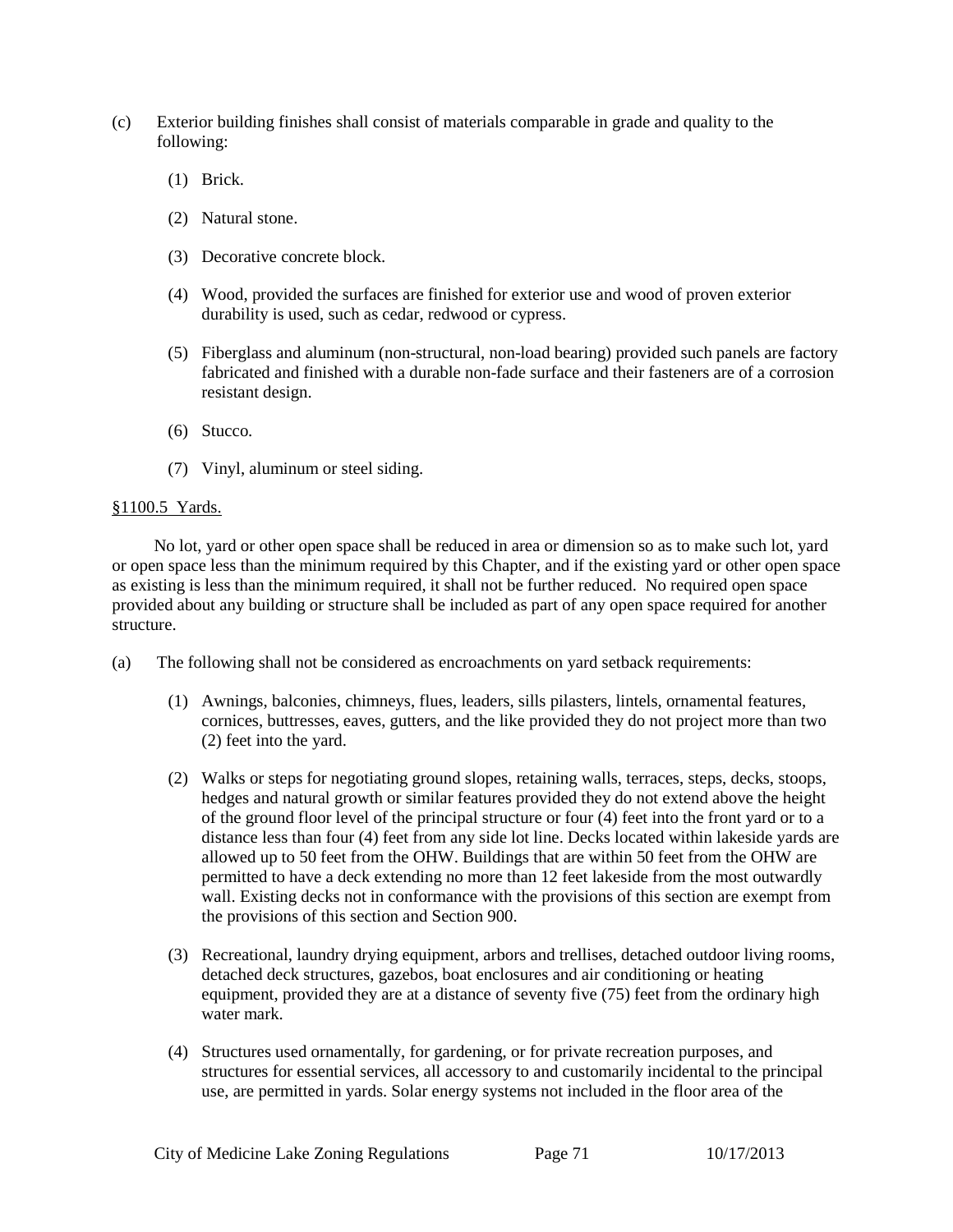(c) Exterior building finishes shall consist of materials comparable in grade and quality to the following:

   (1) Brick.

   (2) Natural stone.

   (3) Decorative concrete block.

   (4) Wood, provided the surfaces are finished for exterior use and wood of proven exterior durability is used, such as cedar, redwood or cypress.

   (5) Fiberglass and aluminum (non-structural, non-load bearing) provided such panels are factory fabricated and finished with a durable non-fade surface and their fasteners are of a corrosion resistant design.

   (6) Stucco.

   (7) Vinyl, aluminum or steel siding.

§1100.5 Yards.

No lot, yard or other open space shall be reduced in area or dimension so as to make such lot, yard or open space less than the minimum required by this Chapter, and if the existing yard or other open space as existing is less than the minimum required, it shall not be further reduced. No required open space provided about any building or structure shall be included as part of any open space required for another structure.

(a) The following shall not be considered as encroachments on yard setback requirements:

   (1) Awnings, balconies, chimneys, flues, leaders, sills pilasters, lintels, ornamental features, cornices, buttresses, eaves, gutters, and the like provided they do not project more than two (2) feet into the yard.

   (2) Walks or steps for negotiating ground slopes, retaining walls, terraces, steps, decks, stoops, hedges and natural growth or similar features provided they do not extend above the height of the ground floor level of the principal structure or four (4) feet into the front yard or to a distance less than four (4) feet from any side lot line. Decks located within lakeside yards are allowed up to 50 feet from the OHW. Buildings that are within 50 feet from the OHW are permitted to have a deck extending no more than 12 feet lakeside from the most outwardly wall. Existing decks not in conformance with the provisions of this section are exempt from the provisions of this section and Section 900.

   (3) Recreational, laundry drying equipment, arbors and trellises, detached outdoor living rooms, detached deck structures, gazebos, boat enclosures and air conditioning or heating equipment, provided they are at a distance of seventy five (75) feet from the ordinary high water mark.

   (4) Structures used ornamentally, for gardening, or for private recreation purposes, and structures for essential services, all accessory to and customarily incidental to the principal use, are permitted in yards. Solar energy systems not included in the floor area of the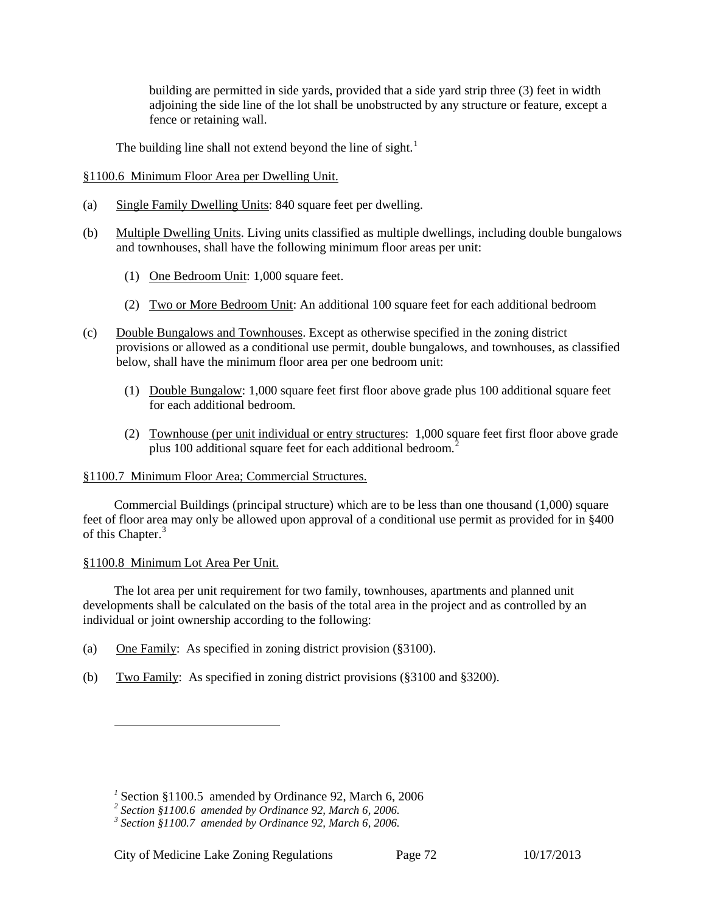building are permitted in side yards, provided that a side yard strip three (3) feet in width adjoining the side line of the lot shall be unobstructed by any structure or feature, except a fence or retaining wall.

The building line shall not extend beyond the line of sight.[1]

§1100.6 Minimum Floor Area per Dwelling Unit.

(a) Single Family Dwelling Units: 840 square feet per dwelling.

(b) Multiple Dwelling Units. Living units classified as multiple dwellings, including double bungalows and townhouses, shall have the following minimum floor areas per unit:

(1) One Bedroom Unit: 1,000 square feet.

(2) Two or More Bedroom Unit: An additional 100 square feet for each additional bedroom

(c) Double Bungalows and Townhouses. Except as otherwise specified in the zoning district provisions or allowed as a conditional use permit, double bungalows, and townhouses, as classified below, shall have the minimum floor area per one bedroom unit:

(1) Double Bungalow: 1,000 square feet first floor above grade plus 100 additional square feet for each additional bedroom.

(2) Townhouse (per unit individual or entry structures: 1,000 square feet first floor above grade plus 100 additional square feet for each additional bedroom.[2]

§1100.7 Minimum Floor Area; Commercial Structures.

Commercial Buildings (principal structure) which are to be less than one thousand (1,000) square feet of floor area may only be allowed upon approval of a conditional use permit as provided for in §400 of this Chapter.[3]

§1100.8 Minimum Lot Area Per Unit.

The lot area per unit requirement for two family, townhouses, apartments and planned unit developments shall be calculated on the basis of the total area in the project and as controlled by an individual or joint ownership according to the following:

(a) One Family: As specified in zoning district provision (§3100).

(b) Two Family: As specified in zoning district provisions (§3100 and §3200).

---

[1] Section §1100.5 amended by Ordinance 92, March 6, 2006

[2] *Section §1100.6 amended by Ordinance 92, March 6, 2006.*

[3] *Section §1100.7 amended by Ordinance 92, March 6, 2006.*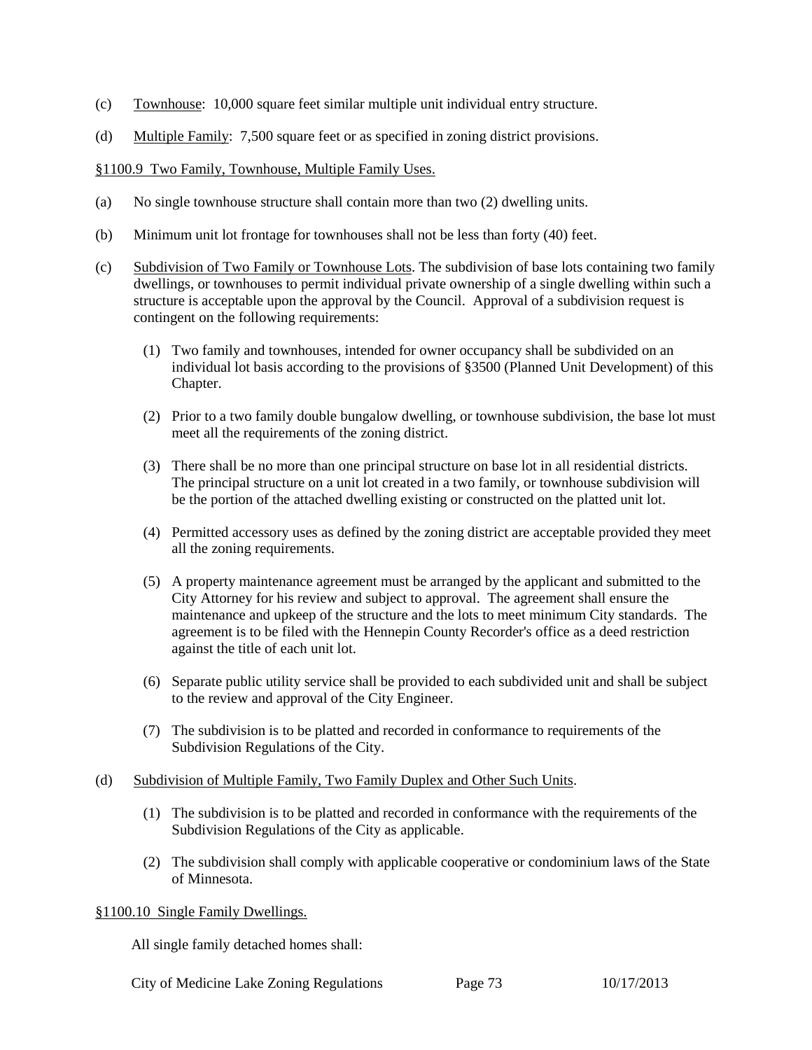(c) Townhouse: 10,000 square feet similar multiple unit individual entry structure.

(d) Multiple Family: 7,500 square feet or as specified in zoning district provisions.

§1100.9 Two Family, Townhouse, Multiple Family Uses.

(a) No single townhouse structure shall contain more than two (2) dwelling units.

(b) Minimum unit lot frontage for townhouses shall not be less than forty (40) feet.

(c) Subdivision of Two Family or Townhouse Lots. The subdivision of base lots containing two family dwellings, or townhouses to permit individual private ownership of a single dwelling within such a structure is acceptable upon the approval by the Council. Approval of a subdivision request is contingent on the following requirements:

(1) Two family and townhouses, intended for owner occupancy shall be subdivided on an individual lot basis according to the provisions of §3500 (Planned Unit Development) of this Chapter.

(2) Prior to a two family double bungalow dwelling, or townhouse subdivision, the base lot must meet all the requirements of the zoning district.

(3) There shall be no more than one principal structure on base lot in all residential districts. The principal structure on a unit lot created in a two family, or townhouse subdivision will be the portion of the attached dwelling existing or constructed on the platted unit lot.

(4) Permitted accessory uses as defined by the zoning district are acceptable provided they meet all the zoning requirements.

(5) A property maintenance agreement must be arranged by the applicant and submitted to the City Attorney for his review and subject to approval. The agreement shall ensure the maintenance and upkeep of the structure and the lots to meet minimum City standards. The agreement is to be filed with the Hennepin County Recorder's office as a deed restriction against the title of each unit lot.

(6) Separate public utility service shall be provided to each subdivided unit and shall be subject to the review and approval of the City Engineer.

(7) The subdivision is to be platted and recorded in conformance to requirements of the Subdivision Regulations of the City.

(d) Subdivision of Multiple Family, Two Family Duplex and Other Such Units.

(1) The subdivision is to be platted and recorded in conformance with the requirements of the Subdivision Regulations of the City as applicable.

(2) The subdivision shall comply with applicable cooperative or condominium laws of the State of Minnesota.

§1100.10 Single Family Dwellings.

All single family detached homes shall: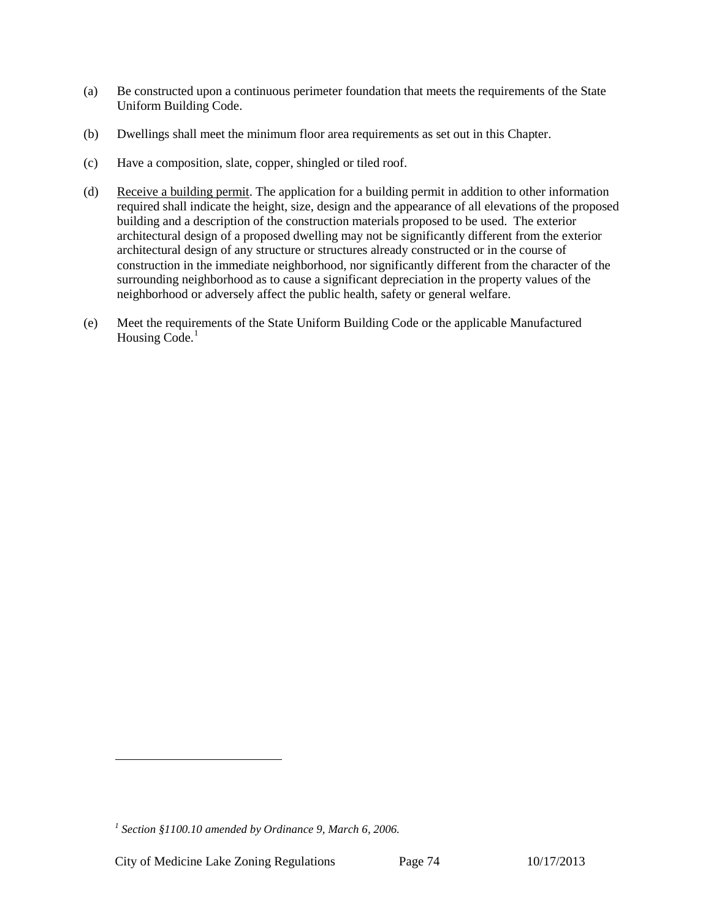(a) Be constructed upon a continuous perimeter foundation that meets the requirements of the State Uniform Building Code.

(b) Dwellings shall meet the minimum floor area requirements as set out in this Chapter.

(c) Have a composition, slate, copper, shingled or tiled roof.

(d) Receive a building permit. The application for a building permit in addition to other information required shall indicate the height, size, design and the appearance of all elevations of the proposed building and a description of the construction materials proposed to be used. The exterior architectural design of a proposed dwelling may not be significantly different from the exterior architectural design of any structure or structures already constructed or in the course of construction in the immediate neighborhood, nor significantly different from the character of the surrounding neighborhood as to cause a significant depreciation in the property values of the neighborhood or adversely affect the public health, safety or general welfare.

(e) Meet the requirements of the State Uniform Building Code or the applicable Manufactured Housing Code.[1]

---

[1] *Section §1100.10 amended by Ordinance 9, March 6, 2006.*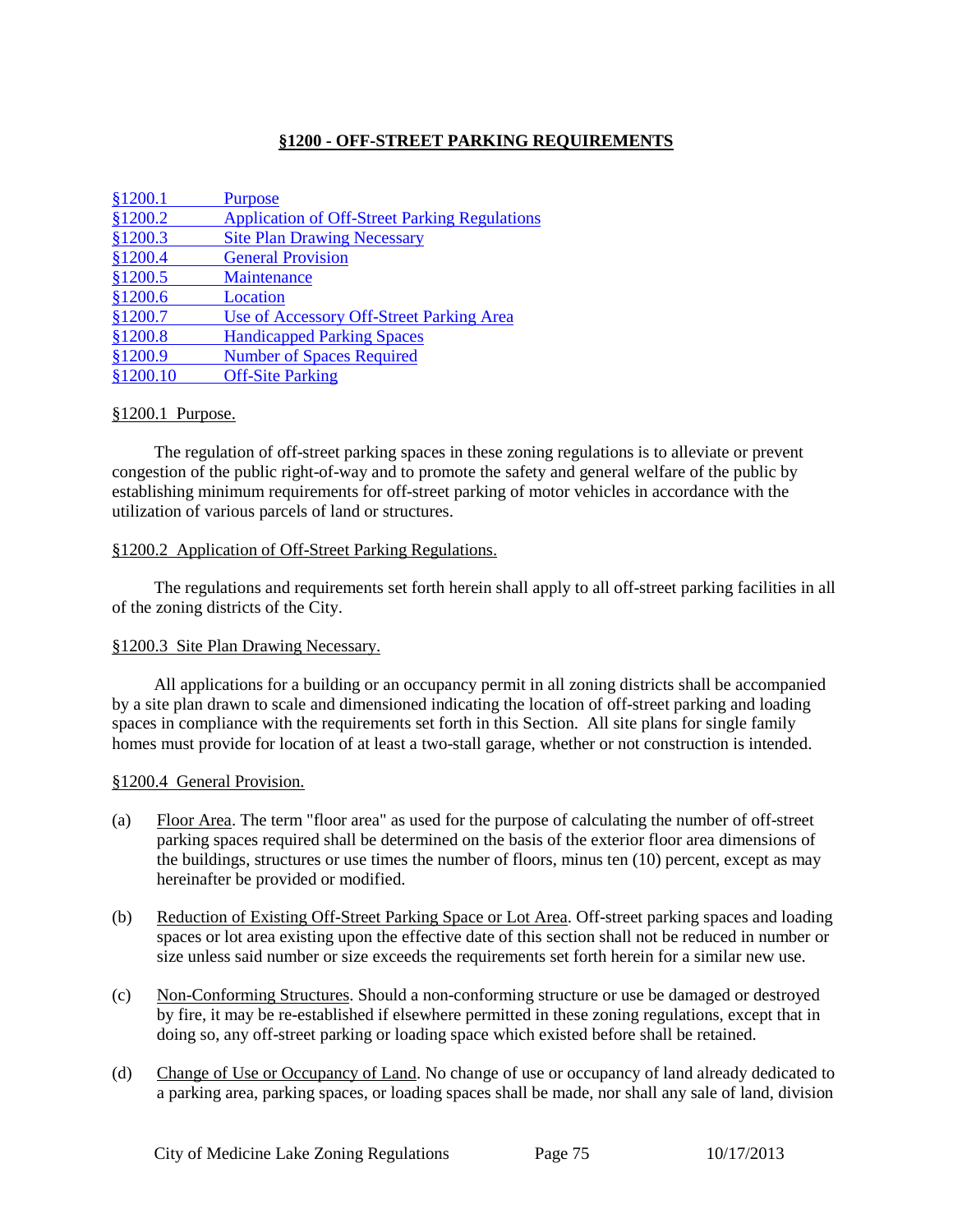## §1200 - OFF-STREET PARKING REQUIREMENTS

| | |
|---|---|
| §1200.1 | Purpose |
| §1200.2 | Application of Off-Street Parking Regulations |
| §1200.3 | Site Plan Drawing Necessary |
| §1200.4 | General Provision |
| §1200.5 | Maintenance |
| §1200.6 | Location |
| §1200.7 | Use of Accessory Off-Street Parking Area |
| §1200.8 | Handicapped Parking Spaces |
| §1200.9 | Number of Spaces Required |
| §1200.10 | Off-Site Parking |

### §1200.1 Purpose.

The regulation of off-street parking spaces in these zoning regulations is to alleviate or prevent congestion of the public right-of-way and to promote the safety and general welfare of the public by establishing minimum requirements for off-street parking of motor vehicles in accordance with the utilization of various parcels of land or structures.

### §1200.2 Application of Off-Street Parking Regulations.

The regulations and requirements set forth herein shall apply to all off-street parking facilities in all of the zoning districts of the City.

### §1200.3 Site Plan Drawing Necessary.

All applications for a building or an occupancy permit in all zoning districts shall be accompanied by a site plan drawn to scale and dimensioned indicating the location of off-street parking and loading spaces in compliance with the requirements set forth in this Section. All site plans for single family homes must provide for location of at least a two-stall garage, whether or not construction is intended.

### §1200.4 General Provision.

(a) Floor Area. The term "floor area" as used for the purpose of calculating the number of off-street parking spaces required shall be determined on the basis of the exterior floor area dimensions of the buildings, structures or use times the number of floors, minus ten (10) percent, except as may hereinafter be provided or modified.

(b) Reduction of Existing Off-Street Parking Space or Lot Area. Off-street parking spaces and loading spaces or lot area existing upon the effective date of this section shall not be reduced in number or size unless said number or size exceeds the requirements set forth herein for a similar new use.

(c) Non-Conforming Structures. Should a non-conforming structure or use be damaged or destroyed by fire, it may be re-established if elsewhere permitted in these zoning regulations, except that in doing so, any off-street parking or loading space which existed before shall be retained.

(d) Change of Use or Occupancy of Land. No change of use or occupancy of land already dedicated to a parking area, parking spaces, or loading spaces shall be made, nor shall any sale of land, division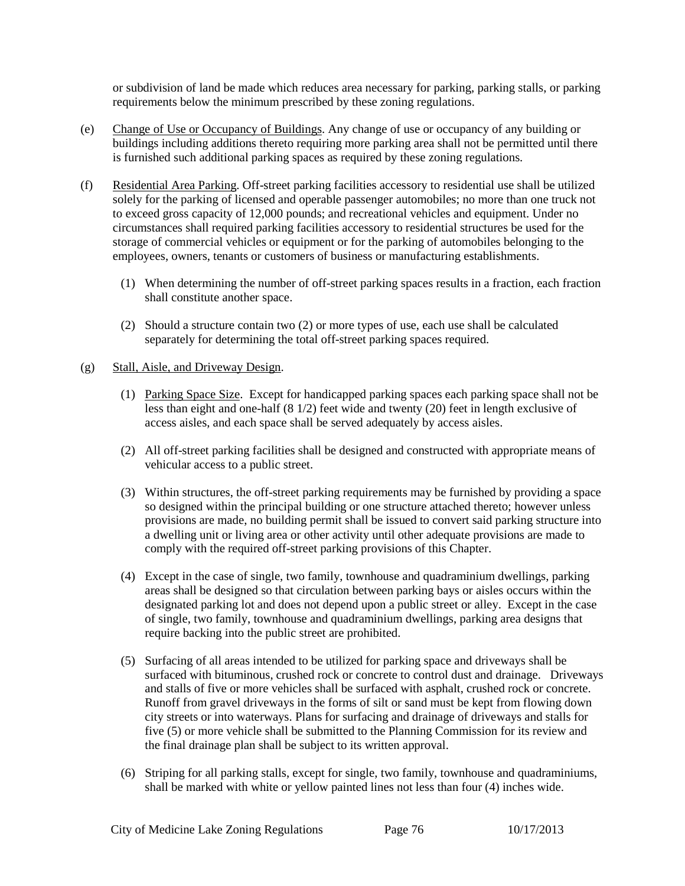or subdivision of land be made which reduces area necessary for parking, parking stalls, or parking requirements below the minimum prescribed by these zoning regulations.

(e) Change of Use or Occupancy of Buildings. Any change of use or occupancy of any building or buildings including additions thereto requiring more parking area shall not be permitted until there is furnished such additional parking spaces as required by these zoning regulations.

(f) Residential Area Parking. Off-street parking facilities accessory to residential use shall be utilized solely for the parking of licensed and operable passenger automobiles; no more than one truck not to exceed gross capacity of 12,000 pounds; and recreational vehicles and equipment. Under no circumstances shall required parking facilities accessory to residential structures be used for the storage of commercial vehicles or equipment or for the parking of automobiles belonging to the employees, owners, tenants or customers of business or manufacturing establishments.

(1) When determining the number of off-street parking spaces results in a fraction, each fraction shall constitute another space.

(2) Should a structure contain two (2) or more types of use, each use shall be calculated separately for determining the total off-street parking spaces required.

(g) Stall, Aisle, and Driveway Design.

(1) Parking Space Size. Except for handicapped parking spaces each parking space shall not be less than eight and one-half (8 1/2) feet wide and twenty (20) feet in length exclusive of access aisles, and each space shall be served adequately by access aisles.

(2) All off-street parking facilities shall be designed and constructed with appropriate means of vehicular access to a public street.

(3) Within structures, the off-street parking requirements may be furnished by providing a space so designed within the principal building or one structure attached thereto; however unless provisions are made, no building permit shall be issued to convert said parking structure into a dwelling unit or living area or other activity until other adequate provisions are made to comply with the required off-street parking provisions of this Chapter.

(4) Except in the case of single, two family, townhouse and quadraminium dwellings, parking areas shall be designed so that circulation between parking bays or aisles occurs within the designated parking lot and does not depend upon a public street or alley. Except in the case of single, two family, townhouse and quadraminium dwellings, parking area designs that require backing into the public street are prohibited.

(5) Surfacing of all areas intended to be utilized for parking space and driveways shall be surfaced with bituminous, crushed rock or concrete to control dust and drainage. Driveways and stalls of five or more vehicles shall be surfaced with asphalt, crushed rock or concrete. Runoff from gravel driveways in the forms of silt or sand must be kept from flowing down city streets or into waterways. Plans for surfacing and drainage of driveways and stalls for five (5) or more vehicle shall be submitted to the Planning Commission for its review and the final drainage plan shall be subject to its written approval.

(6) Striping for all parking stalls, except for single, two family, townhouse and quadraminiums, shall be marked with white or yellow painted lines not less than four (4) inches wide.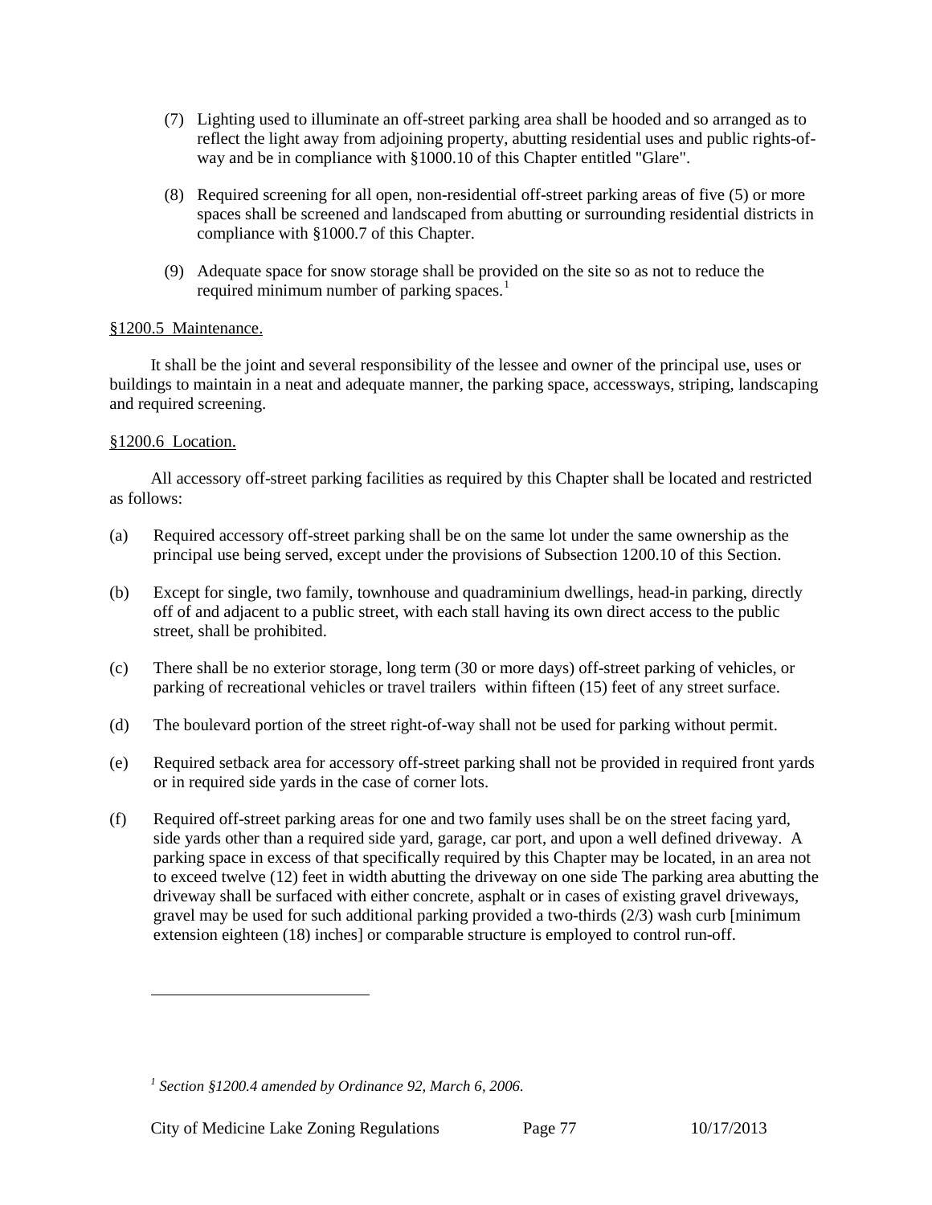(7) Lighting used to illuminate an off-street parking area shall be hooded and so arranged as to reflect the light away from adjoining property, abutting residential uses and public rights-of-way and be in compliance with §1000.10 of this Chapter entitled "Glare".

(8) Required screening for all open, non-residential off-street parking areas of five (5) or more spaces shall be screened and landscaped from abutting or surrounding residential districts in compliance with §1000.7 of this Chapter.

(9) Adequate space for snow storage shall be provided on the site so as not to reduce the required minimum number of parking spaces.[1]

§1200.5 Maintenance.

It shall be the joint and several responsibility of the lessee and owner of the principal use, uses or buildings to maintain in a neat and adequate manner, the parking space, accessways, striping, landscaping and required screening.

§1200.6 Location.

All accessory off-street parking facilities as required by this Chapter shall be located and restricted as follows:

(a) Required accessory off-street parking shall be on the same lot under the same ownership as the principal use being served, except under the provisions of Subsection 1200.10 of this Section.

(b) Except for single, two family, townhouse and quadraminium dwellings, head-in parking, directly off of and adjacent to a public street, with each stall having its own direct access to the public street, shall be prohibited.

(c) There shall be no exterior storage, long term (30 or more days) off-street parking of vehicles, or parking of recreational vehicles or travel trailers within fifteen (15) feet of any street surface.

(d) The boulevard portion of the street right-of-way shall not be used for parking without permit.

(e) Required setback area for accessory off-street parking shall not be provided in required front yards or in required side yards in the case of corner lots.

(f) Required off-street parking areas for one and two family uses shall be on the street facing yard, side yards other than a required side yard, garage, car port, and upon a well defined driveway. A parking space in excess of that specifically required by this Chapter may be located, in an area not to exceed twelve (12) feet in width abutting the driveway on one side The parking area abutting the driveway shall be surfaced with either concrete, asphalt or in cases of existing gravel driveways, gravel may be used for such additional parking provided a two-thirds (2/3) wash curb [minimum extension eighteen (18) inches] or comparable structure is employed to control run-off.

---

[1] *Section §1200.4 amended by Ordinance 92, March 6, 2006.*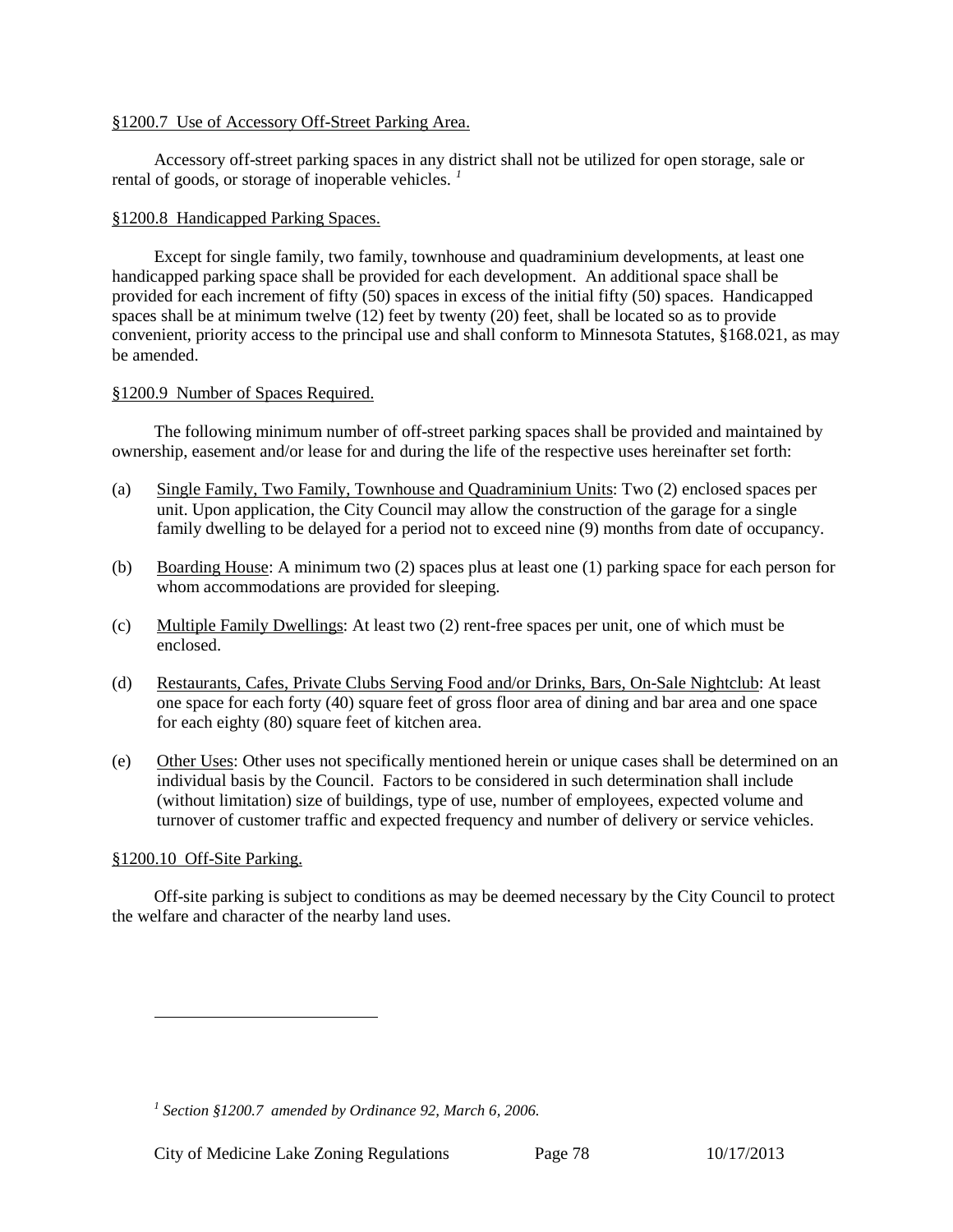§1200.7 Use of Accessory Off-Street Parking Area.

Accessory off-street parking spaces in any district shall not be utilized for open storage, sale or rental of goods, or storage of inoperable vehicles. [1]

§1200.8 Handicapped Parking Spaces.

Except for single family, two family, townhouse and quadraminium developments, at least one handicapped parking space shall be provided for each development. An additional space shall be provided for each increment of fifty (50) spaces in excess of the initial fifty (50) spaces. Handicapped spaces shall be at minimum twelve (12) feet by twenty (20) feet, shall be located so as to provide convenient, priority access to the principal use and shall conform to Minnesota Statutes, §168.021, as may be amended.

§1200.9 Number of Spaces Required.

The following minimum number of off-street parking spaces shall be provided and maintained by ownership, easement and/or lease for and during the life of the respective uses hereinafter set forth:

(a) Single Family, Two Family, Townhouse and Quadraminium Units: Two (2) enclosed spaces per unit. Upon application, the City Council may allow the construction of the garage for a single family dwelling to be delayed for a period not to exceed nine (9) months from date of occupancy.

(b) Boarding House: A minimum two (2) spaces plus at least one (1) parking space for each person for whom accommodations are provided for sleeping.

(c) Multiple Family Dwellings: At least two (2) rent-free spaces per unit, one of which must be enclosed.

(d) Restaurants, Cafes, Private Clubs Serving Food and/or Drinks, Bars, On-Sale Nightclub: At least one space for each forty (40) square feet of gross floor area of dining and bar area and one space for each eighty (80) square feet of kitchen area.

(e) Other Uses: Other uses not specifically mentioned herein or unique cases shall be determined on an individual basis by the Council. Factors to be considered in such determination shall include (without limitation) size of buildings, type of use, number of employees, expected volume and turnover of customer traffic and expected frequency and number of delivery or service vehicles.

§1200.10 Off-Site Parking.

Off-site parking is subject to conditions as may be deemed necessary by the City Council to protect the welfare and character of the nearby land uses.

---

[1] *Section §1200.7 amended by Ordinance 92, March 6, 2006.*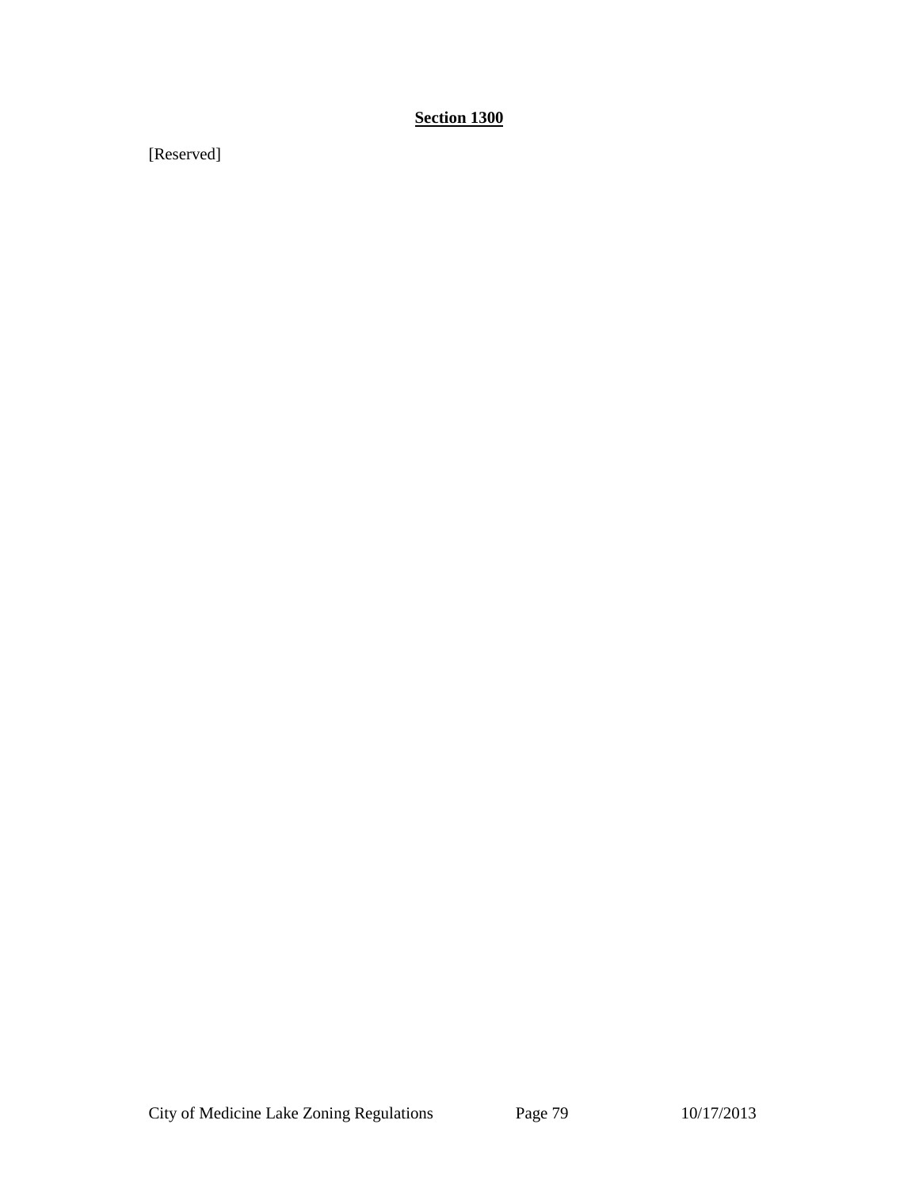**Section 1300**

[Reserved]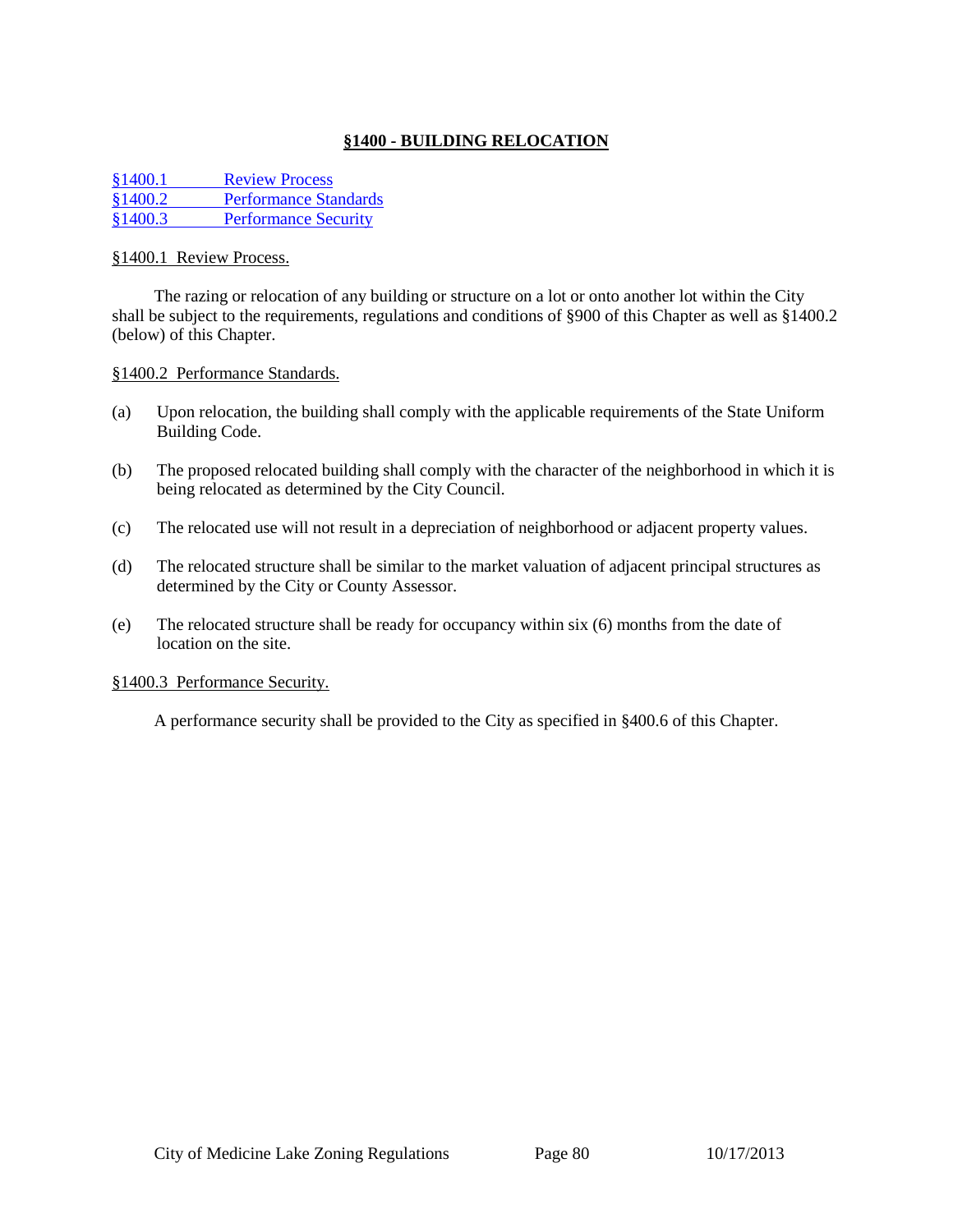## §1400 - BUILDING RELOCATION

§1400.1 Review Process
§1400.2 Performance Standards
§1400.3 Performance Security

§1400.1 Review Process.

The razing or relocation of any building or structure on a lot or onto another lot within the City shall be subject to the requirements, regulations and conditions of §900 of this Chapter as well as §1400.2 (below) of this Chapter.

§1400.2 Performance Standards.

(a) Upon relocation, the building shall comply with the applicable requirements of the State Uniform Building Code.

(b) The proposed relocated building shall comply with the character of the neighborhood in which it is being relocated as determined by the City Council.

(c) The relocated use will not result in a depreciation of neighborhood or adjacent property values.

(d) The relocated structure shall be similar to the market valuation of adjacent principal structures as determined by the City or County Assessor.

(e) The relocated structure shall be ready for occupancy within six (6) months from the date of location on the site.

§1400.3 Performance Security.

A performance security shall be provided to the City as specified in §400.6 of this Chapter.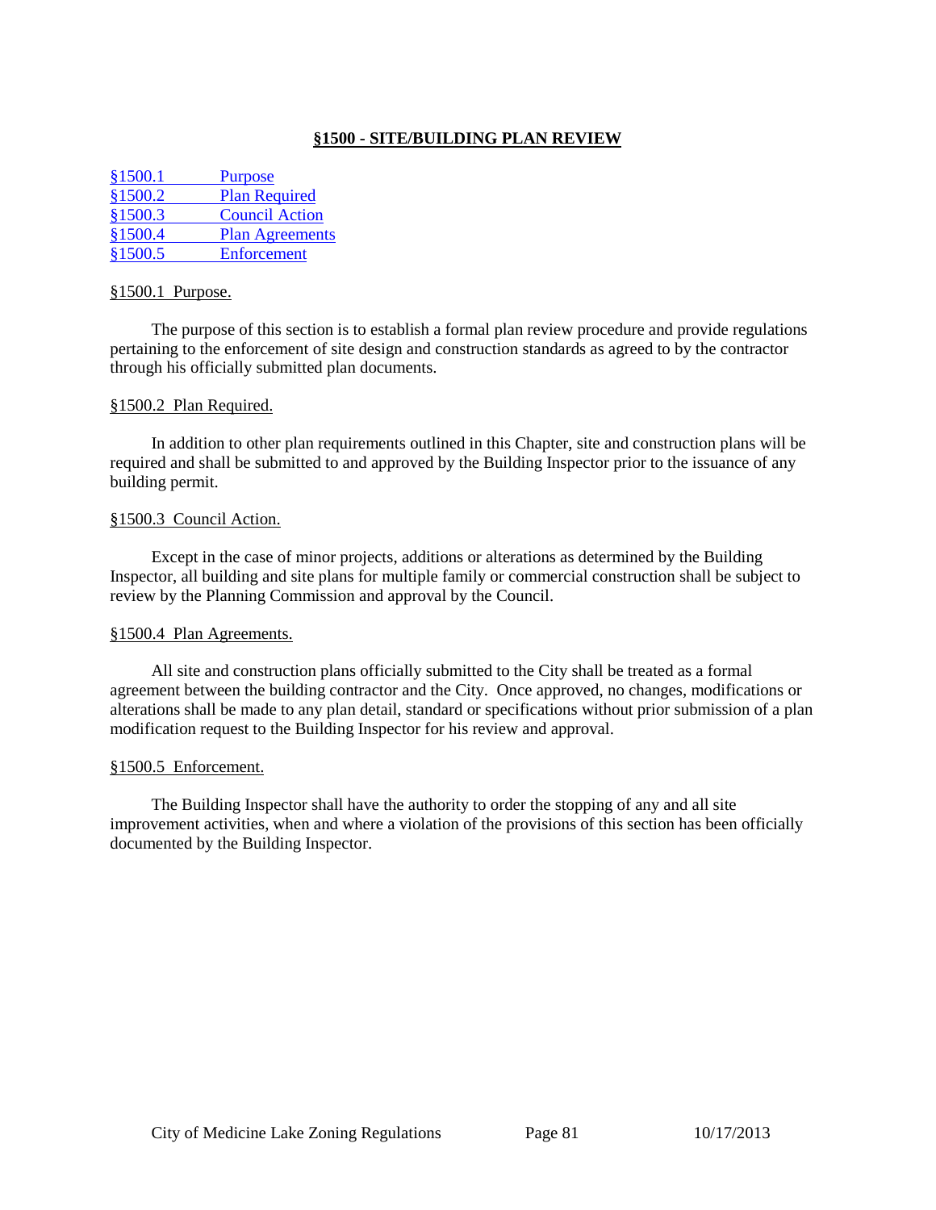## §1500 - SITE/BUILDING PLAN REVIEW

§1500.1 Purpose
§1500.2 Plan Required
§1500.3 Council Action
§1500.4 Plan Agreements
§1500.5 Enforcement

§1500.1 Purpose.

The purpose of this section is to establish a formal plan review procedure and provide regulations pertaining to the enforcement of site design and construction standards as agreed to by the contractor through his officially submitted plan documents.

§1500.2 Plan Required.

In addition to other plan requirements outlined in this Chapter, site and construction plans will be required and shall be submitted to and approved by the Building Inspector prior to the issuance of any building permit.

§1500.3 Council Action.

Except in the case of minor projects, additions or alterations as determined by the Building Inspector, all building and site plans for multiple family or commercial construction shall be subject to review by the Planning Commission and approval by the Council.

§1500.4 Plan Agreements.

All site and construction plans officially submitted to the City shall be treated as a formal agreement between the building contractor and the City. Once approved, no changes, modifications or alterations shall be made to any plan detail, standard or specifications without prior submission of a plan modification request to the Building Inspector for his review and approval.

§1500.5 Enforcement.

The Building Inspector shall have the authority to order the stopping of any and all site improvement activities, when and where a violation of the provisions of this section has been officially documented by the Building Inspector.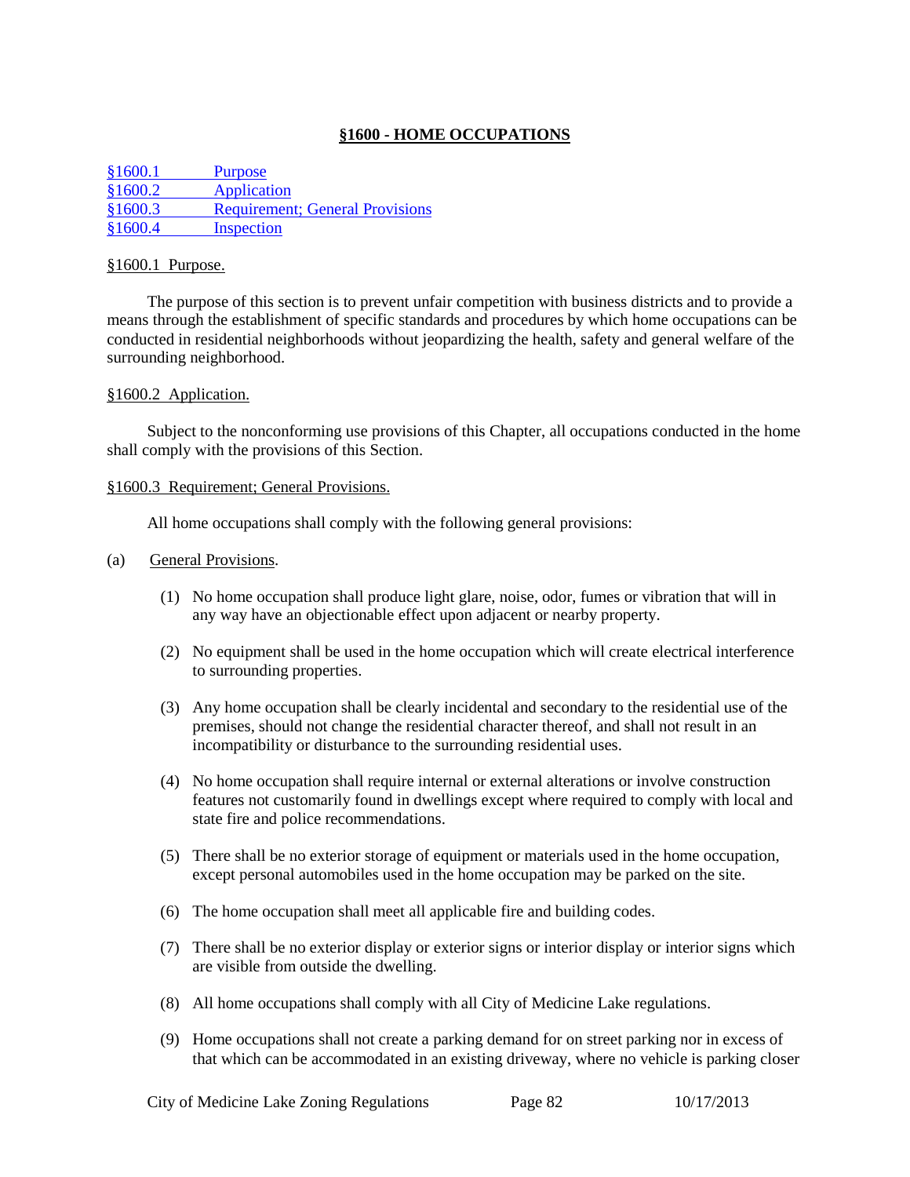## §1600 - HOME OCCUPATIONS

§1600.1 Purpose
§1600.2 Application
§1600.3 Requirement; General Provisions
§1600.4 Inspection

§1600.1 Purpose.

The purpose of this section is to prevent unfair competition with business districts and to provide a means through the establishment of specific standards and procedures by which home occupations can be conducted in residential neighborhoods without jeopardizing the health, safety and general welfare of the surrounding neighborhood.

§1600.2 Application.

Subject to the nonconforming use provisions of this Chapter, all occupations conducted in the home shall comply with the provisions of this Section.

§1600.3 Requirement; General Provisions.

All home occupations shall comply with the following general provisions:

(a) General Provisions.

(1) No home occupation shall produce light glare, noise, odor, fumes or vibration that will in any way have an objectionable effect upon adjacent or nearby property.

(2) No equipment shall be used in the home occupation which will create electrical interference to surrounding properties.

(3) Any home occupation shall be clearly incidental and secondary to the residential use of the premises, should not change the residential character thereof, and shall not result in an incompatibility or disturbance to the surrounding residential uses.

(4) No home occupation shall require internal or external alterations or involve construction features not customarily found in dwellings except where required to comply with local and state fire and police recommendations.

(5) There shall be no exterior storage of equipment or materials used in the home occupation, except personal automobiles used in the home occupation may be parked on the site.

(6) The home occupation shall meet all applicable fire and building codes.

(7) There shall be no exterior display or exterior signs or interior display or interior signs which are visible from outside the dwelling.

(8) All home occupations shall comply with all City of Medicine Lake regulations.

(9) Home occupations shall not create a parking demand for on street parking nor in excess of that which can be accommodated in an existing driveway, where no vehicle is parking closer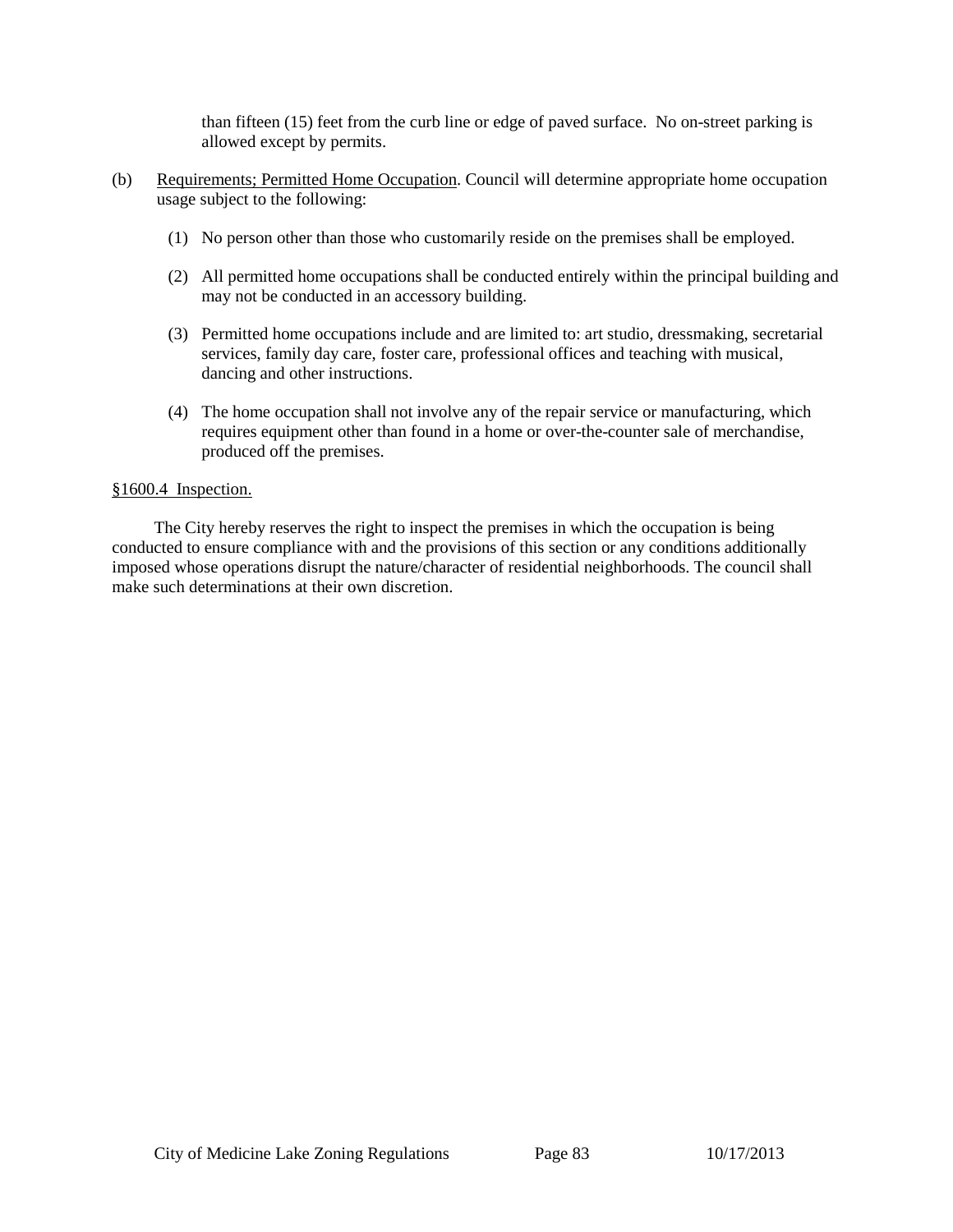than fifteen (15) feet from the curb line or edge of paved surface. No on-street parking is allowed except by permits.

(b) Requirements; Permitted Home Occupation. Council will determine appropriate home occupation usage subject to the following:

(1) No person other than those who customarily reside on the premises shall be employed.

(2) All permitted home occupations shall be conducted entirely within the principal building and may not be conducted in an accessory building.

(3) Permitted home occupations include and are limited to: art studio, dressmaking, secretarial services, family day care, foster care, professional offices and teaching with musical, dancing and other instructions.

(4) The home occupation shall not involve any of the repair service or manufacturing, which requires equipment other than found in a home or over-the-counter sale of merchandise, produced off the premises.

§1600.4 Inspection.

The City hereby reserves the right to inspect the premises in which the occupation is being conducted to ensure compliance with and the provisions of this section or any conditions additionally imposed whose operations disrupt the nature/character of residential neighborhoods. The council shall make such determinations at their own discretion.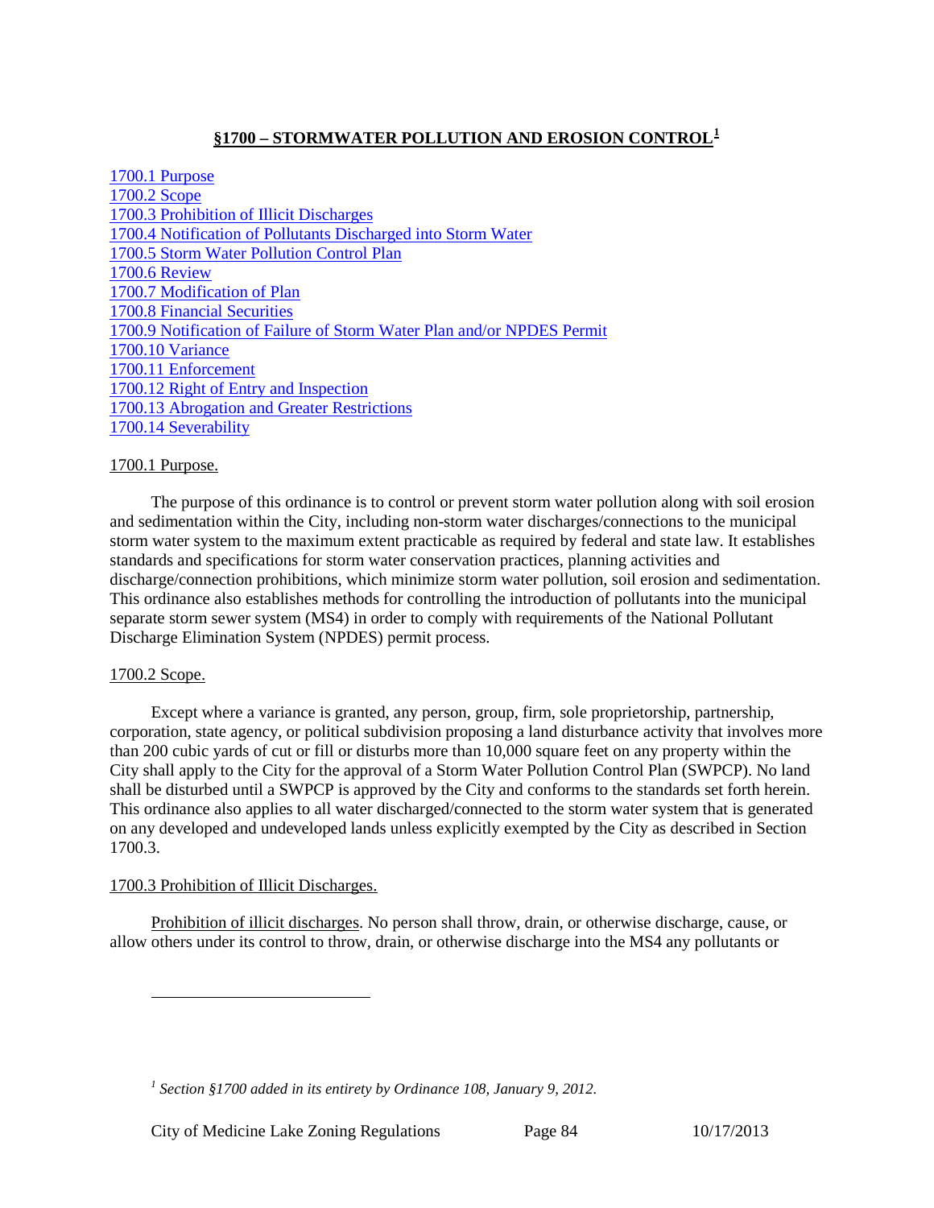## §1700 – STORMWATER POLLUTION AND EROSION CONTROL[1]

1700.1 Purpose
1700.2 Scope
1700.3 Prohibition of Illicit Discharges
1700.4 Notification of Pollutants Discharged into Storm Water
1700.5 Storm Water Pollution Control Plan
1700.6 Review
1700.7 Modification of Plan
1700.8 Financial Securities
1700.9 Notification of Failure of Storm Water Plan and/or NPDES Permit
1700.10 Variance
1700.11 Enforcement
1700.12 Right of Entry and Inspection
1700.13 Abrogation and Greater Restrictions
1700.14 Severability

### 1700.1 Purpose.

The purpose of this ordinance is to control or prevent storm water pollution along with soil erosion and sedimentation within the City, including non-storm water discharges/connections to the municipal storm water system to the maximum extent practicable as required by federal and state law. It establishes standards and specifications for storm water conservation practices, planning activities and discharge/connection prohibitions, which minimize storm water pollution, soil erosion and sedimentation. This ordinance also establishes methods for controlling the introduction of pollutants into the municipal separate storm sewer system (MS4) in order to comply with requirements of the National Pollutant Discharge Elimination System (NPDES) permit process.

### 1700.2 Scope.

Except where a variance is granted, any person, group, firm, sole proprietorship, partnership, corporation, state agency, or political subdivision proposing a land disturbance activity that involves more than 200 cubic yards of cut or fill or disturbs more than 10,000 square feet on any property within the City shall apply to the City for the approval of a Storm Water Pollution Control Plan (SWPCP). No land shall be disturbed until a SWPCP is approved by the City and conforms to the standards set forth herein. This ordinance also applies to all water discharged/connected to the storm water system that is generated on any developed and undeveloped lands unless explicitly exempted by the City as described in Section 1700.3.

### 1700.3 Prohibition of Illicit Discharges.

Prohibition of illicit discharges. No person shall throw, drain, or otherwise discharge, cause, or allow others under its control to throw, drain, or otherwise discharge into the MS4 any pollutants or

---

*[1] Section §1700 added in its entirety by Ordinance 108, January 9, 2012.*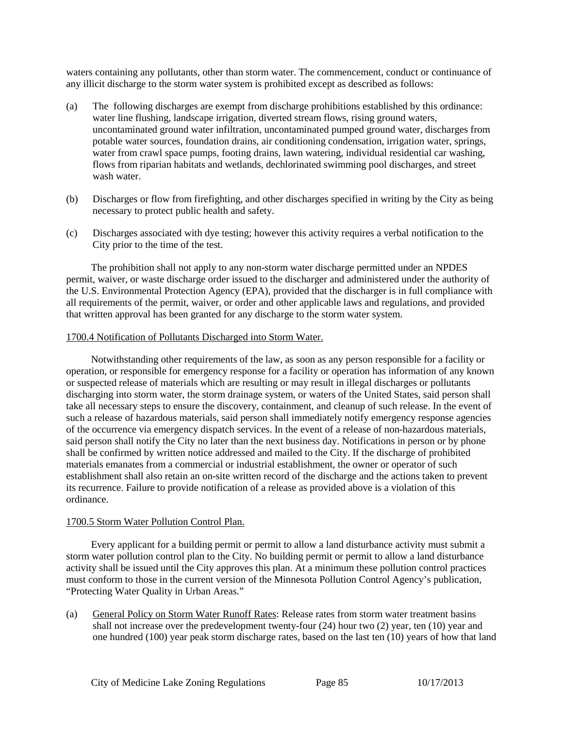waters containing any pollutants, other than storm water. The commencement, conduct or continuance of any illicit discharge to the storm water system is prohibited except as described as follows:

(a) The following discharges are exempt from discharge prohibitions established by this ordinance: water line flushing, landscape irrigation, diverted stream flows, rising ground waters, uncontaminated ground water infiltration, uncontaminated pumped ground water, discharges from potable water sources, foundation drains, air conditioning condensation, irrigation water, springs, water from crawl space pumps, footing drains, lawn watering, individual residential car washing, flows from riparian habitats and wetlands, dechlorinated swimming pool discharges, and street wash water.

(b) Discharges or flow from firefighting, and other discharges specified in writing by the City as being necessary to protect public health and safety.

(c) Discharges associated with dye testing; however this activity requires a verbal notification to the City prior to the time of the test.

The prohibition shall not apply to any non-storm water discharge permitted under an NPDES permit, waiver, or waste discharge order issued to the discharger and administered under the authority of the U.S. Environmental Protection Agency (EPA), provided that the discharger is in full compliance with all requirements of the permit, waiver, or order and other applicable laws and regulations, and provided that written approval has been granted for any discharge to the storm water system.

1700.4 Notification of Pollutants Discharged into Storm Water.

Notwithstanding other requirements of the law, as soon as any person responsible for a facility or operation, or responsible for emergency response for a facility or operation has information of any known or suspected release of materials which are resulting or may result in illegal discharges or pollutants discharging into storm water, the storm drainage system, or waters of the United States, said person shall take all necessary steps to ensure the discovery, containment, and cleanup of such release. In the event of such a release of hazardous materials, said person shall immediately notify emergency response agencies of the occurrence via emergency dispatch services. In the event of a release of non-hazardous materials, said person shall notify the City no later than the next business day. Notifications in person or by phone shall be confirmed by written notice addressed and mailed to the City. If the discharge of prohibited materials emanates from a commercial or industrial establishment, the owner or operator of such establishment shall also retain an on-site written record of the discharge and the actions taken to prevent its recurrence. Failure to provide notification of a release as provided above is a violation of this ordinance.

1700.5 Storm Water Pollution Control Plan.

Every applicant for a building permit or permit to allow a land disturbance activity must submit a storm water pollution control plan to the City. No building permit or permit to allow a land disturbance activity shall be issued until the City approves this plan. At a minimum these pollution control practices must conform to those in the current version of the Minnesota Pollution Control Agency's publication, "Protecting Water Quality in Urban Areas."

(a) General Policy on Storm Water Runoff Rates: Release rates from storm water treatment basins shall not increase over the predevelopment twenty-four (24) hour two (2) year, ten (10) year and one hundred (100) year peak storm discharge rates, based on the last ten (10) years of how that land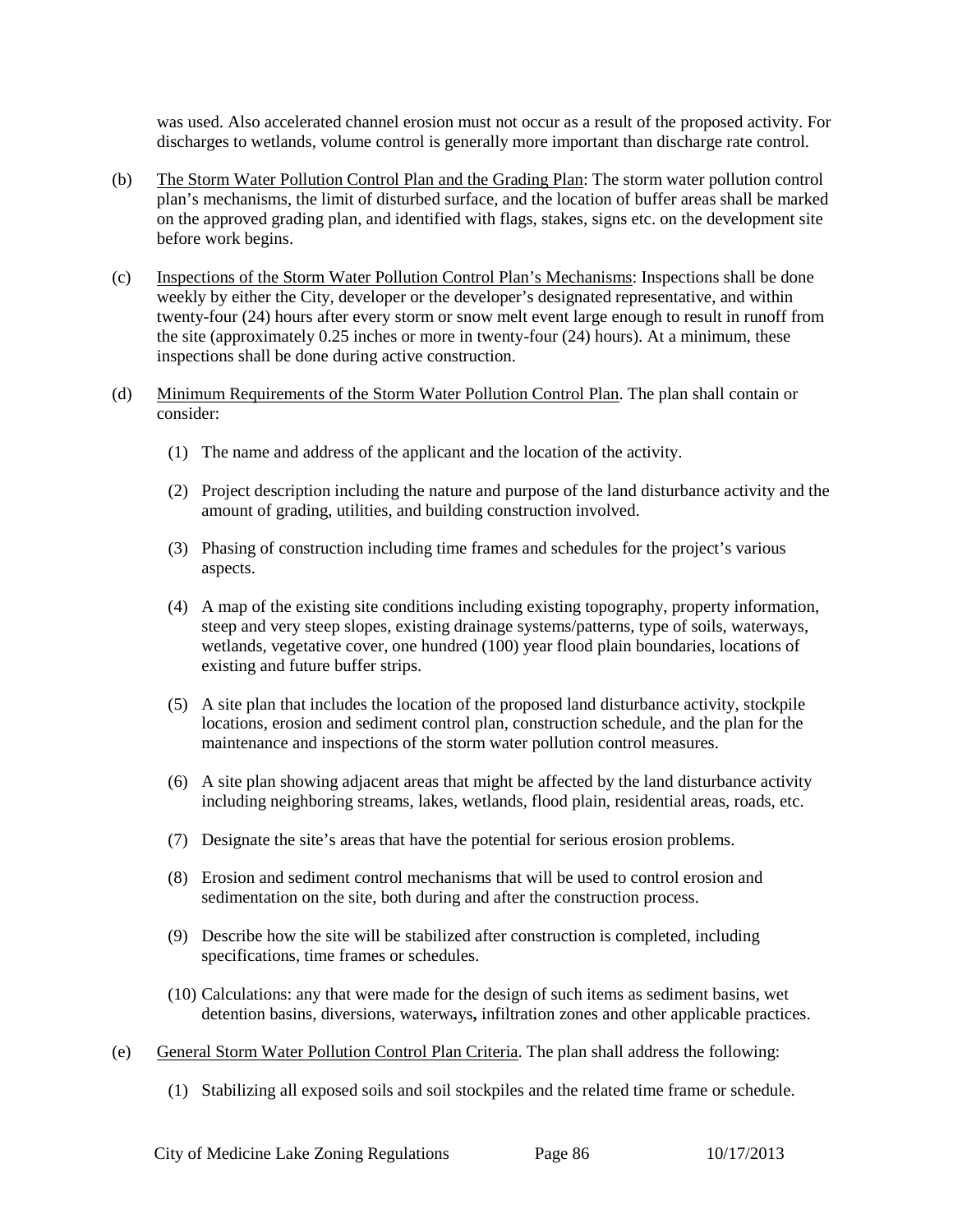was used. Also accelerated channel erosion must not occur as a result of the proposed activity. For discharges to wetlands, volume control is generally more important than discharge rate control.

(b) The Storm Water Pollution Control Plan and the Grading Plan: The storm water pollution control plan's mechanisms, the limit of disturbed surface, and the location of buffer areas shall be marked on the approved grading plan, and identified with flags, stakes, signs etc. on the development site before work begins.

(c) Inspections of the Storm Water Pollution Control Plan's Mechanisms: Inspections shall be done weekly by either the City, developer or the developer's designated representative, and within twenty-four (24) hours after every storm or snow melt event large enough to result in runoff from the site (approximately 0.25 inches or more in twenty-four (24) hours). At a minimum, these inspections shall be done during active construction.

(d) Minimum Requirements of the Storm Water Pollution Control Plan. The plan shall contain or consider:

(1) The name and address of the applicant and the location of the activity.

(2) Project description including the nature and purpose of the land disturbance activity and the amount of grading, utilities, and building construction involved.

(3) Phasing of construction including time frames and schedules for the project's various aspects.

(4) A map of the existing site conditions including existing topography, property information, steep and very steep slopes, existing drainage systems/patterns, type of soils, waterways, wetlands, vegetative cover, one hundred (100) year flood plain boundaries, locations of existing and future buffer strips.

(5) A site plan that includes the location of the proposed land disturbance activity, stockpile locations, erosion and sediment control plan, construction schedule, and the plan for the maintenance and inspections of the storm water pollution control measures.

(6) A site plan showing adjacent areas that might be affected by the land disturbance activity including neighboring streams, lakes, wetlands, flood plain, residential areas, roads, etc.

(7) Designate the site's areas that have the potential for serious erosion problems.

(8) Erosion and sediment control mechanisms that will be used to control erosion and sedimentation on the site, both during and after the construction process.

(9) Describe how the site will be stabilized after construction is completed, including specifications, time frames or schedules.

(10) Calculations: any that were made for the design of such items as sediment basins, wet detention basins, diversions, waterways**,** infiltration zones and other applicable practices.

(e) General Storm Water Pollution Control Plan Criteria. The plan shall address the following:

(1) Stabilizing all exposed soils and soil stockpiles and the related time frame or schedule.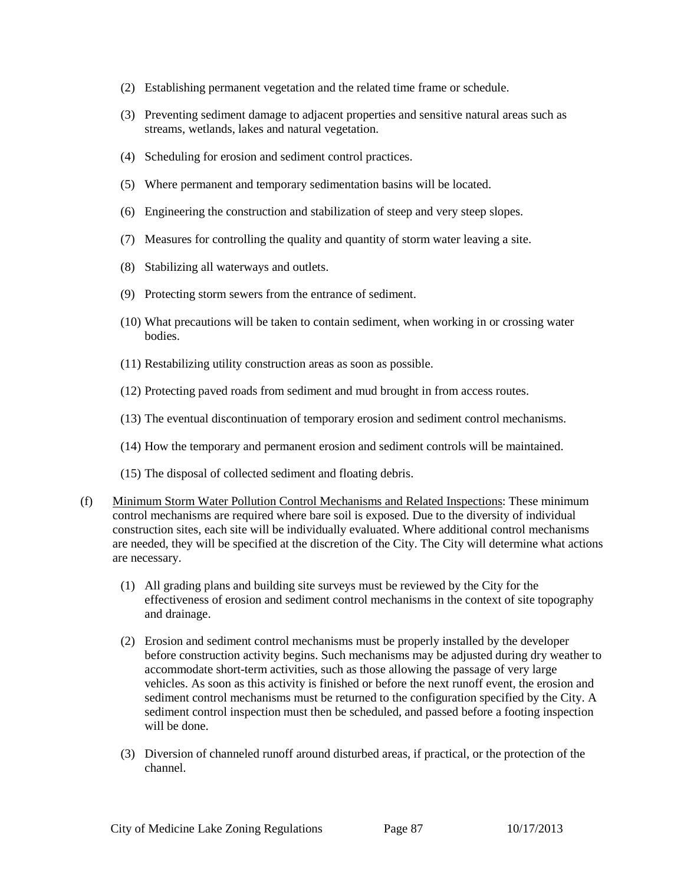(2) Establishing permanent vegetation and the related time frame or schedule.

(3) Preventing sediment damage to adjacent properties and sensitive natural areas such as streams, wetlands, lakes and natural vegetation.

(4) Scheduling for erosion and sediment control practices.

(5) Where permanent and temporary sedimentation basins will be located.

(6) Engineering the construction and stabilization of steep and very steep slopes.

(7) Measures for controlling the quality and quantity of storm water leaving a site.

(8) Stabilizing all waterways and outlets.

(9) Protecting storm sewers from the entrance of sediment.

(10) What precautions will be taken to contain sediment, when working in or crossing water bodies.

(11) Restabilizing utility construction areas as soon as possible.

(12) Protecting paved roads from sediment and mud brought in from access routes.

(13) The eventual discontinuation of temporary erosion and sediment control mechanisms.

(14) How the temporary and permanent erosion and sediment controls will be maintained.

(15) The disposal of collected sediment and floating debris.

(f) Minimum Storm Water Pollution Control Mechanisms and Related Inspections: These minimum control mechanisms are required where bare soil is exposed. Due to the diversity of individual construction sites, each site will be individually evaluated. Where additional control mechanisms are needed, they will be specified at the discretion of the City. The City will determine what actions are necessary.

(1) All grading plans and building site surveys must be reviewed by the City for the effectiveness of erosion and sediment control mechanisms in the context of site topography and drainage.

(2) Erosion and sediment control mechanisms must be properly installed by the developer before construction activity begins. Such mechanisms may be adjusted during dry weather to accommodate short-term activities, such as those allowing the passage of very large vehicles. As soon as this activity is finished or before the next runoff event, the erosion and sediment control mechanisms must be returned to the configuration specified by the City. A sediment control inspection must then be scheduled, and passed before a footing inspection will be done.

(3) Diversion of channeled runoff around disturbed areas, if practical, or the protection of the channel.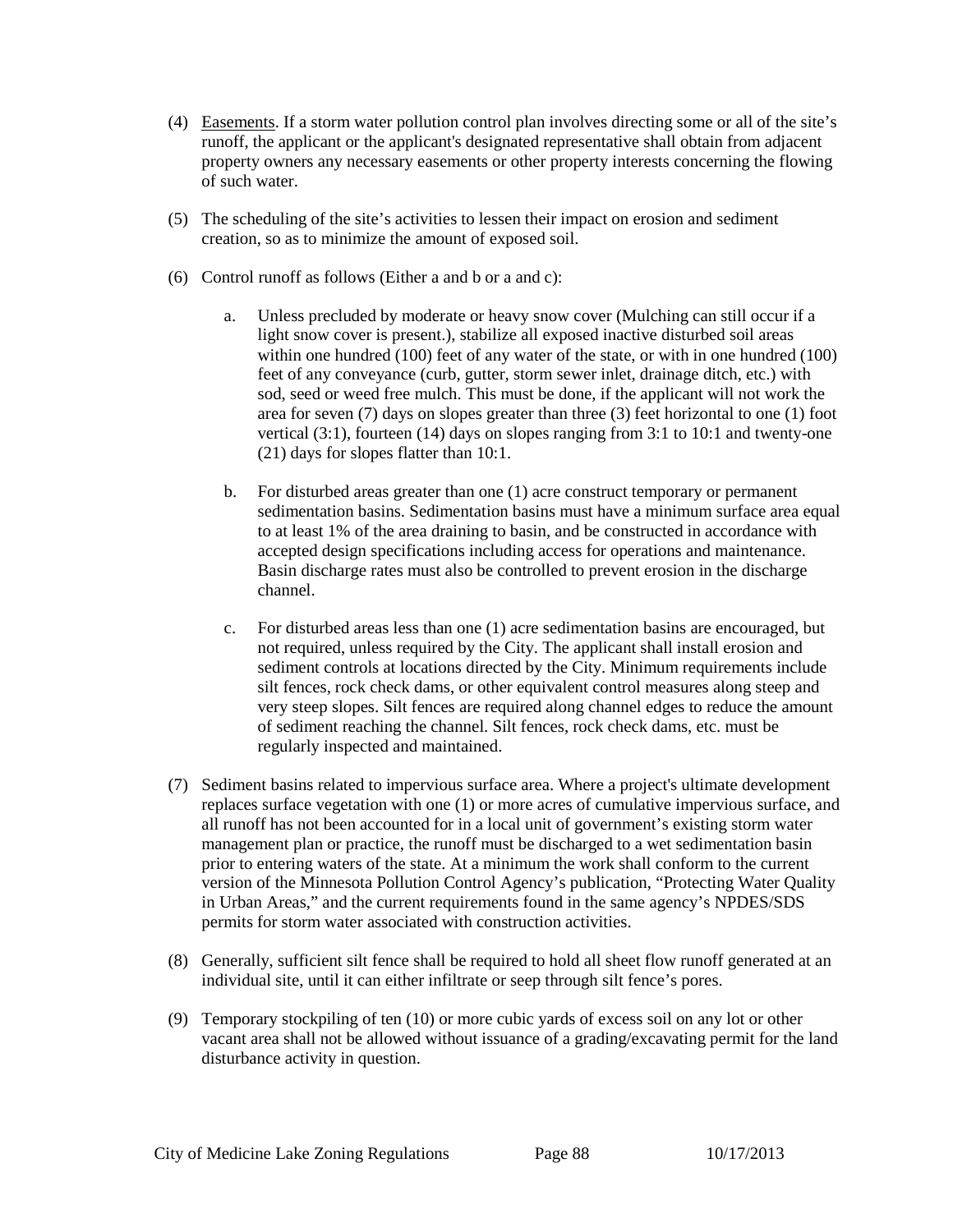(4) Easements. If a storm water pollution control plan involves directing some or all of the site's runoff, the applicant or the applicant's designated representative shall obtain from adjacent property owners any necessary easements or other property interests concerning the flowing of such water.

(5) The scheduling of the site's activities to lessen their impact on erosion and sediment creation, so as to minimize the amount of exposed soil.

(6) Control runoff as follows (Either a and b or a and c):

  a. Unless precluded by moderate or heavy snow cover (Mulching can still occur if a light snow cover is present.), stabilize all exposed inactive disturbed soil areas within one hundred (100) feet of any water of the state, or with in one hundred (100) feet of any conveyance (curb, gutter, storm sewer inlet, drainage ditch, etc.) with sod, seed or weed free mulch. This must be done, if the applicant will not work the area for seven (7) days on slopes greater than three (3) feet horizontal to one (1) foot vertical (3:1), fourteen (14) days on slopes ranging from 3:1 to 10:1 and twenty-one (21) days for slopes flatter than 10:1.

  b. For disturbed areas greater than one (1) acre construct temporary or permanent sedimentation basins. Sedimentation basins must have a minimum surface area equal to at least 1% of the area draining to basin, and be constructed in accordance with accepted design specifications including access for operations and maintenance. Basin discharge rates must also be controlled to prevent erosion in the discharge channel.

  c. For disturbed areas less than one (1) acre sedimentation basins are encouraged, but not required, unless required by the City. The applicant shall install erosion and sediment controls at locations directed by the City. Minimum requirements include silt fences, rock check dams, or other equivalent control measures along steep and very steep slopes. Silt fences are required along channel edges to reduce the amount of sediment reaching the channel. Silt fences, rock check dams, etc. must be regularly inspected and maintained.

(7) Sediment basins related to impervious surface area. Where a project's ultimate development replaces surface vegetation with one (1) or more acres of cumulative impervious surface, and all runoff has not been accounted for in a local unit of government's existing storm water management plan or practice, the runoff must be discharged to a wet sedimentation basin prior to entering waters of the state. At a minimum the work shall conform to the current version of the Minnesota Pollution Control Agency's publication, "Protecting Water Quality in Urban Areas," and the current requirements found in the same agency's NPDES/SDS permits for storm water associated with construction activities.

(8) Generally, sufficient silt fence shall be required to hold all sheet flow runoff generated at an individual site, until it can either infiltrate or seep through silt fence's pores.

(9) Temporary stockpiling of ten (10) or more cubic yards of excess soil on any lot or other vacant area shall not be allowed without issuance of a grading/excavating permit for the land disturbance activity in question.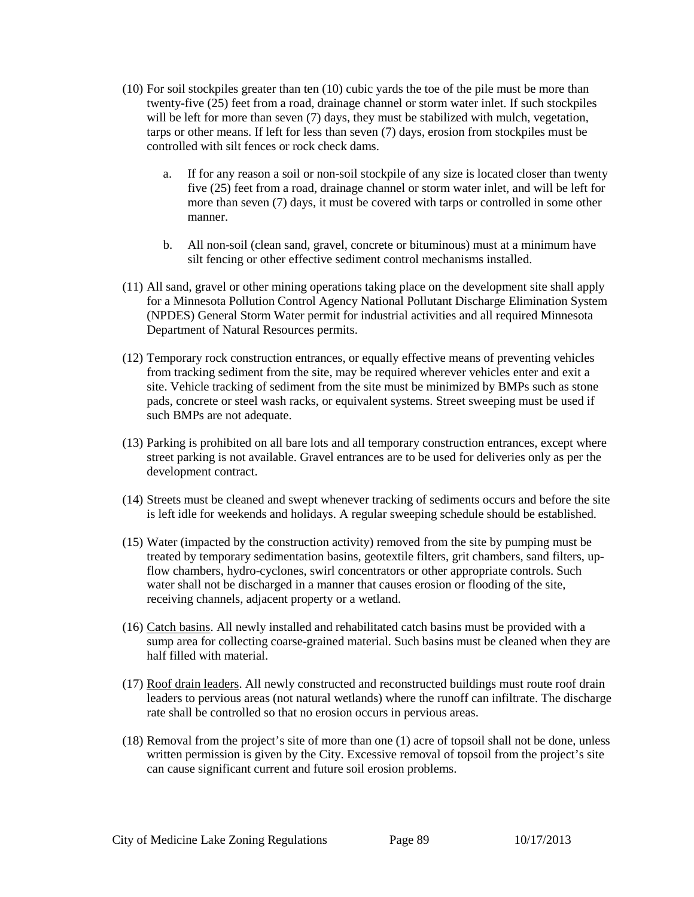(10) For soil stockpiles greater than ten (10) cubic yards the toe of the pile must be more than twenty-five (25) feet from a road, drainage channel or storm water inlet. If such stockpiles will be left for more than seven (7) days, they must be stabilized with mulch, vegetation, tarps or other means. If left for less than seven (7) days, erosion from stockpiles must be controlled with silt fences or rock check dams.

   a. If for any reason a soil or non-soil stockpile of any size is located closer than twenty five (25) feet from a road, drainage channel or storm water inlet, and will be left for more than seven (7) days, it must be covered with tarps or controlled in some other manner.

   b. All non-soil (clean sand, gravel, concrete or bituminous) must at a minimum have silt fencing or other effective sediment control mechanisms installed.

(11) All sand, gravel or other mining operations taking place on the development site shall apply for a Minnesota Pollution Control Agency National Pollutant Discharge Elimination System (NPDES) General Storm Water permit for industrial activities and all required Minnesota Department of Natural Resources permits.

(12) Temporary rock construction entrances, or equally effective means of preventing vehicles from tracking sediment from the site, may be required wherever vehicles enter and exit a site. Vehicle tracking of sediment from the site must be minimized by BMPs such as stone pads, concrete or steel wash racks, or equivalent systems. Street sweeping must be used if such BMPs are not adequate.

(13) Parking is prohibited on all bare lots and all temporary construction entrances, except where street parking is not available. Gravel entrances are to be used for deliveries only as per the development contract.

(14) Streets must be cleaned and swept whenever tracking of sediments occurs and before the site is left idle for weekends and holidays. A regular sweeping schedule should be established.

(15) Water (impacted by the construction activity) removed from the site by pumping must be treated by temporary sedimentation basins, geotextile filters, grit chambers, sand filters, up-flow chambers, hydro-cyclones, swirl concentrators or other appropriate controls. Such water shall not be discharged in a manner that causes erosion or flooding of the site, receiving channels, adjacent property or a wetland.

(16) Catch basins. All newly installed and rehabilitated catch basins must be provided with a sump area for collecting coarse-grained material. Such basins must be cleaned when they are half filled with material.

(17) Roof drain leaders. All newly constructed and reconstructed buildings must route roof drain leaders to pervious areas (not natural wetlands) where the runoff can infiltrate. The discharge rate shall be controlled so that no erosion occurs in pervious areas.

(18) Removal from the project's site of more than one (1) acre of topsoil shall not be done, unless written permission is given by the City. Excessive removal of topsoil from the project's site can cause significant current and future soil erosion problems.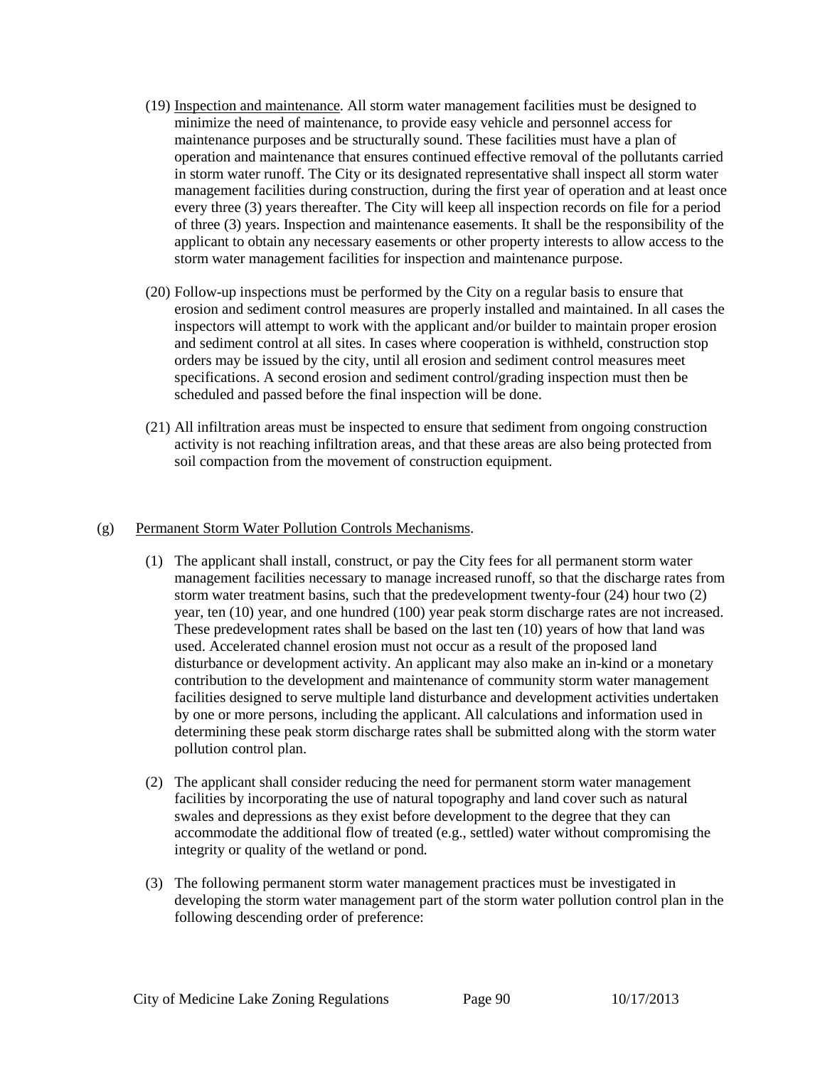(19) Inspection and maintenance. All storm water management facilities must be designed to minimize the need of maintenance, to provide easy vehicle and personnel access for maintenance purposes and be structurally sound. These facilities must have a plan of operation and maintenance that ensures continued effective removal of the pollutants carried in storm water runoff. The City or its designated representative shall inspect all storm water management facilities during construction, during the first year of operation and at least once every three (3) years thereafter. The City will keep all inspection records on file for a period of three (3) years. Inspection and maintenance easements. It shall be the responsibility of the applicant to obtain any necessary easements or other property interests to allow access to the storm water management facilities for inspection and maintenance purpose.

(20) Follow-up inspections must be performed by the City on a regular basis to ensure that erosion and sediment control measures are properly installed and maintained. In all cases the inspectors will attempt to work with the applicant and/or builder to maintain proper erosion and sediment control at all sites. In cases where cooperation is withheld, construction stop orders may be issued by the city, until all erosion and sediment control measures meet specifications. A second erosion and sediment control/grading inspection must then be scheduled and passed before the final inspection will be done.

(21) All infiltration areas must be inspected to ensure that sediment from ongoing construction activity is not reaching infiltration areas, and that these areas are also being protected from soil compaction from the movement of construction equipment.

(g) Permanent Storm Water Pollution Controls Mechanisms.

(1) The applicant shall install, construct, or pay the City fees for all permanent storm water management facilities necessary to manage increased runoff, so that the discharge rates from storm water treatment basins, such that the predevelopment twenty-four (24) hour two (2) year, ten (10) year, and one hundred (100) year peak storm discharge rates are not increased. These predevelopment rates shall be based on the last ten (10) years of how that land was used. Accelerated channel erosion must not occur as a result of the proposed land disturbance or development activity. An applicant may also make an in-kind or a monetary contribution to the development and maintenance of community storm water management facilities designed to serve multiple land disturbance and development activities undertaken by one or more persons, including the applicant. All calculations and information used in determining these peak storm discharge rates shall be submitted along with the storm water pollution control plan.

(2) The applicant shall consider reducing the need for permanent storm water management facilities by incorporating the use of natural topography and land cover such as natural swales and depressions as they exist before development to the degree that they can accommodate the additional flow of treated (e.g., settled) water without compromising the integrity or quality of the wetland or pond.

(3) The following permanent storm water management practices must be investigated in developing the storm water management part of the storm water pollution control plan in the following descending order of preference: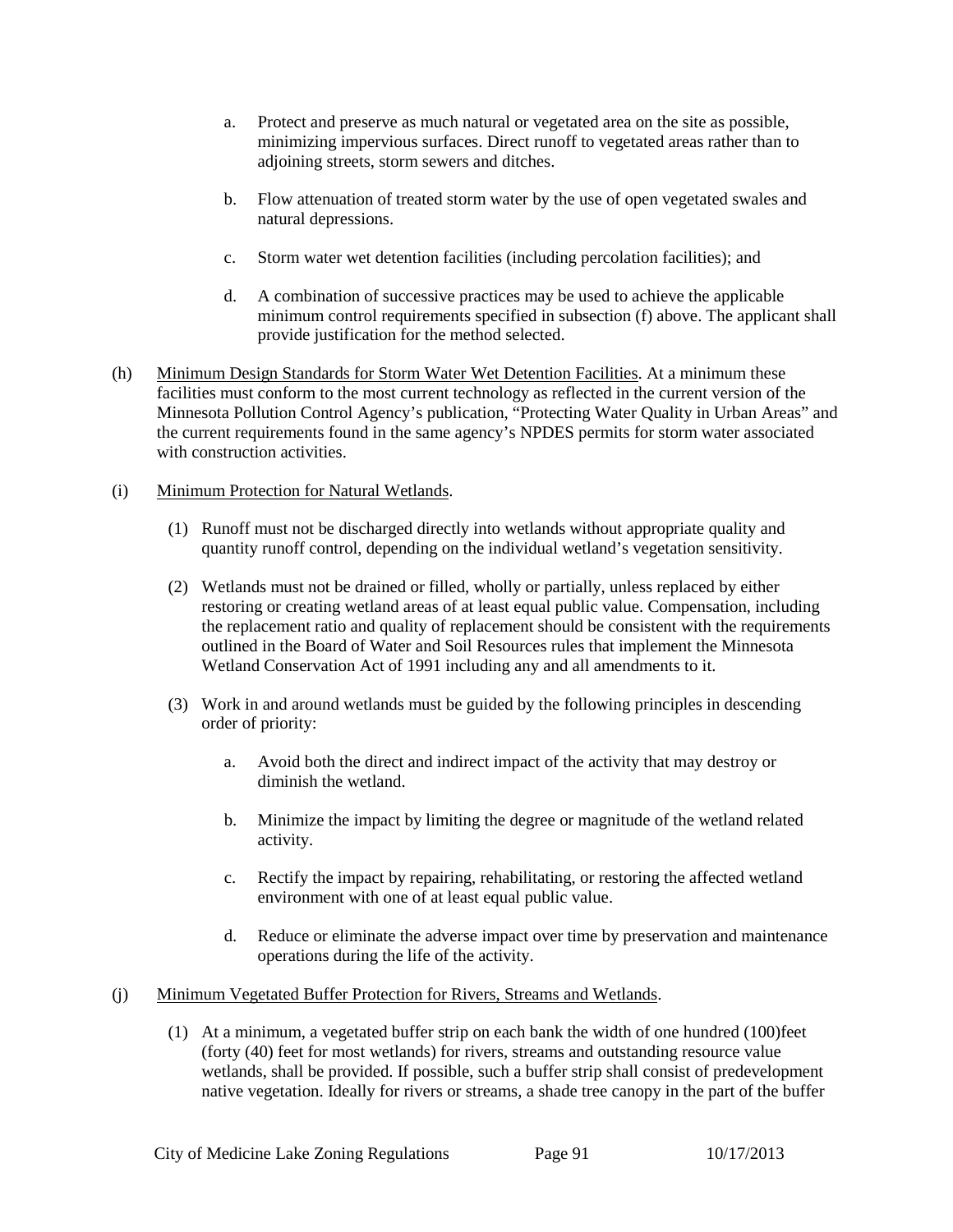a. Protect and preserve as much natural or vegetated area on the site as possible, minimizing impervious surfaces. Direct runoff to vegetated areas rather than to adjoining streets, storm sewers and ditches.

b. Flow attenuation of treated storm water by the use of open vegetated swales and natural depressions.

c. Storm water wet detention facilities (including percolation facilities); and

d. A combination of successive practices may be used to achieve the applicable minimum control requirements specified in subsection (f) above. The applicant shall provide justification for the method selected.

(h) Minimum Design Standards for Storm Water Wet Detention Facilities. At a minimum these facilities must conform to the most current technology as reflected in the current version of the Minnesota Pollution Control Agency's publication, "Protecting Water Quality in Urban Areas" and the current requirements found in the same agency's NPDES permits for storm water associated with construction activities.

(i) Minimum Protection for Natural Wetlands.

(1) Runoff must not be discharged directly into wetlands without appropriate quality and quantity runoff control, depending on the individual wetland's vegetation sensitivity.

(2) Wetlands must not be drained or filled, wholly or partially, unless replaced by either restoring or creating wetland areas of at least equal public value. Compensation, including the replacement ratio and quality of replacement should be consistent with the requirements outlined in the Board of Water and Soil Resources rules that implement the Minnesota Wetland Conservation Act of 1991 including any and all amendments to it.

(3) Work in and around wetlands must be guided by the following principles in descending order of priority:

a. Avoid both the direct and indirect impact of the activity that may destroy or diminish the wetland.

b. Minimize the impact by limiting the degree or magnitude of the wetland related activity.

c. Rectify the impact by repairing, rehabilitating, or restoring the affected wetland environment with one of at least equal public value.

d. Reduce or eliminate the adverse impact over time by preservation and maintenance operations during the life of the activity.

(j) Minimum Vegetated Buffer Protection for Rivers, Streams and Wetlands.

(1) At a minimum, a vegetated buffer strip on each bank the width of one hundred (100)feet (forty (40) feet for most wetlands) for rivers, streams and outstanding resource value wetlands, shall be provided. If possible, such a buffer strip shall consist of predevelopment native vegetation. Ideally for rivers or streams, a shade tree canopy in the part of the buffer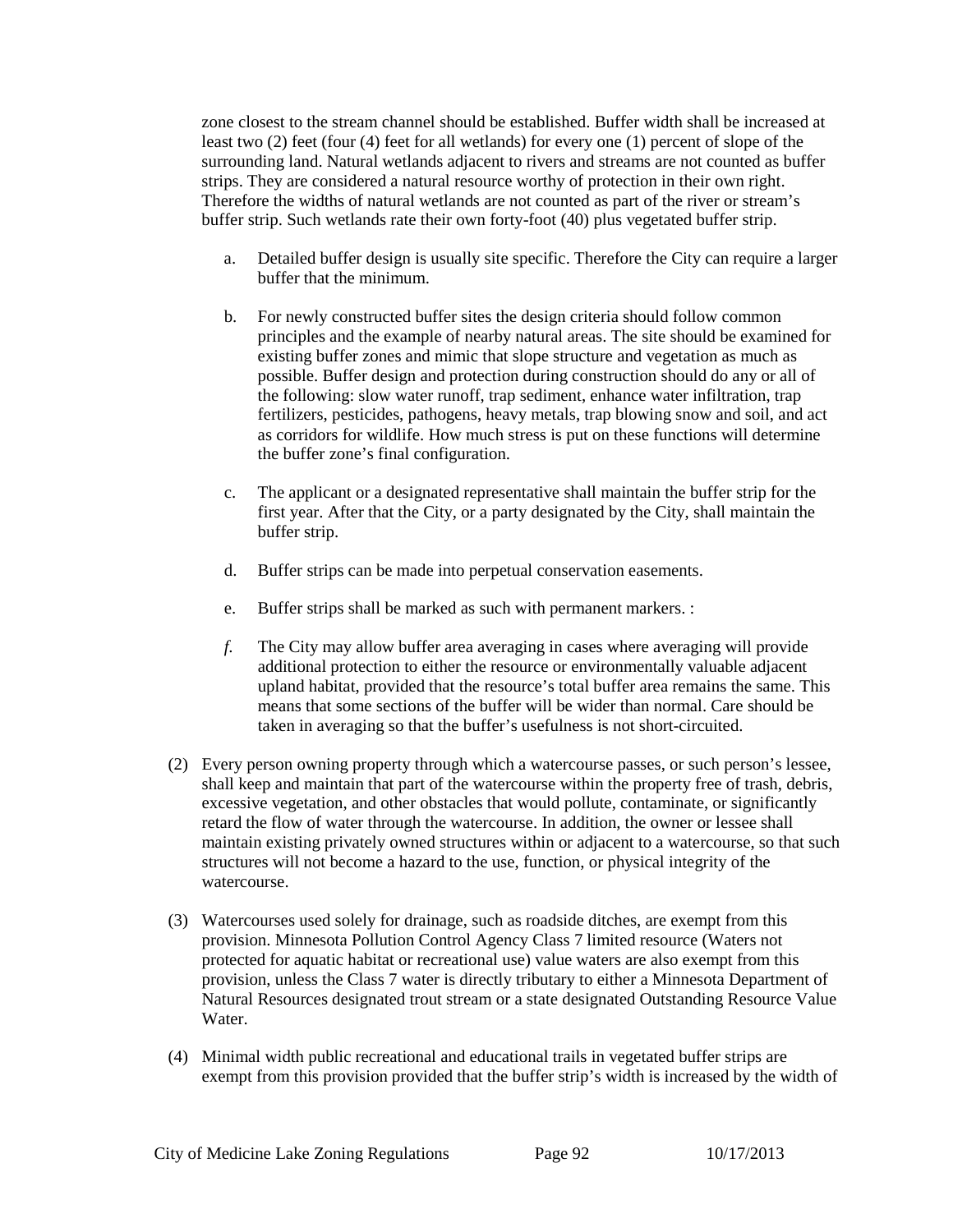zone closest to the stream channel should be established. Buffer width shall be increased at least two (2) feet (four (4) feet for all wetlands) for every one (1) percent of slope of the surrounding land. Natural wetlands adjacent to rivers and streams are not counted as buffer strips. They are considered a natural resource worthy of protection in their own right. Therefore the widths of natural wetlands are not counted as part of the river or stream's buffer strip. Such wetlands rate their own forty-foot (40) plus vegetated buffer strip.

a. Detailed buffer design is usually site specific. Therefore the City can require a larger buffer that the minimum.

b. For newly constructed buffer sites the design criteria should follow common principles and the example of nearby natural areas. The site should be examined for existing buffer zones and mimic that slope structure and vegetation as much as possible. Buffer design and protection during construction should do any or all of the following: slow water runoff, trap sediment, enhance water infiltration, trap fertilizers, pesticides, pathogens, heavy metals, trap blowing snow and soil, and act as corridors for wildlife. How much stress is put on these functions will determine the buffer zone's final configuration.

c. The applicant or a designated representative shall maintain the buffer strip for the first year. After that the City, or a party designated by the City, shall maintain the buffer strip.

d. Buffer strips can be made into perpetual conservation easements.

e. Buffer strips shall be marked as such with permanent markers. :

*f.* The City may allow buffer area averaging in cases where averaging will provide additional protection to either the resource or environmentally valuable adjacent upland habitat, provided that the resource's total buffer area remains the same. This means that some sections of the buffer will be wider than normal. Care should be taken in averaging so that the buffer's usefulness is not short-circuited.

(2) Every person owning property through which a watercourse passes, or such person's lessee, shall keep and maintain that part of the watercourse within the property free of trash, debris, excessive vegetation, and other obstacles that would pollute, contaminate, or significantly retard the flow of water through the watercourse. In addition, the owner or lessee shall maintain existing privately owned structures within or adjacent to a watercourse, so that such structures will not become a hazard to the use, function, or physical integrity of the watercourse.

(3) Watercourses used solely for drainage, such as roadside ditches, are exempt from this provision. Minnesota Pollution Control Agency Class 7 limited resource (Waters not protected for aquatic habitat or recreational use) value waters are also exempt from this provision, unless the Class 7 water is directly tributary to either a Minnesota Department of Natural Resources designated trout stream or a state designated Outstanding Resource Value Water.

(4) Minimal width public recreational and educational trails in vegetated buffer strips are exempt from this provision provided that the buffer strip's width is increased by the width of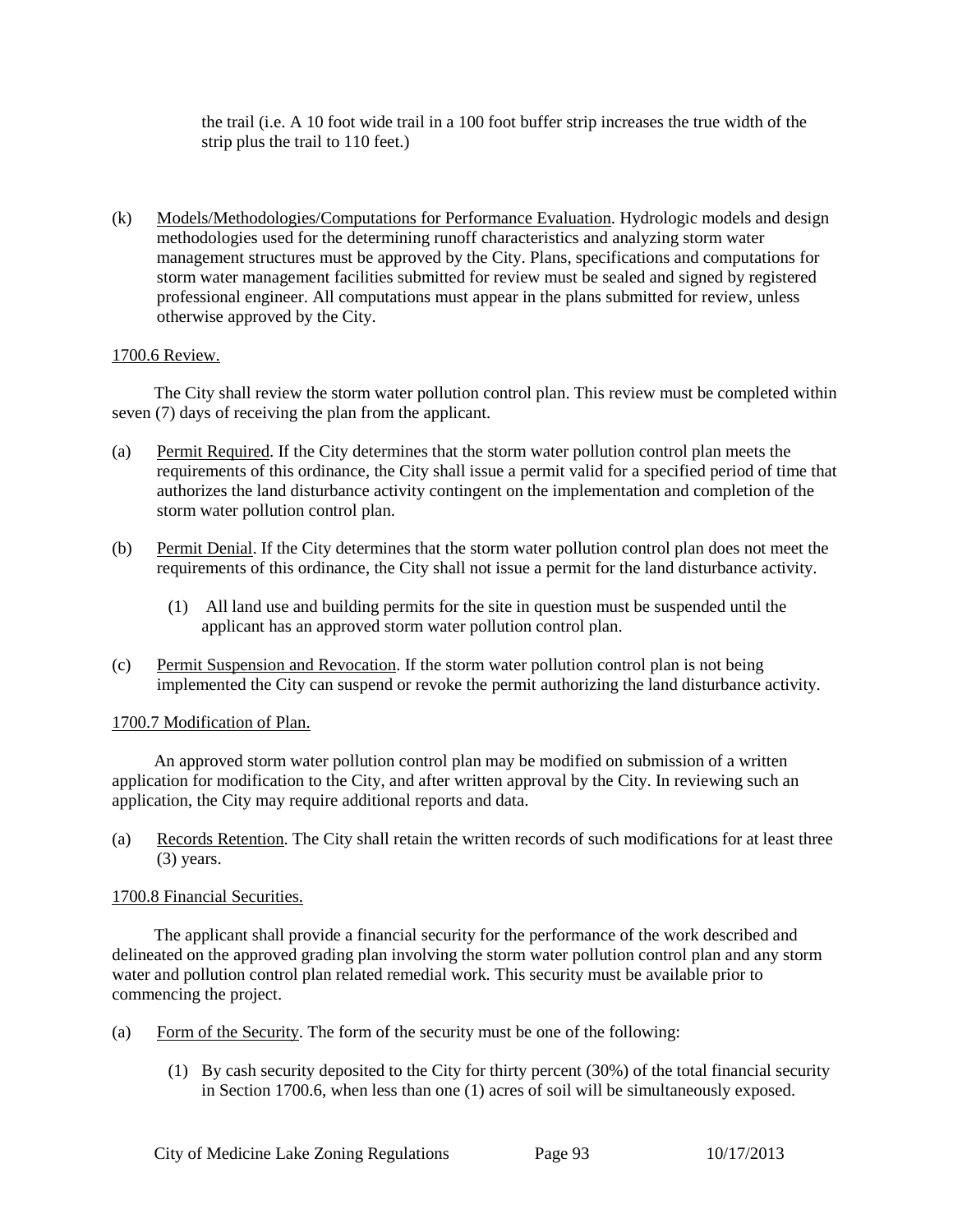the trail (i.e. A 10 foot wide trail in a 100 foot buffer strip increases the true width of the strip plus the trail to 110 feet.)

(k) Models/Methodologies/Computations for Performance Evaluation. Hydrologic models and design methodologies used for the determining runoff characteristics and analyzing storm water management structures must be approved by the City. Plans, specifications and computations for storm water management facilities submitted for review must be sealed and signed by registered professional engineer. All computations must appear in the plans submitted for review, unless otherwise approved by the City.

1700.6 Review.

The City shall review the storm water pollution control plan. This review must be completed within seven (7) days of receiving the plan from the applicant.

(a) Permit Required. If the City determines that the storm water pollution control plan meets the requirements of this ordinance, the City shall issue a permit valid for a specified period of time that authorizes the land disturbance activity contingent on the implementation and completion of the storm water pollution control plan.

(b) Permit Denial. If the City determines that the storm water pollution control plan does not meet the requirements of this ordinance, the City shall not issue a permit for the land disturbance activity.

    (1) All land use and building permits for the site in question must be suspended until the applicant has an approved storm water pollution control plan.

(c) Permit Suspension and Revocation. If the storm water pollution control plan is not being implemented the City can suspend or revoke the permit authorizing the land disturbance activity.

1700.7 Modification of Plan.

An approved storm water pollution control plan may be modified on submission of a written application for modification to the City, and after written approval by the City. In reviewing such an application, the City may require additional reports and data.

(a) Records Retention. The City shall retain the written records of such modifications for at least three (3) years.

1700.8 Financial Securities.

The applicant shall provide a financial security for the performance of the work described and delineated on the approved grading plan involving the storm water pollution control plan and any storm water and pollution control plan related remedial work. This security must be available prior to commencing the project.

(a) Form of the Security. The form of the security must be one of the following:

    (1) By cash security deposited to the City for thirty percent (30%) of the total financial security in Section 1700.6, when less than one (1) acres of soil will be simultaneously exposed.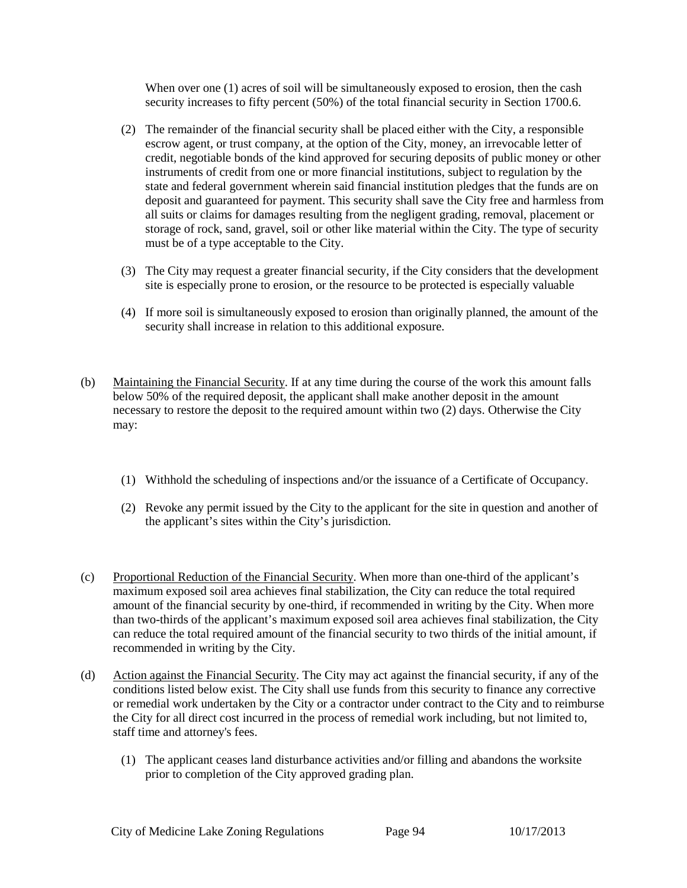When over one (1) acres of soil will be simultaneously exposed to erosion, then the cash security increases to fifty percent (50%) of the total financial security in Section 1700.6.

(2) The remainder of the financial security shall be placed either with the City, a responsible escrow agent, or trust company, at the option of the City, money, an irrevocable letter of credit, negotiable bonds of the kind approved for securing deposits of public money or other instruments of credit from one or more financial institutions, subject to regulation by the state and federal government wherein said financial institution pledges that the funds are on deposit and guaranteed for payment. This security shall save the City free and harmless from all suits or claims for damages resulting from the negligent grading, removal, placement or storage of rock, sand, gravel, soil or other like material within the City. The type of security must be of a type acceptable to the City.

(3) The City may request a greater financial security, if the City considers that the development site is especially prone to erosion, or the resource to be protected is especially valuable

(4) If more soil is simultaneously exposed to erosion than originally planned, the amount of the security shall increase in relation to this additional exposure.

(b) Maintaining the Financial Security. If at any time during the course of the work this amount falls below 50% of the required deposit, the applicant shall make another deposit in the amount necessary to restore the deposit to the required amount within two (2) days. Otherwise the City may:

(1) Withhold the scheduling of inspections and/or the issuance of a Certificate of Occupancy.

(2) Revoke any permit issued by the City to the applicant for the site in question and another of the applicant's sites within the City's jurisdiction.

(c) Proportional Reduction of the Financial Security. When more than one-third of the applicant's maximum exposed soil area achieves final stabilization, the City can reduce the total required amount of the financial security by one-third, if recommended in writing by the City. When more than two-thirds of the applicant's maximum exposed soil area achieves final stabilization, the City can reduce the total required amount of the financial security to two thirds of the initial amount, if recommended in writing by the City.

(d) Action against the Financial Security. The City may act against the financial security, if any of the conditions listed below exist. The City shall use funds from this security to finance any corrective or remedial work undertaken by the City or a contractor under contract to the City and to reimburse the City for all direct cost incurred in the process of remedial work including, but not limited to, staff time and attorney's fees.

(1) The applicant ceases land disturbance activities and/or filling and abandons the worksite prior to completion of the City approved grading plan.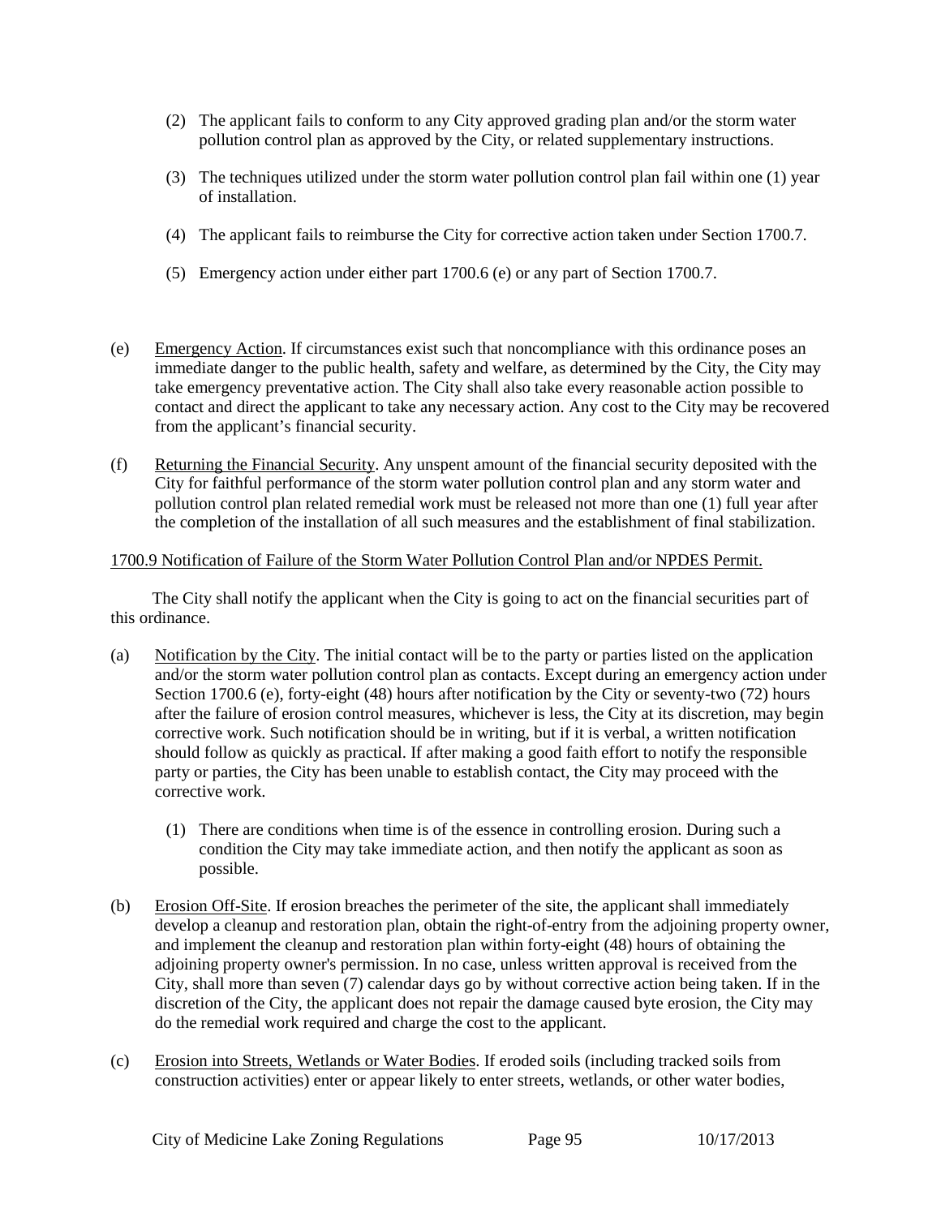(2) The applicant fails to conform to any City approved grading plan and/or the storm water pollution control plan as approved by the City, or related supplementary instructions.

(3) The techniques utilized under the storm water pollution control plan fail within one (1) year of installation.

(4) The applicant fails to reimburse the City for corrective action taken under Section 1700.7.

(5) Emergency action under either part 1700.6 (e) or any part of Section 1700.7.

(e) Emergency Action. If circumstances exist such that noncompliance with this ordinance poses an immediate danger to the public health, safety and welfare, as determined by the City, the City may take emergency preventative action. The City shall also take every reasonable action possible to contact and direct the applicant to take any necessary action. Any cost to the City may be recovered from the applicant's financial security.

(f) Returning the Financial Security. Any unspent amount of the financial security deposited with the City for faithful performance of the storm water pollution control plan and any storm water and pollution control plan related remedial work must be released not more than one (1) full year after the completion of the installation of all such measures and the establishment of final stabilization.

1700.9 Notification of Failure of the Storm Water Pollution Control Plan and/or NPDES Permit.

The City shall notify the applicant when the City is going to act on the financial securities part of this ordinance.

(a) Notification by the City. The initial contact will be to the party or parties listed on the application and/or the storm water pollution control plan as contacts. Except during an emergency action under Section 1700.6 (e), forty-eight (48) hours after notification by the City or seventy-two (72) hours after the failure of erosion control measures, whichever is less, the City at its discretion, may begin corrective work. Such notification should be in writing, but if it is verbal, a written notification should follow as quickly as practical. If after making a good faith effort to notify the responsible party or parties, the City has been unable to establish contact, the City may proceed with the corrective work.

(1) There are conditions when time is of the essence in controlling erosion. During such a condition the City may take immediate action, and then notify the applicant as soon as possible.

(b) Erosion Off-Site. If erosion breaches the perimeter of the site, the applicant shall immediately develop a cleanup and restoration plan, obtain the right-of-entry from the adjoining property owner, and implement the cleanup and restoration plan within forty-eight (48) hours of obtaining the adjoining property owner's permission. In no case, unless written approval is received from the City, shall more than seven (7) calendar days go by without corrective action being taken. If in the discretion of the City, the applicant does not repair the damage caused byte erosion, the City may do the remedial work required and charge the cost to the applicant.

(c) Erosion into Streets, Wetlands or Water Bodies. If eroded soils (including tracked soils from construction activities) enter or appear likely to enter streets, wetlands, or other water bodies,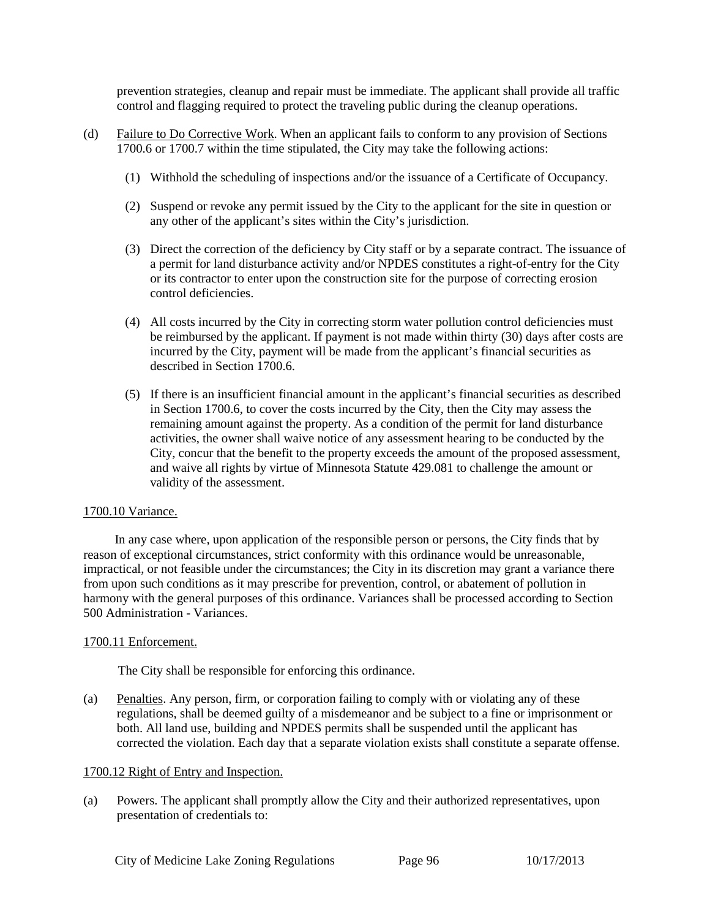prevention strategies, cleanup and repair must be immediate. The applicant shall provide all traffic control and flagging required to protect the traveling public during the cleanup operations.

(d) Failure to Do Corrective Work. When an applicant fails to conform to any provision of Sections 1700.6 or 1700.7 within the time stipulated, the City may take the following actions:

(1) Withhold the scheduling of inspections and/or the issuance of a Certificate of Occupancy.

(2) Suspend or revoke any permit issued by the City to the applicant for the site in question or any other of the applicant's sites within the City's jurisdiction.

(3) Direct the correction of the deficiency by City staff or by a separate contract. The issuance of a permit for land disturbance activity and/or NPDES constitutes a right-of-entry for the City or its contractor to enter upon the construction site for the purpose of correcting erosion control deficiencies.

(4) All costs incurred by the City in correcting storm water pollution control deficiencies must be reimbursed by the applicant. If payment is not made within thirty (30) days after costs are incurred by the City, payment will be made from the applicant's financial securities as described in Section 1700.6.

(5) If there is an insufficient financial amount in the applicant's financial securities as described in Section 1700.6, to cover the costs incurred by the City, then the City may assess the remaining amount against the property. As a condition of the permit for land disturbance activities, the owner shall waive notice of any assessment hearing to be conducted by the City, concur that the benefit to the property exceeds the amount of the proposed assessment, and waive all rights by virtue of Minnesota Statute 429.081 to challenge the amount or validity of the assessment.

1700.10 Variance.

In any case where, upon application of the responsible person or persons, the City finds that by reason of exceptional circumstances, strict conformity with this ordinance would be unreasonable, impractical, or not feasible under the circumstances; the City in its discretion may grant a variance there from upon such conditions as it may prescribe for prevention, control, or abatement of pollution in harmony with the general purposes of this ordinance. Variances shall be processed according to Section 500 Administration - Variances.

1700.11 Enforcement.

The City shall be responsible for enforcing this ordinance.

(a) Penalties. Any person, firm, or corporation failing to comply with or violating any of these regulations, shall be deemed guilty of a misdemeanor and be subject to a fine or imprisonment or both. All land use, building and NPDES permits shall be suspended until the applicant has corrected the violation. Each day that a separate violation exists shall constitute a separate offense.

1700.12 Right of Entry and Inspection.

(a) Powers. The applicant shall promptly allow the City and their authorized representatives, upon presentation of credentials to: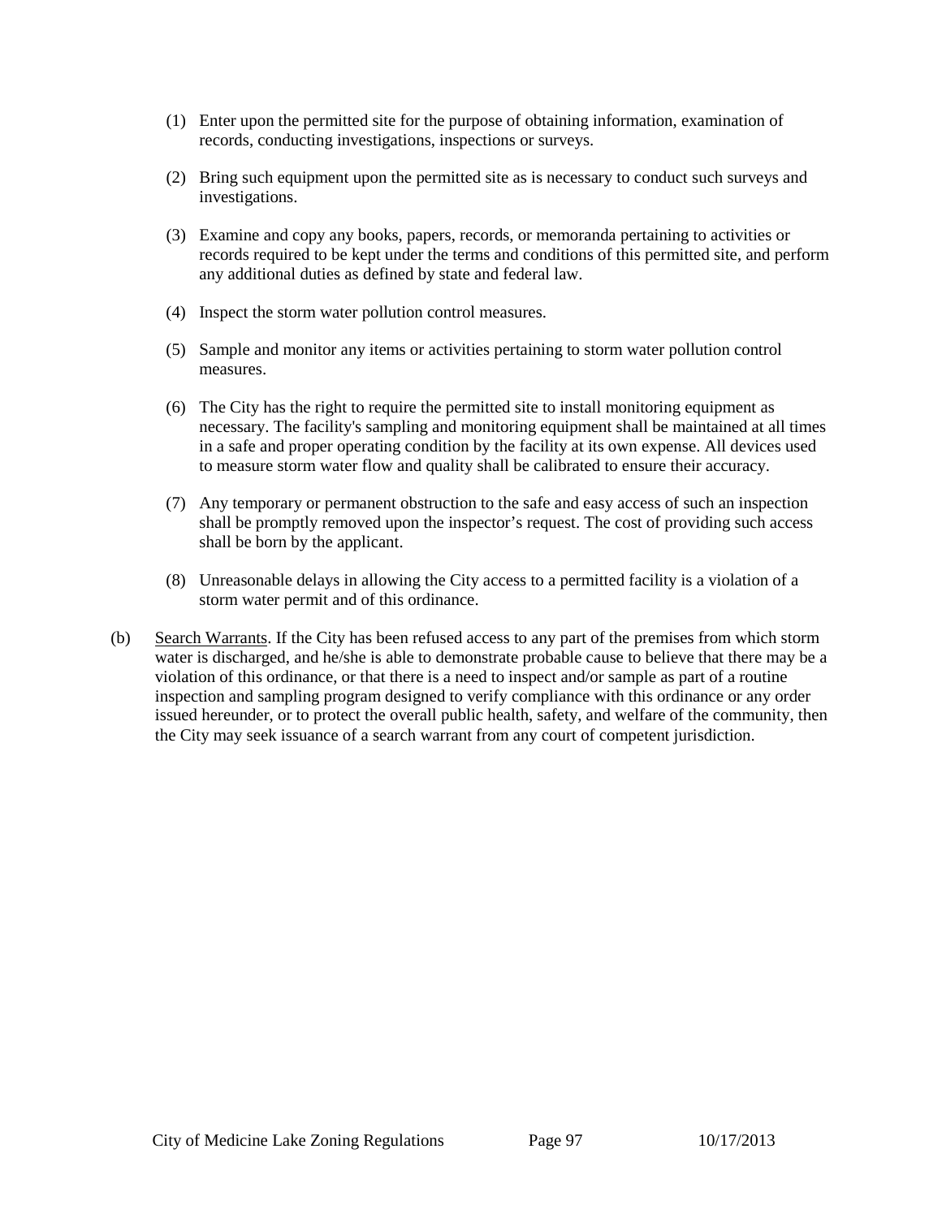(1) Enter upon the permitted site for the purpose of obtaining information, examination of records, conducting investigations, inspections or surveys.

(2) Bring such equipment upon the permitted site as is necessary to conduct such surveys and investigations.

(3) Examine and copy any books, papers, records, or memoranda pertaining to activities or records required to be kept under the terms and conditions of this permitted site, and perform any additional duties as defined by state and federal law.

(4) Inspect the storm water pollution control measures.

(5) Sample and monitor any items or activities pertaining to storm water pollution control measures.

(6) The City has the right to require the permitted site to install monitoring equipment as necessary. The facility's sampling and monitoring equipment shall be maintained at all times in a safe and proper operating condition by the facility at its own expense. All devices used to measure storm water flow and quality shall be calibrated to ensure their accuracy.

(7) Any temporary or permanent obstruction to the safe and easy access of such an inspection shall be promptly removed upon the inspector's request. The cost of providing such access shall be born by the applicant.

(8) Unreasonable delays in allowing the City access to a permitted facility is a violation of a storm water permit and of this ordinance.

(b) Search Warrants. If the City has been refused access to any part of the premises from which storm water is discharged, and he/she is able to demonstrate probable cause to believe that there may be a violation of this ordinance, or that there is a need to inspect and/or sample as part of a routine inspection and sampling program designed to verify compliance with this ordinance or any order issued hereunder, or to protect the overall public health, safety, and welfare of the community, then the City may seek issuance of a search warrant from any court of competent jurisdiction.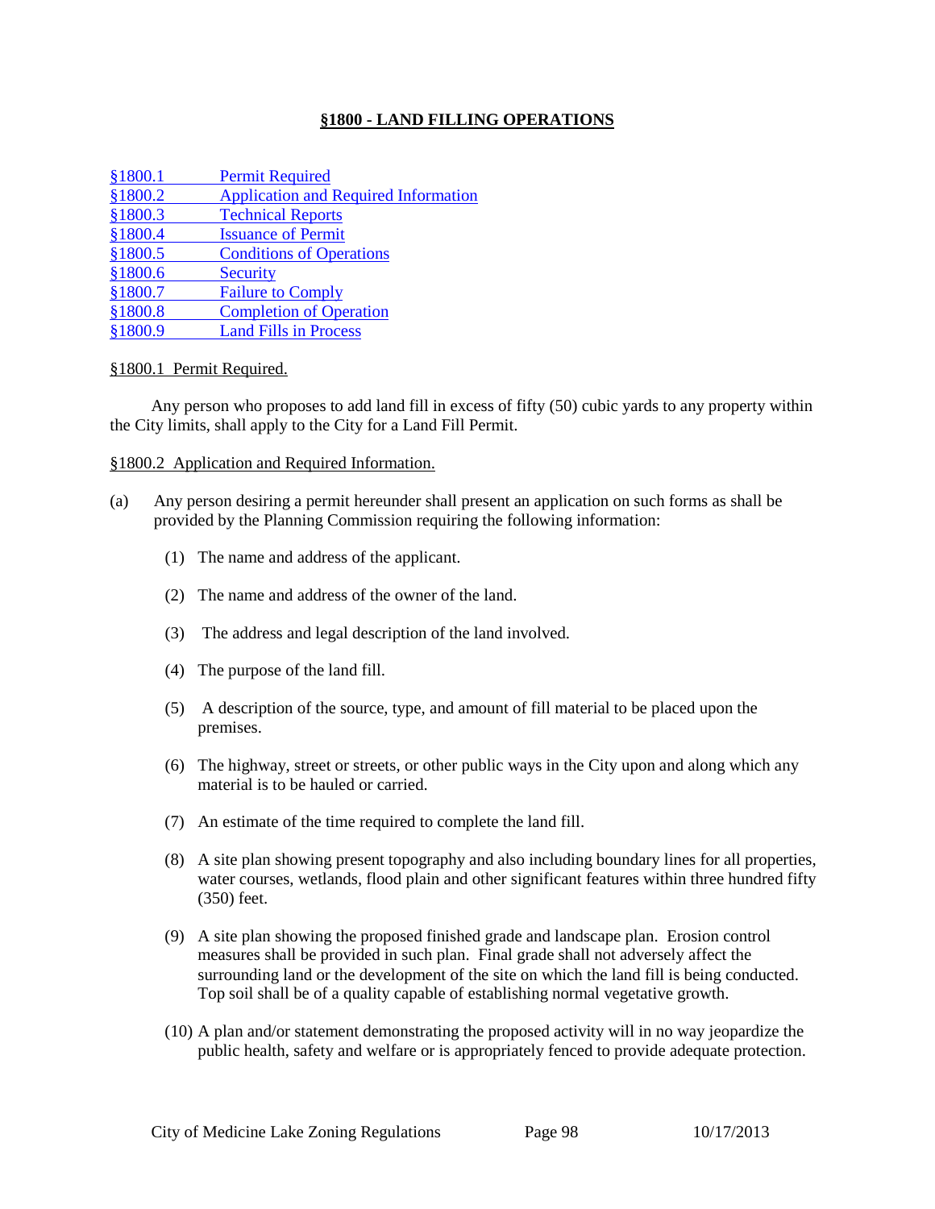## §1800 - LAND FILLING OPERATIONS

| | |
|---|---|
| §1800.1 | Permit Required |
| §1800.2 | Application and Required Information |
| §1800.3 | Technical Reports |
| §1800.4 | Issuance of Permit |
| §1800.5 | Conditions of Operations |
| §1800.6 | Security |
| §1800.7 | Failure to Comply |
| §1800.8 | Completion of Operation |
| §1800.9 | Land Fills in Process |

### §1800.1 Permit Required.

Any person who proposes to add land fill in excess of fifty (50) cubic yards to any property within the City limits, shall apply to the City for a Land Fill Permit.

### §1800.2 Application and Required Information.

(a) Any person desiring a permit hereunder shall present an application on such forms as shall be provided by the Planning Commission requiring the following information:

(1) The name and address of the applicant.

(2) The name and address of the owner of the land.

(3) The address and legal description of the land involved.

(4) The purpose of the land fill.

(5) A description of the source, type, and amount of fill material to be placed upon the premises.

(6) The highway, street or streets, or other public ways in the City upon and along which any material is to be hauled or carried.

(7) An estimate of the time required to complete the land fill.

(8) A site plan showing present topography and also including boundary lines for all properties, water courses, wetlands, flood plain and other significant features within three hundred fifty (350) feet.

(9) A site plan showing the proposed finished grade and landscape plan. Erosion control measures shall be provided in such plan. Final grade shall not adversely affect the surrounding land or the development of the site on which the land fill is being conducted. Top soil shall be of a quality capable of establishing normal vegetative growth.

(10) A plan and/or statement demonstrating the proposed activity will in no way jeopardize the public health, safety and welfare or is appropriately fenced to provide adequate protection.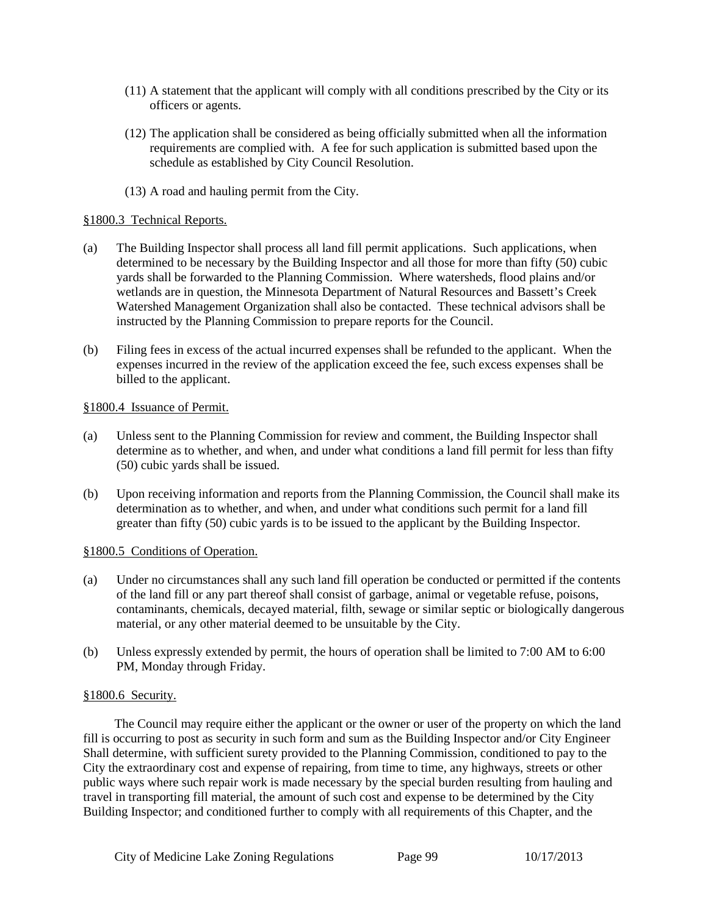(11) A statement that the applicant will comply with all conditions prescribed by the City or its officers or agents.

(12) The application shall be considered as being officially submitted when all the information requirements are complied with. A fee for such application is submitted based upon the schedule as established by City Council Resolution.

(13) A road and hauling permit from the City.

§1800.3 Technical Reports.

(a) The Building Inspector shall process all land fill permit applications. Such applications, when determined to be necessary by the Building Inspector and all those for more than fifty (50) cubic yards shall be forwarded to the Planning Commission. Where watersheds, flood plains and/or wetlands are in question, the Minnesota Department of Natural Resources and Bassett's Creek Watershed Management Organization shall also be contacted. These technical advisors shall be instructed by the Planning Commission to prepare reports for the Council.

(b) Filing fees in excess of the actual incurred expenses shall be refunded to the applicant. When the expenses incurred in the review of the application exceed the fee, such excess expenses shall be billed to the applicant.

§1800.4 Issuance of Permit.

(a) Unless sent to the Planning Commission for review and comment, the Building Inspector shall determine as to whether, and when, and under what conditions a land fill permit for less than fifty (50) cubic yards shall be issued.

(b) Upon receiving information and reports from the Planning Commission, the Council shall make its determination as to whether, and when, and under what conditions such permit for a land fill greater than fifty (50) cubic yards is to be issued to the applicant by the Building Inspector.

§1800.5 Conditions of Operation.

(a) Under no circumstances shall any such land fill operation be conducted or permitted if the contents of the land fill or any part thereof shall consist of garbage, animal or vegetable refuse, poisons, contaminants, chemicals, decayed material, filth, sewage or similar septic or biologically dangerous material, or any other material deemed to be unsuitable by the City.

(b) Unless expressly extended by permit, the hours of operation shall be limited to 7:00 AM to 6:00 PM, Monday through Friday.

§1800.6 Security.

The Council may require either the applicant or the owner or user of the property on which the land fill is occurring to post as security in such form and sum as the Building Inspector and/or City Engineer Shall determine, with sufficient surety provided to the Planning Commission, conditioned to pay to the City the extraordinary cost and expense of repairing, from time to time, any highways, streets or other public ways where such repair work is made necessary by the special burden resulting from hauling and travel in transporting fill material, the amount of such cost and expense to be determined by the City Building Inspector; and conditioned further to comply with all requirements of this Chapter, and the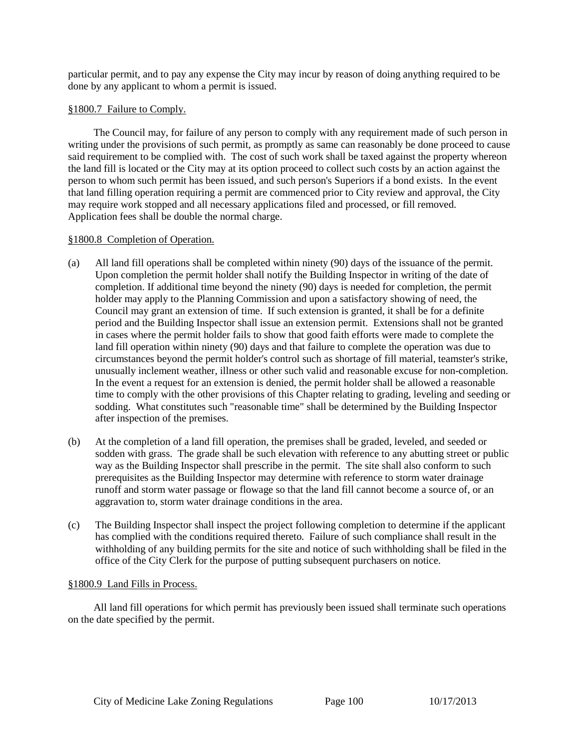particular permit, and to pay any expense the City may incur by reason of doing anything required to be done by any applicant to whom a permit is issued.

§1800.7 Failure to Comply.

The Council may, for failure of any person to comply with any requirement made of such person in writing under the provisions of such permit, as promptly as same can reasonably be done proceed to cause said requirement to be complied with. The cost of such work shall be taxed against the property whereon the land fill is located or the City may at its option proceed to collect such costs by an action against the person to whom such permit has been issued, and such person's Superiors if a bond exists. In the event that land filling operation requiring a permit are commenced prior to City review and approval, the City may require work stopped and all necessary applications filed and processed, or fill removed. Application fees shall be double the normal charge.

§1800.8 Completion of Operation.

(a) All land fill operations shall be completed within ninety (90) days of the issuance of the permit. Upon completion the permit holder shall notify the Building Inspector in writing of the date of completion. If additional time beyond the ninety (90) days is needed for completion, the permit holder may apply to the Planning Commission and upon a satisfactory showing of need, the Council may grant an extension of time. If such extension is granted, it shall be for a definite period and the Building Inspector shall issue an extension permit. Extensions shall not be granted in cases where the permit holder fails to show that good faith efforts were made to complete the land fill operation within ninety (90) days and that failure to complete the operation was due to circumstances beyond the permit holder's control such as shortage of fill material, teamster's strike, unusually inclement weather, illness or other such valid and reasonable excuse for non-completion. In the event a request for an extension is denied, the permit holder shall be allowed a reasonable time to comply with the other provisions of this Chapter relating to grading, leveling and seeding or sodding. What constitutes such "reasonable time" shall be determined by the Building Inspector after inspection of the premises.

(b) At the completion of a land fill operation, the premises shall be graded, leveled, and seeded or sodden with grass. The grade shall be such elevation with reference to any abutting street or public way as the Building Inspector shall prescribe in the permit. The site shall also conform to such prerequisites as the Building Inspector may determine with reference to storm water drainage runoff and storm water passage or flowage so that the land fill cannot become a source of, or an aggravation to, storm water drainage conditions in the area.

(c) The Building Inspector shall inspect the project following completion to determine if the applicant has complied with the conditions required thereto. Failure of such compliance shall result in the withholding of any building permits for the site and notice of such withholding shall be filed in the office of the City Clerk for the purpose of putting subsequent purchasers on notice.

§1800.9 Land Fills in Process.

All land fill operations for which permit has previously been issued shall terminate such operations on the date specified by the permit.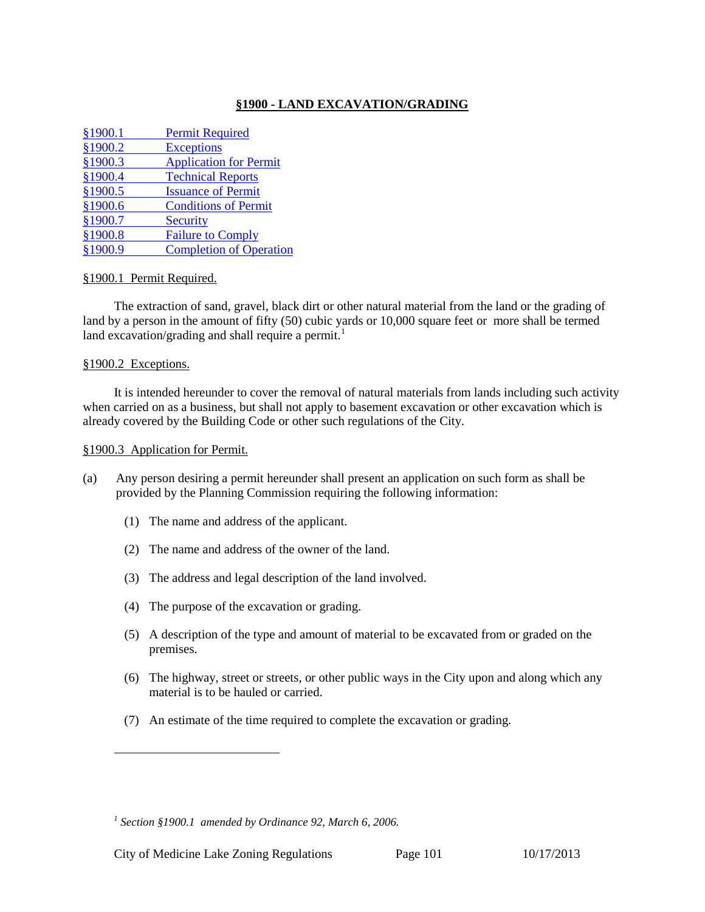## §1900 - LAND EXCAVATION/GRADING

| | |
|---|---|
| §1900.1 | Permit Required |
| §1900.2 | Exceptions |
| §1900.3 | Application for Permit |
| §1900.4 | Technical Reports |
| §1900.5 | Issuance of Permit |
| §1900.6 | Conditions of Permit |
| §1900.7 | Security |
| §1900.8 | Failure to Comply |
| §1900.9 | Completion of Operation |

### §1900.1 Permit Required.

The extraction of sand, gravel, black dirt or other natural material from the land or the grading of land by a person in the amount of fifty (50) cubic yards or 10,000 square feet or more shall be termed land excavation/grading and shall require a permit.[1]

### §1900.2 Exceptions.

It is intended hereunder to cover the removal of natural materials from lands including such activity when carried on as a business, but shall not apply to basement excavation or other excavation which is already covered by the Building Code or other such regulations of the City.

### §1900.3 Application for Permit.

(a) Any person desiring a permit hereunder shall present an application on such form as shall be provided by the Planning Commission requiring the following information:

(1) The name and address of the applicant.

(2) The name and address of the owner of the land.

(3) The address and legal description of the land involved.

(4) The purpose of the excavation or grading.

(5) A description of the type and amount of material to be excavated from or graded on the premises.

(6) The highway, street or streets, or other public ways in the City upon and along which any material is to be hauled or carried.

(7) An estimate of the time required to complete the excavation or grading.

---

*[1] Section §1900.1 amended by Ordinance 92, March 6, 2006.*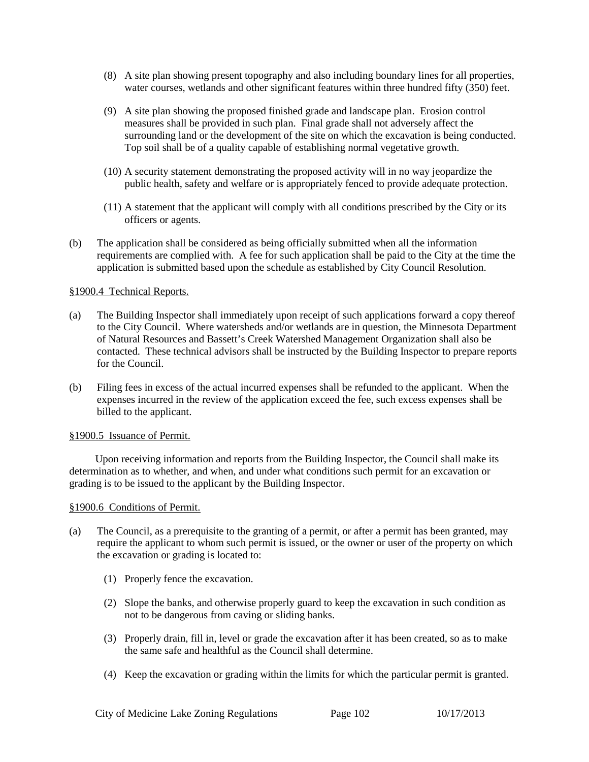(8) A site plan showing present topography and also including boundary lines for all properties, water courses, wetlands and other significant features within three hundred fifty (350) feet.

(9) A site plan showing the proposed finished grade and landscape plan. Erosion control measures shall be provided in such plan. Final grade shall not adversely affect the surrounding land or the development of the site on which the excavation is being conducted. Top soil shall be of a quality capable of establishing normal vegetative growth.

(10) A security statement demonstrating the proposed activity will in no way jeopardize the public health, safety and welfare or is appropriately fenced to provide adequate protection.

(11) A statement that the applicant will comply with all conditions prescribed by the City or its officers or agents.

(b) The application shall be considered as being officially submitted when all the information requirements are complied with. A fee for such application shall be paid to the City at the time the application is submitted based upon the schedule as established by City Council Resolution.

§1900.4 Technical Reports.

(a) The Building Inspector shall immediately upon receipt of such applications forward a copy thereof to the City Council. Where watersheds and/or wetlands are in question, the Minnesota Department of Natural Resources and Bassett's Creek Watershed Management Organization shall also be contacted. These technical advisors shall be instructed by the Building Inspector to prepare reports for the Council.

(b) Filing fees in excess of the actual incurred expenses shall be refunded to the applicant. When the expenses incurred in the review of the application exceed the fee, such excess expenses shall be billed to the applicant.

§1900.5 Issuance of Permit.

Upon receiving information and reports from the Building Inspector, the Council shall make its determination as to whether, and when, and under what conditions such permit for an excavation or grading is to be issued to the applicant by the Building Inspector.

§1900.6 Conditions of Permit.

(a) The Council, as a prerequisite to the granting of a permit, or after a permit has been granted, may require the applicant to whom such permit is issued, or the owner or user of the property on which the excavation or grading is located to:

(1) Properly fence the excavation.

(2) Slope the banks, and otherwise properly guard to keep the excavation in such condition as not to be dangerous from caving or sliding banks.

(3) Properly drain, fill in, level or grade the excavation after it has been created, so as to make the same safe and healthful as the Council shall determine.

(4) Keep the excavation or grading within the limits for which the particular permit is granted.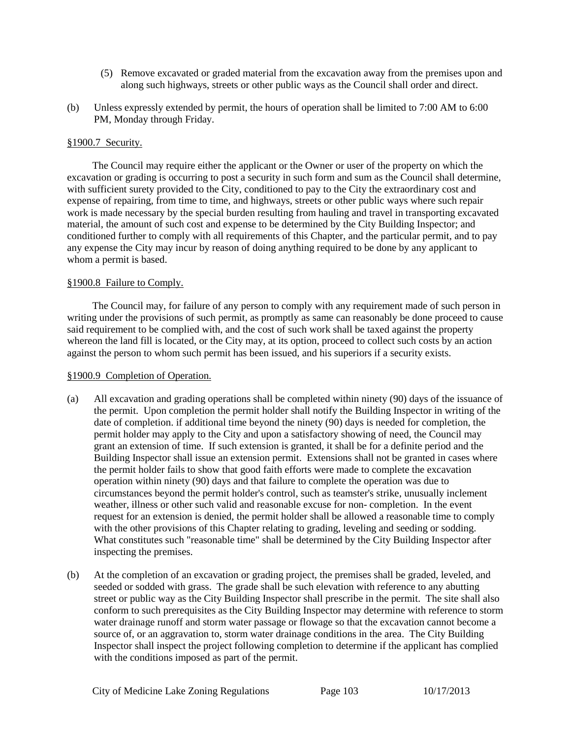(5) Remove excavated or graded material from the excavation away from the premises upon and along such highways, streets or other public ways as the Council shall order and direct.

(b) Unless expressly extended by permit, the hours of operation shall be limited to 7:00 AM to 6:00 PM, Monday through Friday.

§1900.7 Security.

The Council may require either the applicant or the Owner or user of the property on which the excavation or grading is occurring to post a security in such form and sum as the Council shall determine, with sufficient surety provided to the City, conditioned to pay to the City the extraordinary cost and expense of repairing, from time to time, and highways, streets or other public ways where such repair work is made necessary by the special burden resulting from hauling and travel in transporting excavated material, the amount of such cost and expense to be determined by the City Building Inspector; and conditioned further to comply with all requirements of this Chapter, and the particular permit, and to pay any expense the City may incur by reason of doing anything required to be done by any applicant to whom a permit is based.

§1900.8 Failure to Comply.

The Council may, for failure of any person to comply with any requirement made of such person in writing under the provisions of such permit, as promptly as same can reasonably be done proceed to cause said requirement to be complied with, and the cost of such work shall be taxed against the property whereon the land fill is located, or the City may, at its option, proceed to collect such costs by an action against the person to whom such permit has been issued, and his superiors if a security exists.

§1900.9 Completion of Operation.

(a) All excavation and grading operations shall be completed within ninety (90) days of the issuance of the permit. Upon completion the permit holder shall notify the Building Inspector in writing of the date of completion. if additional time beyond the ninety (90) days is needed for completion, the permit holder may apply to the City and upon a satisfactory showing of need, the Council may grant an extension of time. If such extension is granted, it shall be for a definite period and the Building Inspector shall issue an extension permit. Extensions shall not be granted in cases where the permit holder fails to show that good faith efforts were made to complete the excavation operation within ninety (90) days and that failure to complete the operation was due to circumstances beyond the permit holder's control, such as teamster's strike, unusually inclement weather, illness or other such valid and reasonable excuse for non- completion. In the event request for an extension is denied, the permit holder shall be allowed a reasonable time to comply with the other provisions of this Chapter relating to grading, leveling and seeding or sodding. What constitutes such "reasonable time" shall be determined by the City Building Inspector after inspecting the premises.

(b) At the completion of an excavation or grading project, the premises shall be graded, leveled, and seeded or sodded with grass. The grade shall be such elevation with reference to any abutting street or public way as the City Building Inspector shall prescribe in the permit. The site shall also conform to such prerequisites as the City Building Inspector may determine with reference to storm water drainage runoff and storm water passage or flowage so that the excavation cannot become a source of, or an aggravation to, storm water drainage conditions in the area. The City Building Inspector shall inspect the project following completion to determine if the applicant has complied with the conditions imposed as part of the permit.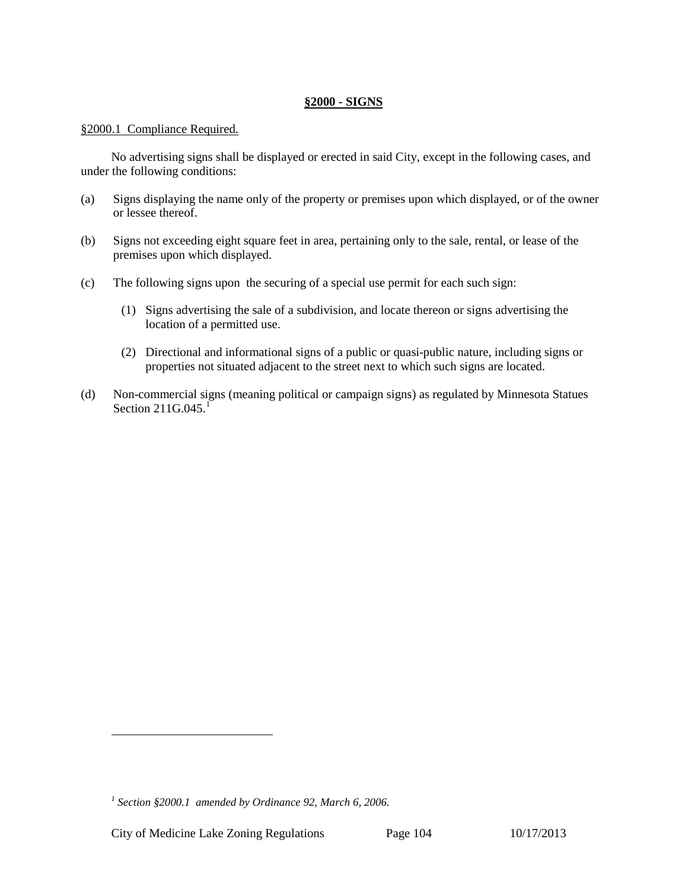## **§2000 - SIGNS**

§2000.1 Compliance Required.

No advertising signs shall be displayed or erected in said City, except in the following cases, and under the following conditions:

(a) Signs displaying the name only of the property or premises upon which displayed, or of the owner or lessee thereof.

(b) Signs not exceeding eight square feet in area, pertaining only to the sale, rental, or lease of the premises upon which displayed.

(c) The following signs upon the securing of a special use permit for each such sign:

(1) Signs advertising the sale of a subdivision, and locate thereon or signs advertising the location of a permitted use.

(2) Directional and informational signs of a public or quasi-public nature, including signs or properties not situated adjacent to the street next to which such signs are located.

(d) Non-commercial signs (meaning political or campaign signs) as regulated by Minnesota Statues Section 211G.045.[1]

---

[1] *Section §2000.1 amended by Ordinance 92, March 6, 2006.*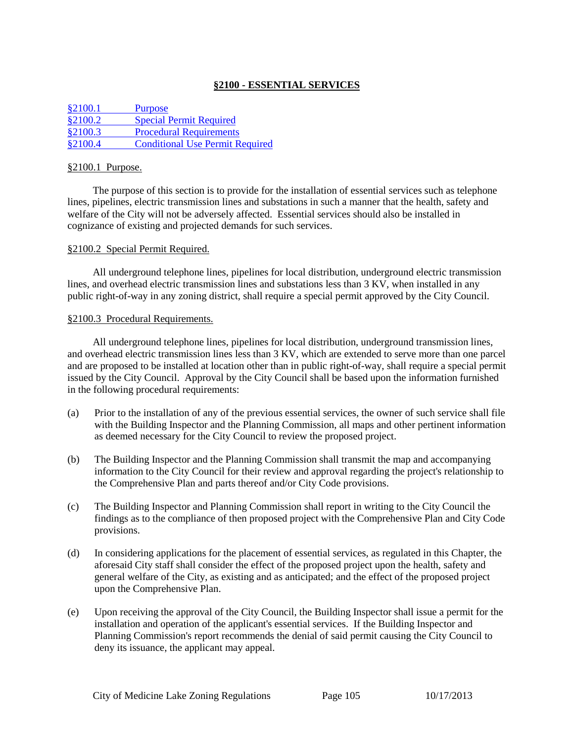## §2100 - ESSENTIAL SERVICES

| | |
|---|---|
| §2100.1 | Purpose |
| §2100.2 | Special Permit Required |
| §2100.3 | Procedural Requirements |
| §2100.4 | Conditional Use Permit Required |

### §2100.1 Purpose.

The purpose of this section is to provide for the installation of essential services such as telephone lines, pipelines, electric transmission lines and substations in such a manner that the health, safety and welfare of the City will not be adversely affected. Essential services should also be installed in cognizance of existing and projected demands for such services.

### §2100.2 Special Permit Required.

All underground telephone lines, pipelines for local distribution, underground electric transmission lines, and overhead electric transmission lines and substations less than 3 KV, when installed in any public right-of-way in any zoning district, shall require a special permit approved by the City Council.

### §2100.3 Procedural Requirements.

All underground telephone lines, pipelines for local distribution, underground transmission lines, and overhead electric transmission lines less than 3 KV, which are extended to serve more than one parcel and are proposed to be installed at location other than in public right-of-way, shall require a special permit issued by the City Council. Approval by the City Council shall be based upon the information furnished in the following procedural requirements:

(a) Prior to the installation of any of the previous essential services, the owner of such service shall file with the Building Inspector and the Planning Commission, all maps and other pertinent information as deemed necessary for the City Council to review the proposed project.

(b) The Building Inspector and the Planning Commission shall transmit the map and accompanying information to the City Council for their review and approval regarding the project's relationship to the Comprehensive Plan and parts thereof and/or City Code provisions.

(c) The Building Inspector and Planning Commission shall report in writing to the City Council the findings as to the compliance of then proposed project with the Comprehensive Plan and City Code provisions.

(d) In considering applications for the placement of essential services, as regulated in this Chapter, the aforesaid City staff shall consider the effect of the proposed project upon the health, safety and general welfare of the City, as existing and as anticipated; and the effect of the proposed project upon the Comprehensive Plan.

(e) Upon receiving the approval of the City Council, the Building Inspector shall issue a permit for the installation and operation of the applicant's essential services. If the Building Inspector and Planning Commission's report recommends the denial of said permit causing the City Council to deny its issuance, the applicant may appeal.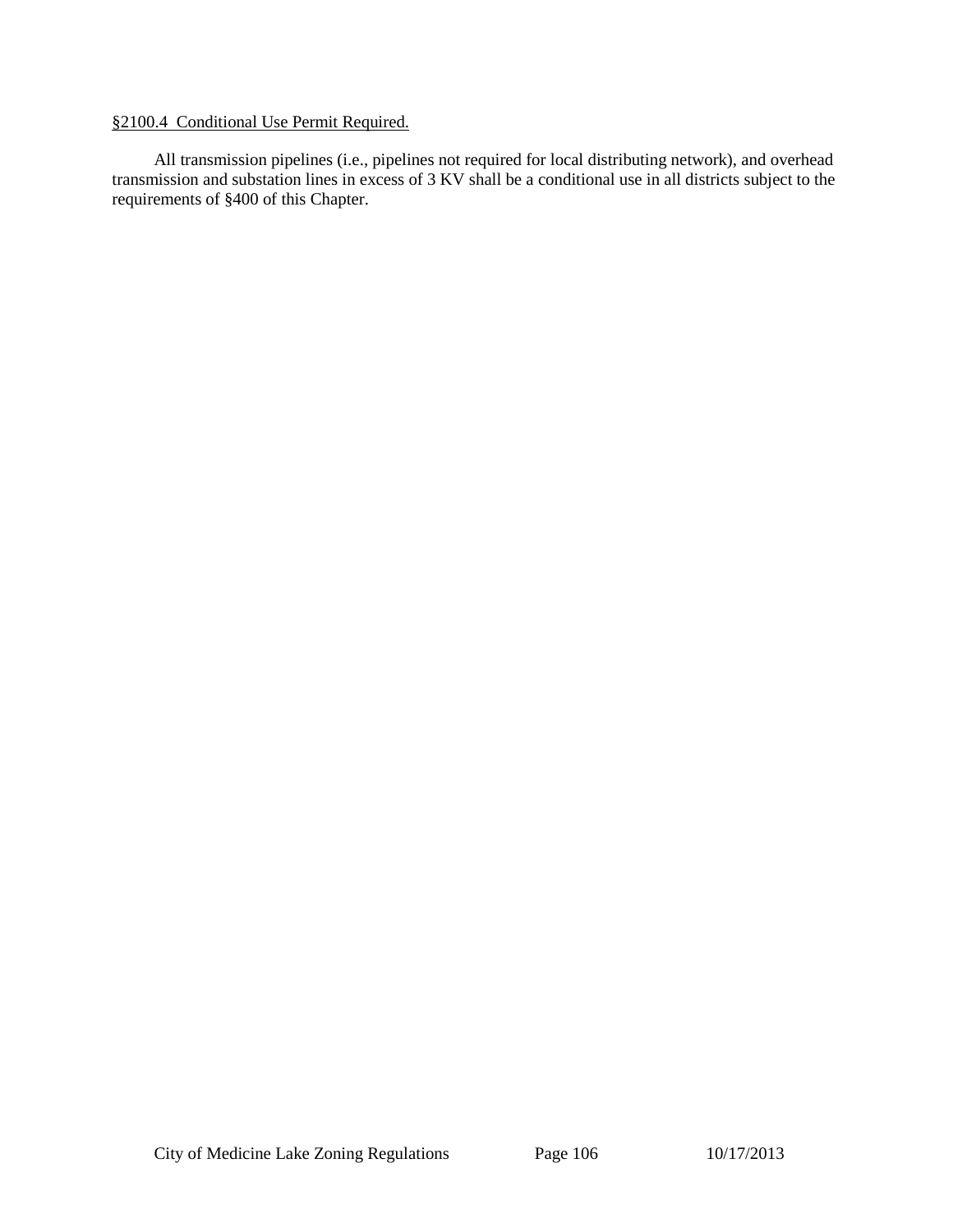§2100.4 Conditional Use Permit Required.

All transmission pipelines (i.e., pipelines not required for local distributing network), and overhead transmission and substation lines in excess of 3 KV shall be a conditional use in all districts subject to the requirements of §400 of this Chapter.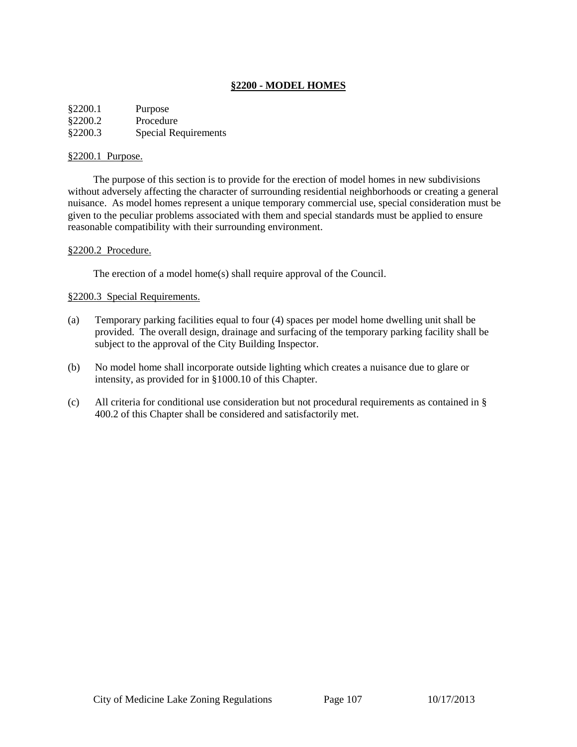## §2200 - MODEL HOMES

| | |
|---|---|
| §2200.1 | Purpose |
| §2200.2 | Procedure |
| §2200.3 | Special Requirements |

§2200.1 Purpose.

The purpose of this section is to provide for the erection of model homes in new subdivisions without adversely affecting the character of surrounding residential neighborhoods or creating a general nuisance. As model homes represent a unique temporary commercial use, special consideration must be given to the peculiar problems associated with them and special standards must be applied to ensure reasonable compatibility with their surrounding environment.

§2200.2 Procedure.

The erection of a model home(s) shall require approval of the Council.

§2200.3 Special Requirements.

(a) Temporary parking facilities equal to four (4) spaces per model home dwelling unit shall be provided. The overall design, drainage and surfacing of the temporary parking facility shall be subject to the approval of the City Building Inspector.

(b) No model home shall incorporate outside lighting which creates a nuisance due to glare or intensity, as provided for in §1000.10 of this Chapter.

(c) All criteria for conditional use consideration but not procedural requirements as contained in § 400.2 of this Chapter shall be considered and satisfactorily met.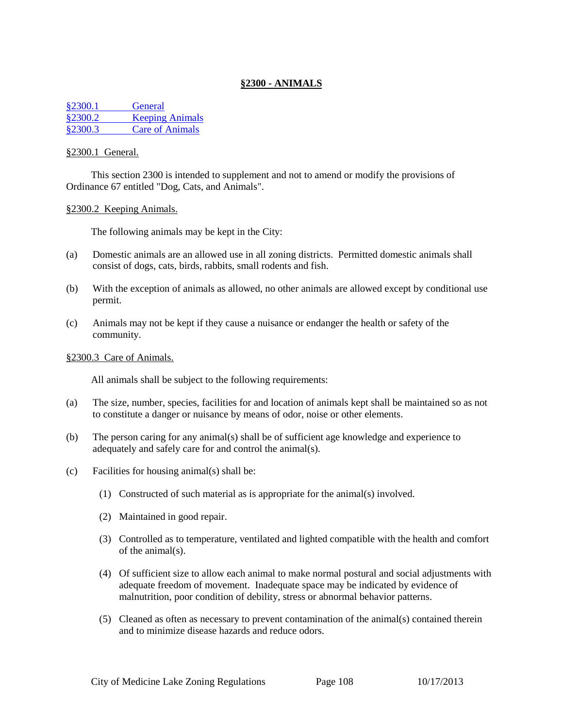## §2300 - ANIMALS

[§2300.1 General](#)
[§2300.2 Keeping Animals](#)
[§2300.3 Care of Animals](#)

§2300.1 General.

This section 2300 is intended to supplement and not to amend or modify the provisions of Ordinance 67 entitled "Dog, Cats, and Animals".

§2300.2 Keeping Animals.

The following animals may be kept in the City:

(a) Domestic animals are an allowed use in all zoning districts. Permitted domestic animals shall consist of dogs, cats, birds, rabbits, small rodents and fish.

(b) With the exception of animals as allowed, no other animals are allowed except by conditional use permit.

(c) Animals may not be kept if they cause a nuisance or endanger the health or safety of the community.

§2300.3 Care of Animals.

All animals shall be subject to the following requirements:

(a) The size, number, species, facilities for and location of animals kept shall be maintained so as not to constitute a danger or nuisance by means of odor, noise or other elements.

(b) The person caring for any animal(s) shall be of sufficient age knowledge and experience to adequately and safely care for and control the animal(s).

(c) Facilities for housing animal(s) shall be:

  (1) Constructed of such material as is appropriate for the animal(s) involved.

  (2) Maintained in good repair.

  (3) Controlled as to temperature, ventilated and lighted compatible with the health and comfort of the animal(s).

  (4) Of sufficient size to allow each animal to make normal postural and social adjustments with adequate freedom of movement. Inadequate space may be indicated by evidence of malnutrition, poor condition of debility, stress or abnormal behavior patterns.

  (5) Cleaned as often as necessary to prevent contamination of the animal(s) contained therein and to minimize disease hazards and reduce odors.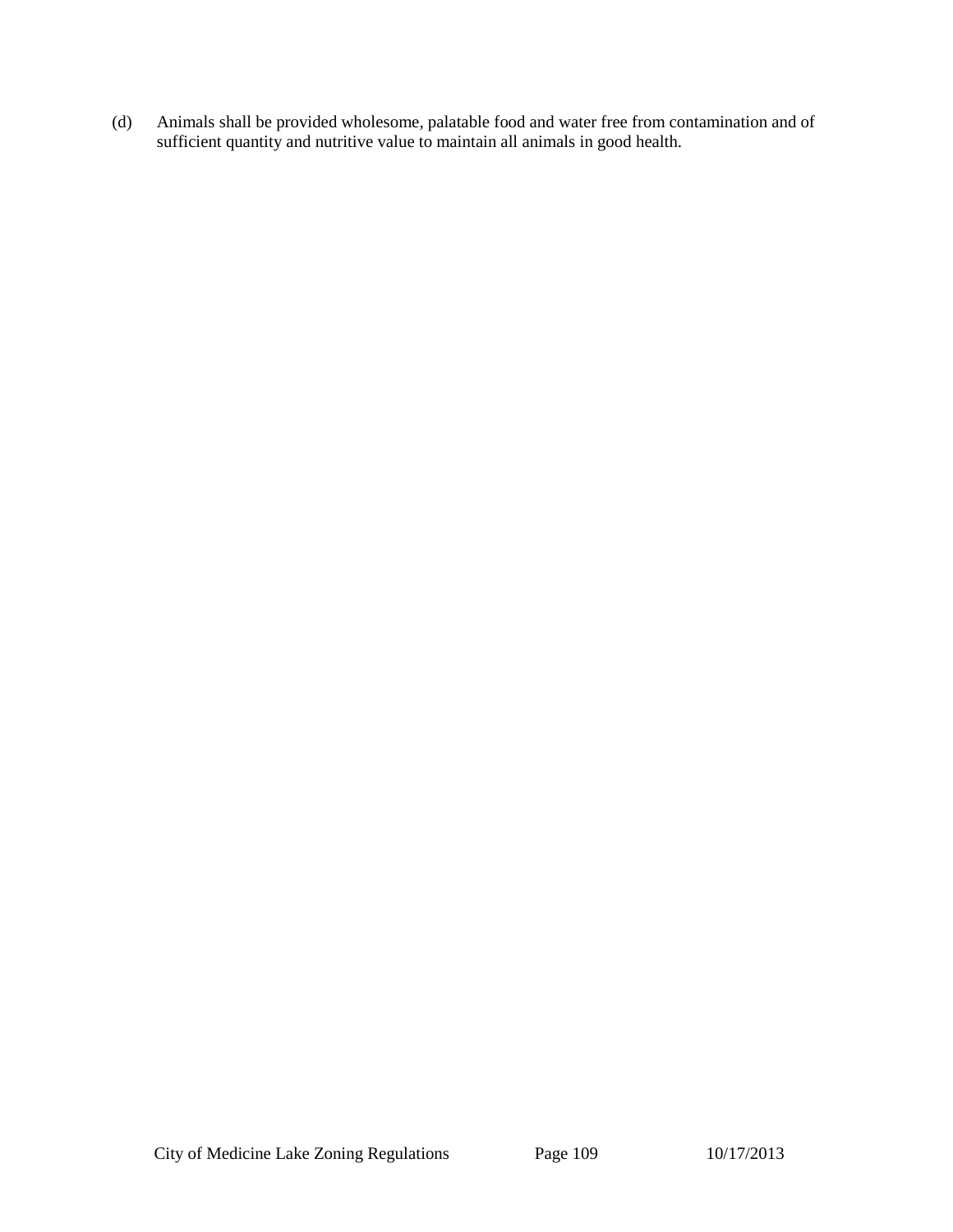(d) Animals shall be provided wholesome, palatable food and water free from contamination and of sufficient quantity and nutritive value to maintain all animals in good health.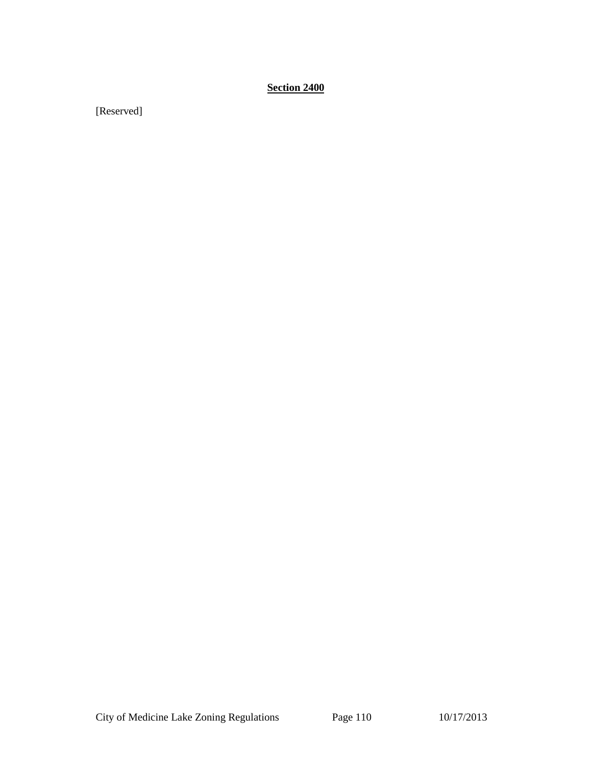## Section 2400

[Reserved]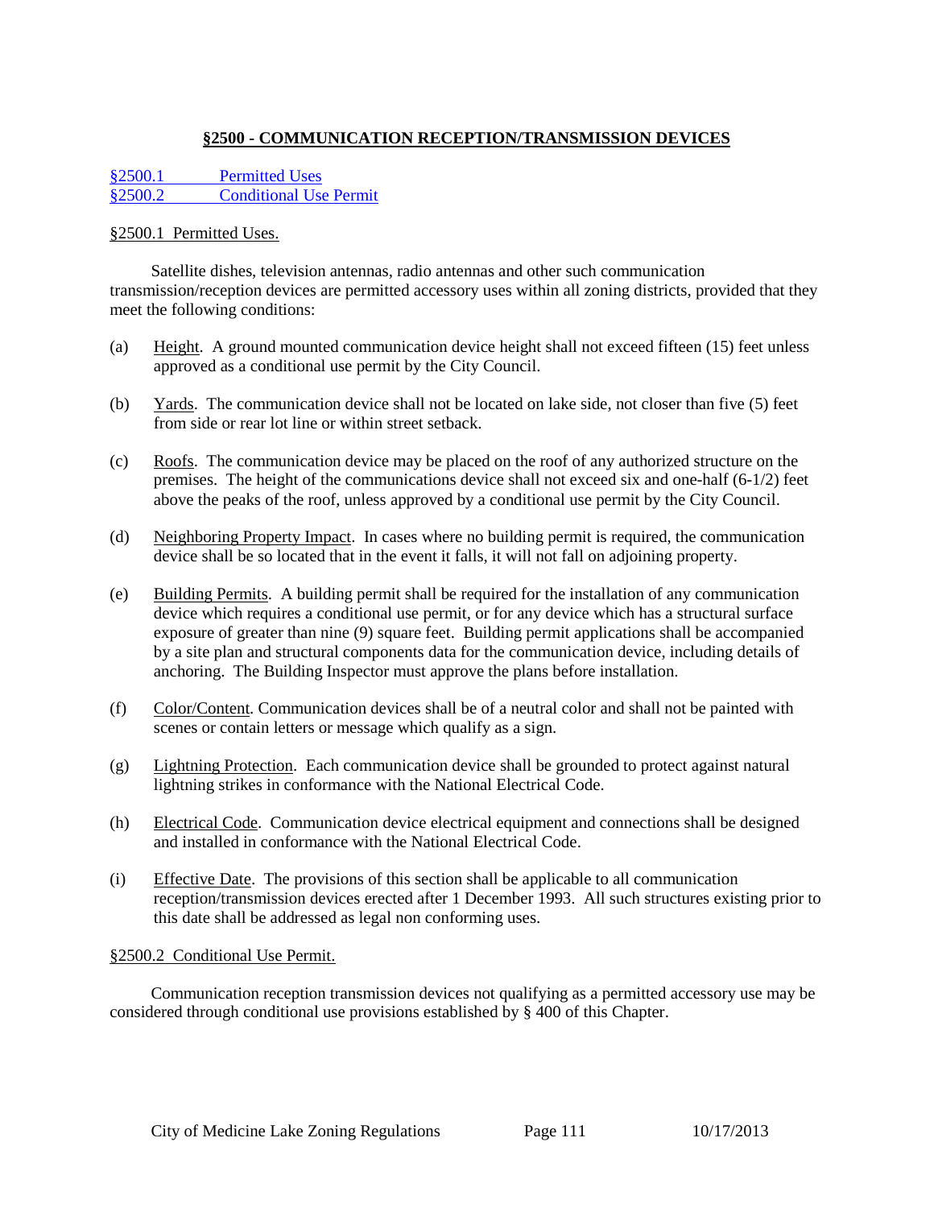## §2500 - COMMUNICATION RECEPTION/TRANSMISSION DEVICES

§2500.1 Permitted Uses
§2500.2 Conditional Use Permit

### §2500.1 Permitted Uses.

Satellite dishes, television antennas, radio antennas and other such communication transmission/reception devices are permitted accessory uses within all zoning districts, provided that they meet the following conditions:

(a) Height. A ground mounted communication device height shall not exceed fifteen (15) feet unless approved as a conditional use permit by the City Council.

(b) Yards. The communication device shall not be located on lake side, not closer than five (5) feet from side or rear lot line or within street setback.

(c) Roofs. The communication device may be placed on the roof of any authorized structure on the premises. The height of the communications device shall not exceed six and one-half (6-1/2) feet above the peaks of the roof, unless approved by a conditional use permit by the City Council.

(d) Neighboring Property Impact. In cases where no building permit is required, the communication device shall be so located that in the event it falls, it will not fall on adjoining property.

(e) Building Permits. A building permit shall be required for the installation of any communication device which requires a conditional use permit, or for any device which has a structural surface exposure of greater than nine (9) square feet. Building permit applications shall be accompanied by a site plan and structural components data for the communication device, including details of anchoring. The Building Inspector must approve the plans before installation.

(f) Color/Content. Communication devices shall be of a neutral color and shall not be painted with scenes or contain letters or message which qualify as a sign.

(g) Lightning Protection. Each communication device shall be grounded to protect against natural lightning strikes in conformance with the National Electrical Code.

(h) Electrical Code. Communication device electrical equipment and connections shall be designed and installed in conformance with the National Electrical Code.

(i) Effective Date. The provisions of this section shall be applicable to all communication reception/transmission devices erected after 1 December 1993. All such structures existing prior to this date shall be addressed as legal non conforming uses.

### §2500.2 Conditional Use Permit.

Communication reception transmission devices not qualifying as a permitted accessory use may be considered through conditional use provisions established by § 400 of this Chapter.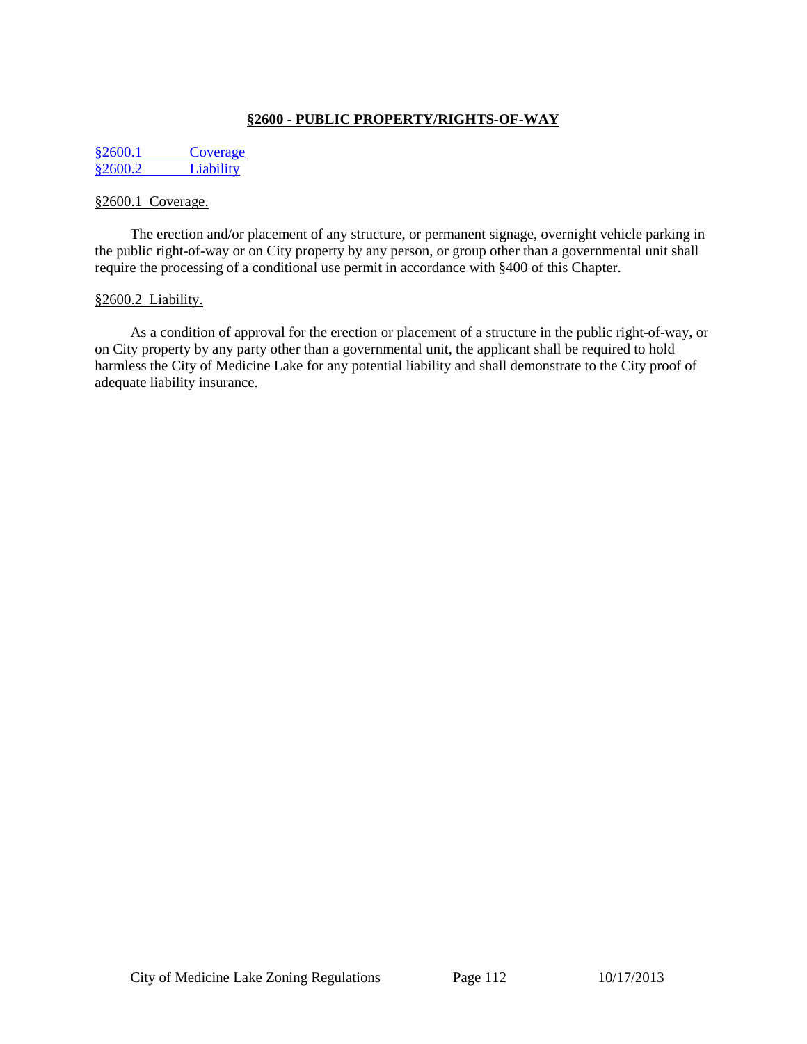## §2600 - PUBLIC PROPERTY/RIGHTS-OF-WAY

§2600.1 Coverage
§2600.2 Liability

§2600.1 Coverage.

The erection and/or placement of any structure, or permanent signage, overnight vehicle parking in the public right-of-way or on City property by any person, or group other than a governmental unit shall require the processing of a conditional use permit in accordance with §400 of this Chapter.

§2600.2 Liability.

As a condition of approval for the erection or placement of a structure in the public right-of-way, or on City property by any party other than a governmental unit, the applicant shall be required to hold harmless the City of Medicine Lake for any potential liability and shall demonstrate to the City proof of adequate liability insurance.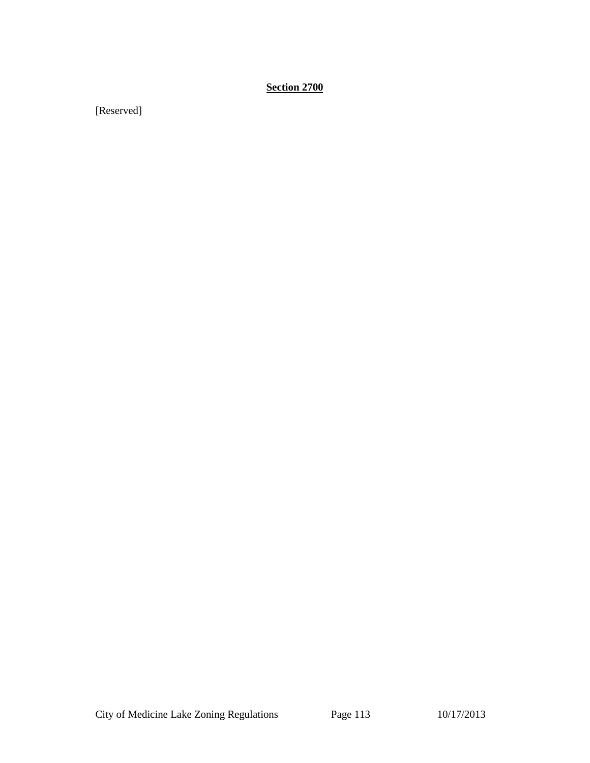## Section 2700

[Reserved]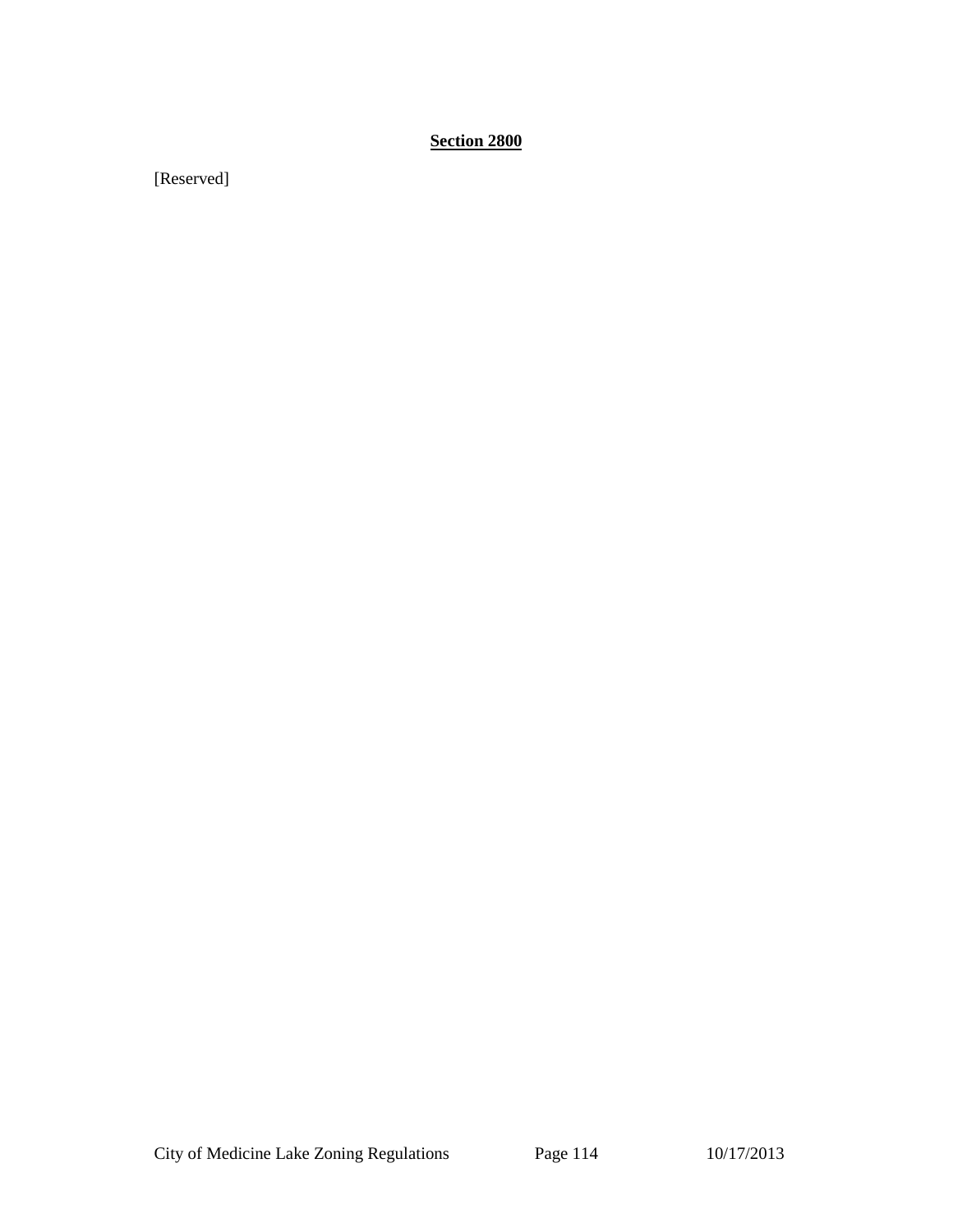**Section 2800**

[Reserved]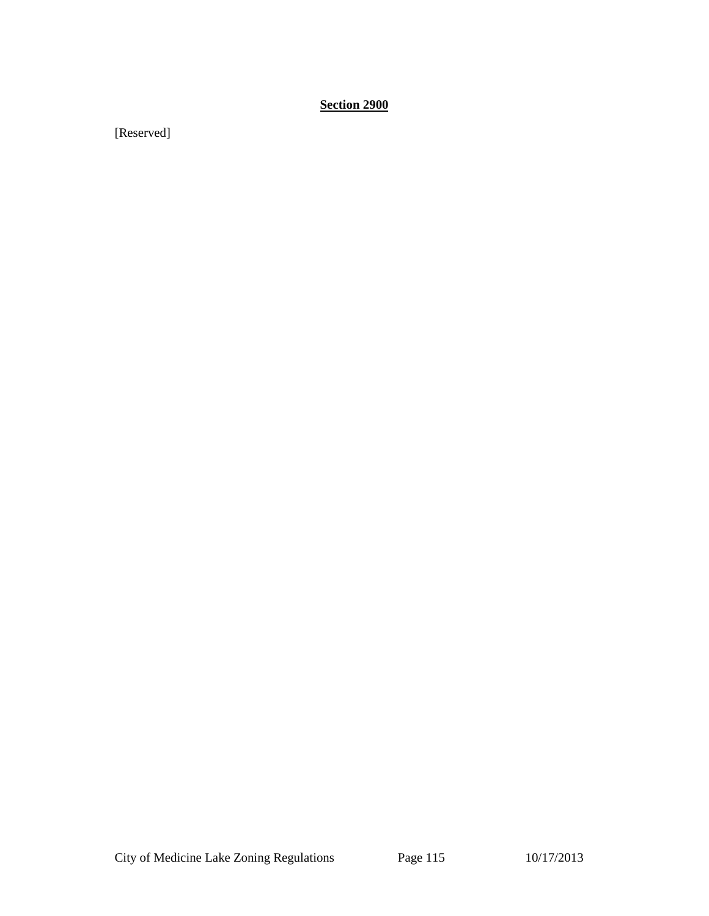## Section 2900

[Reserved]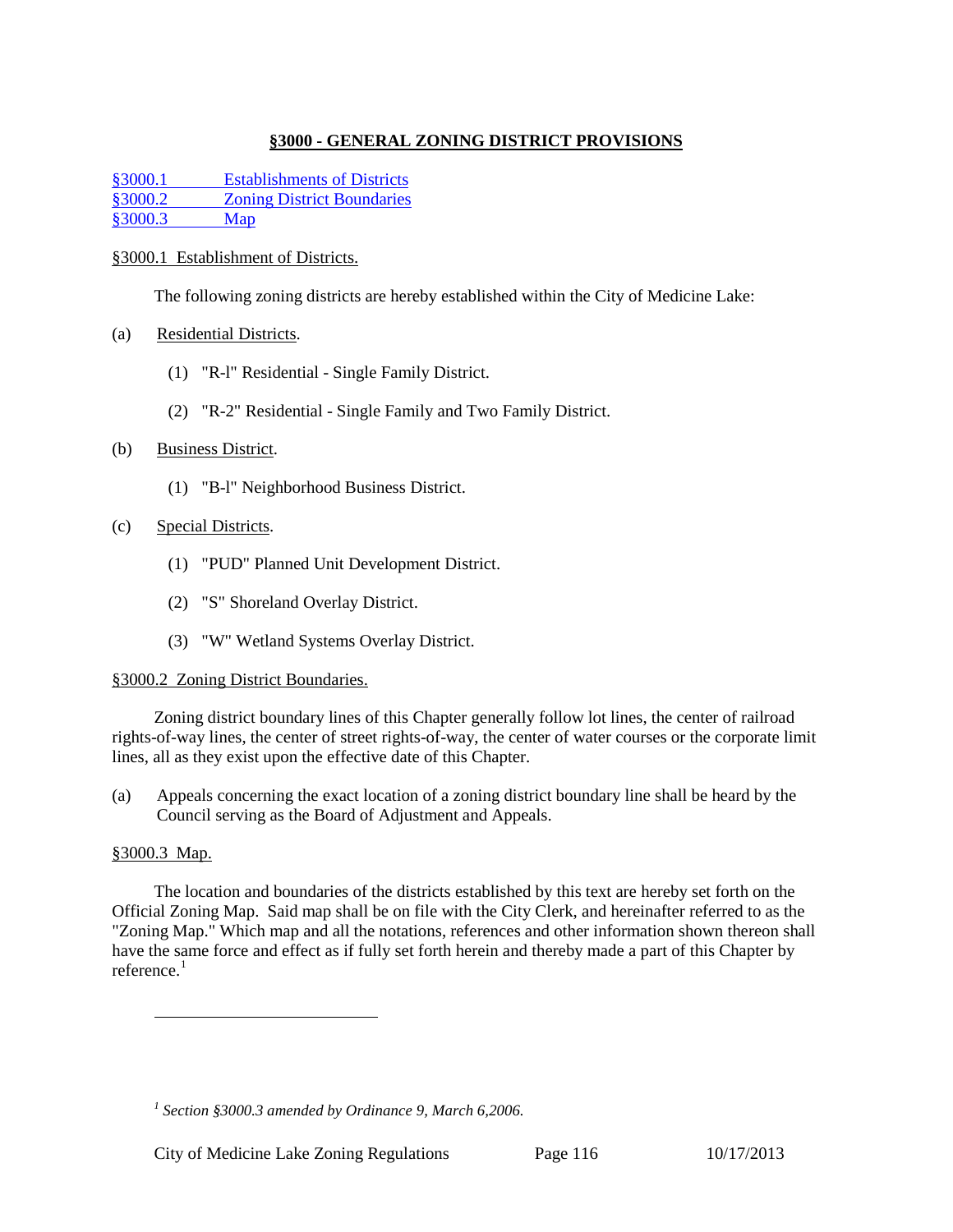## §3000 - GENERAL ZONING DISTRICT PROVISIONS

§3000.1 Establishments of Districts
§3000.2 Zoning District Boundaries
§3000.3 Map

§3000.1 Establishment of Districts.

The following zoning districts are hereby established within the City of Medicine Lake:

(a) Residential Districts.

(1) "R-l" Residential - Single Family District.

(2) "R-2" Residential - Single Family and Two Family District.

(b) Business District.

(1) "B-l" Neighborhood Business District.

(c) Special Districts.

(1) "PUD" Planned Unit Development District.

(2) "S" Shoreland Overlay District.

(3) "W" Wetland Systems Overlay District.

§3000.2 Zoning District Boundaries.

Zoning district boundary lines of this Chapter generally follow lot lines, the center of railroad rights-of-way lines, the center of street rights-of-way, the center of water courses or the corporate limit lines, all as they exist upon the effective date of this Chapter.

(a) Appeals concerning the exact location of a zoning district boundary line shall be heard by the Council serving as the Board of Adjustment and Appeals.

§3000.3 Map.

The location and boundaries of the districts established by this text are hereby set forth on the Official Zoning Map. Said map shall be on file with the City Clerk, and hereinafter referred to as the "Zoning Map." Which map and all the notations, references and other information shown thereon shall have the same force and effect as if fully set forth herein and thereby made a part of this Chapter by reference.[1]

---

[1] *Section §3000.3 amended by Ordinance 9, March 6,2006.*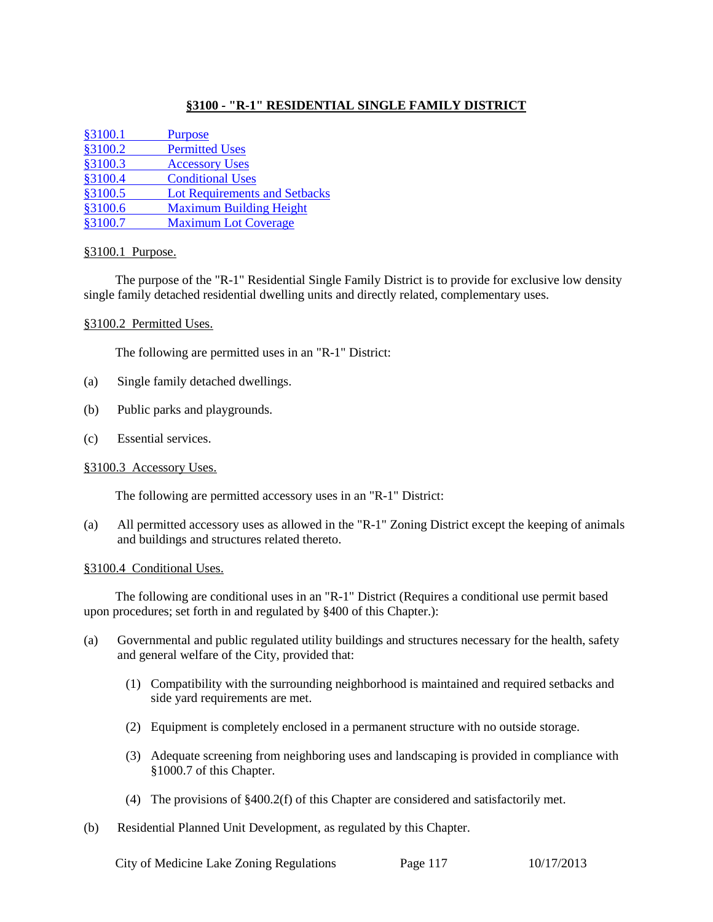## §3100 - "R-1" RESIDENTIAL SINGLE FAMILY DISTRICT

§3100.1 Purpose
§3100.2 Permitted Uses
§3100.3 Accessory Uses
§3100.4 Conditional Uses
§3100.5 Lot Requirements and Setbacks
§3100.6 Maximum Building Height
§3100.7 Maximum Lot Coverage

### §3100.1 Purpose.

The purpose of the "R-1" Residential Single Family District is to provide for exclusive low density single family detached residential dwelling units and directly related, complementary uses.

### §3100.2 Permitted Uses.

The following are permitted uses in an "R-1" District:

(a) Single family detached dwellings.

(b) Public parks and playgrounds.

(c) Essential services.

### §3100.3 Accessory Uses.

The following are permitted accessory uses in an "R-1" District:

(a) All permitted accessory uses as allowed in the "R-1" Zoning District except the keeping of animals and buildings and structures related thereto.

### §3100.4 Conditional Uses.

The following are conditional uses in an "R-1" District (Requires a conditional use permit based upon procedures; set forth in and regulated by §400 of this Chapter.):

(a) Governmental and public regulated utility buildings and structures necessary for the health, safety and general welfare of the City, provided that:

(1) Compatibility with the surrounding neighborhood is maintained and required setbacks and side yard requirements are met.

(2) Equipment is completely enclosed in a permanent structure with no outside storage.

(3) Adequate screening from neighboring uses and landscaping is provided in compliance with §1000.7 of this Chapter.

(4) The provisions of §400.2(f) of this Chapter are considered and satisfactorily met.

(b) Residential Planned Unit Development, as regulated by this Chapter.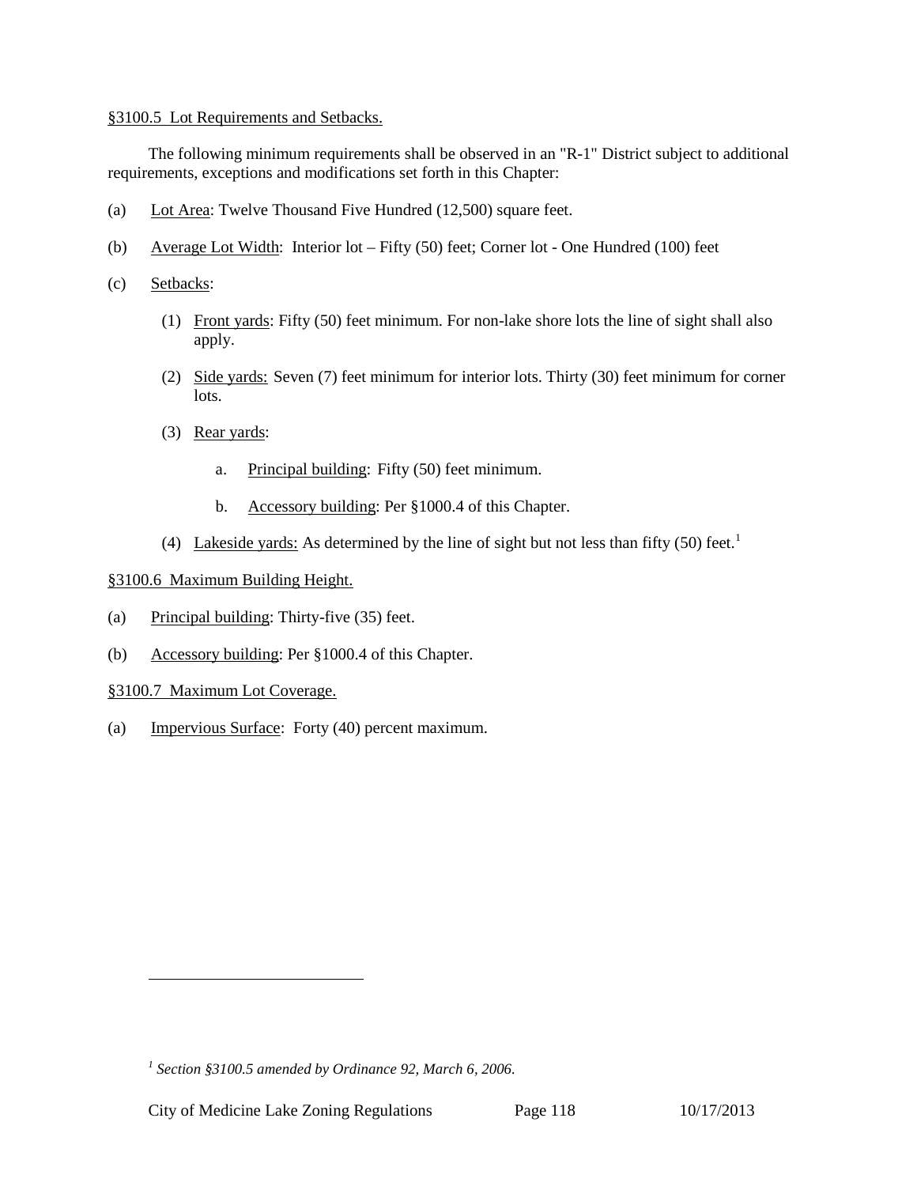§3100.5 Lot Requirements and Setbacks.

The following minimum requirements shall be observed in an "R-1" District subject to additional requirements, exceptions and modifications set forth in this Chapter:

(a) Lot Area: Twelve Thousand Five Hundred (12,500) square feet.

(b) Average Lot Width: Interior lot – Fifty (50) feet; Corner lot - One Hundred (100) feet

(c) Setbacks:

(1) Front yards: Fifty (50) feet minimum. For non-lake shore lots the line of sight shall also apply.

(2) Side yards: Seven (7) feet minimum for interior lots. Thirty (30) feet minimum for corner lots.

(3) Rear yards:

a. Principal building: Fifty (50) feet minimum.

b. Accessory building: Per §1000.4 of this Chapter.

(4) Lakeside yards: As determined by the line of sight but not less than fifty (50) feet.[1]

§3100.6 Maximum Building Height.

(a) Principal building: Thirty-five (35) feet.

(b) Accessory building: Per §1000.4 of this Chapter.

§3100.7 Maximum Lot Coverage.

(a) Impervious Surface: Forty (40) percent maximum.

---

[1] *Section §3100.5 amended by Ordinance 92, March 6, 2006.*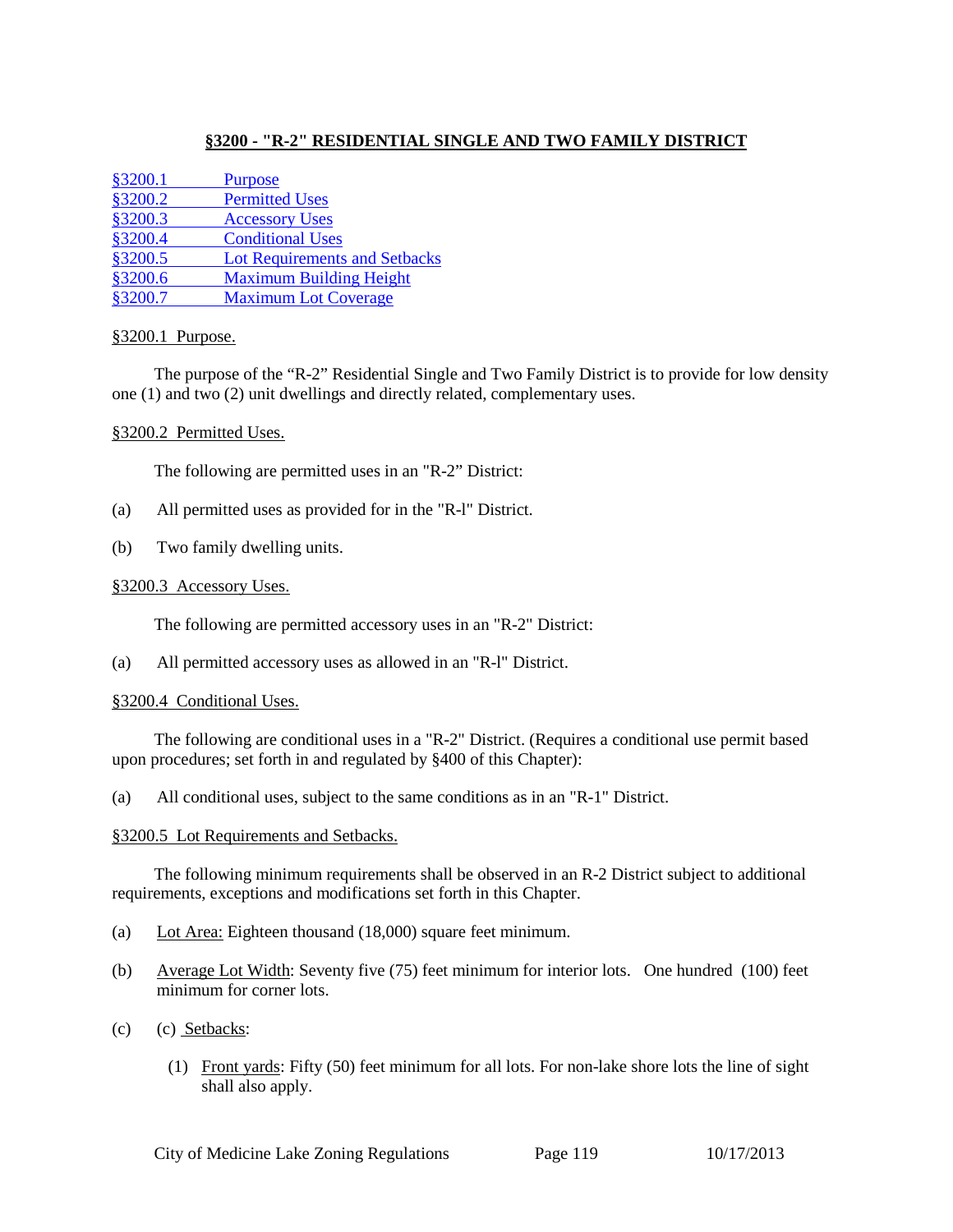## §3200 - "R-2" RESIDENTIAL SINGLE AND TWO FAMILY DISTRICT

| | |
|---|---|
| §3200.1 | Purpose |
| §3200.2 | Permitted Uses |
| §3200.3 | Accessory Uses |
| §3200.4 | Conditional Uses |
| §3200.5 | Lot Requirements and Setbacks |
| §3200.6 | Maximum Building Height |
| §3200.7 | Maximum Lot Coverage |

§3200.1 Purpose.

The purpose of the "R-2" Residential Single and Two Family District is to provide for low density one (1) and two (2) unit dwellings and directly related, complementary uses.

§3200.2 Permitted Uses.

The following are permitted uses in an "R-2" District:

(a) All permitted uses as provided for in the "R-l" District.

(b) Two family dwelling units.

§3200.3 Accessory Uses.

The following are permitted accessory uses in an "R-2" District:

(a) All permitted accessory uses as allowed in an "R-l" District.

§3200.4 Conditional Uses.

The following are conditional uses in a "R-2" District. (Requires a conditional use permit based upon procedures; set forth in and regulated by §400 of this Chapter):

(a) All conditional uses, subject to the same conditions as in an "R-1" District.

§3200.5 Lot Requirements and Setbacks.

The following minimum requirements shall be observed in an R-2 District subject to additional requirements, exceptions and modifications set forth in this Chapter.

(a) Lot Area: Eighteen thousand (18,000) square feet minimum.

(b) Average Lot Width: Seventy five (75) feet minimum for interior lots. One hundred (100) feet minimum for corner lots.

(c) (c) Setbacks:

(1) Front yards: Fifty (50) feet minimum for all lots. For non-lake shore lots the line of sight shall also apply.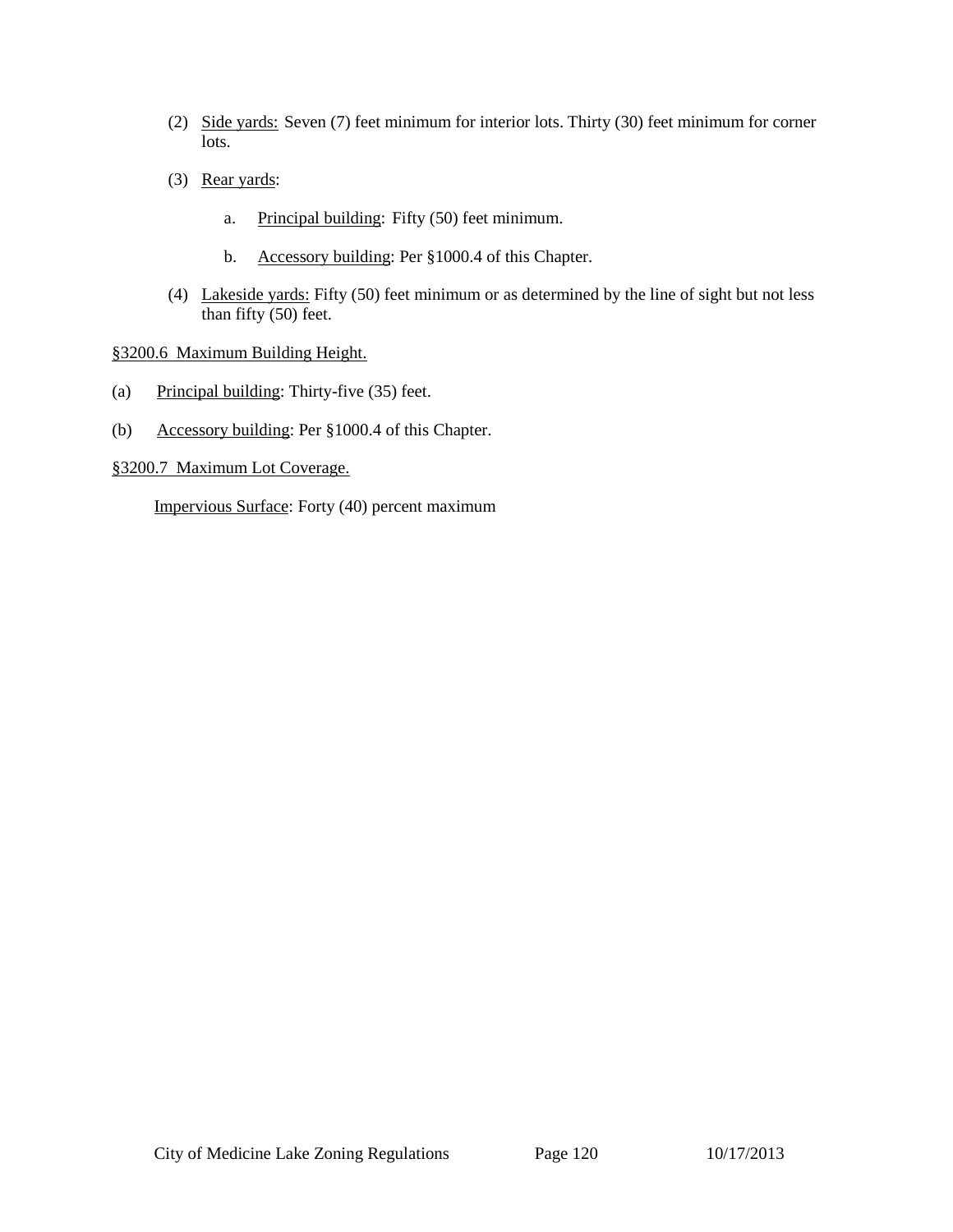(2) Side yards: Seven (7) feet minimum for interior lots. Thirty (30) feet minimum for corner lots.

(3) Rear yards:

a. Principal building: Fifty (50) feet minimum.

b. Accessory building: Per §1000.4 of this Chapter.

(4) Lakeside yards: Fifty (50) feet minimum or as determined by the line of sight but not less than fifty (50) feet.

§3200.6 Maximum Building Height.

(a) Principal building: Thirty-five (35) feet.

(b) Accessory building: Per §1000.4 of this Chapter.

§3200.7 Maximum Lot Coverage.

Impervious Surface: Forty (40) percent maximum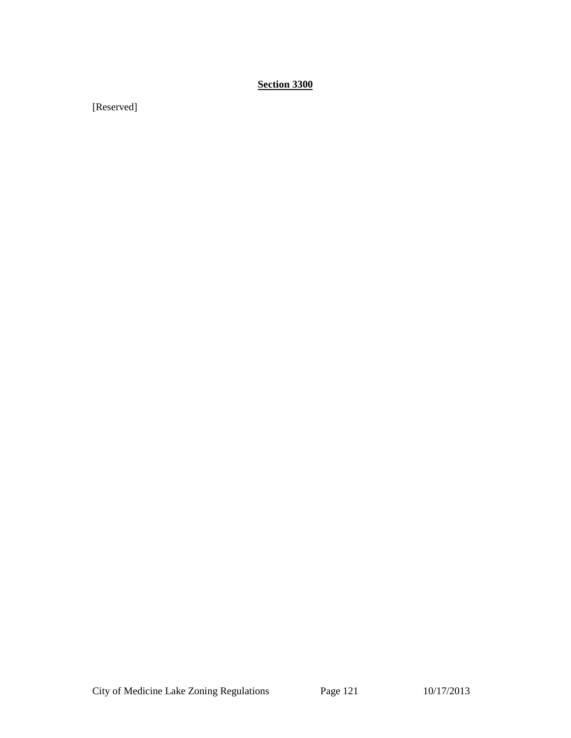## Section 3300

[Reserved]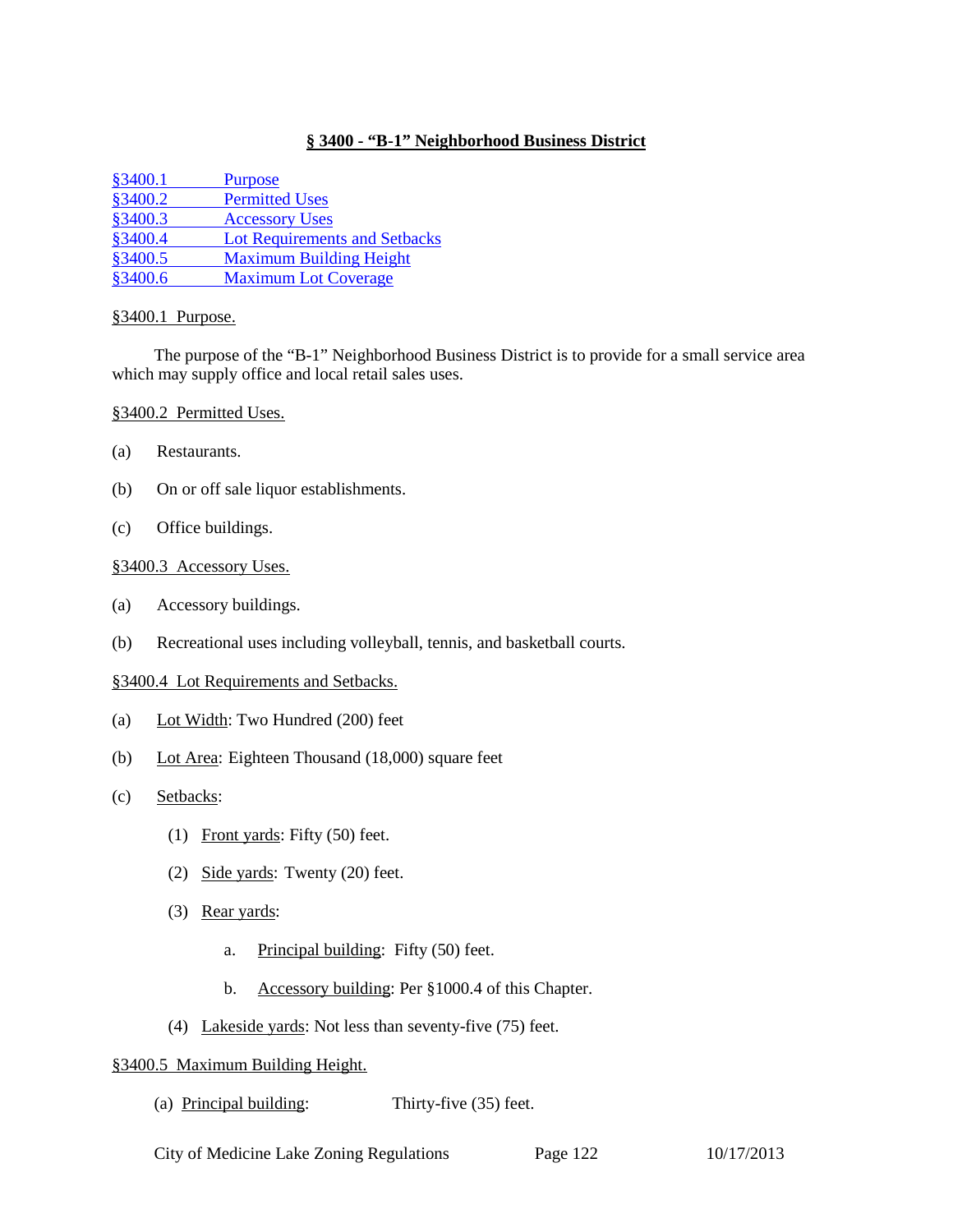# § 3400 - "B-1" Neighborhood Business District

§3400.1 Purpose
§3400.2 Permitted Uses
§3400.3 Accessory Uses
§3400.4 Lot Requirements and Setbacks
§3400.5 Maximum Building Height
§3400.6 Maximum Lot Coverage

## §3400.1 Purpose.

The purpose of the "B-1" Neighborhood Business District is to provide for a small service area which may supply office and local retail sales uses.

## §3400.2 Permitted Uses.

(a) Restaurants.

(b) On or off sale liquor establishments.

(c) Office buildings.

## §3400.3 Accessory Uses.

(a) Accessory buildings.

(b) Recreational uses including volleyball, tennis, and basketball courts.

## §3400.4 Lot Requirements and Setbacks.

(a) Lot Width: Two Hundred (200) feet

(b) Lot Area: Eighteen Thousand (18,000) square feet

(c) Setbacks:

(1) Front yards: Fifty (50) feet.

(2) Side yards: Twenty (20) feet.

(3) Rear yards:

a. Principal building: Fifty (50) feet.

b. Accessory building: Per §1000.4 of this Chapter.

(4) Lakeside yards: Not less than seventy-five (75) feet.

## §3400.5 Maximum Building Height.

(a) Principal building: Thirty-five (35) feet.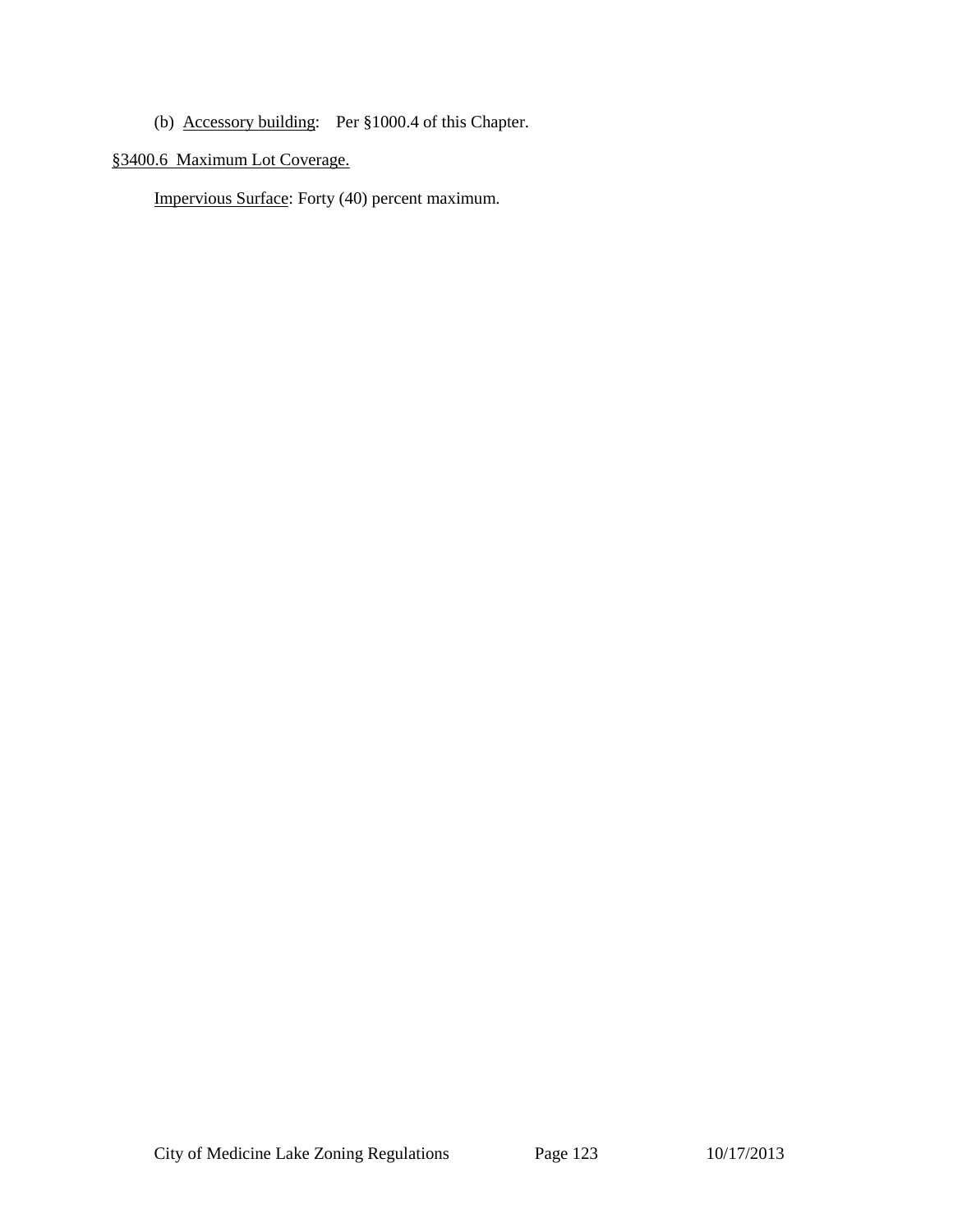(b) Accessory building: Per §1000.4 of this Chapter.

§3400.6 Maximum Lot Coverage.

Impervious Surface: Forty (40) percent maximum.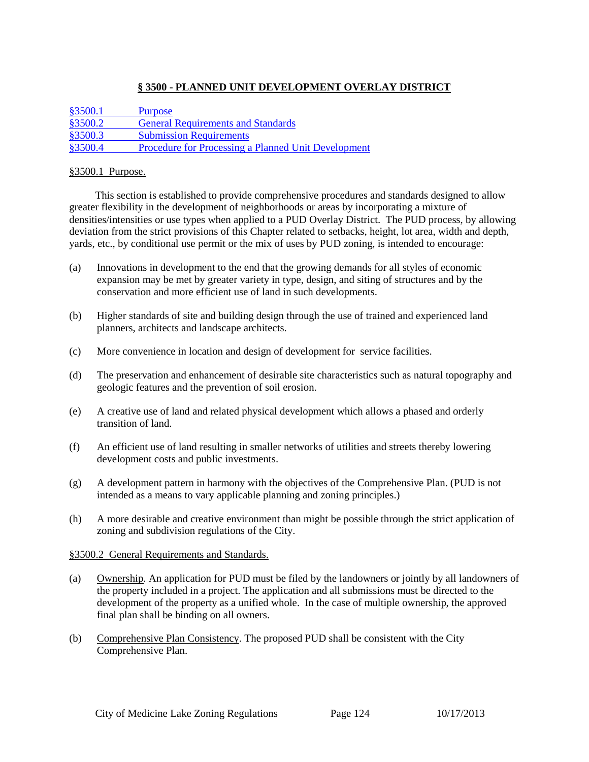## § 3500 - PLANNED UNIT DEVELOPMENT OVERLAY DISTRICT

§3500.1 Purpose
§3500.2 General Requirements and Standards
§3500.3 Submission Requirements
§3500.4 Procedure for Processing a Planned Unit Development

§3500.1 Purpose.

This section is established to provide comprehensive procedures and standards designed to allow greater flexibility in the development of neighborhoods or areas by incorporating a mixture of densities/intensities or use types when applied to a PUD Overlay District. The PUD process, by allowing deviation from the strict provisions of this Chapter related to setbacks, height, lot area, width and depth, yards, etc., by conditional use permit or the mix of uses by PUD zoning, is intended to encourage:

(a) Innovations in development to the end that the growing demands for all styles of economic expansion may be met by greater variety in type, design, and siting of structures and by the conservation and more efficient use of land in such developments.

(b) Higher standards of site and building design through the use of trained and experienced land planners, architects and landscape architects.

(c) More convenience in location and design of development for service facilities.

(d) The preservation and enhancement of desirable site characteristics such as natural topography and geologic features and the prevention of soil erosion.

(e) A creative use of land and related physical development which allows a phased and orderly transition of land.

(f) An efficient use of land resulting in smaller networks of utilities and streets thereby lowering development costs and public investments.

(g) A development pattern in harmony with the objectives of the Comprehensive Plan. (PUD is not intended as a means to vary applicable planning and zoning principles.)

(h) A more desirable and creative environment than might be possible through the strict application of zoning and subdivision regulations of the City.

§3500.2 General Requirements and Standards.

(a) Ownership. An application for PUD must be filed by the landowners or jointly by all landowners of the property included in a project. The application and all submissions must be directed to the development of the property as a unified whole. In the case of multiple ownership, the approved final plan shall be binding on all owners.

(b) Comprehensive Plan Consistency. The proposed PUD shall be consistent with the City Comprehensive Plan.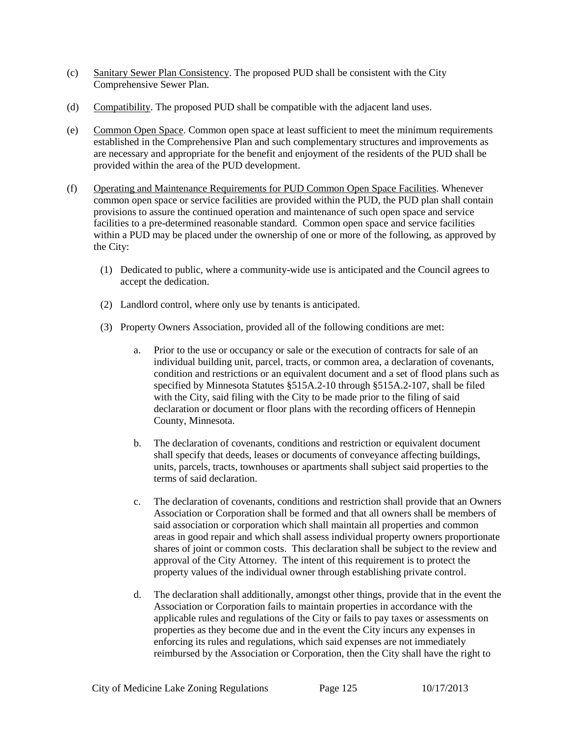(c) Sanitary Sewer Plan Consistency. The proposed PUD shall be consistent with the City Comprehensive Sewer Plan.

(d) Compatibility. The proposed PUD shall be compatible with the adjacent land uses.

(e) Common Open Space. Common open space at least sufficient to meet the minimum requirements established in the Comprehensive Plan and such complementary structures and improvements as are necessary and appropriate for the benefit and enjoyment of the residents of the PUD shall be provided within the area of the PUD development.

(f) Operating and Maintenance Requirements for PUD Common Open Space Facilities. Whenever common open space or service facilities are provided within the PUD, the PUD plan shall contain provisions to assure the continued operation and maintenance of such open space and service facilities to a pre-determined reasonable standard. Common open space and service facilities within a PUD may be placed under the ownership of one or more of the following, as approved by the City:

(1) Dedicated to public, where a community-wide use is anticipated and the Council agrees to accept the dedication.

(2) Landlord control, where only use by tenants is anticipated.

(3) Property Owners Association, provided all of the following conditions are met:

a. Prior to the use or occupancy or sale or the execution of contracts for sale of an individual building unit, parcel, tracts, or common area, a declaration of covenants, condition and restrictions or an equivalent document and a set of flood plans such as specified by Minnesota Statutes §515A.2-10 through §515A.2-107, shall be filed with the City, said filing with the City to be made prior to the filing of said declaration or document or floor plans with the recording officers of Hennepin County, Minnesota.

b. The declaration of covenants, conditions and restriction or equivalent document shall specify that deeds, leases or documents of conveyance affecting buildings, units, parcels, tracts, townhouses or apartments shall subject said properties to the terms of said declaration.

c. The declaration of covenants, conditions and restriction shall provide that an Owners Association or Corporation shall be formed and that all owners shall be members of said association or corporation which shall maintain all properties and common areas in good repair and which shall assess individual property owners proportionate shares of joint or common costs. This declaration shall be subject to the review and approval of the City Attorney. The intent of this requirement is to protect the property values of the individual owner through establishing private control.

d. The declaration shall additionally, amongst other things, provide that in the event the Association or Corporation fails to maintain properties in accordance with the applicable rules and regulations of the City or fails to pay taxes or assessments on properties as they become due and in the event the City incurs any expenses in enforcing its rules and regulations, which said expenses are not immediately reimbursed by the Association or Corporation, then the City shall have the right to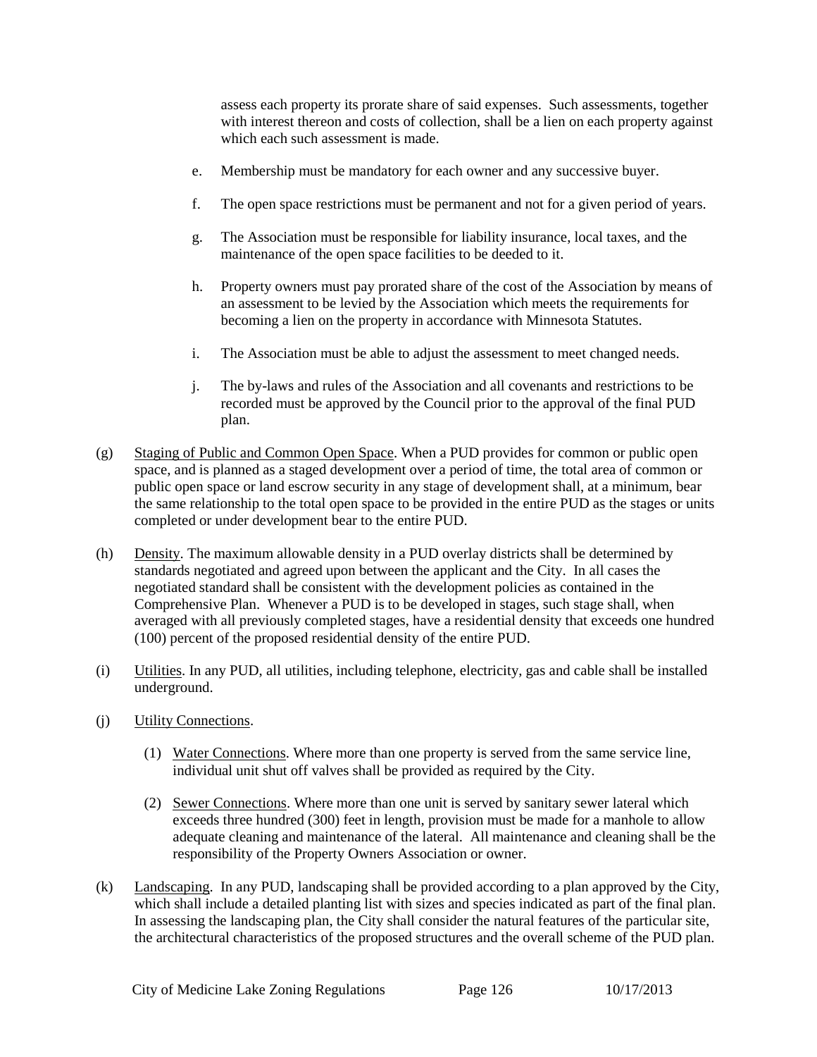assess each property its prorate share of said expenses. Such assessments, together with interest thereon and costs of collection, shall be a lien on each property against which each such assessment is made.

e. Membership must be mandatory for each owner and any successive buyer.

f. The open space restrictions must be permanent and not for a given period of years.

g. The Association must be responsible for liability insurance, local taxes, and the maintenance of the open space facilities to be deeded to it.

h. Property owners must pay prorated share of the cost of the Association by means of an assessment to be levied by the Association which meets the requirements for becoming a lien on the property in accordance with Minnesota Statutes.

i. The Association must be able to adjust the assessment to meet changed needs.

j. The by-laws and rules of the Association and all covenants and restrictions to be recorded must be approved by the Council prior to the approval of the final PUD plan.

(g) Staging of Public and Common Open Space. When a PUD provides for common or public open space, and is planned as a staged development over a period of time, the total area of common or public open space or land escrow security in any stage of development shall, at a minimum, bear the same relationship to the total open space to be provided in the entire PUD as the stages or units completed or under development bear to the entire PUD.

(h) Density. The maximum allowable density in a PUD overlay districts shall be determined by standards negotiated and agreed upon between the applicant and the City. In all cases the negotiated standard shall be consistent with the development policies as contained in the Comprehensive Plan. Whenever a PUD is to be developed in stages, such stage shall, when averaged with all previously completed stages, have a residential density that exceeds one hundred (100) percent of the proposed residential density of the entire PUD.

(i) Utilities. In any PUD, all utilities, including telephone, electricity, gas and cable shall be installed underground.

(j) Utility Connections.

(1) Water Connections. Where more than one property is served from the same service line, individual unit shut off valves shall be provided as required by the City.

(2) Sewer Connections. Where more than one unit is served by sanitary sewer lateral which exceeds three hundred (300) feet in length, provision must be made for a manhole to allow adequate cleaning and maintenance of the lateral. All maintenance and cleaning shall be the responsibility of the Property Owners Association or owner.

(k) Landscaping. In any PUD, landscaping shall be provided according to a plan approved by the City, which shall include a detailed planting list with sizes and species indicated as part of the final plan. In assessing the landscaping plan, the City shall consider the natural features of the particular site, the architectural characteristics of the proposed structures and the overall scheme of the PUD plan.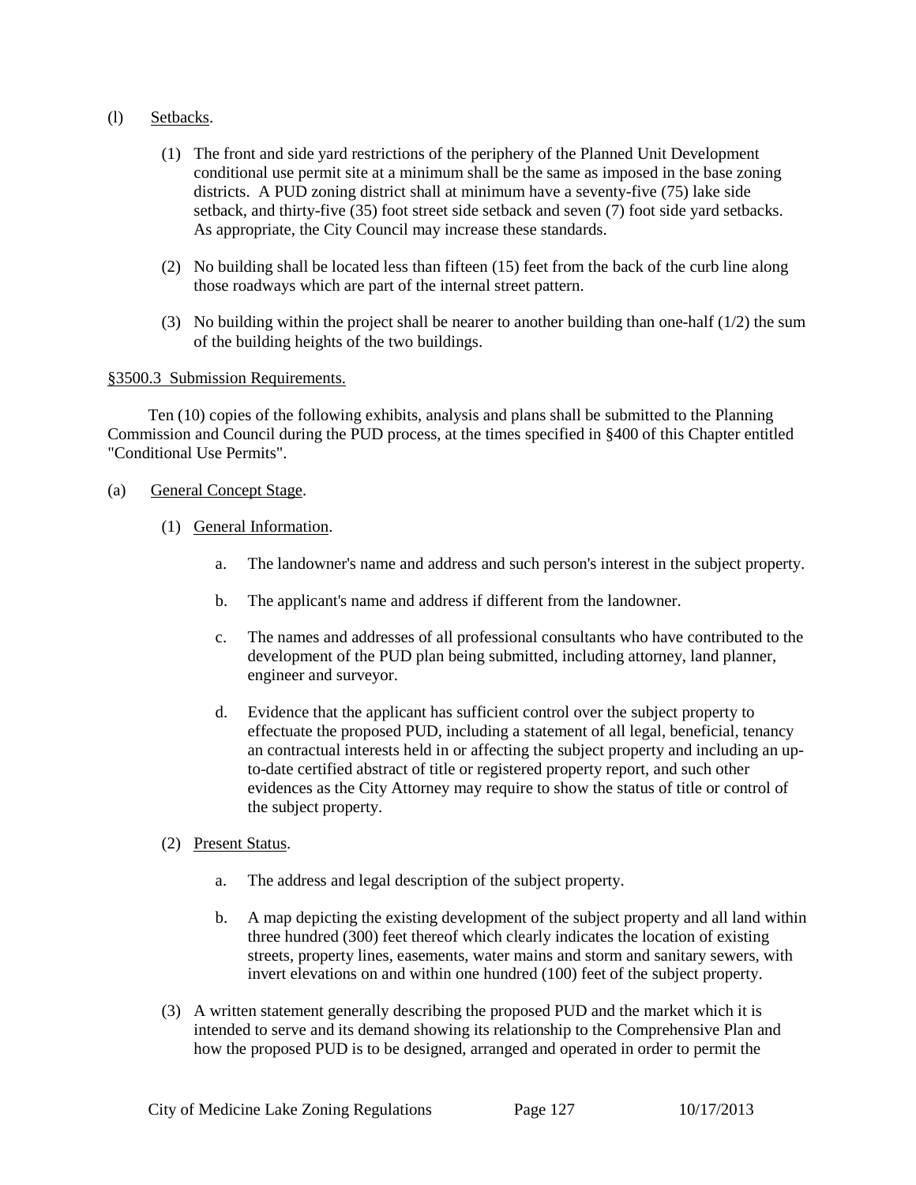(l) Setbacks.

(1) The front and side yard restrictions of the periphery of the Planned Unit Development conditional use permit site at a minimum shall be the same as imposed in the base zoning districts. A PUD zoning district shall at minimum have a seventy-five (75) lake side setback, and thirty-five (35) foot street side setback and seven (7) foot side yard setbacks. As appropriate, the City Council may increase these standards.

(2) No building shall be located less than fifteen (15) feet from the back of the curb line along those roadways which are part of the internal street pattern.

(3) No building within the project shall be nearer to another building than one-half (1/2) the sum of the building heights of the two buildings.

§3500.3 Submission Requirements.

Ten (10) copies of the following exhibits, analysis and plans shall be submitted to the Planning Commission and Council during the PUD process, at the times specified in §400 of this Chapter entitled "Conditional Use Permits".

(a) General Concept Stage.

(1) General Information.

a. The landowner's name and address and such person's interest in the subject property.

b. The applicant's name and address if different from the landowner.

c. The names and addresses of all professional consultants who have contributed to the development of the PUD plan being submitted, including attorney, land planner, engineer and surveyor.

d. Evidence that the applicant has sufficient control over the subject property to effectuate the proposed PUD, including a statement of all legal, beneficial, tenancy an contractual interests held in or affecting the subject property and including an up-to-date certified abstract of title or registered property report, and such other evidences as the City Attorney may require to show the status of title or control of the subject property.

(2) Present Status.

a. The address and legal description of the subject property.

b. A map depicting the existing development of the subject property and all land within three hundred (300) feet thereof which clearly indicates the location of existing streets, property lines, easements, water mains and storm and sanitary sewers, with invert elevations on and within one hundred (100) feet of the subject property.

(3) A written statement generally describing the proposed PUD and the market which it is intended to serve and its demand showing its relationship to the Comprehensive Plan and how the proposed PUD is to be designed, arranged and operated in order to permit the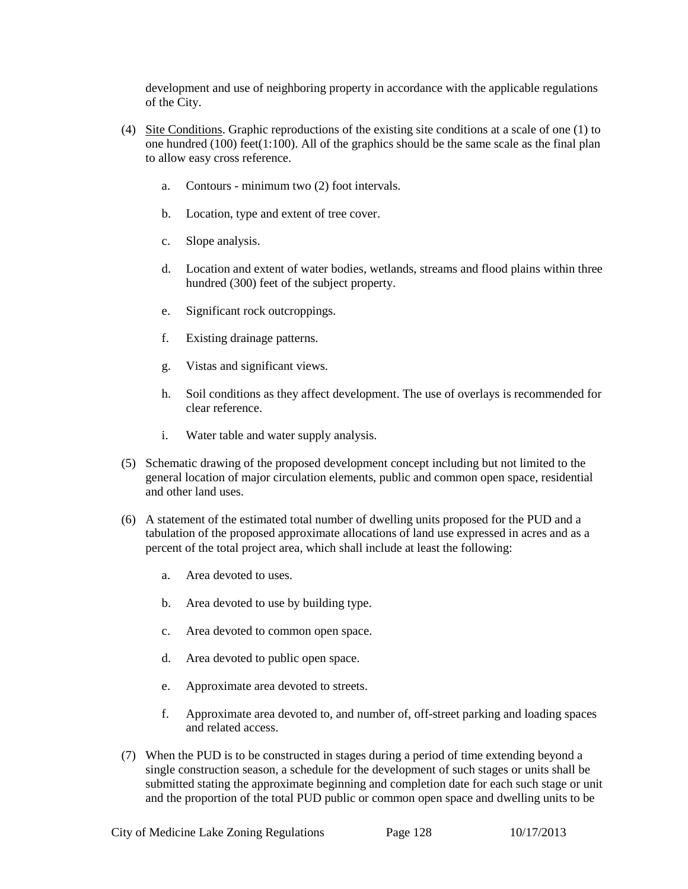development and use of neighboring property in accordance with the applicable regulations of the City.

(4) Site Conditions. Graphic reproductions of the existing site conditions at a scale of one (1) to one hundred (100) feet(1:100). All of the graphics should be the same scale as the final plan to allow easy cross reference.

a. Contours - minimum two (2) foot intervals.

b. Location, type and extent of tree cover.

c. Slope analysis.

d. Location and extent of water bodies, wetlands, streams and flood plains within three hundred (300) feet of the subject property.

e. Significant rock outcroppings.

f. Existing drainage patterns.

g. Vistas and significant views.

h. Soil conditions as they affect development. The use of overlays is recommended for clear reference.

i. Water table and water supply analysis.

(5) Schematic drawing of the proposed development concept including but not limited to the general location of major circulation elements, public and common open space, residential and other land uses.

(6) A statement of the estimated total number of dwelling units proposed for the PUD and a tabulation of the proposed approximate allocations of land use expressed in acres and as a percent of the total project area, which shall include at least the following:

a. Area devoted to uses.

b. Area devoted to use by building type.

c. Area devoted to common open space.

d. Area devoted to public open space.

e. Approximate area devoted to streets.

f. Approximate area devoted to, and number of, off-street parking and loading spaces and related access.

(7) When the PUD is to be constructed in stages during a period of time extending beyond a single construction season, a schedule for the development of such stages or units shall be submitted stating the approximate beginning and completion date for each such stage or unit and the proportion of the total PUD public or common open space and dwelling units to be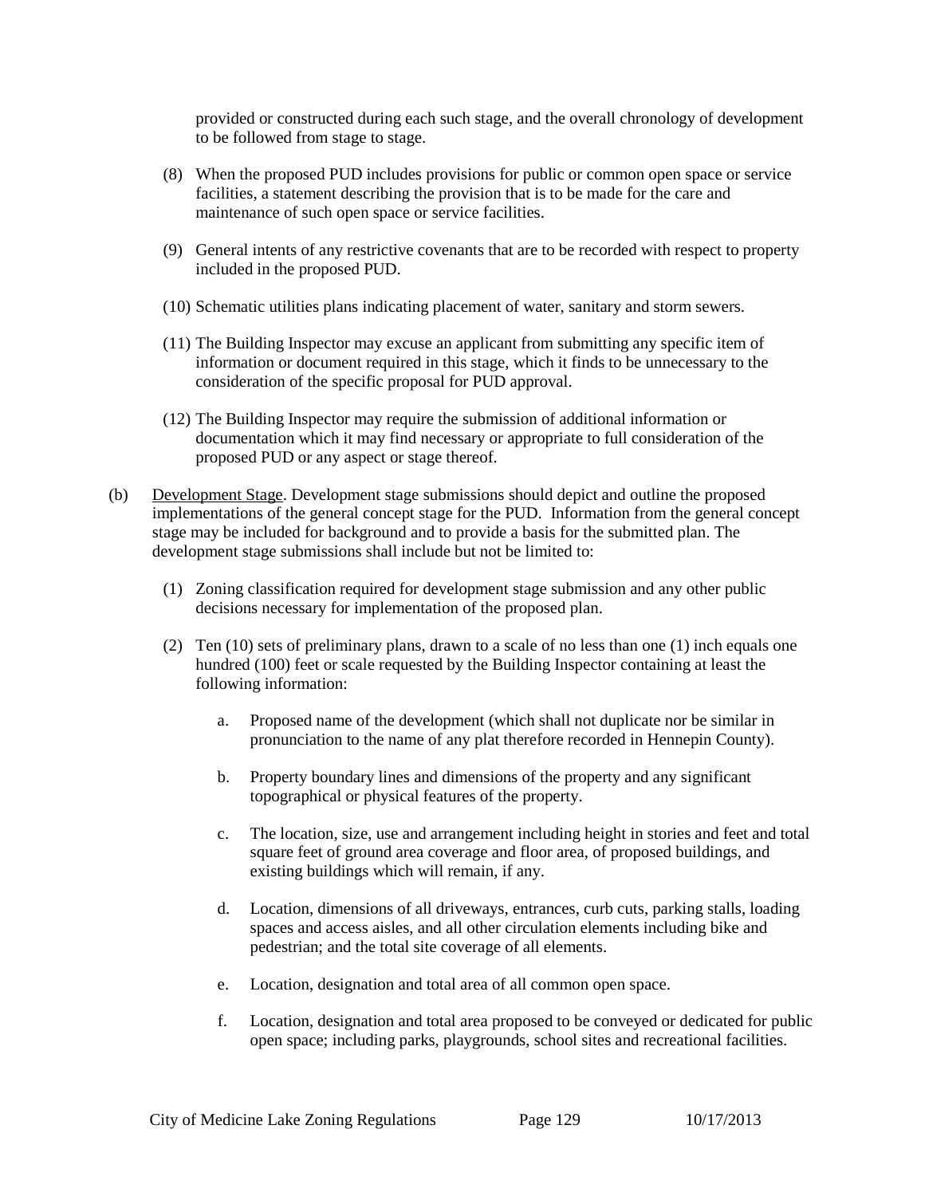provided or constructed during each such stage, and the overall chronology of development to be followed from stage to stage.

(8) When the proposed PUD includes provisions for public or common open space or service facilities, a statement describing the provision that is to be made for the care and maintenance of such open space or service facilities.

(9) General intents of any restrictive covenants that are to be recorded with respect to property included in the proposed PUD.

(10) Schematic utilities plans indicating placement of water, sanitary and storm sewers.

(11) The Building Inspector may excuse an applicant from submitting any specific item of information or document required in this stage, which it finds to be unnecessary to the consideration of the specific proposal for PUD approval.

(12) The Building Inspector may require the submission of additional information or documentation which it may find necessary or appropriate to full consideration of the proposed PUD or any aspect or stage thereof.

(b) Development Stage. Development stage submissions should depict and outline the proposed implementations of the general concept stage for the PUD. Information from the general concept stage may be included for background and to provide a basis for the submitted plan. The development stage submissions shall include but not be limited to:

(1) Zoning classification required for development stage submission and any other public decisions necessary for implementation of the proposed plan.

(2) Ten (10) sets of preliminary plans, drawn to a scale of no less than one (1) inch equals one hundred (100) feet or scale requested by the Building Inspector containing at least the following information:

a. Proposed name of the development (which shall not duplicate nor be similar in pronunciation to the name of any plat therefore recorded in Hennepin County).

b. Property boundary lines and dimensions of the property and any significant topographical or physical features of the property.

c. The location, size, use and arrangement including height in stories and feet and total square feet of ground area coverage and floor area, of proposed buildings, and existing buildings which will remain, if any.

d. Location, dimensions of all driveways, entrances, curb cuts, parking stalls, loading spaces and access aisles, and all other circulation elements including bike and pedestrian; and the total site coverage of all elements.

e. Location, designation and total area of all common open space.

f. Location, designation and total area proposed to be conveyed or dedicated for public open space; including parks, playgrounds, school sites and recreational facilities.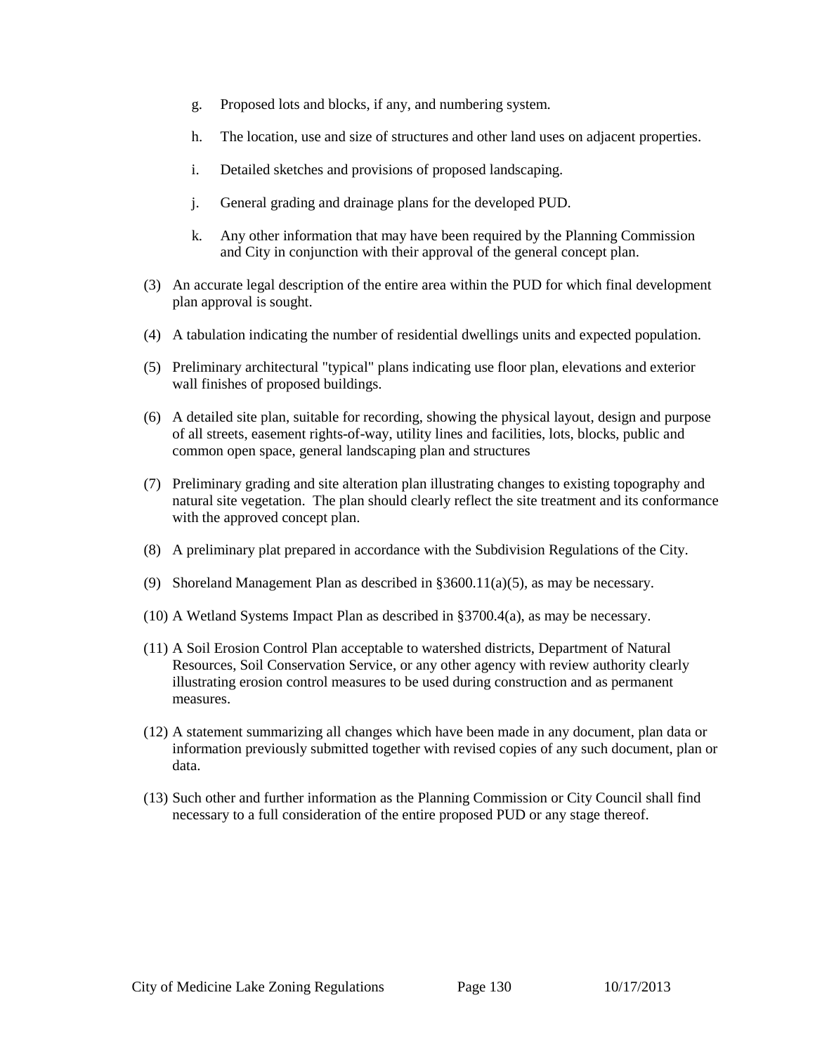g. Proposed lots and blocks, if any, and numbering system.

h. The location, use and size of structures and other land uses on adjacent properties.

i. Detailed sketches and provisions of proposed landscaping.

j. General grading and drainage plans for the developed PUD.

k. Any other information that may have been required by the Planning Commission and City in conjunction with their approval of the general concept plan.

(3) An accurate legal description of the entire area within the PUD for which final development plan approval is sought.

(4) A tabulation indicating the number of residential dwellings units and expected population.

(5) Preliminary architectural "typical" plans indicating use floor plan, elevations and exterior wall finishes of proposed buildings.

(6) A detailed site plan, suitable for recording, showing the physical layout, design and purpose of all streets, easement rights-of-way, utility lines and facilities, lots, blocks, public and common open space, general landscaping plan and structures

(7) Preliminary grading and site alteration plan illustrating changes to existing topography and natural site vegetation. The plan should clearly reflect the site treatment and its conformance with the approved concept plan.

(8) A preliminary plat prepared in accordance with the Subdivision Regulations of the City.

(9) Shoreland Management Plan as described in §3600.11(a)(5), as may be necessary.

(10) A Wetland Systems Impact Plan as described in §3700.4(a), as may be necessary.

(11) A Soil Erosion Control Plan acceptable to watershed districts, Department of Natural Resources, Soil Conservation Service, or any other agency with review authority clearly illustrating erosion control measures to be used during construction and as permanent measures.

(12) A statement summarizing all changes which have been made in any document, plan data or information previously submitted together with revised copies of any such document, plan or data.

(13) Such other and further information as the Planning Commission or City Council shall find necessary to a full consideration of the entire proposed PUD or any stage thereof.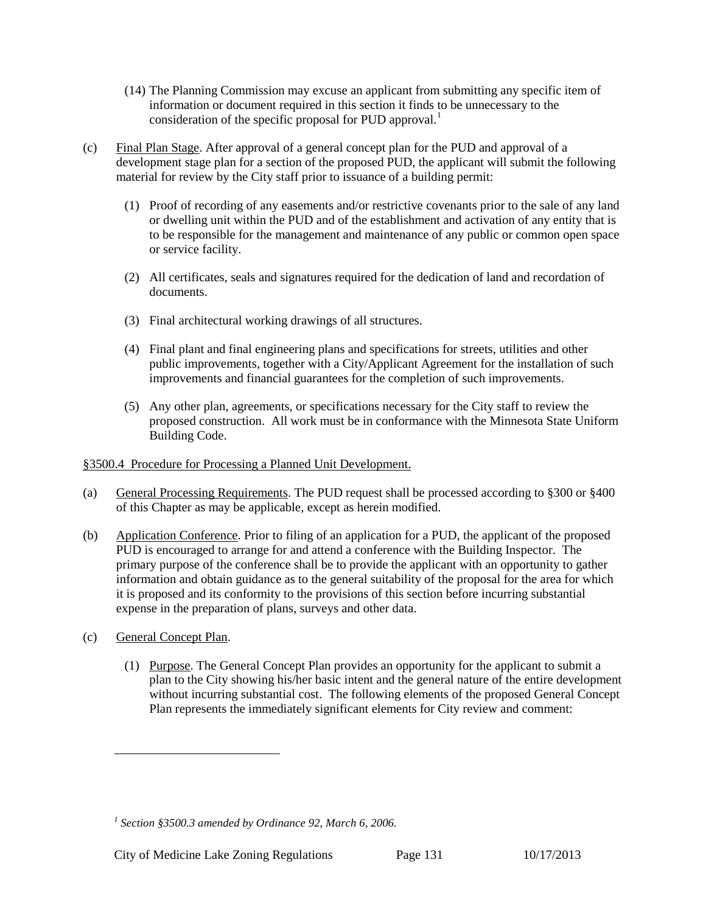(14) The Planning Commission may excuse an applicant from submitting any specific item of information or document required in this section it finds to be unnecessary to the consideration of the specific proposal for PUD approval.[1]

(c) Final Plan Stage. After approval of a general concept plan for the PUD and approval of a development stage plan for a section of the proposed PUD, the applicant will submit the following material for review by the City staff prior to issuance of a building permit:

(1) Proof of recording of any easements and/or restrictive covenants prior to the sale of any land or dwelling unit within the PUD and of the establishment and activation of any entity that is to be responsible for the management and maintenance of any public or common open space or service facility.

(2) All certificates, seals and signatures required for the dedication of land and recordation of documents.

(3) Final architectural working drawings of all structures.

(4) Final plant and final engineering plans and specifications for streets, utilities and other public improvements, together with a City/Applicant Agreement for the installation of such improvements and financial guarantees for the completion of such improvements.

(5) Any other plan, agreements, or specifications necessary for the City staff to review the proposed construction. All work must be in conformance with the Minnesota State Uniform Building Code.

§3500.4 Procedure for Processing a Planned Unit Development.

(a) General Processing Requirements. The PUD request shall be processed according to §300 or §400 of this Chapter as may be applicable, except as herein modified.

(b) Application Conference. Prior to filing of an application for a PUD, the applicant of the proposed PUD is encouraged to arrange for and attend a conference with the Building Inspector. The primary purpose of the conference shall be to provide the applicant with an opportunity to gather information and obtain guidance as to the general suitability of the proposal for the area for which it is proposed and its conformity to the provisions of this section before incurring substantial expense in the preparation of plans, surveys and other data.

(c) General Concept Plan.

(1) Purpose. The General Concept Plan provides an opportunity for the applicant to submit a plan to the City showing his/her basic intent and the general nature of the entire development without incurring substantial cost. The following elements of the proposed General Concept Plan represents the immediately significant elements for City review and comment:

---

*[1] Section §3500.3 amended by Ordinance 92, March 6, 2006.*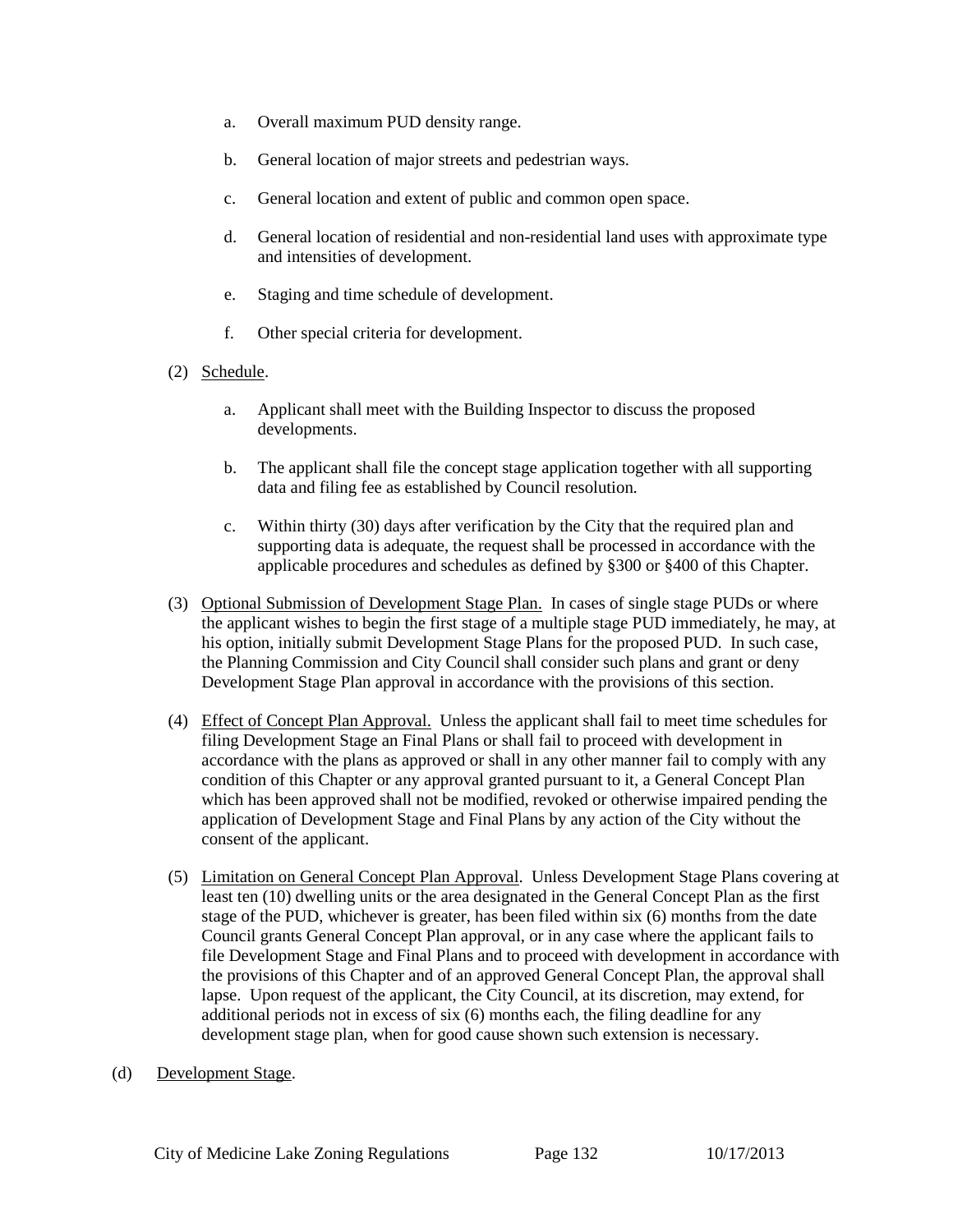a. Overall maximum PUD density range.

b. General location of major streets and pedestrian ways.

c. General location and extent of public and common open space.

d. General location of residential and non-residential land uses with approximate type and intensities of development.

e. Staging and time schedule of development.

f. Other special criteria for development.

(2) Schedule.

a. Applicant shall meet with the Building Inspector to discuss the proposed developments.

b. The applicant shall file the concept stage application together with all supporting data and filing fee as established by Council resolution.

c. Within thirty (30) days after verification by the City that the required plan and supporting data is adequate, the request shall be processed in accordance with the applicable procedures and schedules as defined by §300 or §400 of this Chapter.

(3) Optional Submission of Development Stage Plan. In cases of single stage PUDs or where the applicant wishes to begin the first stage of a multiple stage PUD immediately, he may, at his option, initially submit Development Stage Plans for the proposed PUD. In such case, the Planning Commission and City Council shall consider such plans and grant or deny Development Stage Plan approval in accordance with the provisions of this section.

(4) Effect of Concept Plan Approval. Unless the applicant shall fail to meet time schedules for filing Development Stage an Final Plans or shall fail to proceed with development in accordance with the plans as approved or shall in any other manner fail to comply with any condition of this Chapter or any approval granted pursuant to it, a General Concept Plan which has been approved shall not be modified, revoked or otherwise impaired pending the application of Development Stage and Final Plans by any action of the City without the consent of the applicant.

(5) Limitation on General Concept Plan Approval. Unless Development Stage Plans covering at least ten (10) dwelling units or the area designated in the General Concept Plan as the first stage of the PUD, whichever is greater, has been filed within six (6) months from the date Council grants General Concept Plan approval, or in any case where the applicant fails to file Development Stage and Final Plans and to proceed with development in accordance with the provisions of this Chapter and of an approved General Concept Plan, the approval shall lapse. Upon request of the applicant, the City Council, at its discretion, may extend, for additional periods not in excess of six (6) months each, the filing deadline for any development stage plan, when for good cause shown such extension is necessary.

(d) Development Stage.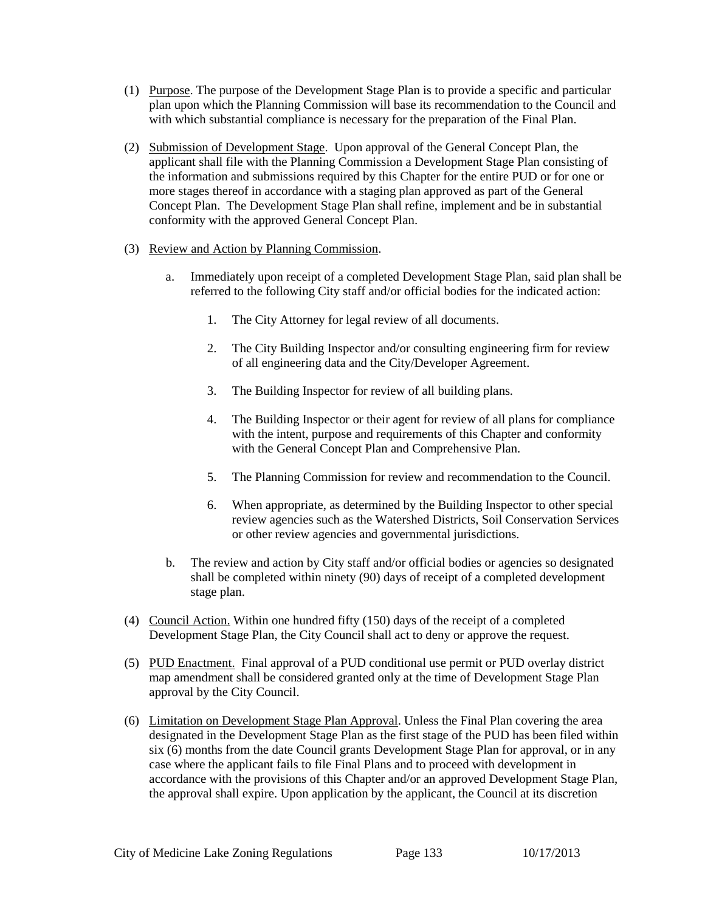(1) Purpose. The purpose of the Development Stage Plan is to provide a specific and particular plan upon which the Planning Commission will base its recommendation to the Council and with which substantial compliance is necessary for the preparation of the Final Plan.

(2) Submission of Development Stage. Upon approval of the General Concept Plan, the applicant shall file with the Planning Commission a Development Stage Plan consisting of the information and submissions required by this Chapter for the entire PUD or for one or more stages thereof in accordance with a staging plan approved as part of the General Concept Plan. The Development Stage Plan shall refine, implement and be in substantial conformity with the approved General Concept Plan.

(3) Review and Action by Planning Commission.

   a. Immediately upon receipt of a completed Development Stage Plan, said plan shall be referred to the following City staff and/or official bodies for the indicated action:

      1. The City Attorney for legal review of all documents.

      2. The City Building Inspector and/or consulting engineering firm for review of all engineering data and the City/Developer Agreement.

      3. The Building Inspector for review of all building plans.

      4. The Building Inspector or their agent for review of all plans for compliance with the intent, purpose and requirements of this Chapter and conformity with the General Concept Plan and Comprehensive Plan.

      5. The Planning Commission for review and recommendation to the Council.

      6. When appropriate, as determined by the Building Inspector to other special review agencies such as the Watershed Districts, Soil Conservation Services or other review agencies and governmental jurisdictions.

   b. The review and action by City staff and/or official bodies or agencies so designated shall be completed within ninety (90) days of receipt of a completed development stage plan.

(4) Council Action. Within one hundred fifty (150) days of the receipt of a completed Development Stage Plan, the City Council shall act to deny or approve the request.

(5) PUD Enactment. Final approval of a PUD conditional use permit or PUD overlay district map amendment shall be considered granted only at the time of Development Stage Plan approval by the City Council.

(6) Limitation on Development Stage Plan Approval. Unless the Final Plan covering the area designated in the Development Stage Plan as the first stage of the PUD has been filed within six (6) months from the date Council grants Development Stage Plan for approval, or in any case where the applicant fails to file Final Plans and to proceed with development in accordance with the provisions of this Chapter and/or an approved Development Stage Plan, the approval shall expire. Upon application by the applicant, the Council at its discretion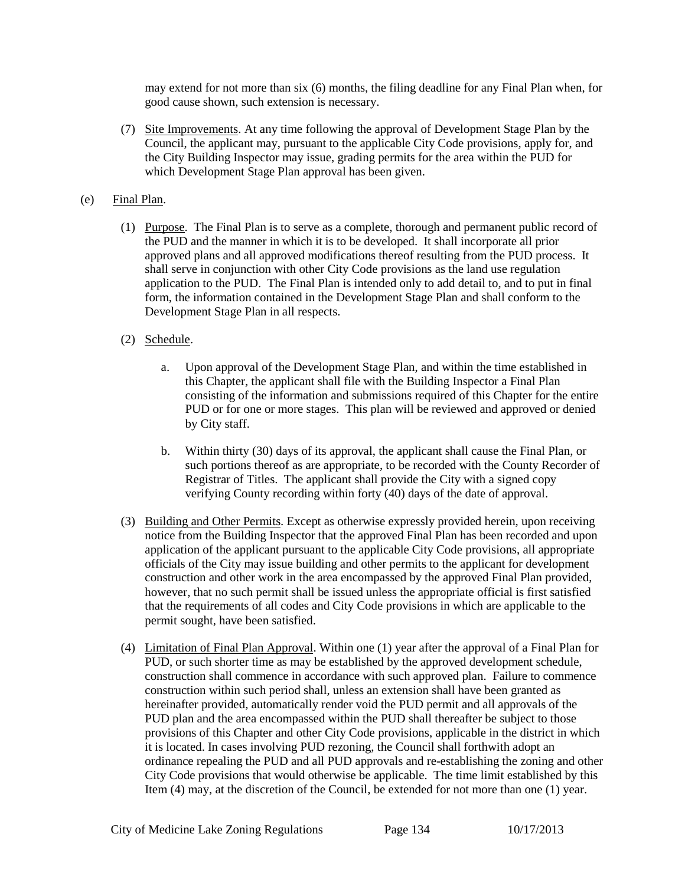may extend for not more than six (6) months, the filing deadline for any Final Plan when, for good cause shown, such extension is necessary.

(7) Site Improvements. At any time following the approval of Development Stage Plan by the Council, the applicant may, pursuant to the applicable City Code provisions, apply for, and the City Building Inspector may issue, grading permits for the area within the PUD for which Development Stage Plan approval has been given.

(e) Final Plan.

(1) Purpose. The Final Plan is to serve as a complete, thorough and permanent public record of the PUD and the manner in which it is to be developed. It shall incorporate all prior approved plans and all approved modifications thereof resulting from the PUD process. It shall serve in conjunction with other City Code provisions as the land use regulation application to the PUD. The Final Plan is intended only to add detail to, and to put in final form, the information contained in the Development Stage Plan and shall conform to the Development Stage Plan in all respects.

(2) Schedule.

a. Upon approval of the Development Stage Plan, and within the time established in this Chapter, the applicant shall file with the Building Inspector a Final Plan consisting of the information and submissions required of this Chapter for the entire PUD or for one or more stages. This plan will be reviewed and approved or denied by City staff.

b. Within thirty (30) days of its approval, the applicant shall cause the Final Plan, or such portions thereof as are appropriate, to be recorded with the County Recorder of Registrar of Titles. The applicant shall provide the City with a signed copy verifying County recording within forty (40) days of the date of approval.

(3) Building and Other Permits. Except as otherwise expressly provided herein, upon receiving notice from the Building Inspector that the approved Final Plan has been recorded and upon application of the applicant pursuant to the applicable City Code provisions, all appropriate officials of the City may issue building and other permits to the applicant for development construction and other work in the area encompassed by the approved Final Plan provided, however, that no such permit shall be issued unless the appropriate official is first satisfied that the requirements of all codes and City Code provisions in which are applicable to the permit sought, have been satisfied.

(4) Limitation of Final Plan Approval. Within one (1) year after the approval of a Final Plan for PUD, or such shorter time as may be established by the approved development schedule, construction shall commence in accordance with such approved plan. Failure to commence construction within such period shall, unless an extension shall have been granted as hereinafter provided, automatically render void the PUD permit and all approvals of the PUD plan and the area encompassed within the PUD shall thereafter be subject to those provisions of this Chapter and other City Code provisions, applicable in the district in which it is located. In cases involving PUD rezoning, the Council shall forthwith adopt an ordinance repealing the PUD and all PUD approvals and re-establishing the zoning and other City Code provisions that would otherwise be applicable. The time limit established by this Item (4) may, at the discretion of the Council, be extended for not more than one (1) year.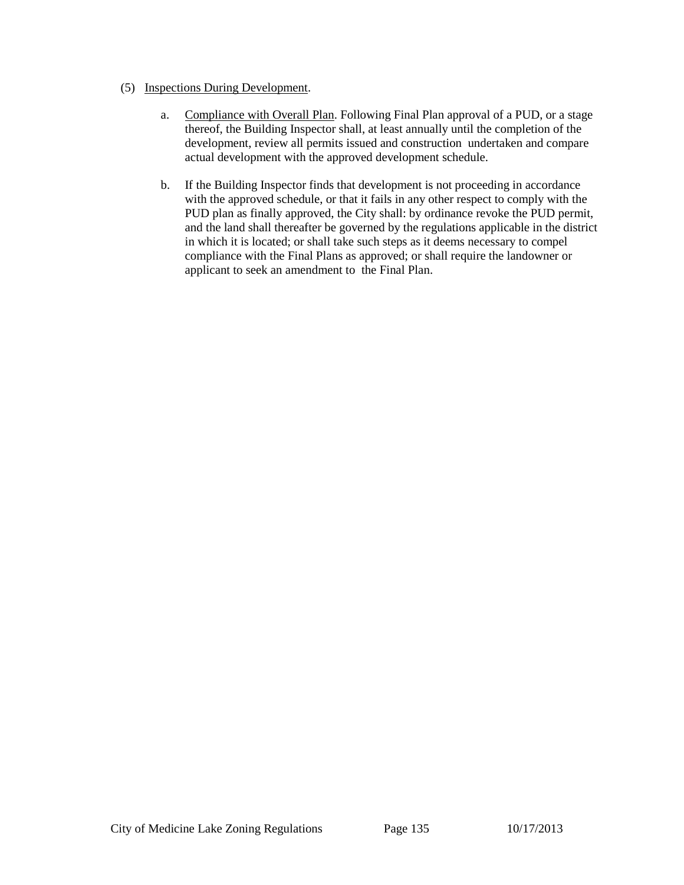(5) Inspections During Development.

a. Compliance with Overall Plan. Following Final Plan approval of a PUD, or a stage thereof, the Building Inspector shall, at least annually until the completion of the development, review all permits issued and construction undertaken and compare actual development with the approved development schedule.

b. If the Building Inspector finds that development is not proceeding in accordance with the approved schedule, or that it fails in any other respect to comply with the PUD plan as finally approved, the City shall: by ordinance revoke the PUD permit, and the land shall thereafter be governed by the regulations applicable in the district in which it is located; or shall take such steps as it deems necessary to compel compliance with the Final Plans as approved; or shall require the landowner or applicant to seek an amendment to the Final Plan.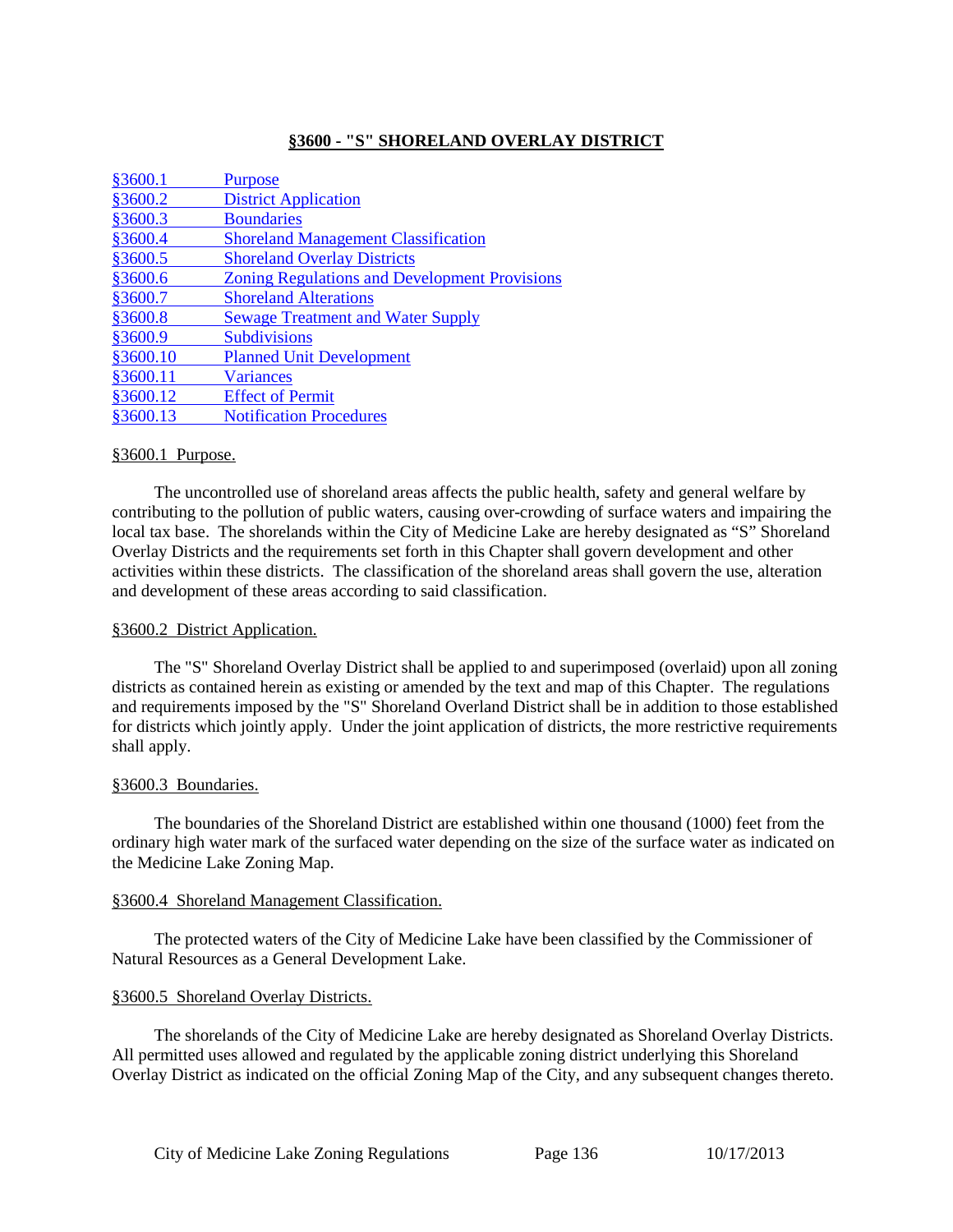## §3600 - "S" SHORELAND OVERLAY DISTRICT

| | |
|---|---|
| §3600.1 | Purpose |
| §3600.2 | District Application |
| §3600.3 | Boundaries |
| §3600.4 | Shoreland Management Classification |
| §3600.5 | Shoreland Overlay Districts |
| §3600.6 | Zoning Regulations and Development Provisions |
| §3600.7 | Shoreland Alterations |
| §3600.8 | Sewage Treatment and Water Supply |
| §3600.9 | Subdivisions |
| §3600.10 | Planned Unit Development |
| §3600.11 | Variances |
| §3600.12 | Effect of Permit |
| §3600.13 | Notification Procedures |

### §3600.1 Purpose.

The uncontrolled use of shoreland areas affects the public health, safety and general welfare by contributing to the pollution of public waters, causing over-crowding of surface waters and impairing the local tax base. The shorelands within the City of Medicine Lake are hereby designated as "S" Shoreland Overlay Districts and the requirements set forth in this Chapter shall govern development and other activities within these districts. The classification of the shoreland areas shall govern the use, alteration and development of these areas according to said classification.

### §3600.2 District Application.

The "S" Shoreland Overlay District shall be applied to and superimposed (overlaid) upon all zoning districts as contained herein as existing or amended by the text and map of this Chapter. The regulations and requirements imposed by the "S" Shoreland Overland District shall be in addition to those established for districts which jointly apply. Under the joint application of districts, the more restrictive requirements shall apply.

### §3600.3 Boundaries.

The boundaries of the Shoreland District are established within one thousand (1000) feet from the ordinary high water mark of the surfaced water depending on the size of the surface water as indicated on the Medicine Lake Zoning Map.

### §3600.4 Shoreland Management Classification.

The protected waters of the City of Medicine Lake have been classified by the Commissioner of Natural Resources as a General Development Lake.

### §3600.5 Shoreland Overlay Districts.

The shorelands of the City of Medicine Lake are hereby designated as Shoreland Overlay Districts. All permitted uses allowed and regulated by the applicable zoning district underlying this Shoreland Overlay District as indicated on the official Zoning Map of the City, and any subsequent changes thereto.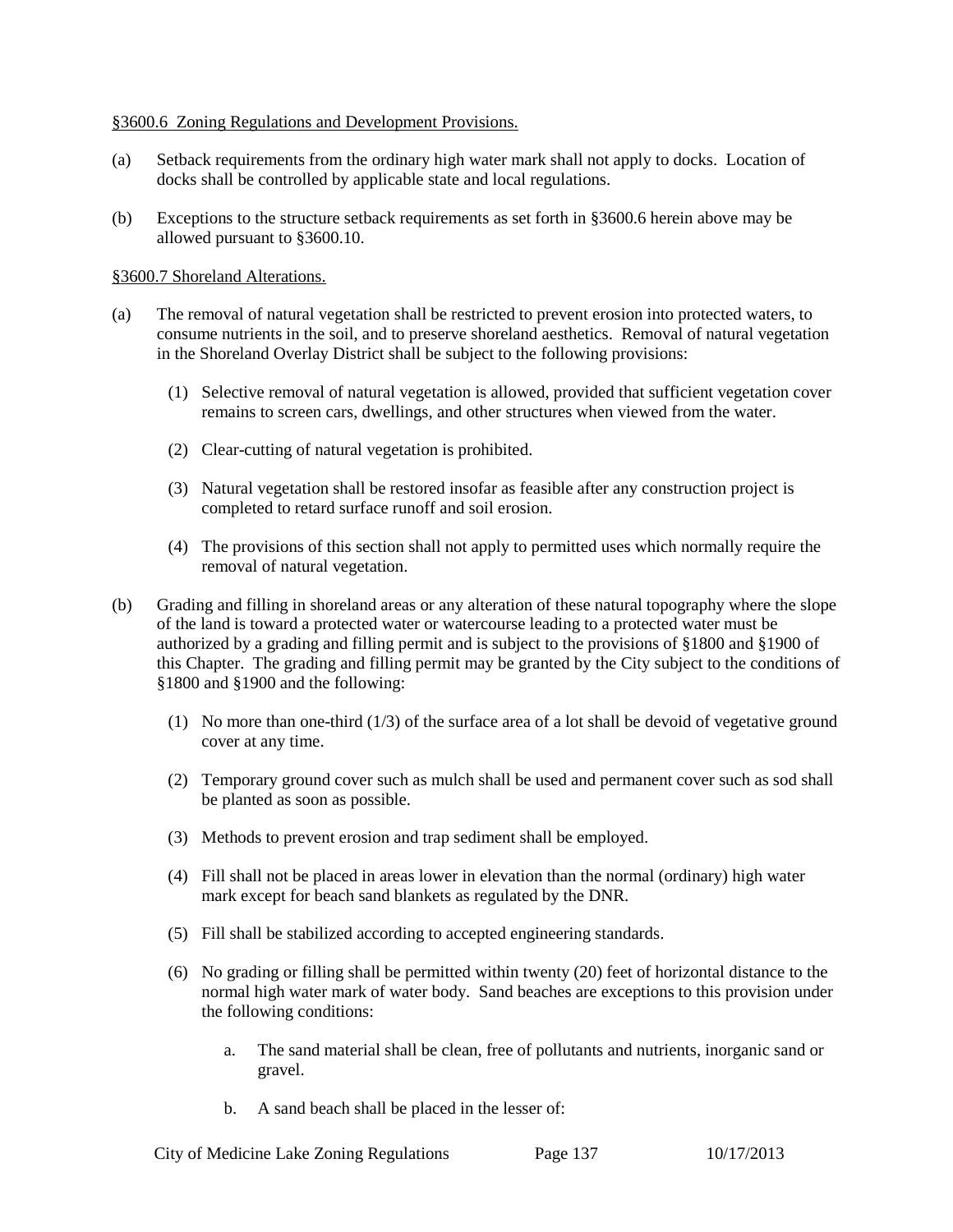§3600.6 Zoning Regulations and Development Provisions.

(a) Setback requirements from the ordinary high water mark shall not apply to docks. Location of docks shall be controlled by applicable state and local regulations.

(b) Exceptions to the structure setback requirements as set forth in §3600.6 herein above may be allowed pursuant to §3600.10.

§3600.7 Shoreland Alterations.

(a) The removal of natural vegetation shall be restricted to prevent erosion into protected waters, to consume nutrients in the soil, and to preserve shoreland aesthetics. Removal of natural vegetation in the Shoreland Overlay District shall be subject to the following provisions:

   (1) Selective removal of natural vegetation is allowed, provided that sufficient vegetation cover remains to screen cars, dwellings, and other structures when viewed from the water.

   (2) Clear-cutting of natural vegetation is prohibited.

   (3) Natural vegetation shall be restored insofar as feasible after any construction project is completed to retard surface runoff and soil erosion.

   (4) The provisions of this section shall not apply to permitted uses which normally require the removal of natural vegetation.

(b) Grading and filling in shoreland areas or any alteration of these natural topography where the slope of the land is toward a protected water or watercourse leading to a protected water must be authorized by a grading and filling permit and is subject to the provisions of §1800 and §1900 of this Chapter. The grading and filling permit may be granted by the City subject to the conditions of §1800 and §1900 and the following:

   (1) No more than one-third (1/3) of the surface area of a lot shall be devoid of vegetative ground cover at any time.

   (2) Temporary ground cover such as mulch shall be used and permanent cover such as sod shall be planted as soon as possible.

   (3) Methods to prevent erosion and trap sediment shall be employed.

   (4) Fill shall not be placed in areas lower in elevation than the normal (ordinary) high water mark except for beach sand blankets as regulated by the DNR.

   (5) Fill shall be stabilized according to accepted engineering standards.

   (6) No grading or filling shall be permitted within twenty (20) feet of horizontal distance to the normal high water mark of water body. Sand beaches are exceptions to this provision under the following conditions:

      a. The sand material shall be clean, free of pollutants and nutrients, inorganic sand or gravel.

      b. A sand beach shall be placed in the lesser of: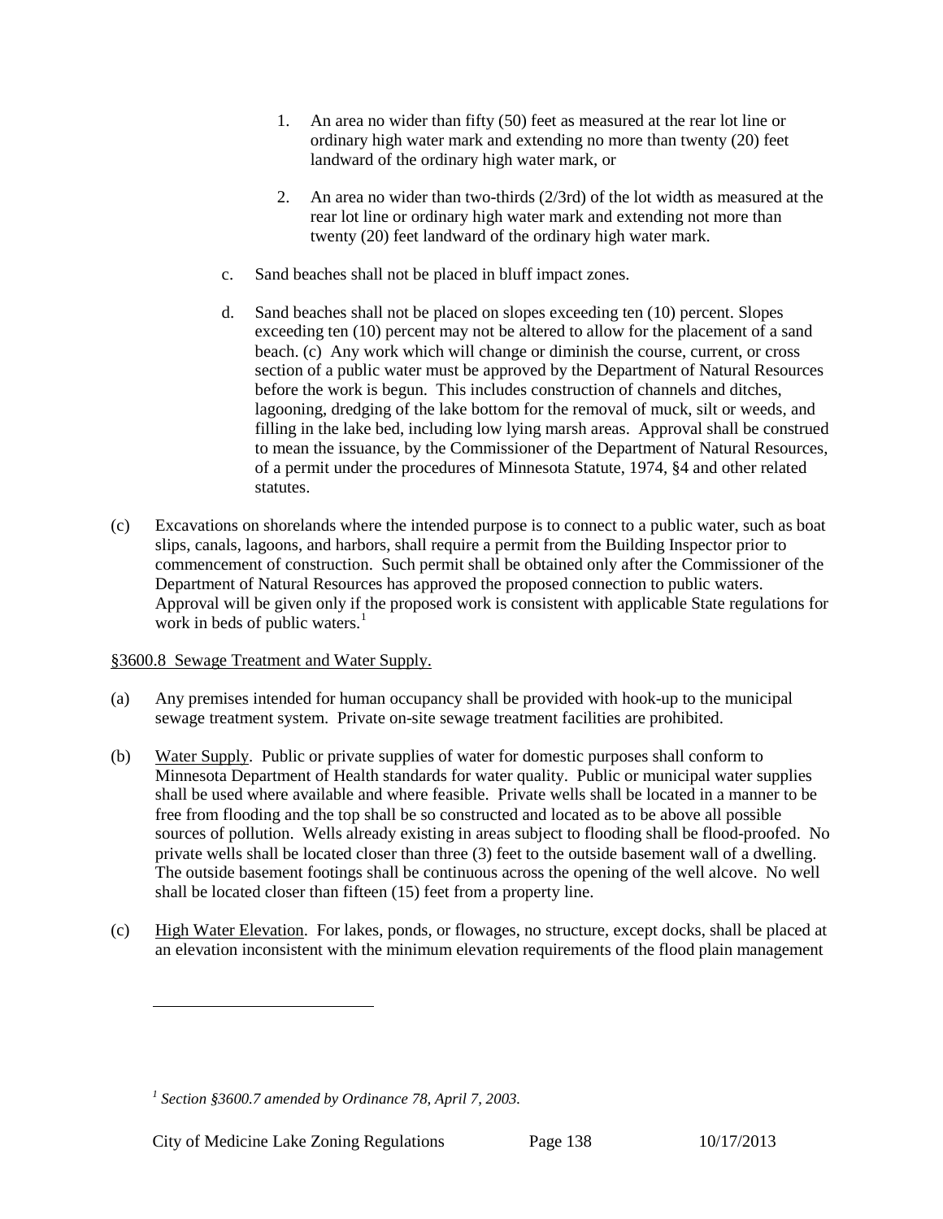1. An area no wider than fifty (50) feet as measured at the rear lot line or ordinary high water mark and extending no more than twenty (20) feet landward of the ordinary high water mark, or

2. An area no wider than two-thirds (2/3rd) of the lot width as measured at the rear lot line or ordinary high water mark and extending not more than twenty (20) feet landward of the ordinary high water mark.

c. Sand beaches shall not be placed in bluff impact zones.

d. Sand beaches shall not be placed on slopes exceeding ten (10) percent. Slopes exceeding ten (10) percent may not be altered to allow for the placement of a sand beach. (c) Any work which will change or diminish the course, current, or cross section of a public water must be approved by the Department of Natural Resources before the work is begun. This includes construction of channels and ditches, lagooning, dredging of the lake bottom for the removal of muck, silt or weeds, and filling in the lake bed, including low lying marsh areas. Approval shall be construed to mean the issuance, by the Commissioner of the Department of Natural Resources, of a permit under the procedures of Minnesota Statute, 1974, §4 and other related statutes.

(c) Excavations on shorelands where the intended purpose is to connect to a public water, such as boat slips, canals, lagoons, and harbors, shall require a permit from the Building Inspector prior to commencement of construction. Such permit shall be obtained only after the Commissioner of the Department of Natural Resources has approved the proposed connection to public waters. Approval will be given only if the proposed work is consistent with applicable State regulations for work in beds of public waters.[1]

§3600.8 Sewage Treatment and Water Supply.

(a) Any premises intended for human occupancy shall be provided with hook-up to the municipal sewage treatment system. Private on-site sewage treatment facilities are prohibited.

(b) Water Supply. Public or private supplies of water for domestic purposes shall conform to Minnesota Department of Health standards for water quality. Public or municipal water supplies shall be used where available and where feasible. Private wells shall be located in a manner to be free from flooding and the top shall be so constructed and located as to be above all possible sources of pollution. Wells already existing in areas subject to flooding shall be flood-proofed. No private wells shall be located closer than three (3) feet to the outside basement wall of a dwelling. The outside basement footings shall be continuous across the opening of the well alcove. No well shall be located closer than fifteen (15) feet from a property line.

(c) High Water Elevation. For lakes, ponds, or flowages, no structure, except docks, shall be placed at an elevation inconsistent with the minimum elevation requirements of the flood plain management

---

*[1] Section §3600.7 amended by Ordinance 78, April 7, 2003.*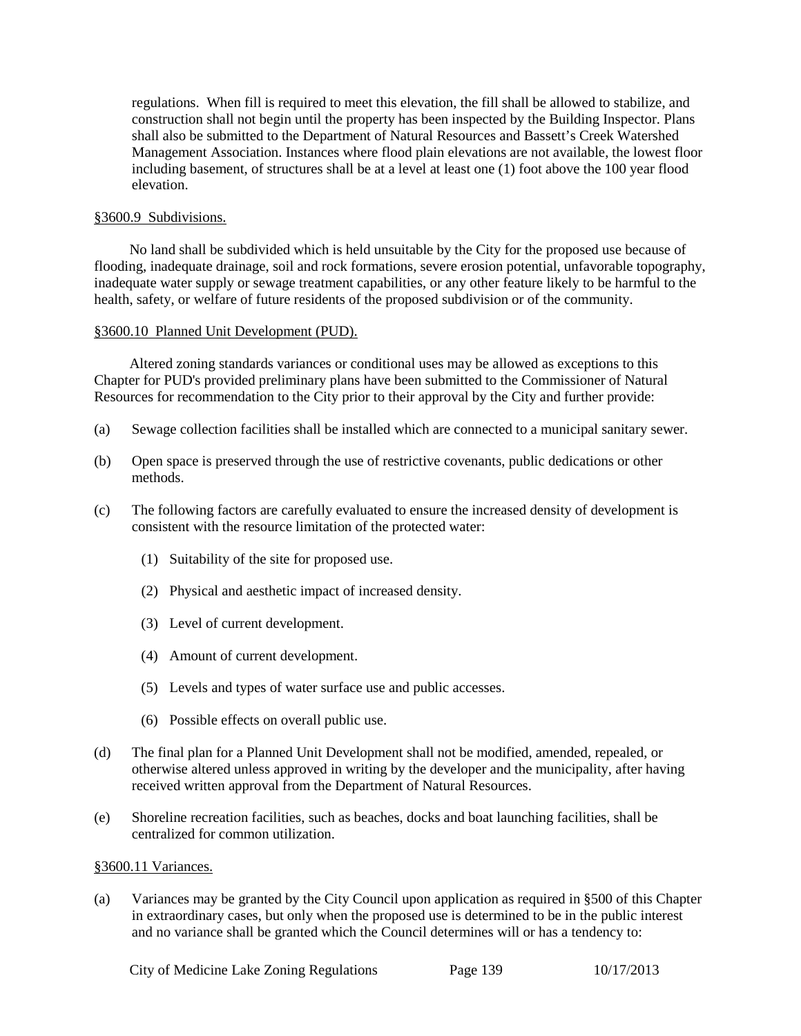regulations. When fill is required to meet this elevation, the fill shall be allowed to stabilize, and construction shall not begin until the property has been inspected by the Building Inspector. Plans shall also be submitted to the Department of Natural Resources and Bassett's Creek Watershed Management Association. Instances where flood plain elevations are not available, the lowest floor including basement, of structures shall be at a level at least one (1) foot above the 100 year flood elevation.

§3600.9 Subdivisions.

No land shall be subdivided which is held unsuitable by the City for the proposed use because of flooding, inadequate drainage, soil and rock formations, severe erosion potential, unfavorable topography, inadequate water supply or sewage treatment capabilities, or any other feature likely to be harmful to the health, safety, or welfare of future residents of the proposed subdivision or of the community.

§3600.10 Planned Unit Development (PUD).

Altered zoning standards variances or conditional uses may be allowed as exceptions to this Chapter for PUD's provided preliminary plans have been submitted to the Commissioner of Natural Resources for recommendation to the City prior to their approval by the City and further provide:

(a) Sewage collection facilities shall be installed which are connected to a municipal sanitary sewer.

(b) Open space is preserved through the use of restrictive covenants, public dedications or other methods.

(c) The following factors are carefully evaluated to ensure the increased density of development is consistent with the resource limitation of the protected water:

  (1) Suitability of the site for proposed use.

  (2) Physical and aesthetic impact of increased density.

  (3) Level of current development.

  (4) Amount of current development.

  (5) Levels and types of water surface use and public accesses.

  (6) Possible effects on overall public use.

(d) The final plan for a Planned Unit Development shall not be modified, amended, repealed, or otherwise altered unless approved in writing by the developer and the municipality, after having received written approval from the Department of Natural Resources.

(e) Shoreline recreation facilities, such as beaches, docks and boat launching facilities, shall be centralized for common utilization.

§3600.11 Variances.

(a) Variances may be granted by the City Council upon application as required in §500 of this Chapter in extraordinary cases, but only when the proposed use is determined to be in the public interest and no variance shall be granted which the Council determines will or has a tendency to: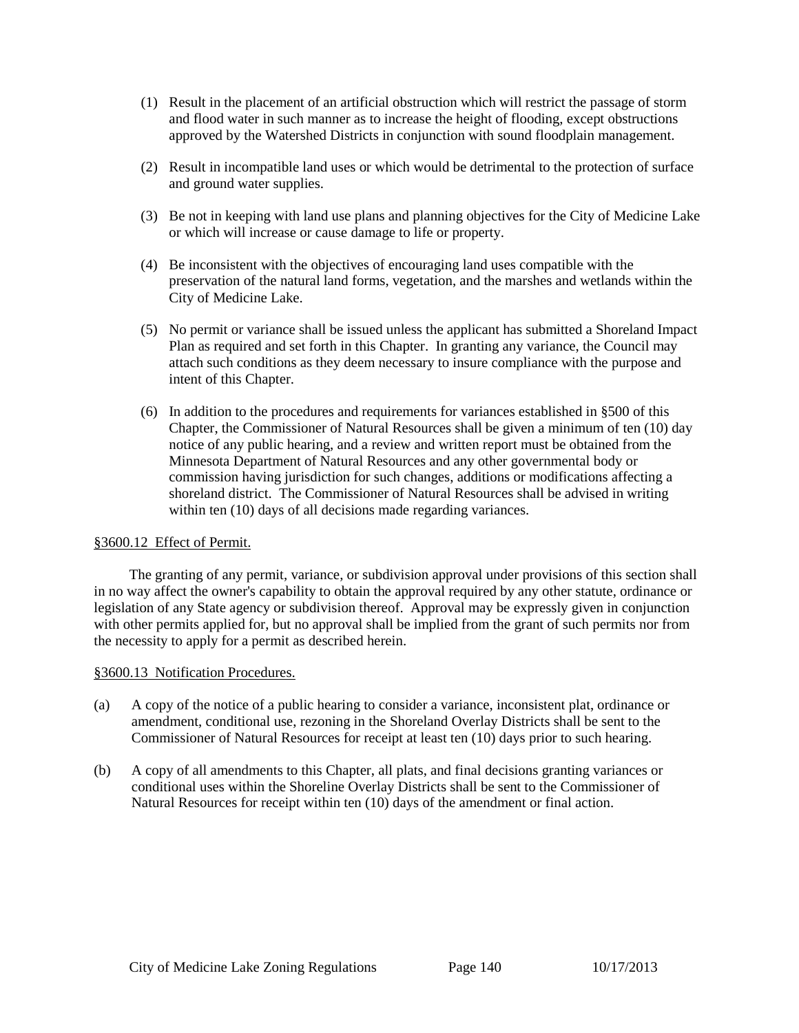(1) Result in the placement of an artificial obstruction which will restrict the passage of storm and flood water in such manner as to increase the height of flooding, except obstructions approved by the Watershed Districts in conjunction with sound floodplain management.

(2) Result in incompatible land uses or which would be detrimental to the protection of surface and ground water supplies.

(3) Be not in keeping with land use plans and planning objectives for the City of Medicine Lake or which will increase or cause damage to life or property.

(4) Be inconsistent with the objectives of encouraging land uses compatible with the preservation of the natural land forms, vegetation, and the marshes and wetlands within the City of Medicine Lake.

(5) No permit or variance shall be issued unless the applicant has submitted a Shoreland Impact Plan as required and set forth in this Chapter. In granting any variance, the Council may attach such conditions as they deem necessary to insure compliance with the purpose and intent of this Chapter.

(6) In addition to the procedures and requirements for variances established in §500 of this Chapter, the Commissioner of Natural Resources shall be given a minimum of ten (10) day notice of any public hearing, and a review and written report must be obtained from the Minnesota Department of Natural Resources and any other governmental body or commission having jurisdiction for such changes, additions or modifications affecting a shoreland district. The Commissioner of Natural Resources shall be advised in writing within ten (10) days of all decisions made regarding variances.

§3600.12 Effect of Permit.

The granting of any permit, variance, or subdivision approval under provisions of this section shall in no way affect the owner's capability to obtain the approval required by any other statute, ordinance or legislation of any State agency or subdivision thereof. Approval may be expressly given in conjunction with other permits applied for, but no approval shall be implied from the grant of such permits nor from the necessity to apply for a permit as described herein.

§3600.13 Notification Procedures.

(a) A copy of the notice of a public hearing to consider a variance, inconsistent plat, ordinance or amendment, conditional use, rezoning in the Shoreland Overlay Districts shall be sent to the Commissioner of Natural Resources for receipt at least ten (10) days prior to such hearing.

(b) A copy of all amendments to this Chapter, all plats, and final decisions granting variances or conditional uses within the Shoreline Overlay Districts shall be sent to the Commissioner of Natural Resources for receipt within ten (10) days of the amendment or final action.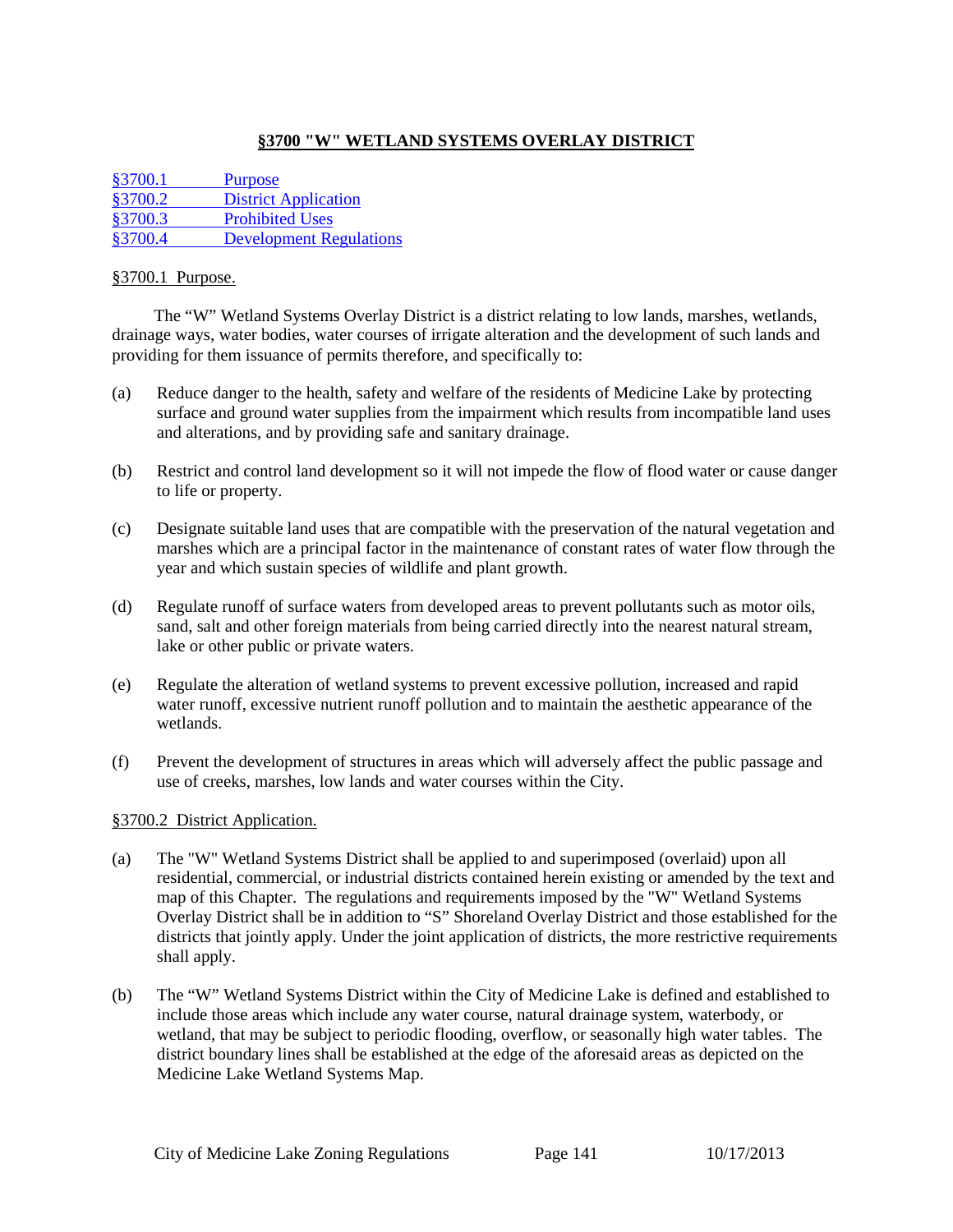## §3700 "W" WETLAND SYSTEMS OVERLAY DISTRICT

§3700.1 Purpose
§3700.2 District Application
§3700.3 Prohibited Uses
§3700.4 Development Regulations

§3700.1 Purpose.

The "W" Wetland Systems Overlay District is a district relating to low lands, marshes, wetlands, drainage ways, water bodies, water courses of irrigate alteration and the development of such lands and providing for them issuance of permits therefore, and specifically to:

(a) Reduce danger to the health, safety and welfare of the residents of Medicine Lake by protecting surface and ground water supplies from the impairment which results from incompatible land uses and alterations, and by providing safe and sanitary drainage.

(b) Restrict and control land development so it will not impede the flow of flood water or cause danger to life or property.

(c) Designate suitable land uses that are compatible with the preservation of the natural vegetation and marshes which are a principal factor in the maintenance of constant rates of water flow through the year and which sustain species of wildlife and plant growth.

(d) Regulate runoff of surface waters from developed areas to prevent pollutants such as motor oils, sand, salt and other foreign materials from being carried directly into the nearest natural stream, lake or other public or private waters.

(e) Regulate the alteration of wetland systems to prevent excessive pollution, increased and rapid water runoff, excessive nutrient runoff pollution and to maintain the aesthetic appearance of the wetlands.

(f) Prevent the development of structures in areas which will adversely affect the public passage and use of creeks, marshes, low lands and water courses within the City.

§3700.2 District Application.

(a) The "W" Wetland Systems District shall be applied to and superimposed (overlaid) upon all residential, commercial, or industrial districts contained herein existing or amended by the text and map of this Chapter. The regulations and requirements imposed by the "W" Wetland Systems Overlay District shall be in addition to "S" Shoreland Overlay District and those established for the districts that jointly apply. Under the joint application of districts, the more restrictive requirements shall apply.

(b) The "W" Wetland Systems District within the City of Medicine Lake is defined and established to include those areas which include any water course, natural drainage system, waterbody, or wetland, that may be subject to periodic flooding, overflow, or seasonally high water tables. The district boundary lines shall be established at the edge of the aforesaid areas as depicted on the Medicine Lake Wetland Systems Map.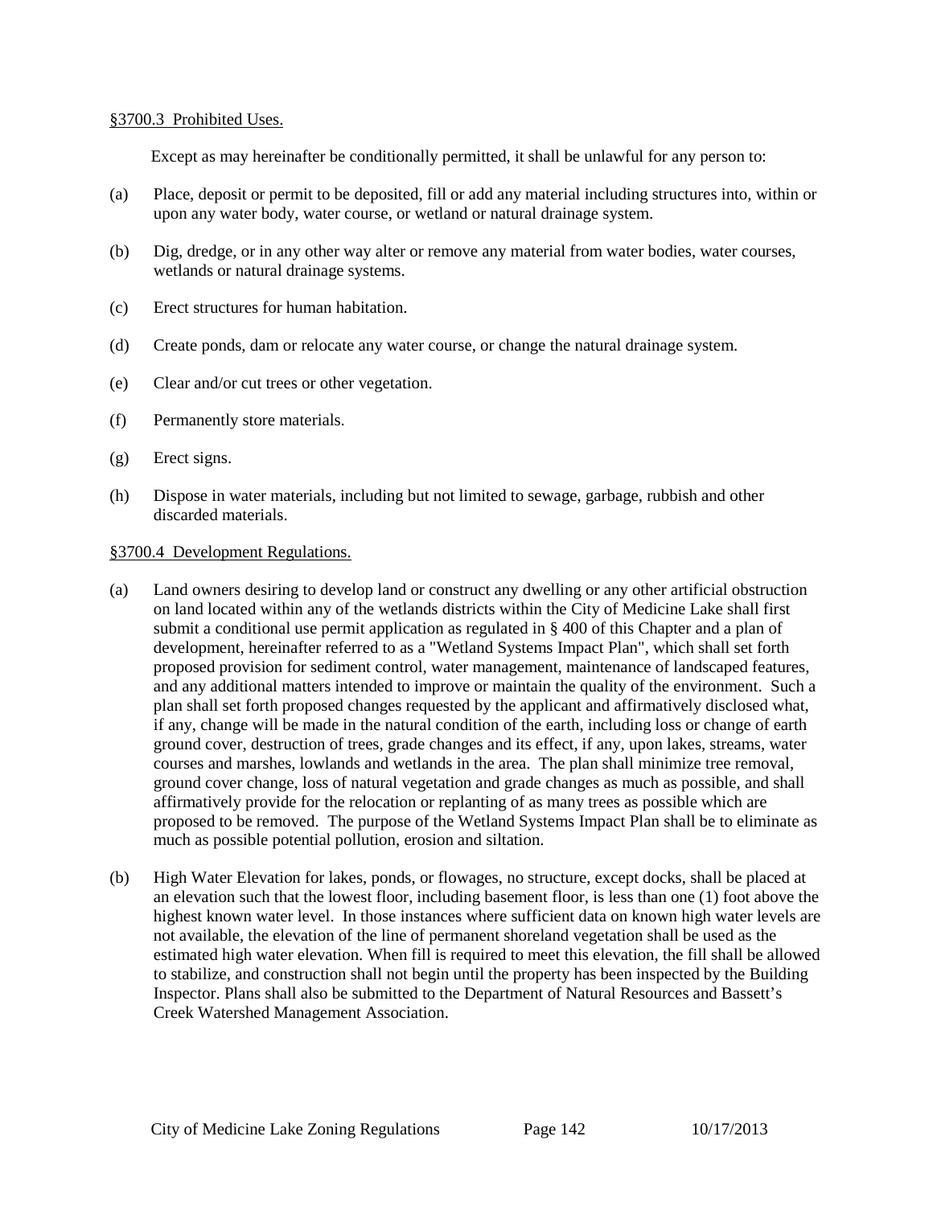§3700.3 Prohibited Uses.

Except as may hereinafter be conditionally permitted, it shall be unlawful for any person to:

(a) Place, deposit or permit to be deposited, fill or add any material including structures into, within or upon any water body, water course, or wetland or natural drainage system.

(b) Dig, dredge, or in any other way alter or remove any material from water bodies, water courses, wetlands or natural drainage systems.

(c) Erect structures for human habitation.

(d) Create ponds, dam or relocate any water course, or change the natural drainage system.

(e) Clear and/or cut trees or other vegetation.

(f) Permanently store materials.

(g) Erect signs.

(h) Dispose in water materials, including but not limited to sewage, garbage, rubbish and other discarded materials.

§3700.4 Development Regulations.

(a) Land owners desiring to develop land or construct any dwelling or any other artificial obstruction on land located within any of the wetlands districts within the City of Medicine Lake shall first submit a conditional use permit application as regulated in § 400 of this Chapter and a plan of development, hereinafter referred to as a "Wetland Systems Impact Plan", which shall set forth proposed provision for sediment control, water management, maintenance of landscaped features, and any additional matters intended to improve or maintain the quality of the environment. Such a plan shall set forth proposed changes requested by the applicant and affirmatively disclosed what, if any, change will be made in the natural condition of the earth, including loss or change of earth ground cover, destruction of trees, grade changes and its effect, if any, upon lakes, streams, water courses and marshes, lowlands and wetlands in the area. The plan shall minimize tree removal, ground cover change, loss of natural vegetation and grade changes as much as possible, and shall affirmatively provide for the relocation or replanting of as many trees as possible which are proposed to be removed. The purpose of the Wetland Systems Impact Plan shall be to eliminate as much as possible potential pollution, erosion and siltation.

(b) High Water Elevation for lakes, ponds, or flowages, no structure, except docks, shall be placed at an elevation such that the lowest floor, including basement floor, is less than one (1) foot above the highest known water level. In those instances where sufficient data on known high water levels are not available, the elevation of the line of permanent shoreland vegetation shall be used as the estimated high water elevation. When fill is required to meet this elevation, the fill shall be allowed to stabilize, and construction shall not begin until the property has been inspected by the Building Inspector. Plans shall also be submitted to the Department of Natural Resources and Bassett's Creek Watershed Management Association.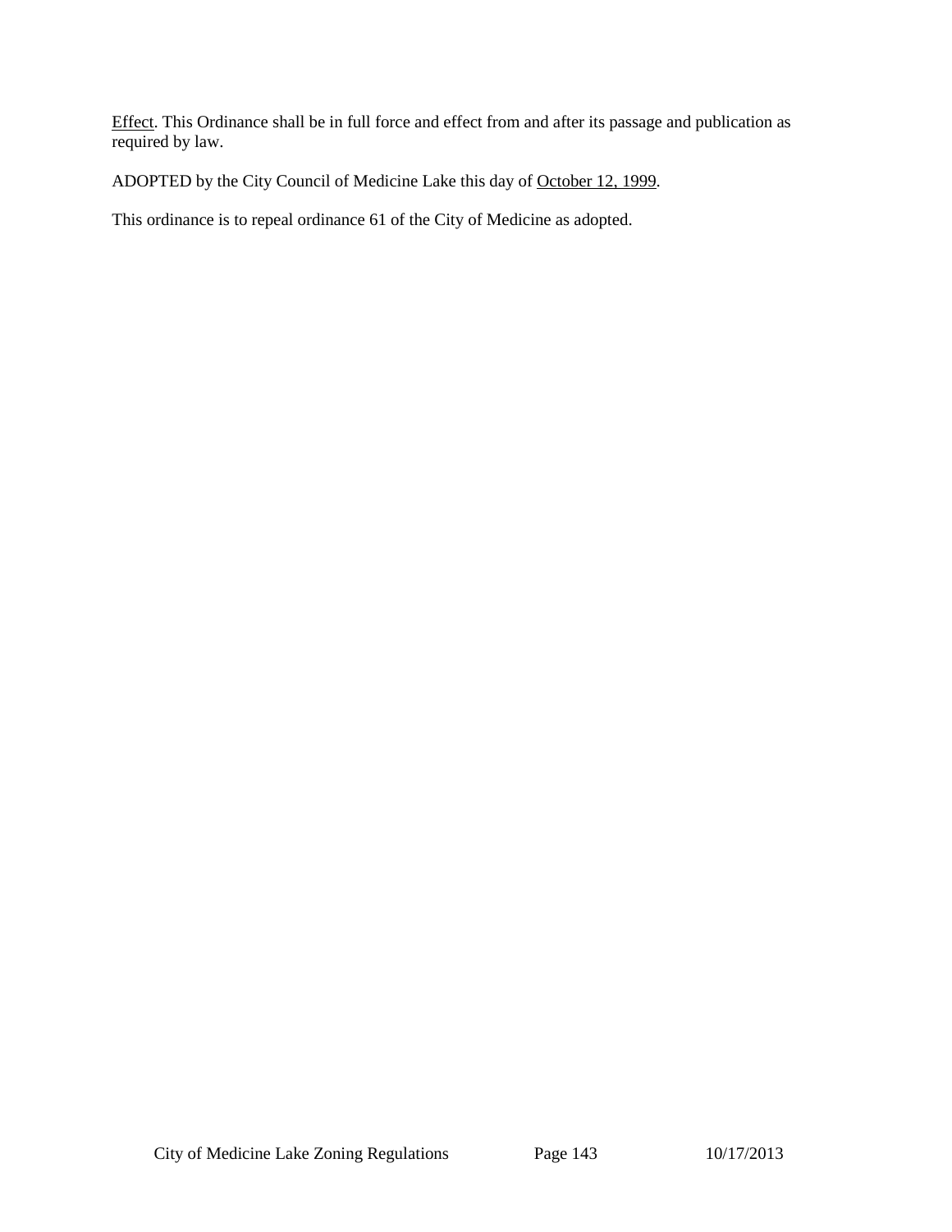<u>Effect</u>. This Ordinance shall be in full force and effect from and after its passage and publication as required by law.

ADOPTED by the City Council of Medicine Lake this day of <u>October 12, 1999</u>.

This ordinance is to repeal ordinance 61 of the City of Medicine as adopted.